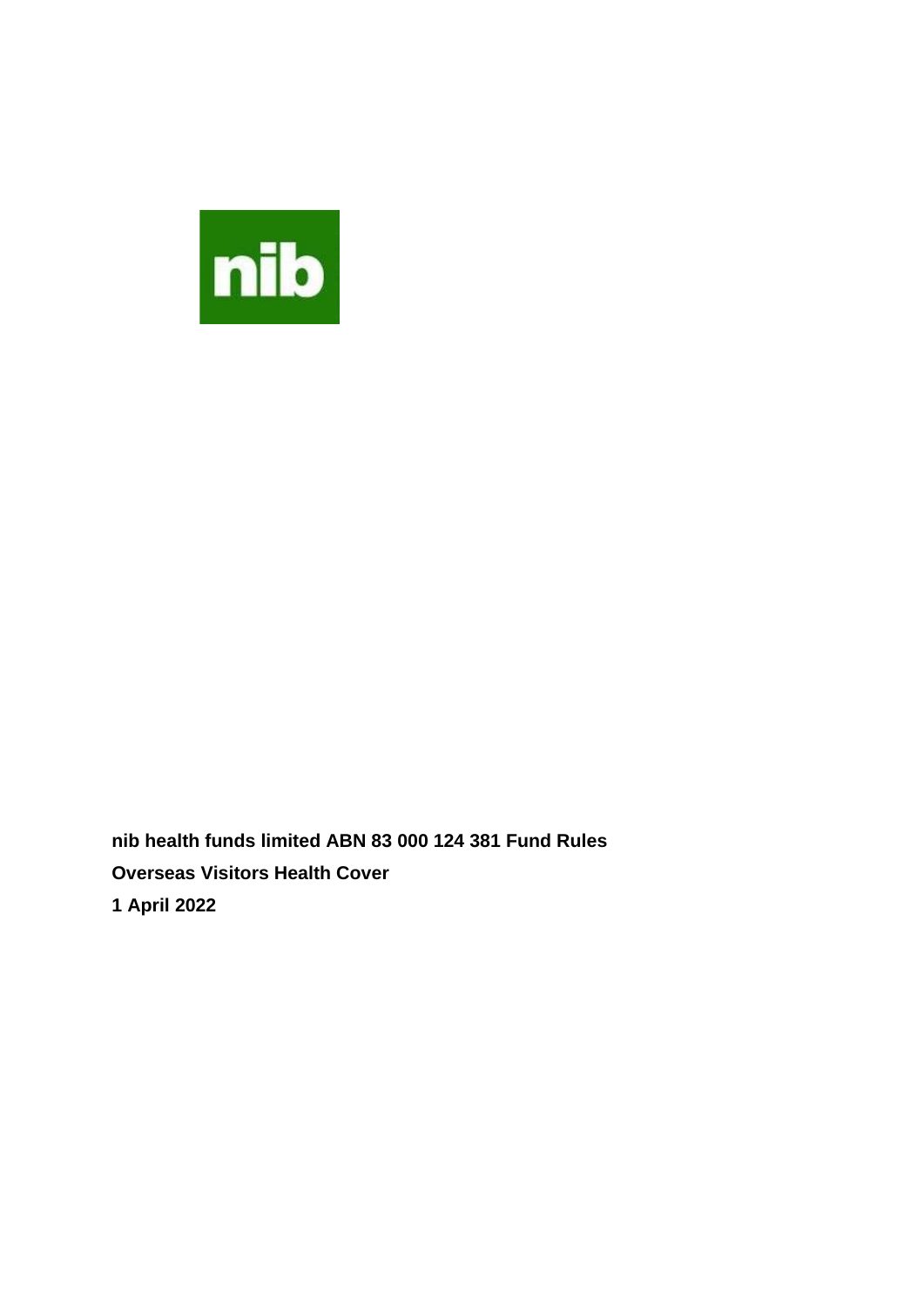nib

**nib health funds limited ABN 83 000 124 381 Fund Rules**

**Overseas Visitors Health Cover**

**1 April 2022**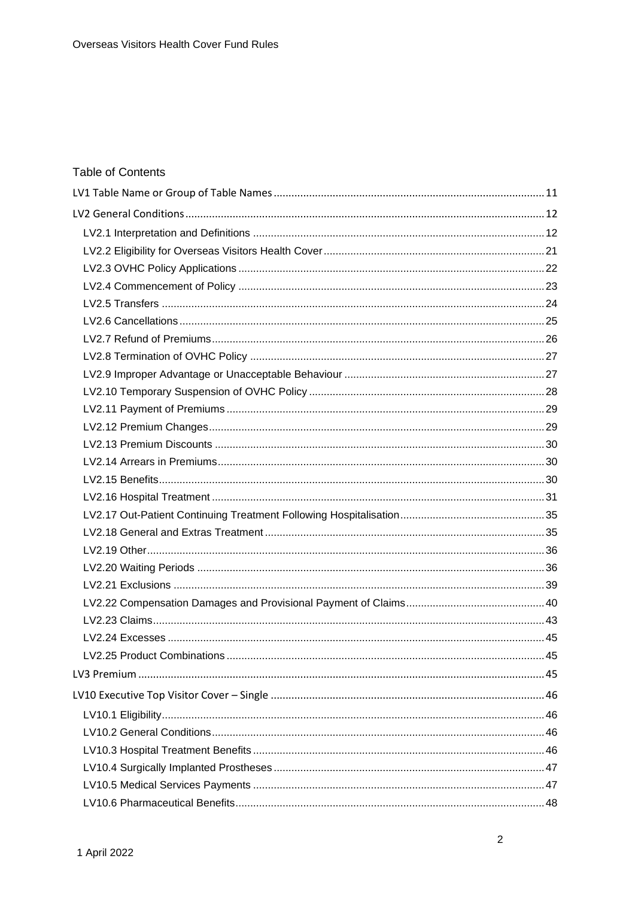## Table of Contents

- LV1 Table Name or Group of Table Names ..... 11
- LV2 General Conditions ..... 12
  - LV2.1 Interpretation and Definitions ..... 12
  - LV2.2 Eligibility for Overseas Visitors Health Cover ..... 21
  - LV2.3 OVHC Policy Applications ..... 22
  - LV2.4 Commencement of Policy ..... 23
  - LV2.5 Transfers ..... 24
  - LV2.6 Cancellations ..... 25
  - LV2.7 Refund of Premiums ..... 26
  - LV2.8 Termination of OVHC Policy ..... 27
  - LV2.9 Improper Advantage or Unacceptable Behaviour ..... 27
  - LV2.10 Temporary Suspension of OVHC Policy ..... 28
  - LV2.11 Payment of Premiums ..... 29
  - LV2.12 Premium Changes ..... 29
  - LV2.13 Premium Discounts ..... 30
  - LV2.14 Arrears in Premiums ..... 30
  - LV2.15 Benefits ..... 30
  - LV2.16 Hospital Treatment ..... 31
  - LV2.17 Out-Patient Continuing Treatment Following Hospitalisation ..... 35
  - LV2.18 General and Extras Treatment ..... 35
  - LV2.19 Other ..... 36
  - LV2.20 Waiting Periods ..... 36
  - LV2.21 Exclusions ..... 39
  - LV2.22 Compensation Damages and Provisional Payment of Claims ..... 40
  - LV2.23 Claims ..... 43
  - LV2.24 Excesses ..... 45
  - LV2.25 Product Combinations ..... 45
- LV3 Premium ..... 45
- LV10 Executive Top Visitor Cover – Single ..... 46
  - LV10.1 Eligibility ..... 46
  - LV10.2 General Conditions ..... 46
  - LV10.3 Hospital Treatment Benefits ..... 46
  - LV10.4 Surgically Implanted Prostheses ..... 47
  - LV10.5 Medical Services Payments ..... 47
  - LV10.6 Pharmaceutical Benefits ..... 48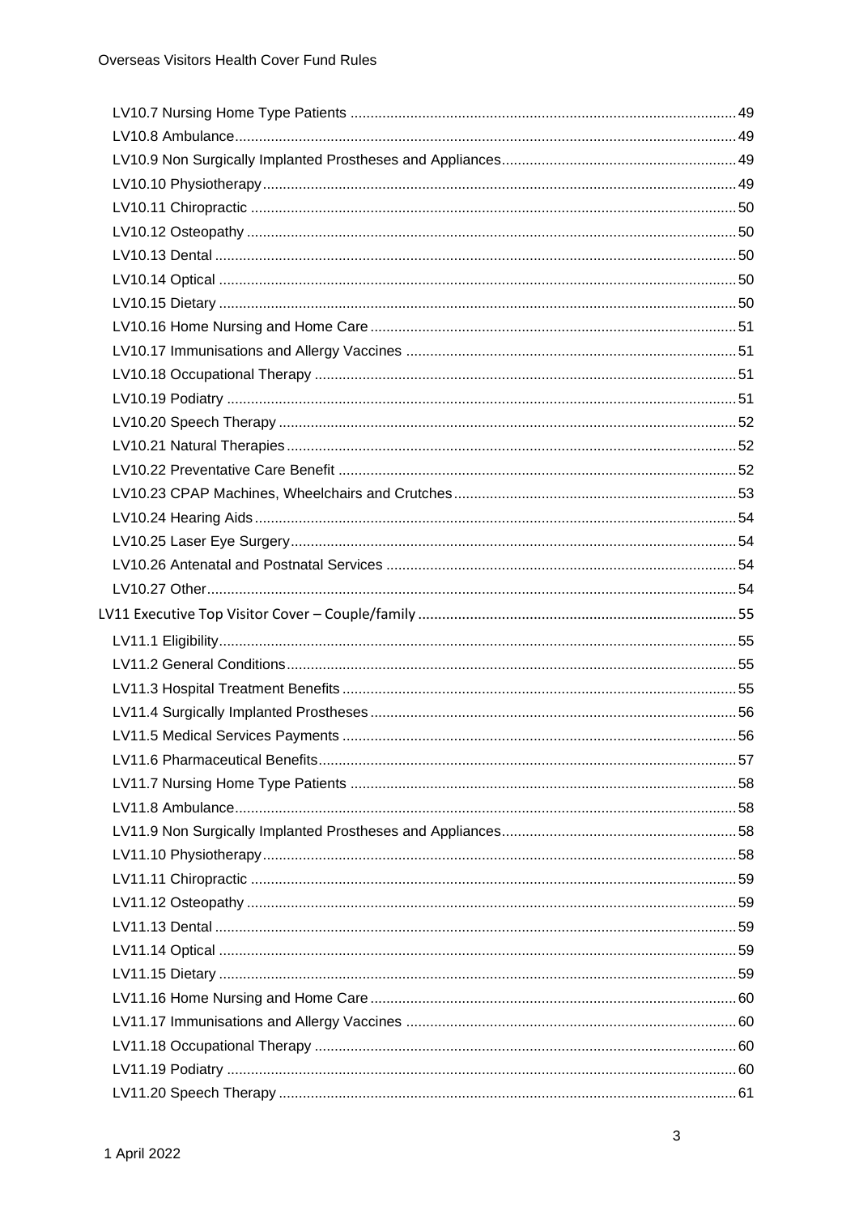LV10.7 Nursing Home Type Patients ........................................................................................ 49
LV10.8 Ambulance ........................................................................................................................ 49
LV10.9 Non Surgically Implanted Prostheses and Appliances ........................................................ 49
LV10.10 Physiotherapy ................................................................................................................. 49
LV10.11 Chiropractic ................................................................................................................... 50
LV10.12 Osteopathy ..................................................................................................................... 50
LV10.13 Dental ............................................................................................................................ 50
LV10.14 Optical ........................................................................................................................... 50
LV10.15 Dietary ........................................................................................................................... 50
LV10.16 Home Nursing and Home Care ......................................................................................... 51
LV10.17 Immunisations and Allergy Vaccines ................................................................................ 51
LV10.18 Occupational Therapy ..................................................................................................... 51
LV10.19 Podiatry .......................................................................................................................... 51
LV10.20 Speech Therapy .............................................................................................................. 52
LV10.21 Natural Therapies ............................................................................................................ 52
LV10.22 Preventative Care Benefit ................................................................................................ 52
LV10.23 CPAP Machines, Wheelchairs and Crutches ...................................................................... 53
LV10.24 Hearing Aids ................................................................................................................... 54
LV10.25 Laser Eye Surgery ........................................................................................................... 54
LV10.26 Antenatal and Postnatal Services ..................................................................................... 54
LV10.27 Other ............................................................................................................................... 54

LV11 Executive Top Visitor Cover – Couple/family ............................................................................ 55

LV11.1 Eligibility ............................................................................................................................ 55
LV11.2 General Conditions ............................................................................................................ 55
LV11.3 Hospital Treatment Benefits ............................................................................................... 55
LV11.4 Surgically Implanted Prostheses ........................................................................................ 56
LV11.5 Medical Services Payments ................................................................................................ 56
LV11.6 Pharmaceutical Benefits ..................................................................................................... 57
LV11.7 Nursing Home Type Patients .............................................................................................. 58
LV11.8 Ambulance ......................................................................................................................... 58
LV11.9 Non Surgically Implanted Prostheses and Appliances ......................................................... 58
LV11.10 Physiotherapy ................................................................................................................. 58
LV11.11 Chiropractic ................................................................................................................... 59
LV11.12 Osteopathy ..................................................................................................................... 59
LV11.13 Dental ............................................................................................................................ 59
LV11.14 Optical ........................................................................................................................... 59
LV11.15 Dietary ........................................................................................................................... 59
LV11.16 Home Nursing and Home Care ......................................................................................... 60
LV11.17 Immunisations and Allergy Vaccines ................................................................................ 60
LV11.18 Occupational Therapy ..................................................................................................... 60
LV11.19 Podiatry .......................................................................................................................... 60
LV11.20 Speech Therapy .............................................................................................................. 61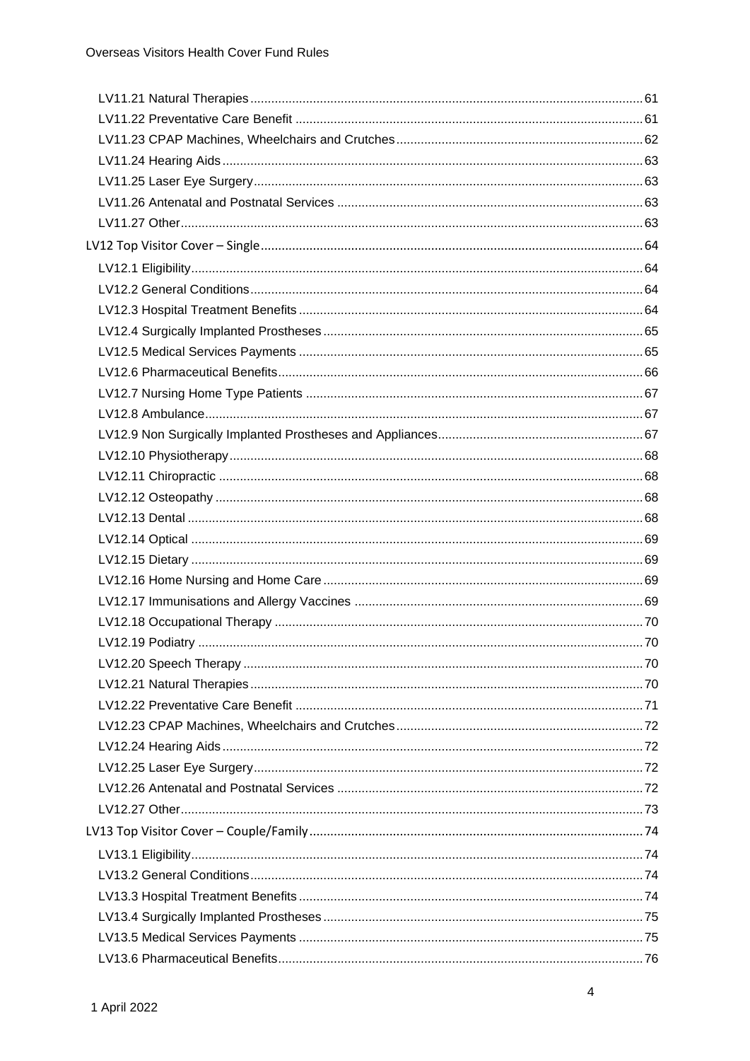LV11.21 Natural Therapies ............................................................................................................ 61
LV11.22 Preventative Care Benefit ................................................................................................ 61
LV11.23 CPAP Machines, Wheelchairs and Crutches ...................................................................... 62
LV11.24 Hearing Aids ...................................................................................................................... 63
LV11.25 Laser Eye Surgery ............................................................................................................. 63
LV11.26 Antenatal and Postnatal Services ...................................................................................... 63
LV11.27 Other .................................................................................................................................. 63

LV12 Top Visitor Cover – Single ........................................................................................................ 64

LV12.1 Eligibility ............................................................................................................................... 64
LV12.2 General Conditions ............................................................................................................... 64
LV12.3 Hospital Treatment Benefits ................................................................................................ 64
LV12.4 Surgically Implanted Prostheses .......................................................................................... 65
LV12.5 Medical Services Payments ................................................................................................. 65
LV12.6 Pharmaceutical Benefits ....................................................................................................... 66
LV12.7 Nursing Home Type Patients ............................................................................................... 67
LV12.8 Ambulance ........................................................................................................................... 67
LV12.9 Non Surgically Implanted Prostheses and Appliances ......................................................... 67
LV12.10 Physiotherapy .................................................................................................................... 68
LV12.11 Chiropractic ........................................................................................................................ 68
LV12.12 Osteopathy ......................................................................................................................... 68
LV12.13 Dental ................................................................................................................................. 68
LV12.14 Optical ................................................................................................................................ 69
LV12.15 Dietary ................................................................................................................................ 69
LV12.16 Home Nursing and Home Care .......................................................................................... 69
LV12.17 Immunisations and Allergy Vaccines ................................................................................. 69
LV12.18 Occupational Therapy ........................................................................................................ 70
LV12.19 Podiatry .............................................................................................................................. 70
LV12.20 Speech Therapy ................................................................................................................. 70
LV12.21 Natural Therapies ............................................................................................................... 70
LV12.22 Preventative Care Benefit .................................................................................................. 71
LV12.23 CPAP Machines, Wheelchairs and Crutches ..................................................................... 72
LV12.24 Hearing Aids ....................................................................................................................... 72
LV12.25 Laser Eye Surgery .............................................................................................................. 72
LV12.26 Antenatal and Postnatal Services ....................................................................................... 72
LV12.27 Other ................................................................................................................................... 73

LV13 Top Visitor Cover – Couple/Family ............................................................................................. 74

LV13.1 Eligibility ............................................................................................................................... 74
LV13.2 General Conditions ............................................................................................................... 74
LV13.3 Hospital Treatment Benefits ................................................................................................. 74
LV13.4 Surgically Implanted Prostheses ........................................................................................... 75
LV13.5 Medical Services Payments .................................................................................................. 75
LV13.6 Pharmaceutical Benefits ........................................................................................................ 76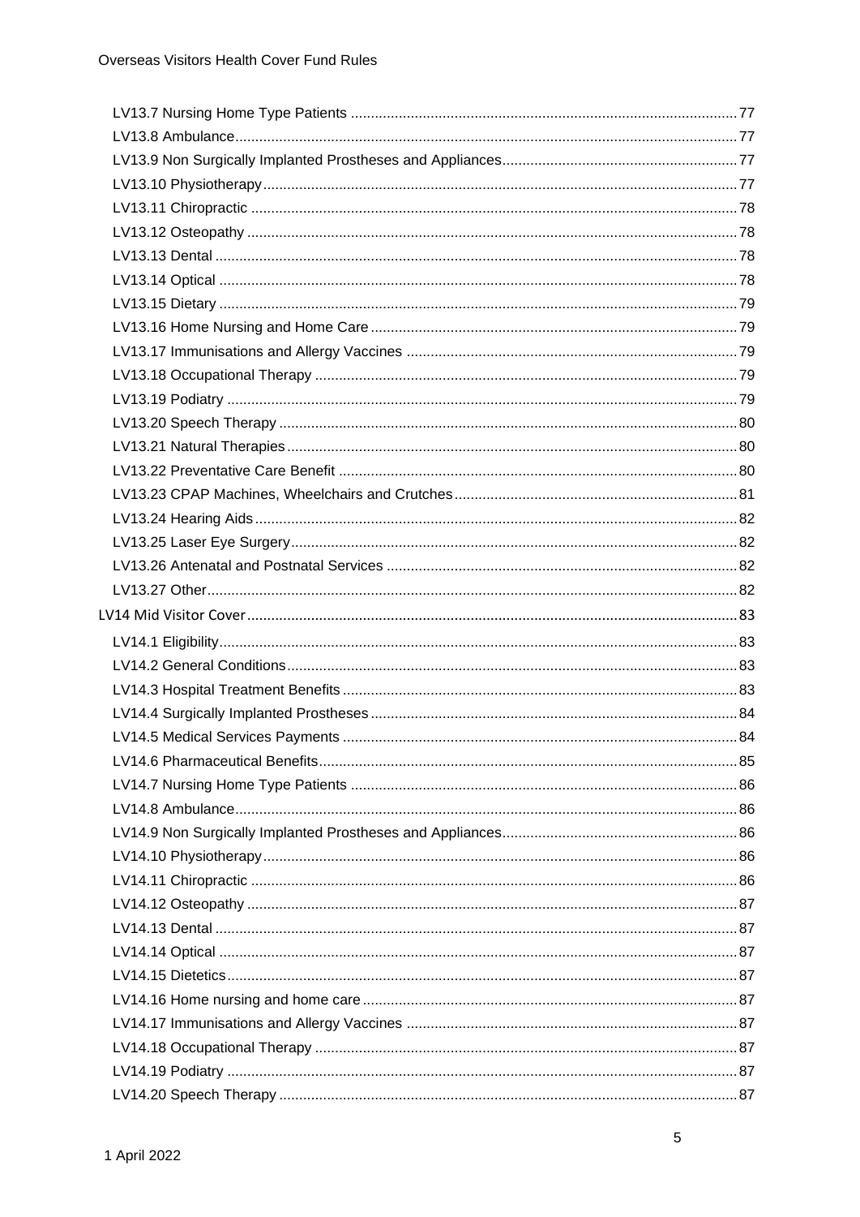LV13.7 Nursing Home Type Patients ........................................................................................ 77
LV13.8 Ambulance ............................................................................................................ 77
LV13.9 Non Surgically Implanted Prostheses and Appliances ............................................. 77
LV13.10 Physiotherapy ...................................................................................................... 77
LV13.11 Chiropractic ........................................................................................................ 78
LV13.12 Osteopathy ......................................................................................................... 78
LV13.13 Dental ................................................................................................................. 78
LV13.14 Optical ................................................................................................................ 78
LV13.15 Dietary ................................................................................................................ 79
LV13.16 Home Nursing and Home Care ............................................................................. 79
LV13.17 Immunisations and Allergy Vaccines .................................................................... 79
LV13.18 Occupational Therapy ......................................................................................... 79
LV13.19 Podiatry .............................................................................................................. 79
LV13.20 Speech Therapy .................................................................................................. 80
LV13.21 Natural Therapies ................................................................................................ 80
LV13.22 Preventative Care Benefit .................................................................................... 80
LV13.23 CPAP Machines, Wheelchairs and Crutches ......................................................... 81
LV13.24 Hearing Aids ........................................................................................................ 82
LV13.25 Laser Eye Surgery ............................................................................................... 82
LV13.26 Antenatal and Postnatal Services ......................................................................... 82
LV13.27 Other ................................................................................................................... 82

LV14 Mid Visitor Cover ...................................................................................................... 83

LV14.1 Eligibility ................................................................................................................ 83
LV14.2 General Conditions ................................................................................................ 83
LV14.3 Hospital Treatment Benefits .................................................................................. 83
LV14.4 Surgically Implanted Prostheses ........................................................................... 84
LV14.5 Medical Services Payments ................................................................................... 84
LV14.6 Pharmaceutical Benefits ........................................................................................ 85
LV14.7 Nursing Home Type Patients ................................................................................. 86
LV14.8 Ambulance ............................................................................................................ 86
LV14.9 Non Surgically Implanted Prostheses and Appliances ............................................. 86
LV14.10 Physiotherapy ...................................................................................................... 86
LV14.11 Chiropractic ........................................................................................................ 86
LV14.12 Osteopathy ......................................................................................................... 87
LV14.13 Dental ................................................................................................................. 87
LV14.14 Optical ................................................................................................................ 87
LV14.15 Dietetics .............................................................................................................. 87
LV14.16 Home nursing and home care ............................................................................... 87
LV14.17 Immunisations and Allergy Vaccines .................................................................... 87
LV14.18 Occupational Therapy ......................................................................................... 87
LV14.19 Podiatry .............................................................................................................. 87
LV14.20 Speech Therapy .................................................................................................. 87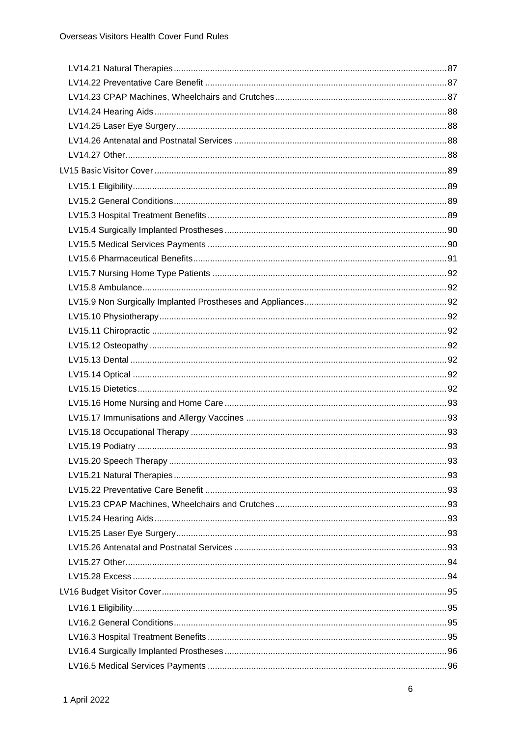LV14.21 Natural Therapies ..... 87
LV14.22 Preventative Care Benefit ..... 87
LV14.23 CPAP Machines, Wheelchairs and Crutches ..... 87
LV14.24 Hearing Aids ..... 88
LV14.25 Laser Eye Surgery ..... 88
LV14.26 Antenatal and Postnatal Services ..... 88
LV14.27 Other ..... 88

LV15 Basic Visitor Cover ..... 89

LV15.1 Eligibility ..... 89
LV15.2 General Conditions ..... 89
LV15.3 Hospital Treatment Benefits ..... 89
LV15.4 Surgically Implanted Prostheses ..... 90
LV15.5 Medical Services Payments ..... 90
LV15.6 Pharmaceutical Benefits ..... 91
LV15.7 Nursing Home Type Patients ..... 92
LV15.8 Ambulance ..... 92
LV15.9 Non Surgically Implanted Prostheses and Appliances ..... 92
LV15.10 Physiotherapy ..... 92
LV15.11 Chiropractic ..... 92
LV15.12 Osteopathy ..... 92
LV15.13 Dental ..... 92
LV15.14 Optical ..... 92
LV15.15 Dietetics ..... 92
LV15.16 Home Nursing and Home Care ..... 93
LV15.17 Immunisations and Allergy Vaccines ..... 93
LV15.18 Occupational Therapy ..... 93
LV15.19 Podiatry ..... 93
LV15.20 Speech Therapy ..... 93
LV15.21 Natural Therapies ..... 93
LV15.22 Preventative Care Benefit ..... 93
LV15.23 CPAP Machines, Wheelchairs and Crutches ..... 93
LV15.24 Hearing Aids ..... 93
LV15.25 Laser Eye Surgery ..... 93
LV15.26 Antenatal and Postnatal Services ..... 93
LV15.27 Other ..... 94
LV15.28 Excess ..... 94

LV16 Budget Visitor Cover ..... 95

LV16.1 Eligibility ..... 95
LV16.2 General Conditions ..... 95
LV16.3 Hospital Treatment Benefits ..... 95
LV16.4 Surgically Implanted Prostheses ..... 96
LV16.5 Medical Services Payments ..... 96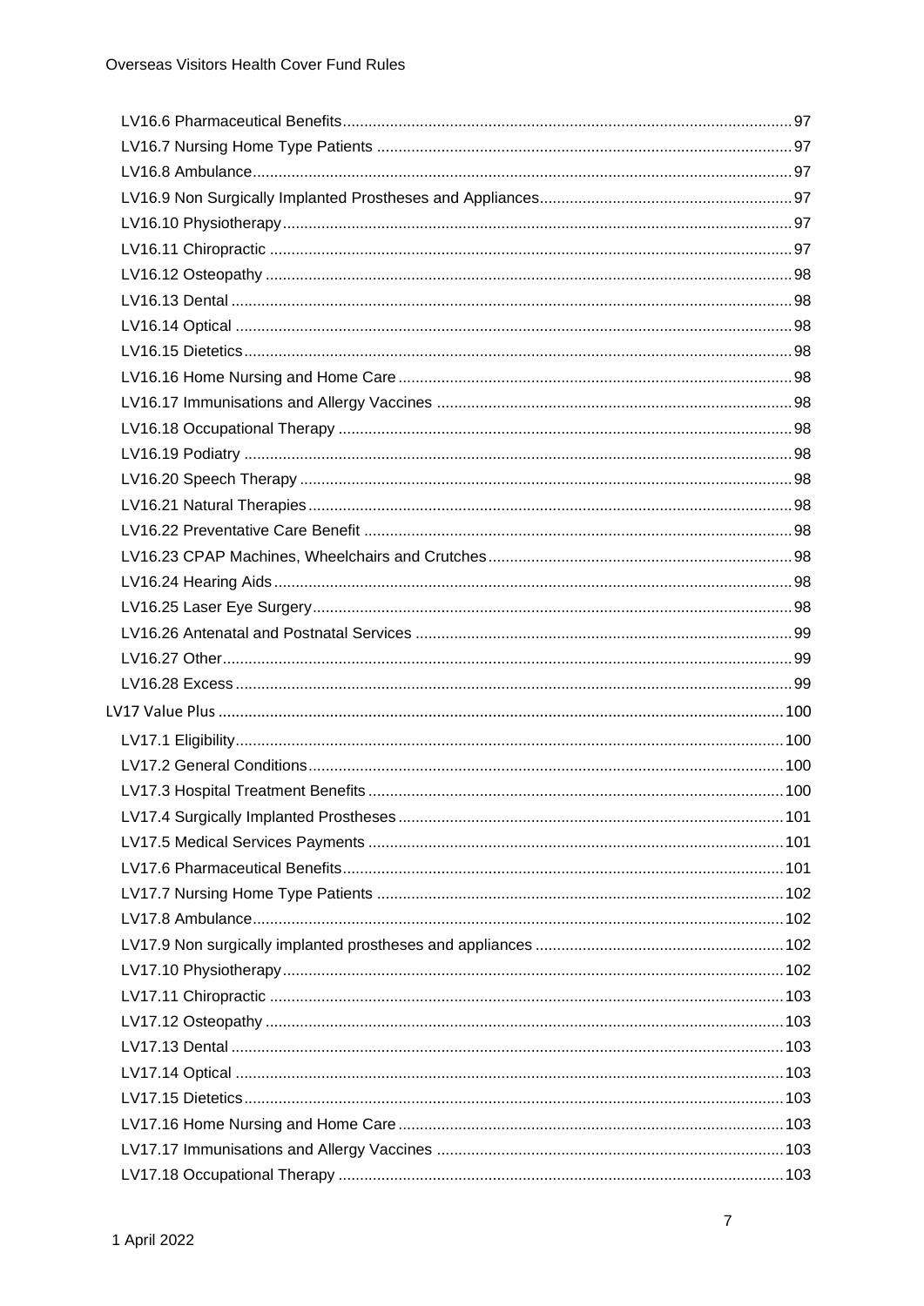LV16.6 Pharmaceutical Benefits ..... 97
LV16.7 Nursing Home Type Patients ..... 97
LV16.8 Ambulance ..... 97
LV16.9 Non Surgically Implanted Prostheses and Appliances ..... 97
LV16.10 Physiotherapy ..... 97
LV16.11 Chiropractic ..... 97
LV16.12 Osteopathy ..... 98
LV16.13 Dental ..... 98
LV16.14 Optical ..... 98
LV16.15 Dietetics ..... 98
LV16.16 Home Nursing and Home Care ..... 98
LV16.17 Immunisations and Allergy Vaccines ..... 98
LV16.18 Occupational Therapy ..... 98
LV16.19 Podiatry ..... 98
LV16.20 Speech Therapy ..... 98
LV16.21 Natural Therapies ..... 98
LV16.22 Preventative Care Benefit ..... 98
LV16.23 CPAP Machines, Wheelchairs and Crutches ..... 98
LV16.24 Hearing Aids ..... 98
LV16.25 Laser Eye Surgery ..... 98
LV16.26 Antenatal and Postnatal Services ..... 99
LV16.27 Other ..... 99
LV16.28 Excess ..... 99

LV17 Value Plus ..... 100

LV17.1 Eligibility ..... 100
LV17.2 General Conditions ..... 100
LV17.3 Hospital Treatment Benefits ..... 100
LV17.4 Surgically Implanted Prostheses ..... 101
LV17.5 Medical Services Payments ..... 101
LV17.6 Pharmaceutical Benefits ..... 101
LV17.7 Nursing Home Type Patients ..... 102
LV17.8 Ambulance ..... 102
LV17.9 Non surgically implanted prostheses and appliances ..... 102
LV17.10 Physiotherapy ..... 102
LV17.11 Chiropractic ..... 103
LV17.12 Osteopathy ..... 103
LV17.13 Dental ..... 103
LV17.14 Optical ..... 103
LV17.15 Dietetics ..... 103
LV17.16 Home Nursing and Home Care ..... 103
LV17.17 Immunisations and Allergy Vaccines ..... 103
LV17.18 Occupational Therapy ..... 103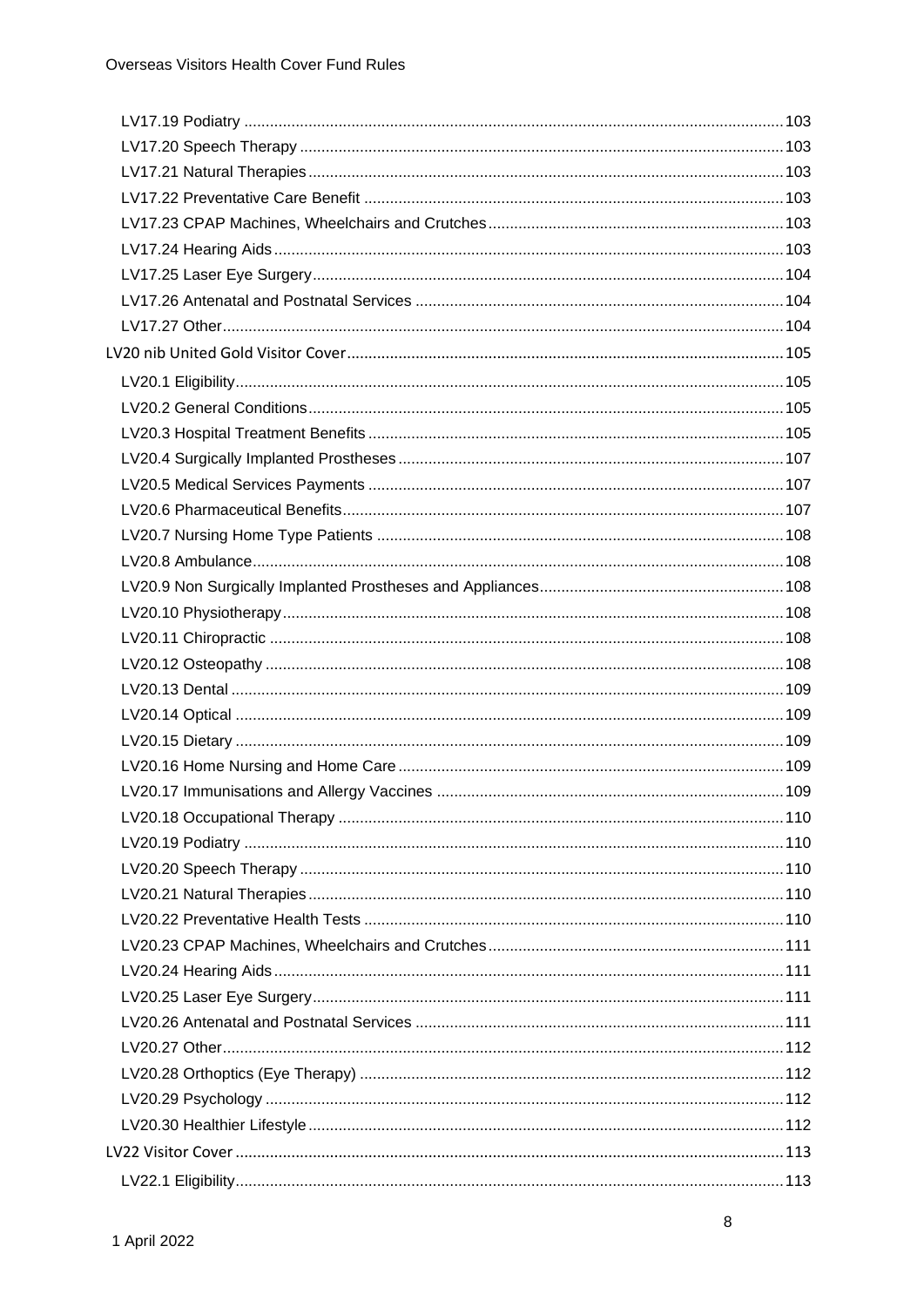LV17.19 Podiatry ........ 103
LV17.20 Speech Therapy ........ 103
LV17.21 Natural Therapies ........ 103
LV17.22 Preventative Care Benefit ........ 103
LV17.23 CPAP Machines, Wheelchairs and Crutches ........ 103
LV17.24 Hearing Aids ........ 103
LV17.25 Laser Eye Surgery ........ 104
LV17.26 Antenatal and Postnatal Services ........ 104
LV17.27 Other ........ 104

LV20 nib United Gold Visitor Cover ........ 105

LV20.1 Eligibility ........ 105
LV20.2 General Conditions ........ 105
LV20.3 Hospital Treatment Benefits ........ 105
LV20.4 Surgically Implanted Prostheses ........ 107
LV20.5 Medical Services Payments ........ 107
LV20.6 Pharmaceutical Benefits ........ 107
LV20.7 Nursing Home Type Patients ........ 108
LV20.8 Ambulance ........ 108
LV20.9 Non Surgically Implanted Prostheses and Appliances ........ 108
LV20.10 Physiotherapy ........ 108
LV20.11 Chiropractic ........ 108
LV20.12 Osteopathy ........ 108
LV20.13 Dental ........ 109
LV20.14 Optical ........ 109
LV20.15 Dietary ........ 109
LV20.16 Home Nursing and Home Care ........ 109
LV20.17 Immunisations and Allergy Vaccines ........ 109
LV20.18 Occupational Therapy ........ 110
LV20.19 Podiatry ........ 110
LV20.20 Speech Therapy ........ 110
LV20.21 Natural Therapies ........ 110
LV20.22 Preventative Health Tests ........ 110
LV20.23 CPAP Machines, Wheelchairs and Crutches ........ 111
LV20.24 Hearing Aids ........ 111
LV20.25 Laser Eye Surgery ........ 111
LV20.26 Antenatal and Postnatal Services ........ 111
LV20.27 Other ........ 112
LV20.28 Orthoptics (Eye Therapy) ........ 112
LV20.29 Psychology ........ 112
LV20.30 Healthier Lifestyle ........ 112

LV22 Visitor Cover ........ 113

LV22.1 Eligibility ........ 113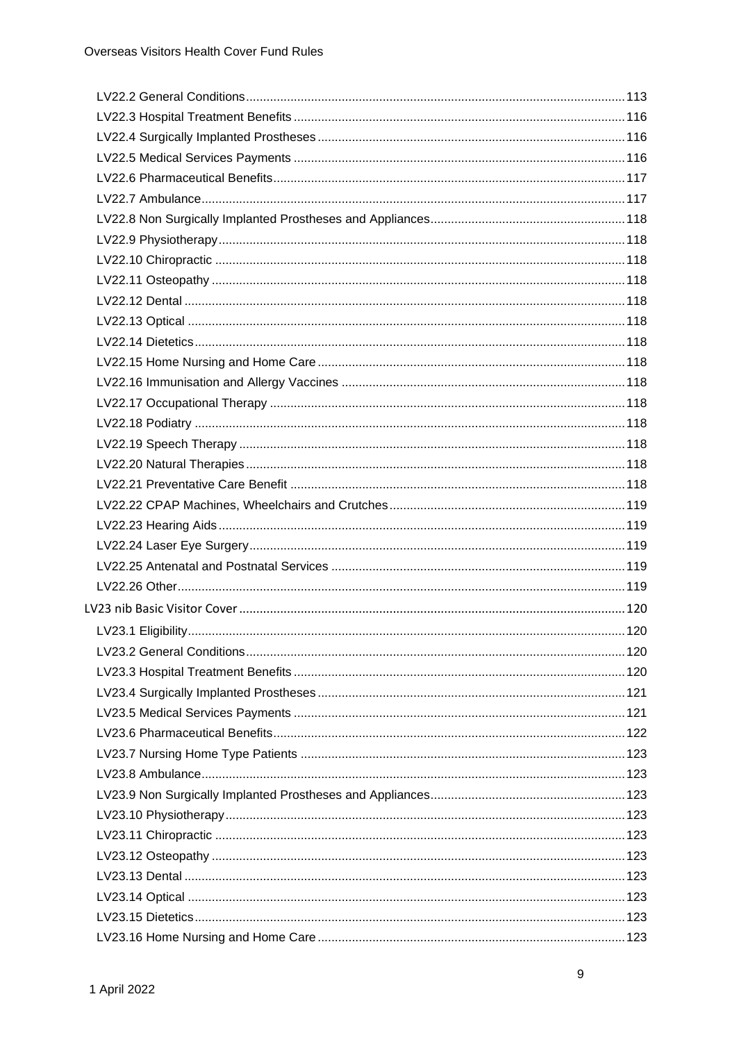LV22.2 General Conditions .......... 113
LV22.3 Hospital Treatment Benefits .......... 116
LV22.4 Surgically Implanted Prostheses .......... 116
LV22.5 Medical Services Payments .......... 116
LV22.6 Pharmaceutical Benefits .......... 117
LV22.7 Ambulance .......... 117
LV22.8 Non Surgically Implanted Prostheses and Appliances .......... 118
LV22.9 Physiotherapy .......... 118
LV22.10 Chiropractic .......... 118
LV22.11 Osteopathy .......... 118
LV22.12 Dental .......... 118
LV22.13 Optical .......... 118
LV22.14 Dietetics .......... 118
LV22.15 Home Nursing and Home Care .......... 118
LV22.16 Immunisation and Allergy Vaccines .......... 118
LV22.17 Occupational Therapy .......... 118
LV22.18 Podiatry .......... 118
LV22.19 Speech Therapy .......... 118
LV22.20 Natural Therapies .......... 118
LV22.21 Preventative Care Benefit .......... 118
LV22.22 CPAP Machines, Wheelchairs and Crutches .......... 119
LV22.23 Hearing Aids .......... 119
LV22.24 Laser Eye Surgery .......... 119
LV22.25 Antenatal and Postnatal Services .......... 119
LV22.26 Other .......... 119

LV23 nib Basic Visitor Cover .......... 120

LV23.1 Eligibility .......... 120
LV23.2 General Conditions .......... 120
LV23.3 Hospital Treatment Benefits .......... 120
LV23.4 Surgically Implanted Prostheses .......... 121
LV23.5 Medical Services Payments .......... 121
LV23.6 Pharmaceutical Benefits .......... 122
LV23.7 Nursing Home Type Patients .......... 123
LV23.8 Ambulance .......... 123
LV23.9 Non Surgically Implanted Prostheses and Appliances .......... 123
LV23.10 Physiotherapy .......... 123
LV23.11 Chiropractic .......... 123
LV23.12 Osteopathy .......... 123
LV23.13 Dental .......... 123
LV23.14 Optical .......... 123
LV23.15 Dietetics .......... 123
LV23.16 Home Nursing and Home Care .......... 123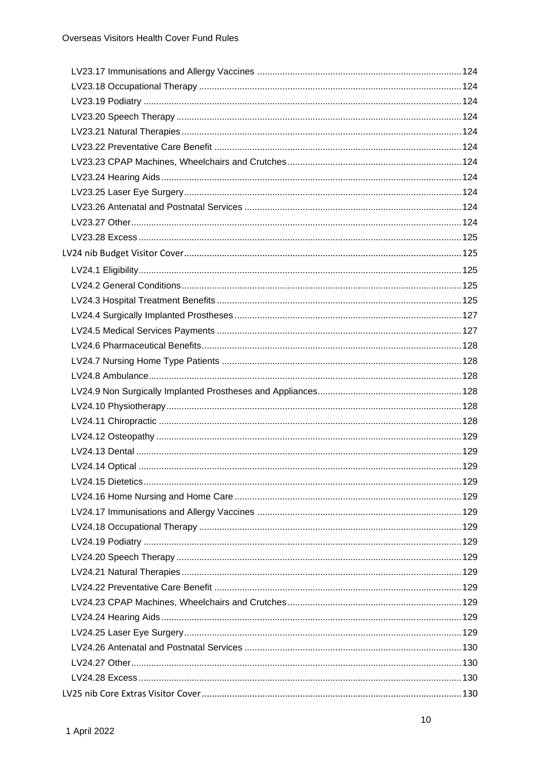LV23.17 Immunisations and Allergy Vaccines ....... 124
LV23.18 Occupational Therapy ....... 124
LV23.19 Podiatry ....... 124
LV23.20 Speech Therapy ....... 124
LV23.21 Natural Therapies ....... 124
LV23.22 Preventative Care Benefit ....... 124
LV23.23 CPAP Machines, Wheelchairs and Crutches ....... 124
LV23.24 Hearing Aids ....... 124
LV23.25 Laser Eye Surgery ....... 124
LV23.26 Antenatal and Postnatal Services ....... 124
LV23.27 Other ....... 124
LV23.28 Excess ....... 125

LV24 nib Budget Visitor Cover ....... 125

LV24.1 Eligibility ....... 125
LV24.2 General Conditions ....... 125
LV24.3 Hospital Treatment Benefits ....... 125
LV24.4 Surgically Implanted Prostheses ....... 127
LV24.5 Medical Services Payments ....... 127
LV24.6 Pharmaceutical Benefits ....... 128
LV24.7 Nursing Home Type Patients ....... 128
LV24.8 Ambulance ....... 128
LV24.9 Non Surgically Implanted Prostheses and Appliances ....... 128
LV24.10 Physiotherapy ....... 128
LV24.11 Chiropractic ....... 128
LV24.12 Osteopathy ....... 129
LV24.13 Dental ....... 129
LV24.14 Optical ....... 129
LV24.15 Dietetics ....... 129
LV24.16 Home Nursing and Home Care ....... 129
LV24.17 Immunisations and Allergy Vaccines ....... 129
LV24.18 Occupational Therapy ....... 129
LV24.19 Podiatry ....... 129
LV24.20 Speech Therapy ....... 129
LV24.21 Natural Therapies ....... 129
LV24.22 Preventative Care Benefit ....... 129
LV24.23 CPAP Machines, Wheelchairs and Crutches ....... 129
LV24.24 Hearing Aids ....... 129
LV24.25 Laser Eye Surgery ....... 129
LV24.26 Antenatal and Postnatal Services ....... 130
LV24.27 Other ....... 130
LV24.28 Excess ....... 130

LV25 nib Core Extras Visitor Cover ....... 130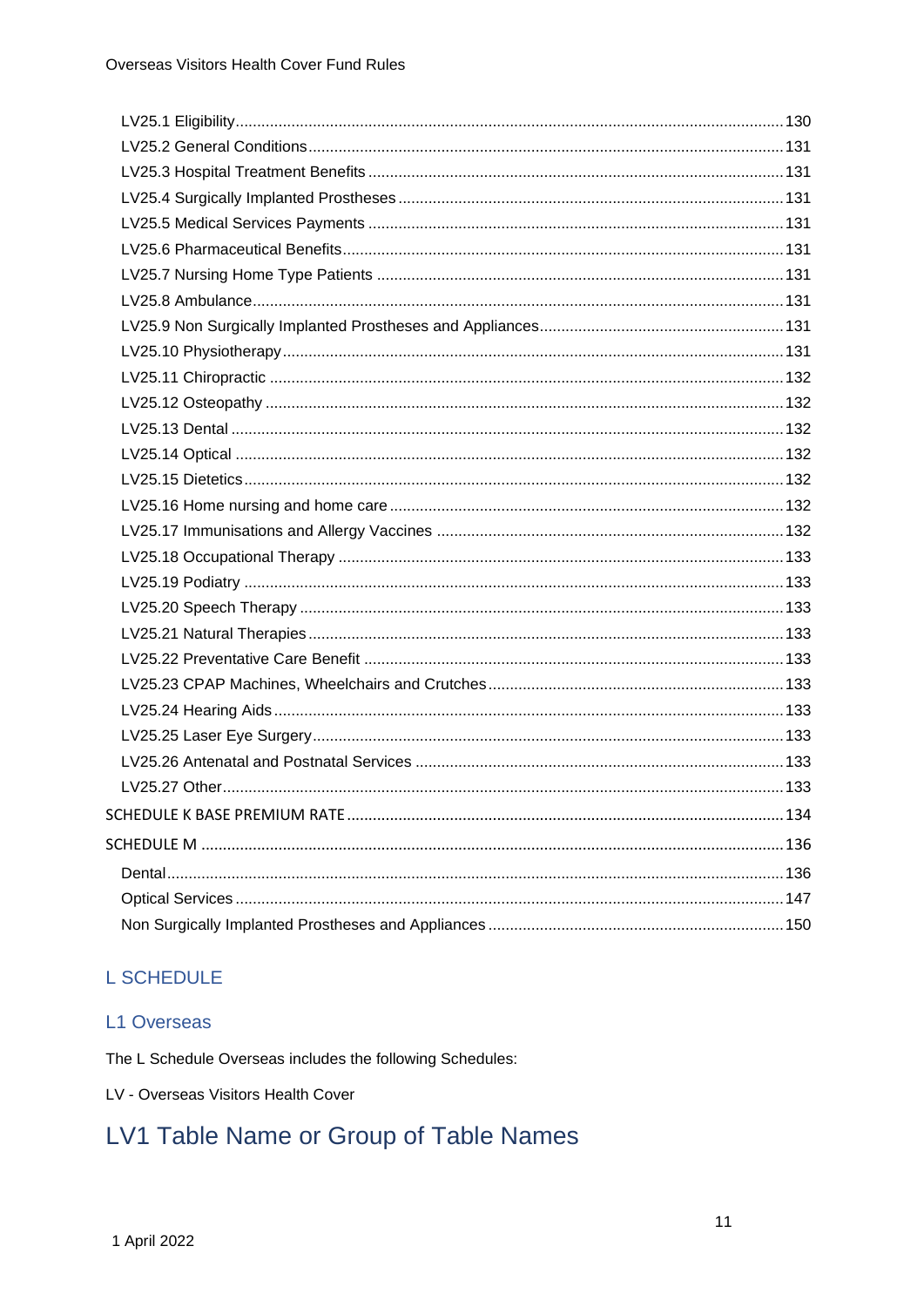LV25.1 Eligibility ........ 130
LV25.2 General Conditions ........ 131
LV25.3 Hospital Treatment Benefits ........ 131
LV25.4 Surgically Implanted Prostheses ........ 131
LV25.5 Medical Services Payments ........ 131
LV25.6 Pharmaceutical Benefits ........ 131
LV25.7 Nursing Home Type Patients ........ 131
LV25.8 Ambulance ........ 131
LV25.9 Non Surgically Implanted Prostheses and Appliances ........ 131
LV25.10 Physiotherapy ........ 131
LV25.11 Chiropractic ........ 132
LV25.12 Osteopathy ........ 132
LV25.13 Dental ........ 132
LV25.14 Optical ........ 132
LV25.15 Dietetics ........ 132
LV25.16 Home nursing and home care ........ 132
LV25.17 Immunisations and Allergy Vaccines ........ 132
LV25.18 Occupational Therapy ........ 133
LV25.19 Podiatry ........ 133
LV25.20 Speech Therapy ........ 133
LV25.21 Natural Therapies ........ 133
LV25.22 Preventative Care Benefit ........ 133
LV25.23 CPAP Machines, Wheelchairs and Crutches ........ 133
LV25.24 Hearing Aids ........ 133
LV25.25 Laser Eye Surgery ........ 133
LV25.26 Antenatal and Postnatal Services ........ 133
LV25.27 Other ........ 133
SCHEDULE K BASE PREMIUM RATE ........ 134
SCHEDULE M ........ 136
Dental ........ 136
Optical Services ........ 147
Non Surgically Implanted Prostheses and Appliances ........ 150

## L SCHEDULE

### L1 Overseas

The L Schedule Overseas includes the following Schedules:

LV - Overseas Visitors Health Cover

# LV1 Table Name or Group of Table Names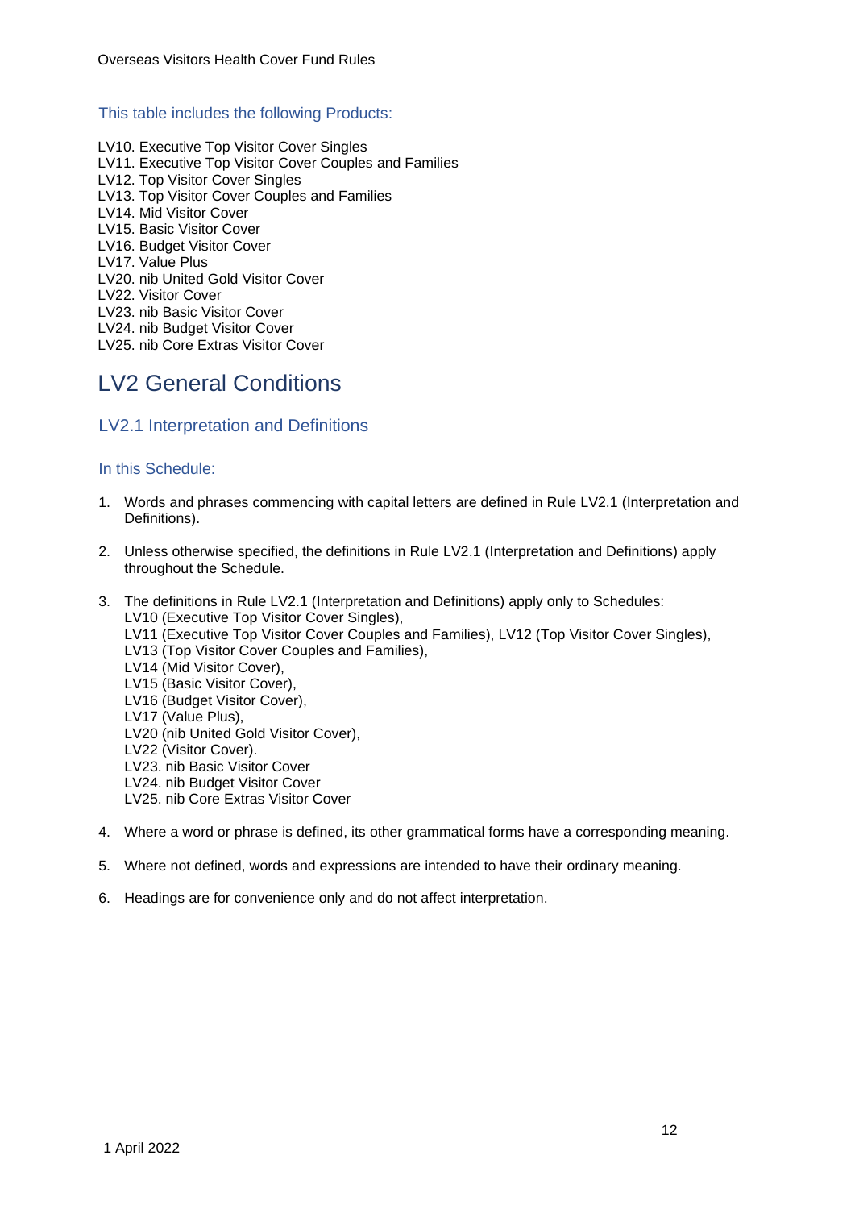### This table includes the following Products:

LV10. Executive Top Visitor Cover Singles
LV11. Executive Top Visitor Cover Couples and Families
LV12. Top Visitor Cover Singles
LV13. Top Visitor Cover Couples and Families
LV14. Mid Visitor Cover
LV15. Basic Visitor Cover
LV16. Budget Visitor Cover
LV17. Value Plus
LV20. nib United Gold Visitor Cover
LV22. Visitor Cover
LV23. nib Basic Visitor Cover
LV24. nib Budget Visitor Cover
LV25. nib Core Extras Visitor Cover

# LV2 General Conditions

## LV2.1 Interpretation and Definitions

### In this Schedule:

1. Words and phrases commencing with capital letters are defined in Rule LV2.1 (Interpretation and Definitions).

2. Unless otherwise specified, the definitions in Rule LV2.1 (Interpretation and Definitions) apply throughout the Schedule.

3. The definitions in Rule LV2.1 (Interpretation and Definitions) apply only to Schedules:
   LV10 (Executive Top Visitor Cover Singles),
   LV11 (Executive Top Visitor Cover Couples and Families), LV12 (Top Visitor Cover Singles),
   LV13 (Top Visitor Cover Couples and Families),
   LV14 (Mid Visitor Cover),
   LV15 (Basic Visitor Cover),
   LV16 (Budget Visitor Cover),
   LV17 (Value Plus),
   LV20 (nib United Gold Visitor Cover),
   LV22 (Visitor Cover).
   LV23. nib Basic Visitor Cover
   LV24. nib Budget Visitor Cover
   LV25. nib Core Extras Visitor Cover

4. Where a word or phrase is defined, its other grammatical forms have a corresponding meaning.

5. Where not defined, words and expressions are intended to have their ordinary meaning.

6. Headings are for convenience only and do not affect interpretation.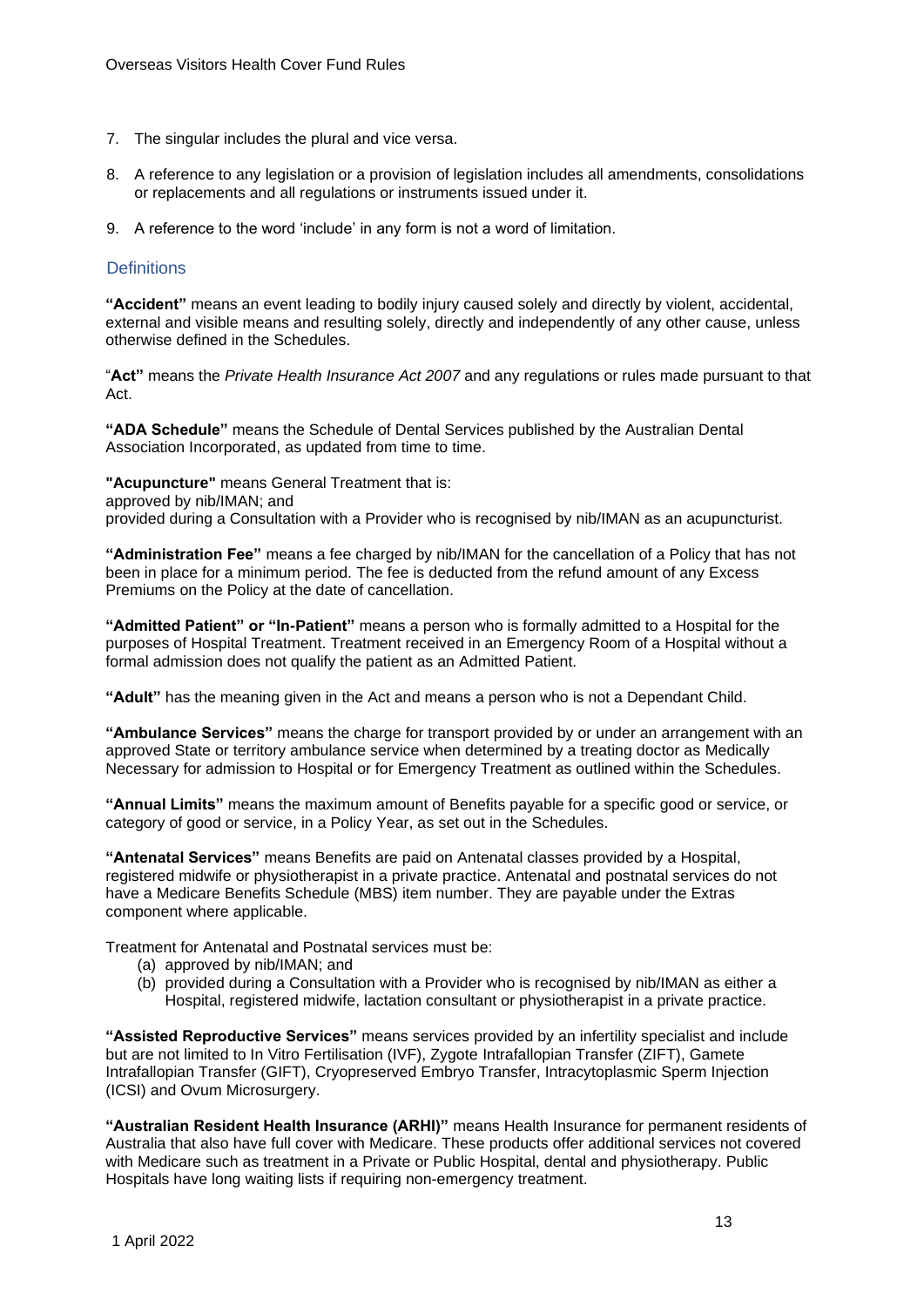7. The singular includes the plural and vice versa.

8. A reference to any legislation or a provision of legislation includes all amendments, consolidations or replacements and all regulations or instruments issued under it.

9. A reference to the word 'include' in any form is not a word of limitation.

## Definitions

**"Accident"** means an event leading to bodily injury caused solely and directly by violent, accidental, external and visible means and resulting solely, directly and independently of any other cause, unless otherwise defined in the Schedules.

"**Act"** means the *Private Health Insurance Act 2007* and any regulations or rules made pursuant to that Act.

**"ADA Schedule"** means the Schedule of Dental Services published by the Australian Dental Association Incorporated, as updated from time to time.

**"Acupuncture"** means General Treatment that is:
approved by nib/IMAN; and
provided during a Consultation with a Provider who is recognised by nib/IMAN as an acupuncturist.

**"Administration Fee"** means a fee charged by nib/IMAN for the cancellation of a Policy that has not been in place for a minimum period. The fee is deducted from the refund amount of any Excess Premiums on the Policy at the date of cancellation.

**"Admitted Patient" or "In-Patient"** means a person who is formally admitted to a Hospital for the purposes of Hospital Treatment. Treatment received in an Emergency Room of a Hospital without a formal admission does not qualify the patient as an Admitted Patient.

**"Adult"** has the meaning given in the Act and means a person who is not a Dependant Child.

**"Ambulance Services"** means the charge for transport provided by or under an arrangement with an approved State or territory ambulance service when determined by a treating doctor as Medically Necessary for admission to Hospital or for Emergency Treatment as outlined within the Schedules.

**"Annual Limits"** means the maximum amount of Benefits payable for a specific good or service, or category of good or service, in a Policy Year, as set out in the Schedules.

**"Antenatal Services"** means Benefits are paid on Antenatal classes provided by a Hospital, registered midwife or physiotherapist in a private practice. Antenatal and postnatal services do not have a Medicare Benefits Schedule (MBS) item number. They are payable under the Extras component where applicable.

Treatment for Antenatal and Postnatal services must be:

(a) approved by nib/IMAN; and
(b) provided during a Consultation with a Provider who is recognised by nib/IMAN as either a Hospital, registered midwife, lactation consultant or physiotherapist in a private practice.

**"Assisted Reproductive Services"** means services provided by an infertility specialist and include but are not limited to In Vitro Fertilisation (IVF), Zygote Intrafallopian Transfer (ZIFT), Gamete Intrafallopian Transfer (GIFT), Cryopreserved Embryo Transfer, Intracytoplasmic Sperm Injection (ICSI) and Ovum Microsurgery.

**"Australian Resident Health Insurance (ARHI)"** means Health Insurance for permanent residents of Australia that also have full cover with Medicare. These products offer additional services not covered with Medicare such as treatment in a Private or Public Hospital, dental and physiotherapy. Public Hospitals have long waiting lists if requiring non-emergency treatment.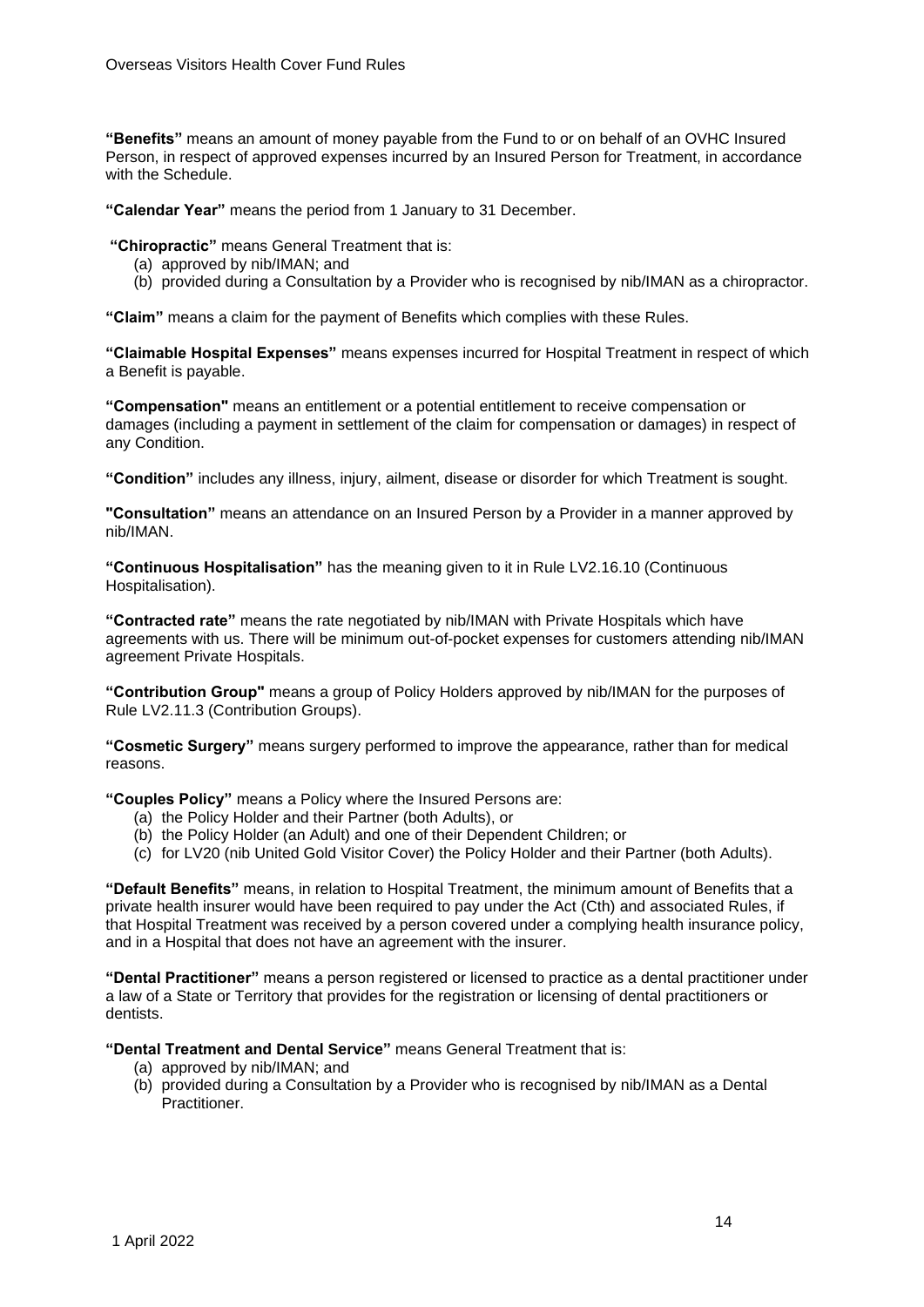**"Benefits"** means an amount of money payable from the Fund to or on behalf of an OVHC Insured Person, in respect of approved expenses incurred by an Insured Person for Treatment, in accordance with the Schedule.

**"Calendar Year"** means the period from 1 January to 31 December.

**"Chiropractic"** means General Treatment that is:

(a) approved by nib/IMAN; and
(b) provided during a Consultation by a Provider who is recognised by nib/IMAN as a chiropractor.

**"Claim"** means a claim for the payment of Benefits which complies with these Rules.

**"Claimable Hospital Expenses"** means expenses incurred for Hospital Treatment in respect of which a Benefit is payable.

**"Compensation"** means an entitlement or a potential entitlement to receive compensation or damages (including a payment in settlement of the claim for compensation or damages) in respect of any Condition.

**"Condition"** includes any illness, injury, ailment, disease or disorder for which Treatment is sought.

**"Consultation"** means an attendance on an Insured Person by a Provider in a manner approved by nib/IMAN.

**"Continuous Hospitalisation"** has the meaning given to it in Rule LV2.16.10 (Continuous Hospitalisation).

**"Contracted rate"** means the rate negotiated by nib/IMAN with Private Hospitals which have agreements with us. There will be minimum out-of-pocket expenses for customers attending nib/IMAN agreement Private Hospitals.

**"Contribution Group"** means a group of Policy Holders approved by nib/IMAN for the purposes of Rule LV2.11.3 (Contribution Groups).

**"Cosmetic Surgery"** means surgery performed to improve the appearance, rather than for medical reasons.

**"Couples Policy"** means a Policy where the Insured Persons are:

(a) the Policy Holder and their Partner (both Adults), or
(b) the Policy Holder (an Adult) and one of their Dependent Children; or
(c) for LV20 (nib United Gold Visitor Cover) the Policy Holder and their Partner (both Adults).

**"Default Benefits"** means, in relation to Hospital Treatment, the minimum amount of Benefits that a private health insurer would have been required to pay under the Act (Cth) and associated Rules, if that Hospital Treatment was received by a person covered under a complying health insurance policy, and in a Hospital that does not have an agreement with the insurer.

**"Dental Practitioner"** means a person registered or licensed to practice as a dental practitioner under a law of a State or Territory that provides for the registration or licensing of dental practitioners or dentists.

**"Dental Treatment and Dental Service"** means General Treatment that is:

(a) approved by nib/IMAN; and
(b) provided during a Consultation by a Provider who is recognised by nib/IMAN as a Dental Practitioner.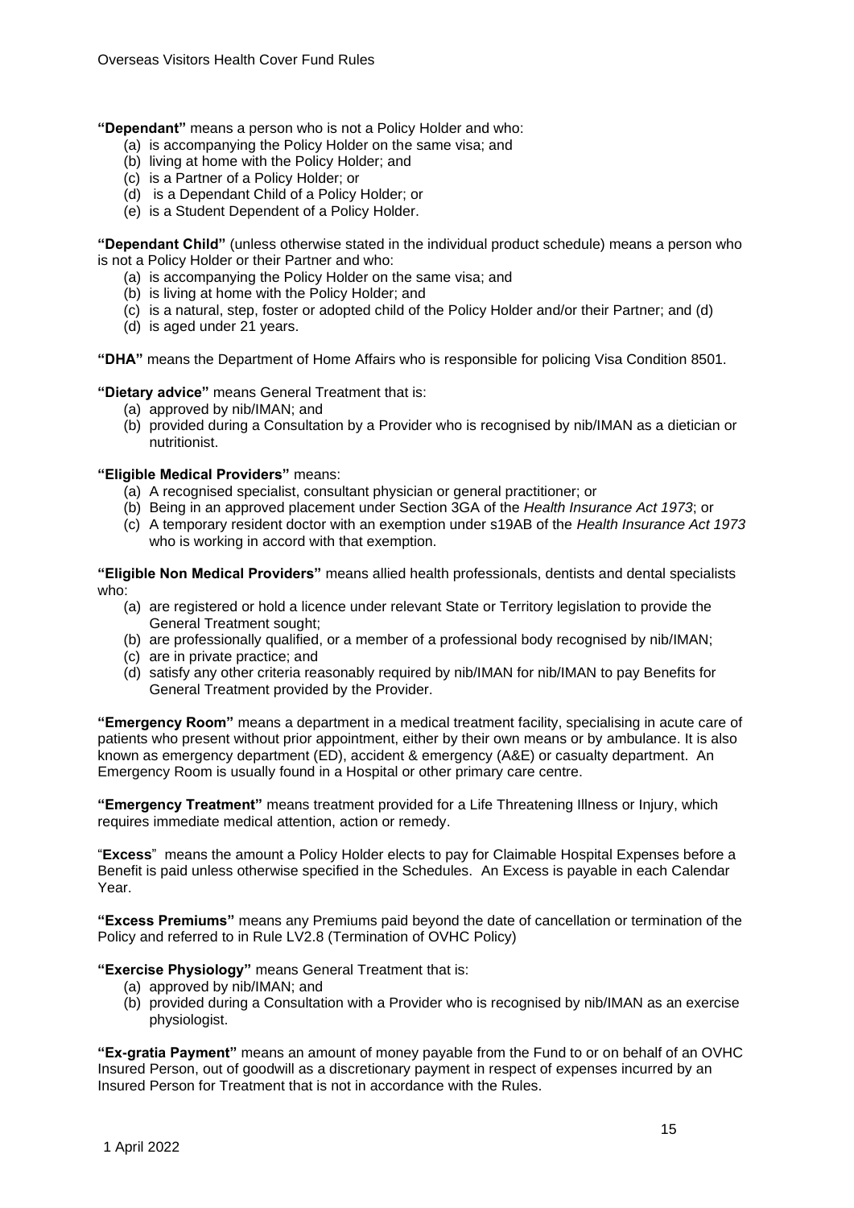**"Dependant"** means a person who is not a Policy Holder and who:

(a) is accompanying the Policy Holder on the same visa; and
(b) living at home with the Policy Holder; and
(c) is a Partner of a Policy Holder; or
(d) is a Dependant Child of a Policy Holder; or
(e) is a Student Dependent of a Policy Holder.

**"Dependant Child"** (unless otherwise stated in the individual product schedule) means a person who is not a Policy Holder or their Partner and who:

(a) is accompanying the Policy Holder on the same visa; and
(b) is living at home with the Policy Holder; and
(c) is a natural, step, foster or adopted child of the Policy Holder and/or their Partner; and (d)
(d) is aged under 21 years.

**"DHA"** means the Department of Home Affairs who is responsible for policing Visa Condition 8501.

**"Dietary advice"** means General Treatment that is:

(a) approved by nib/IMAN; and
(b) provided during a Consultation by a Provider who is recognised by nib/IMAN as a dietician or nutritionist.

**"Eligible Medical Providers"** means:

(a) A recognised specialist, consultant physician or general practitioner; or
(b) Being in an approved placement under Section 3GA of the *Health Insurance Act 1973*; or
(c) A temporary resident doctor with an exemption under s19AB of the *Health Insurance Act 1973* who is working in accord with that exemption.

**"Eligible Non Medical Providers"** means allied health professionals, dentists and dental specialists who:

(a) are registered or hold a licence under relevant State or Territory legislation to provide the General Treatment sought;
(b) are professionally qualified, or a member of a professional body recognised by nib/IMAN;
(c) are in private practice; and
(d) satisfy any other criteria reasonably required by nib/IMAN for nib/IMAN to pay Benefits for General Treatment provided by the Provider.

**"Emergency Room"** means a department in a medical treatment facility, specialising in acute care of patients who present without prior appointment, either by their own means or by ambulance. It is also known as emergency department (ED), accident & emergency (A&E) or casualty department. An Emergency Room is usually found in a Hospital or other primary care centre.

**"Emergency Treatment"** means treatment provided for a Life Threatening Illness or Injury, which requires immediate medical attention, action or remedy.

"**Excess**" means the amount a Policy Holder elects to pay for Claimable Hospital Expenses before a Benefit is paid unless otherwise specified in the Schedules. An Excess is payable in each Calendar Year.

**"Excess Premiums"** means any Premiums paid beyond the date of cancellation or termination of the Policy and referred to in Rule LV2.8 (Termination of OVHC Policy)

**"Exercise Physiology"** means General Treatment that is:

(a) approved by nib/IMAN; and
(b) provided during a Consultation with a Provider who is recognised by nib/IMAN as an exercise physiologist.

**"Ex-gratia Payment"** means an amount of money payable from the Fund to or on behalf of an OVHC Insured Person, out of goodwill as a discretionary payment in respect of expenses incurred by an Insured Person for Treatment that is not in accordance with the Rules.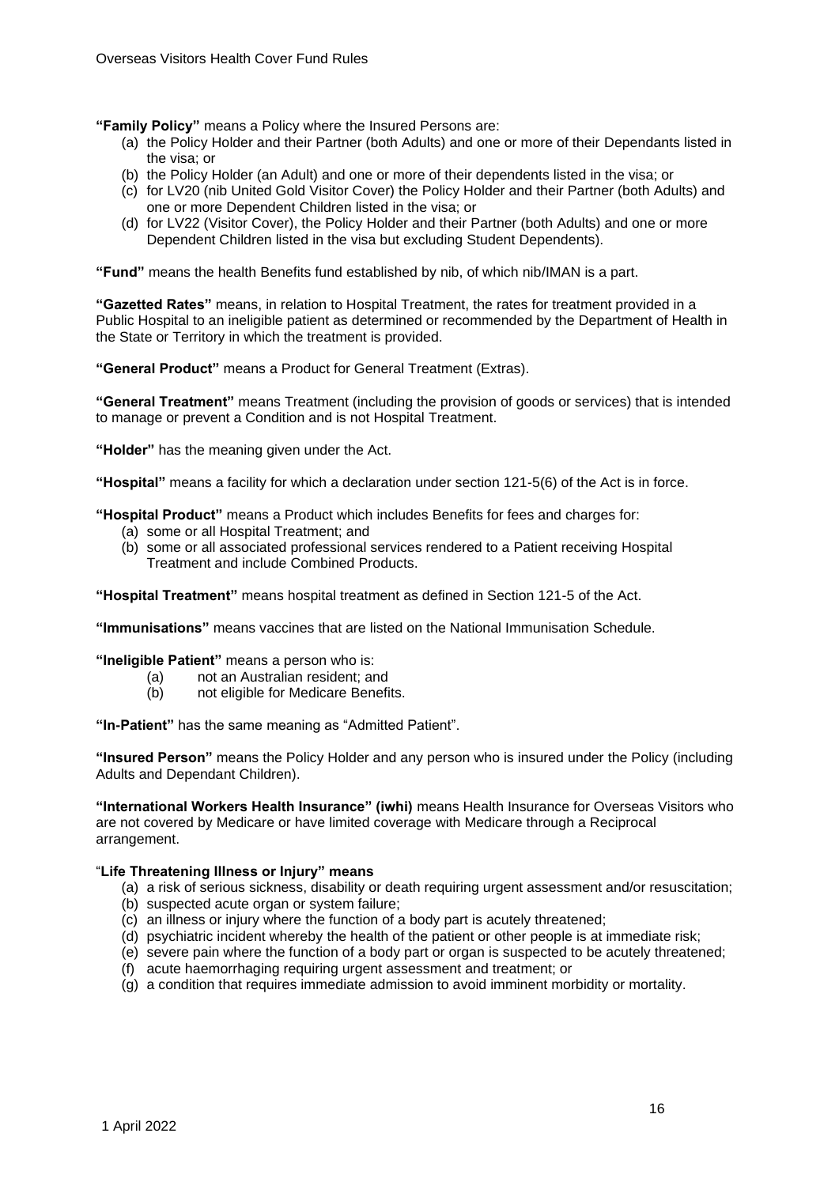**"Family Policy"** means a Policy where the Insured Persons are:

(a) the Policy Holder and their Partner (both Adults) and one or more of their Dependants listed in the visa; or
(b) the Policy Holder (an Adult) and one or more of their dependents listed in the visa; or
(c) for LV20 (nib United Gold Visitor Cover) the Policy Holder and their Partner (both Adults) and one or more Dependent Children listed in the visa; or
(d) for LV22 (Visitor Cover), the Policy Holder and their Partner (both Adults) and one or more Dependent Children listed in the visa but excluding Student Dependents).

**"Fund"** means the health Benefits fund established by nib, of which nib/IMAN is a part.

**"Gazetted Rates"** means, in relation to Hospital Treatment, the rates for treatment provided in a Public Hospital to an ineligible patient as determined or recommended by the Department of Health in the State or Territory in which the treatment is provided.

**"General Product"** means a Product for General Treatment (Extras).

**"General Treatment"** means Treatment (including the provision of goods or services) that is intended to manage or prevent a Condition and is not Hospital Treatment.

**"Holder"** has the meaning given under the Act.

**"Hospital"** means a facility for which a declaration under section 121-5(6) of the Act is in force.

**"Hospital Product"** means a Product which includes Benefits for fees and charges for:

(a) some or all Hospital Treatment; and
(b) some or all associated professional services rendered to a Patient receiving Hospital Treatment and include Combined Products.

**"Hospital Treatment"** means hospital treatment as defined in Section 121-5 of the Act.

**"Immunisations"** means vaccines that are listed on the National Immunisation Schedule.

**"Ineligible Patient"** means a person who is:

(a) not an Australian resident; and
(b) not eligible for Medicare Benefits.

**"In-Patient"** has the same meaning as "Admitted Patient".

**"Insured Person"** means the Policy Holder and any person who is insured under the Policy (including Adults and Dependant Children).

**"International Workers Health Insurance" (iwhi)** means Health Insurance for Overseas Visitors who are not covered by Medicare or have limited coverage with Medicare through a Reciprocal arrangement.

**"Life Threatening Illness or Injury" means**

(a) a risk of serious sickness, disability or death requiring urgent assessment and/or resuscitation;
(b) suspected acute organ or system failure;
(c) an illness or injury where the function of a body part is acutely threatened;
(d) psychiatric incident whereby the health of the patient or other people is at immediate risk;
(e) severe pain where the function of a body part or organ is suspected to be acutely threatened;
(f) acute haemorrhaging requiring urgent assessment and treatment; or
(g) a condition that requires immediate admission to avoid imminent morbidity or mortality.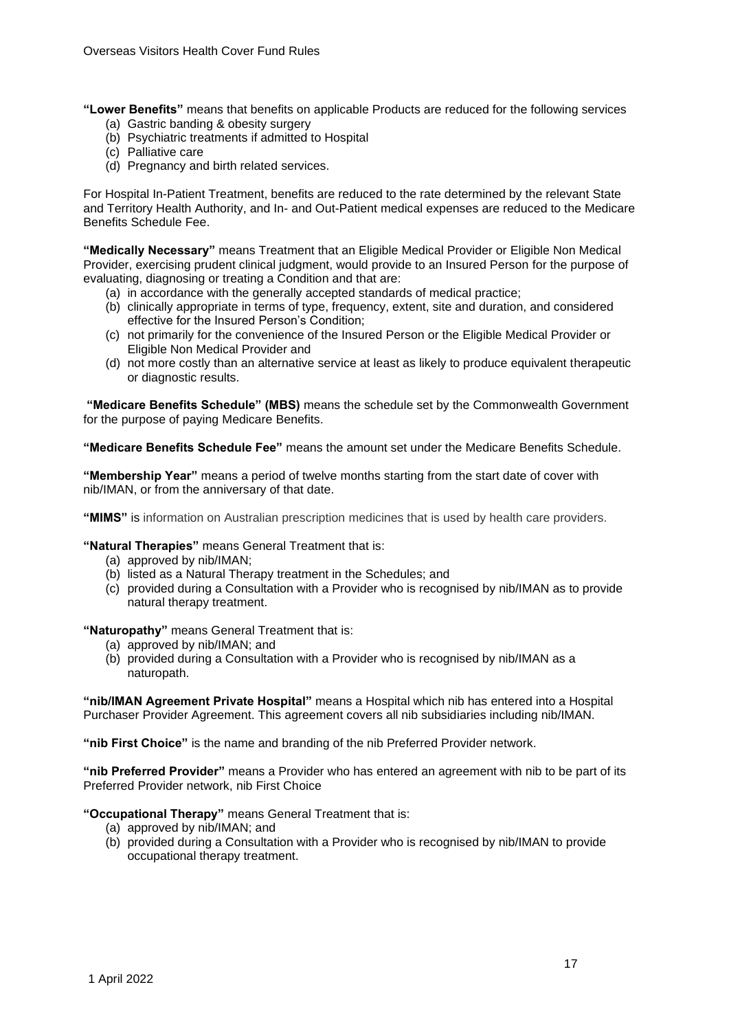**"Lower Benefits"** means that benefits on applicable Products are reduced for the following services

(a) Gastric banding & obesity surgery
(b) Psychiatric treatments if admitted to Hospital
(c) Palliative care
(d) Pregnancy and birth related services.

For Hospital In-Patient Treatment, benefits are reduced to the rate determined by the relevant State and Territory Health Authority, and In- and Out-Patient medical expenses are reduced to the Medicare Benefits Schedule Fee.

**"Medically Necessary"** means Treatment that an Eligible Medical Provider or Eligible Non Medical Provider, exercising prudent clinical judgment, would provide to an Insured Person for the purpose of evaluating, diagnosing or treating a Condition and that are:

(a) in accordance with the generally accepted standards of medical practice;
(b) clinically appropriate in terms of type, frequency, extent, site and duration, and considered effective for the Insured Person's Condition;
(c) not primarily for the convenience of the Insured Person or the Eligible Medical Provider or Eligible Non Medical Provider and
(d) not more costly than an alternative service at least as likely to produce equivalent therapeutic or diagnostic results.

**"Medicare Benefits Schedule" (MBS)** means the schedule set by the Commonwealth Government for the purpose of paying Medicare Benefits.

**"Medicare Benefits Schedule Fee"** means the amount set under the Medicare Benefits Schedule.

**"Membership Year"** means a period of twelve months starting from the start date of cover with nib/IMAN, or from the anniversary of that date.

**"MIMS"** is information on Australian prescription medicines that is used by health care providers.

**"Natural Therapies"** means General Treatment that is:

(a) approved by nib/IMAN;
(b) listed as a Natural Therapy treatment in the Schedules; and
(c) provided during a Consultation with a Provider who is recognised by nib/IMAN as to provide natural therapy treatment.

**"Naturopathy"** means General Treatment that is:

(a) approved by nib/IMAN; and
(b) provided during a Consultation with a Provider who is recognised by nib/IMAN as a naturopath.

**"nib/IMAN Agreement Private Hospital"** means a Hospital which nib has entered into a Hospital Purchaser Provider Agreement. This agreement covers all nib subsidiaries including nib/IMAN.

**"nib First Choice"** is the name and branding of the nib Preferred Provider network.

**"nib Preferred Provider"** means a Provider who has entered an agreement with nib to be part of its Preferred Provider network, nib First Choice

**"Occupational Therapy"** means General Treatment that is:

(a) approved by nib/IMAN; and
(b) provided during a Consultation with a Provider who is recognised by nib/IMAN to provide occupational therapy treatment.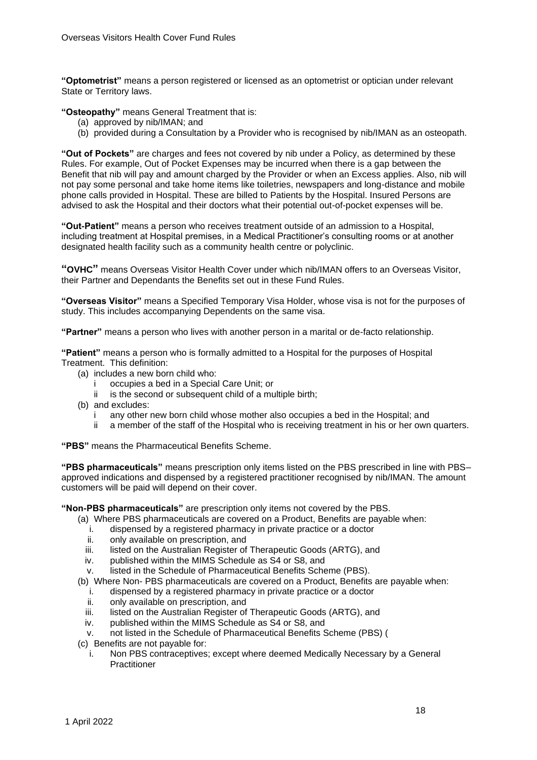**"Optometrist"** means a person registered or licensed as an optometrist or optician under relevant State or Territory laws.

**"Osteopathy"** means General Treatment that is:

(a) approved by nib/IMAN; and
(b) provided during a Consultation by a Provider who is recognised by nib/IMAN as an osteopath.

**"Out of Pockets"** are charges and fees not covered by nib under a Policy, as determined by these Rules. For example, Out of Pocket Expenses may be incurred when there is a gap between the Benefit that nib will pay and amount charged by the Provider or when an Excess applies. Also, nib will not pay some personal and take home items like toiletries, newspapers and long-distance and mobile phone calls provided in Hospital. These are billed to Patients by the Hospital. Insured Persons are advised to ask the Hospital and their doctors what their potential out-of-pocket expenses will be.

**"Out-Patient"** means a person who receives treatment outside of an admission to a Hospital, including treatment at Hospital premises, in a Medical Practitioner's consulting rooms or at another designated health facility such as a community health centre or polyclinic.

**"OVHC"** means Overseas Visitor Health Cover under which nib/IMAN offers to an Overseas Visitor, their Partner and Dependants the Benefits set out in these Fund Rules.

**"Overseas Visitor"** means a Specified Temporary Visa Holder, whose visa is not for the purposes of study. This includes accompanying Dependents on the same visa.

**"Partner"** means a person who lives with another person in a marital or de-facto relationship.

**"Patient"** means a person who is formally admitted to a Hospital for the purposes of Hospital Treatment. This definition:

(a) includes a new born child who:
  i occupies a bed in a Special Care Unit; or
  ii is the second or subsequent child of a multiple birth;
(b) and excludes:
  i any other new born child whose mother also occupies a bed in the Hospital; and
  ii a member of the staff of the Hospital who is receiving treatment in his or her own quarters.

**"PBS"** means the Pharmaceutical Benefits Scheme.

**"PBS pharmaceuticals"** means prescription only items listed on the PBS prescribed in line with PBS–approved indications and dispensed by a registered practitioner recognised by nib/IMAN. The amount customers will be paid will depend on their cover.

**"Non-PBS pharmaceuticals"** are prescription only items not covered by the PBS.

(a) Where PBS pharmaceuticals are covered on a Product, Benefits are payable when:
  i. dispensed by a registered pharmacy in private practice or a doctor
  ii. only available on prescription, and
  iii. listed on the Australian Register of Therapeutic Goods (ARTG), and
  iv. published within the MIMS Schedule as S4 or S8, and
  v. listed in the Schedule of Pharmaceutical Benefits Scheme (PBS).
(b) Where Non- PBS pharmaceuticals are covered on a Product, Benefits are payable when:
  i. dispensed by a registered pharmacy in private practice or a doctor
  ii. only available on prescription, and
  iii. listed on the Australian Register of Therapeutic Goods (ARTG), and
  iv. published within the MIMS Schedule as S4 or S8, and
  v. not listed in the Schedule of Pharmaceutical Benefits Scheme (PBS) (
(c) Benefits are not payable for:
  i. Non PBS contraceptives; except where deemed Medically Necessary by a General Practitioner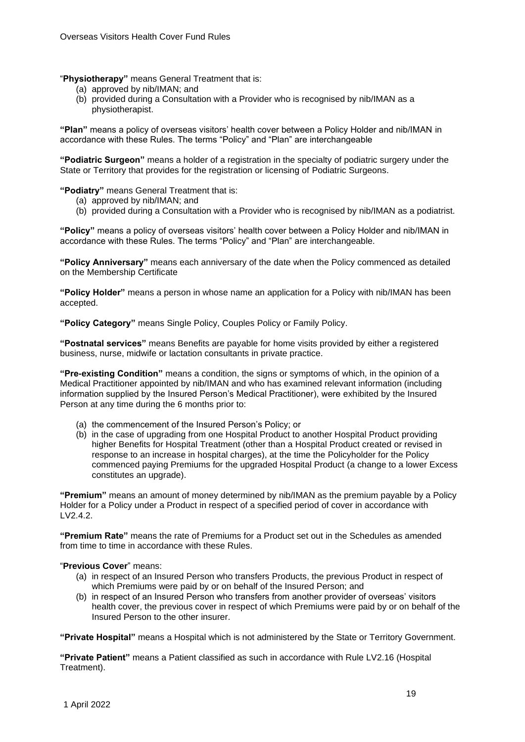"**Physiotherapy"** means General Treatment that is:

(a) approved by nib/IMAN; and
(b) provided during a Consultation with a Provider who is recognised by nib/IMAN as a physiotherapist.

**"Plan"** means a policy of overseas visitors' health cover between a Policy Holder and nib/IMAN in accordance with these Rules. The terms "Policy" and "Plan" are interchangeable

**"Podiatric Surgeon"** means a holder of a registration in the specialty of podiatric surgery under the State or Territory that provides for the registration or licensing of Podiatric Surgeons.

**"Podiatry"** means General Treatment that is:

(a) approved by nib/IMAN; and
(b) provided during a Consultation with a Provider who is recognised by nib/IMAN as a podiatrist.

**"Policy"** means a policy of overseas visitors' health cover between a Policy Holder and nib/IMAN in accordance with these Rules. The terms "Policy" and "Plan" are interchangeable.

**"Policy Anniversary"** means each anniversary of the date when the Policy commenced as detailed on the Membership Certificate

**"Policy Holder"** means a person in whose name an application for a Policy with nib/IMAN has been accepted.

**"Policy Category"** means Single Policy, Couples Policy or Family Policy.

**"Postnatal services"** means Benefits are payable for home visits provided by either a registered business, nurse, midwife or lactation consultants in private practice.

**"Pre-existing Condition"** means a condition, the signs or symptoms of which, in the opinion of a Medical Practitioner appointed by nib/IMAN and who has examined relevant information (including information supplied by the Insured Person's Medical Practitioner), were exhibited by the Insured Person at any time during the 6 months prior to:

(a) the commencement of the Insured Person's Policy; or
(b) in the case of upgrading from one Hospital Product to another Hospital Product providing higher Benefits for Hospital Treatment (other than a Hospital Product created or revised in response to an increase in hospital charges), at the time the Policyholder for the Policy commenced paying Premiums for the upgraded Hospital Product (a change to a lower Excess constitutes an upgrade).

**"Premium"** means an amount of money determined by nib/IMAN as the premium payable by a Policy Holder for a Policy under a Product in respect of a specified period of cover in accordance with LV2.4.2.

**"Premium Rate"** means the rate of Premiums for a Product set out in the Schedules as amended from time to time in accordance with these Rules.

"**Previous Cover**" means:

(a) in respect of an Insured Person who transfers Products, the previous Product in respect of which Premiums were paid by or on behalf of the Insured Person; and
(b) in respect of an Insured Person who transfers from another provider of overseas' visitors health cover, the previous cover in respect of which Premiums were paid by or on behalf of the Insured Person to the other insurer.

**"Private Hospital"** means a Hospital which is not administered by the State or Territory Government.

**"Private Patient"** means a Patient classified as such in accordance with Rule LV2.16 (Hospital Treatment).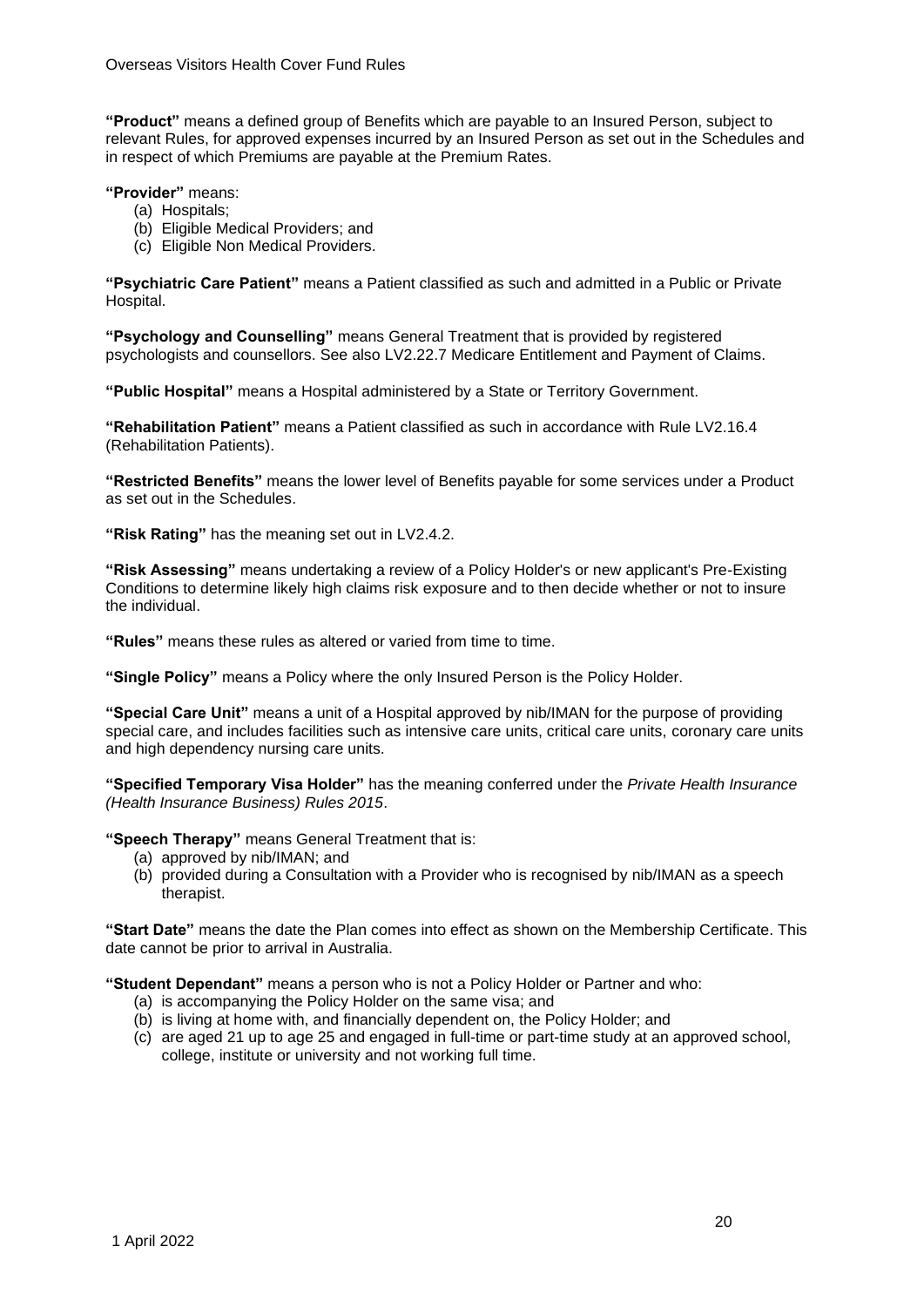**"Product"** means a defined group of Benefits which are payable to an Insured Person, subject to relevant Rules, for approved expenses incurred by an Insured Person as set out in the Schedules and in respect of which Premiums are payable at the Premium Rates.

**"Provider"** means:

(a) Hospitals;
(b) Eligible Medical Providers; and
(c) Eligible Non Medical Providers.

**"Psychiatric Care Patient"** means a Patient classified as such and admitted in a Public or Private Hospital.

**"Psychology and Counselling"** means General Treatment that is provided by registered psychologists and counsellors. See also LV2.22.7 Medicare Entitlement and Payment of Claims.

**"Public Hospital"** means a Hospital administered by a State or Territory Government.

**"Rehabilitation Patient"** means a Patient classified as such in accordance with Rule LV2.16.4 (Rehabilitation Patients).

**"Restricted Benefits"** means the lower level of Benefits payable for some services under a Product as set out in the Schedules.

**"Risk Rating"** has the meaning set out in LV2.4.2.

**"Risk Assessing"** means undertaking a review of a Policy Holder's or new applicant's Pre-Existing Conditions to determine likely high claims risk exposure and to then decide whether or not to insure the individual.

**"Rules"** means these rules as altered or varied from time to time.

**"Single Policy"** means a Policy where the only Insured Person is the Policy Holder.

**"Special Care Unit"** means a unit of a Hospital approved by nib/IMAN for the purpose of providing special care, and includes facilities such as intensive care units, critical care units, coronary care units and high dependency nursing care units.

**"Specified Temporary Visa Holder"** has the meaning conferred under the *Private Health Insurance (Health Insurance Business) Rules 2015*.

**"Speech Therapy"** means General Treatment that is:

(a) approved by nib/IMAN; and
(b) provided during a Consultation with a Provider who is recognised by nib/IMAN as a speech therapist.

**"Start Date"** means the date the Plan comes into effect as shown on the Membership Certificate. This date cannot be prior to arrival in Australia.

**"Student Dependant"** means a person who is not a Policy Holder or Partner and who:

(a) is accompanying the Policy Holder on the same visa; and
(b) is living at home with, and financially dependent on, the Policy Holder; and
(c) are aged 21 up to age 25 and engaged in full-time or part-time study at an approved school, college, institute or university and not working full time.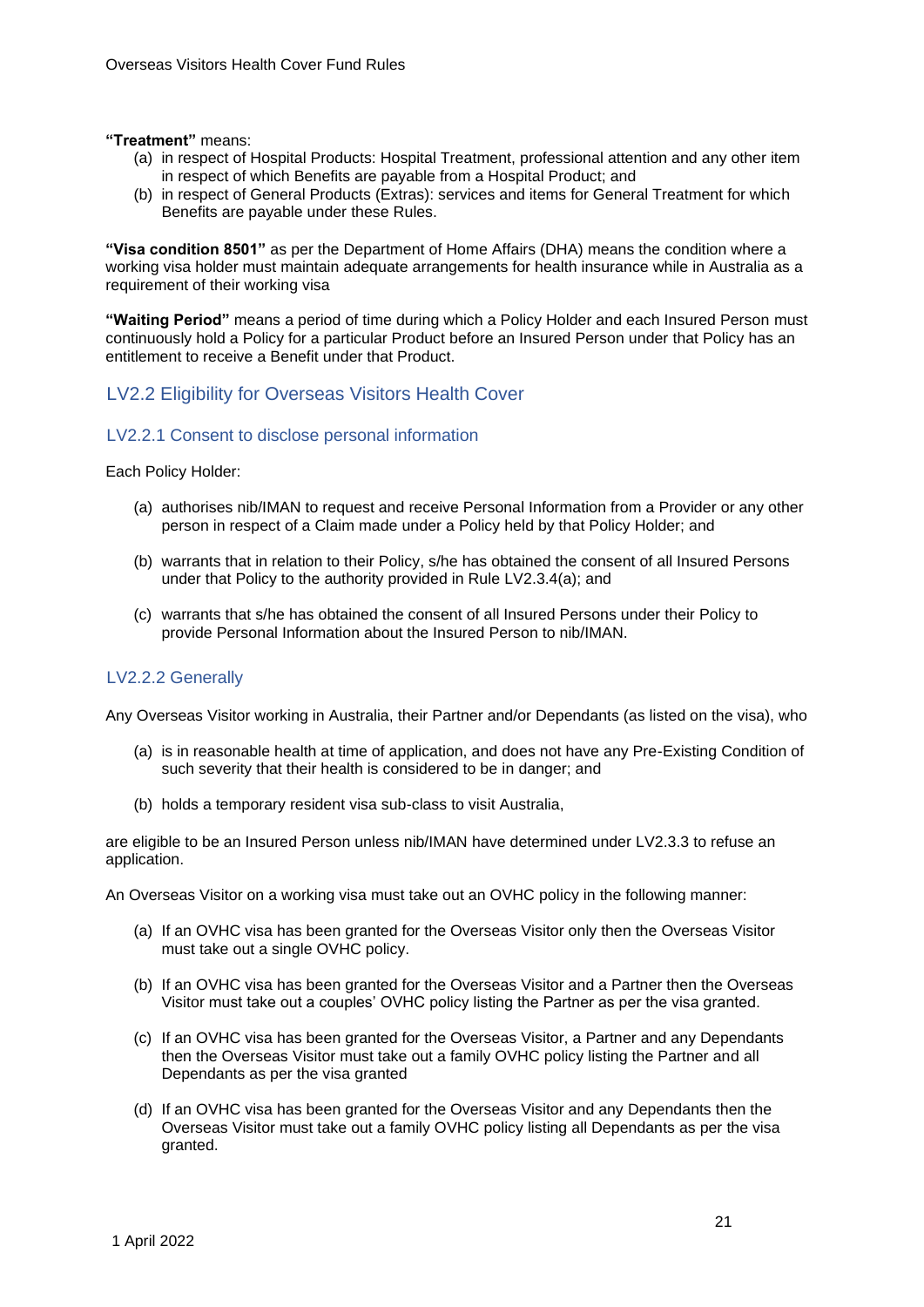**"Treatment"** means:

(a) in respect of Hospital Products: Hospital Treatment, professional attention and any other item in respect of which Benefits are payable from a Hospital Product; and
(b) in respect of General Products (Extras): services and items for General Treatment for which Benefits are payable under these Rules.

**"Visa condition 8501"** as per the Department of Home Affairs (DHA) means the condition where a working visa holder must maintain adequate arrangements for health insurance while in Australia as a requirement of their working visa

**"Waiting Period"** means a period of time during which a Policy Holder and each Insured Person must continuously hold a Policy for a particular Product before an Insured Person under that Policy has an entitlement to receive a Benefit under that Product.

## LV2.2 Eligibility for Overseas Visitors Health Cover

### LV2.2.1 Consent to disclose personal information

Each Policy Holder:

(a) authorises nib/IMAN to request and receive Personal Information from a Provider or any other person in respect of a Claim made under a Policy held by that Policy Holder; and

(b) warrants that in relation to their Policy, s/he has obtained the consent of all Insured Persons under that Policy to the authority provided in Rule LV2.3.4(a); and

(c) warrants that s/he has obtained the consent of all Insured Persons under their Policy to provide Personal Information about the Insured Person to nib/IMAN.

### LV2.2.2 Generally

Any Overseas Visitor working in Australia, their Partner and/or Dependants (as listed on the visa), who

(a) is in reasonable health at time of application, and does not have any Pre-Existing Condition of such severity that their health is considered to be in danger; and

(b) holds a temporary resident visa sub-class to visit Australia,

are eligible to be an Insured Person unless nib/IMAN have determined under LV2.3.3 to refuse an application.

An Overseas Visitor on a working visa must take out an OVHC policy in the following manner:

(a) If an OVHC visa has been granted for the Overseas Visitor only then the Overseas Visitor must take out a single OVHC policy.

(b) If an OVHC visa has been granted for the Overseas Visitor and a Partner then the Overseas Visitor must take out a couples' OVHC policy listing the Partner as per the visa granted.

(c) If an OVHC visa has been granted for the Overseas Visitor, a Partner and any Dependants then the Overseas Visitor must take out a family OVHC policy listing the Partner and all Dependants as per the visa granted

(d) If an OVHC visa has been granted for the Overseas Visitor and any Dependants then the Overseas Visitor must take out a family OVHC policy listing all Dependants as per the visa granted.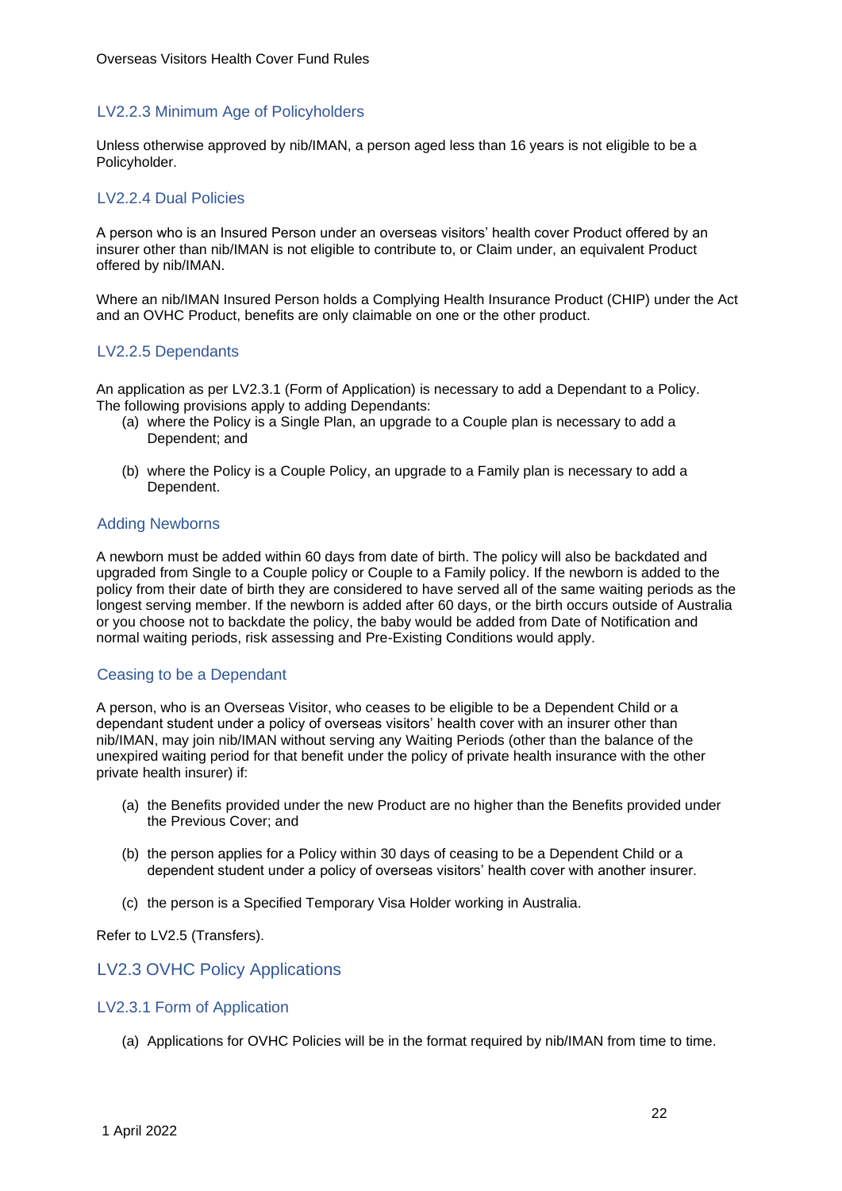### LV2.2.3 Minimum Age of Policyholders

Unless otherwise approved by nib/IMAN, a person aged less than 16 years is not eligible to be a Policyholder.

### LV2.2.4 Dual Policies

A person who is an Insured Person under an overseas visitors' health cover Product offered by an insurer other than nib/IMAN is not eligible to contribute to, or Claim under, an equivalent Product offered by nib/IMAN.

Where an nib/IMAN Insured Person holds a Complying Health Insurance Product (CHIP) under the Act and an OVHC Product, benefits are only claimable on one or the other product.

### LV2.2.5 Dependants

An application as per LV2.3.1 (Form of Application) is necessary to add a Dependant to a Policy. The following provisions apply to adding Dependants:

(a) where the Policy is a Single Plan, an upgrade to a Couple plan is necessary to add a Dependent; and

(b) where the Policy is a Couple Policy, an upgrade to a Family plan is necessary to add a Dependent.

### Adding Newborns

A newborn must be added within 60 days from date of birth. The policy will also be backdated and upgraded from Single to a Couple policy or Couple to a Family policy. If the newborn is added to the policy from their date of birth they are considered to have served all of the same waiting periods as the longest serving member. If the newborn is added after 60 days, or the birth occurs outside of Australia or you choose not to backdate the policy, the baby would be added from Date of Notification and normal waiting periods, risk assessing and Pre-Existing Conditions would apply.

### Ceasing to be a Dependant

A person, who is an Overseas Visitor, who ceases to be eligible to be a Dependent Child or a dependant student under a policy of overseas visitors' health cover with an insurer other than nib/IMAN, may join nib/IMAN without serving any Waiting Periods (other than the balance of the unexpired waiting period for that benefit under the policy of private health insurance with the other private health insurer) if:

(a) the Benefits provided under the new Product are no higher than the Benefits provided under the Previous Cover; and

(b) the person applies for a Policy within 30 days of ceasing to be a Dependent Child or a dependent student under a policy of overseas visitors' health cover with another insurer.

(c) the person is a Specified Temporary Visa Holder working in Australia.

Refer to LV2.5 (Transfers).

## LV2.3 OVHC Policy Applications

### LV2.3.1 Form of Application

(a) Applications for OVHC Policies will be in the format required by nib/IMAN from time to time.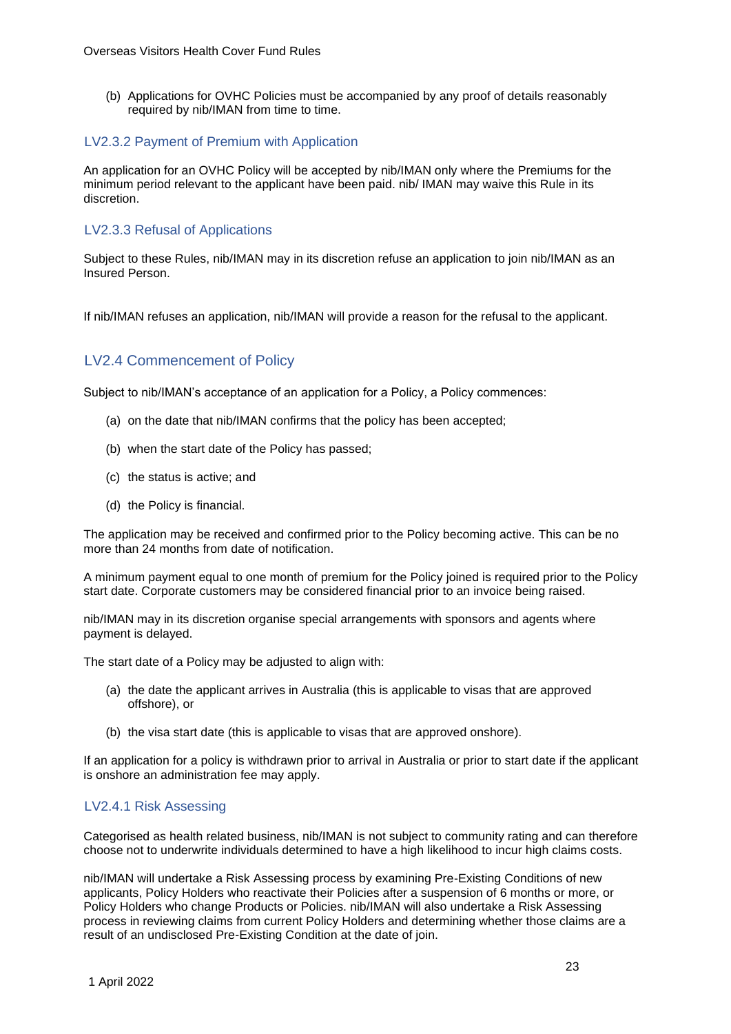(b) Applications for OVHC Policies must be accompanied by any proof of details reasonably required by nib/IMAN from time to time.

### LV2.3.2 Payment of Premium with Application

An application for an OVHC Policy will be accepted by nib/IMAN only where the Premiums for the minimum period relevant to the applicant have been paid. nib/ IMAN may waive this Rule in its discretion.

### LV2.3.3 Refusal of Applications

Subject to these Rules, nib/IMAN may in its discretion refuse an application to join nib/IMAN as an Insured Person.

If nib/IMAN refuses an application, nib/IMAN will provide a reason for the refusal to the applicant.

## LV2.4 Commencement of Policy

Subject to nib/IMAN's acceptance of an application for a Policy, a Policy commences:

(a) on the date that nib/IMAN confirms that the policy has been accepted;

(b) when the start date of the Policy has passed;

(c) the status is active; and

(d) the Policy is financial.

The application may be received and confirmed prior to the Policy becoming active. This can be no more than 24 months from date of notification.

A minimum payment equal to one month of premium for the Policy joined is required prior to the Policy start date. Corporate customers may be considered financial prior to an invoice being raised.

nib/IMAN may in its discretion organise special arrangements with sponsors and agents where payment is delayed.

The start date of a Policy may be adjusted to align with:

(a) the date the applicant arrives in Australia (this is applicable to visas that are approved offshore), or

(b) the visa start date (this is applicable to visas that are approved onshore).

If an application for a policy is withdrawn prior to arrival in Australia or prior to start date if the applicant is onshore an administration fee may apply.

### LV2.4.1 Risk Assessing

Categorised as health related business, nib/IMAN is not subject to community rating and can therefore choose not to underwrite individuals determined to have a high likelihood to incur high claims costs.

nib/IMAN will undertake a Risk Assessing process by examining Pre-Existing Conditions of new applicants, Policy Holders who reactivate their Policies after a suspension of 6 months or more, or Policy Holders who change Products or Policies. nib/IMAN will also undertake a Risk Assessing process in reviewing claims from current Policy Holders and determining whether those claims are a result of an undisclosed Pre-Existing Condition at the date of join.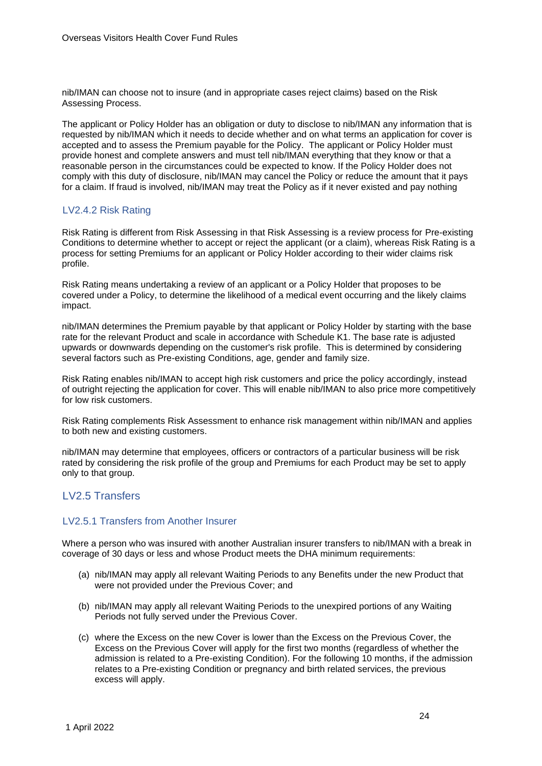nib/IMAN can choose not to insure (and in appropriate cases reject claims) based on the Risk Assessing Process.

The applicant or Policy Holder has an obligation or duty to disclose to nib/IMAN any information that is requested by nib/IMAN which it needs to decide whether and on what terms an application for cover is accepted and to assess the Premium payable for the Policy. The applicant or Policy Holder must provide honest and complete answers and must tell nib/IMAN everything that they know or that a reasonable person in the circumstances could be expected to know. If the Policy Holder does not comply with this duty of disclosure, nib/IMAN may cancel the Policy or reduce the amount that it pays for a claim. If fraud is involved, nib/IMAN may treat the Policy as if it never existed and pay nothing

### LV2.4.2 Risk Rating

Risk Rating is different from Risk Assessing in that Risk Assessing is a review process for Pre-existing Conditions to determine whether to accept or reject the applicant (or a claim), whereas Risk Rating is a process for setting Premiums for an applicant or Policy Holder according to their wider claims risk profile.

Risk Rating means undertaking a review of an applicant or a Policy Holder that proposes to be covered under a Policy, to determine the likelihood of a medical event occurring and the likely claims impact.

nib/IMAN determines the Premium payable by that applicant or Policy Holder by starting with the base rate for the relevant Product and scale in accordance with Schedule K1. The base rate is adjusted upwards or downwards depending on the customer's risk profile. This is determined by considering several factors such as Pre-existing Conditions, age, gender and family size.

Risk Rating enables nib/IMAN to accept high risk customers and price the policy accordingly, instead of outright rejecting the application for cover. This will enable nib/IMAN to also price more competitively for low risk customers.

Risk Rating complements Risk Assessment to enhance risk management within nib/IMAN and applies to both new and existing customers.

nib/IMAN may determine that employees, officers or contractors of a particular business will be risk rated by considering the risk profile of the group and Premiums for each Product may be set to apply only to that group.

## LV2.5 Transfers

### LV2.5.1 Transfers from Another Insurer

Where a person who was insured with another Australian insurer transfers to nib/IMAN with a break in coverage of 30 days or less and whose Product meets the DHA minimum requirements:

(a) nib/IMAN may apply all relevant Waiting Periods to any Benefits under the new Product that were not provided under the Previous Cover; and

(b) nib/IMAN may apply all relevant Waiting Periods to the unexpired portions of any Waiting Periods not fully served under the Previous Cover.

(c) where the Excess on the new Cover is lower than the Excess on the Previous Cover, the Excess on the Previous Cover will apply for the first two months (regardless of whether the admission is related to a Pre-existing Condition). For the following 10 months, if the admission relates to a Pre-existing Condition or pregnancy and birth related services, the previous excess will apply.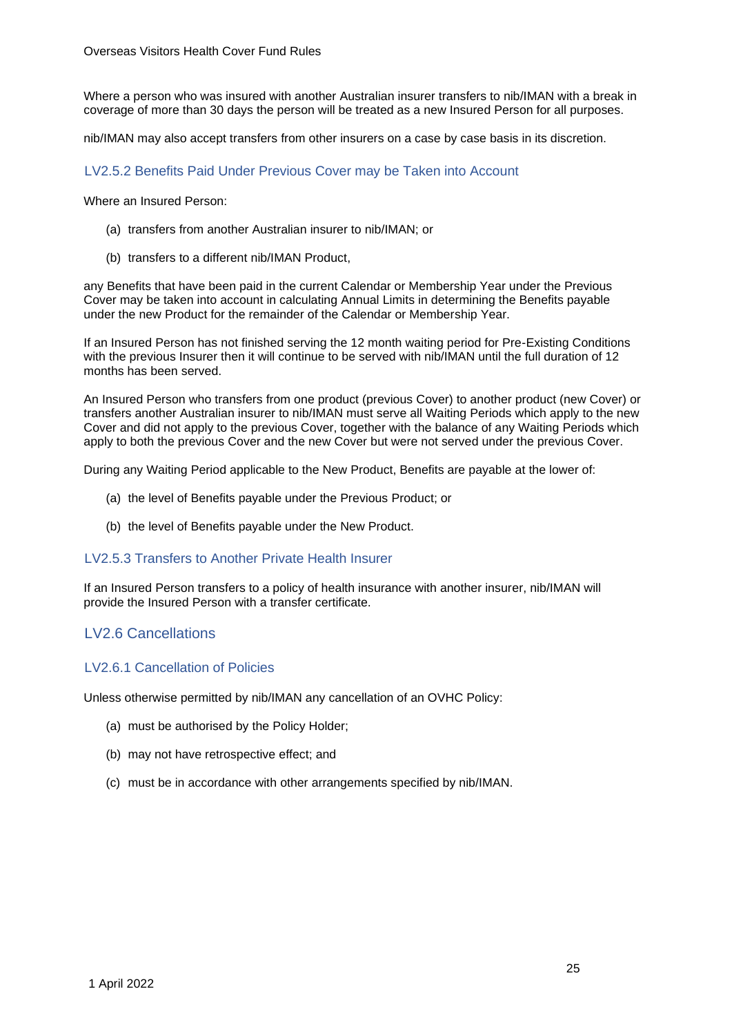Where a person who was insured with another Australian insurer transfers to nib/IMAN with a break in coverage of more than 30 days the person will be treated as a new Insured Person for all purposes.

nib/IMAN may also accept transfers from other insurers on a case by case basis in its discretion.

### LV2.5.2 Benefits Paid Under Previous Cover may be Taken into Account

Where an Insured Person:

(a) transfers from another Australian insurer to nib/IMAN; or

(b) transfers to a different nib/IMAN Product,

any Benefits that have been paid in the current Calendar or Membership Year under the Previous Cover may be taken into account in calculating Annual Limits in determining the Benefits payable under the new Product for the remainder of the Calendar or Membership Year.

If an Insured Person has not finished serving the 12 month waiting period for Pre-Existing Conditions with the previous Insurer then it will continue to be served with nib/IMAN until the full duration of 12 months has been served.

An Insured Person who transfers from one product (previous Cover) to another product (new Cover) or transfers another Australian insurer to nib/IMAN must serve all Waiting Periods which apply to the new Cover and did not apply to the previous Cover, together with the balance of any Waiting Periods which apply to both the previous Cover and the new Cover but were not served under the previous Cover.

During any Waiting Period applicable to the New Product, Benefits are payable at the lower of:

(a) the level of Benefits payable under the Previous Product; or

(b) the level of Benefits payable under the New Product.

### LV2.5.3 Transfers to Another Private Health Insurer

If an Insured Person transfers to a policy of health insurance with another insurer, nib/IMAN will provide the Insured Person with a transfer certificate.

## LV2.6 Cancellations

### LV2.6.1 Cancellation of Policies

Unless otherwise permitted by nib/IMAN any cancellation of an OVHC Policy:

(a) must be authorised by the Policy Holder;

(b) may not have retrospective effect; and

(c) must be in accordance with other arrangements specified by nib/IMAN.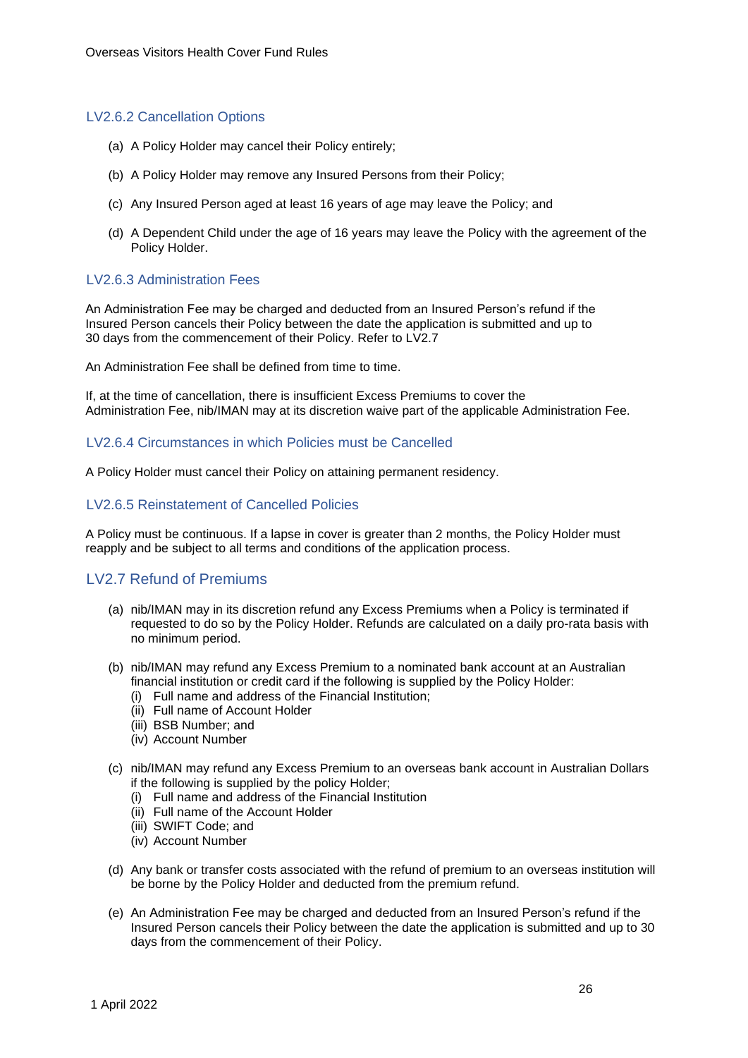### LV2.6.2 Cancellation Options

(a) A Policy Holder may cancel their Policy entirely;

(b) A Policy Holder may remove any Insured Persons from their Policy;

(c) Any Insured Person aged at least 16 years of age may leave the Policy; and

(d) A Dependent Child under the age of 16 years may leave the Policy with the agreement of the Policy Holder.

### LV2.6.3 Administration Fees

An Administration Fee may be charged and deducted from an Insured Person's refund if the Insured Person cancels their Policy between the date the application is submitted and up to 30 days from the commencement of their Policy. Refer to LV2.7

An Administration Fee shall be defined from time to time.

If, at the time of cancellation, there is insufficient Excess Premiums to cover the Administration Fee, nib/IMAN may at its discretion waive part of the applicable Administration Fee.

### LV2.6.4 Circumstances in which Policies must be Cancelled

A Policy Holder must cancel their Policy on attaining permanent residency.

### LV2.6.5 Reinstatement of Cancelled Policies

A Policy must be continuous. If a lapse in cover is greater than 2 months, the Policy Holder must reapply and be subject to all terms and conditions of the application process.

## LV2.7 Refund of Premiums

(a) nib/IMAN may in its discretion refund any Excess Premiums when a Policy is terminated if requested to do so by the Policy Holder. Refunds are calculated on a daily pro-rata basis with no minimum period.

(b) nib/IMAN may refund any Excess Premium to a nominated bank account at an Australian financial institution or credit card if the following is supplied by the Policy Holder:
   (i) Full name and address of the Financial Institution;
   (ii) Full name of Account Holder
   (iii) BSB Number; and
   (iv) Account Number

(c) nib/IMAN may refund any Excess Premium to an overseas bank account in Australian Dollars if the following is supplied by the policy Holder;
   (i) Full name and address of the Financial Institution
   (ii) Full name of the Account Holder
   (iii) SWIFT Code; and
   (iv) Account Number

(d) Any bank or transfer costs associated with the refund of premium to an overseas institution will be borne by the Policy Holder and deducted from the premium refund.

(e) An Administration Fee may be charged and deducted from an Insured Person's refund if the Insured Person cancels their Policy between the date the application is submitted and up to 30 days from the commencement of their Policy.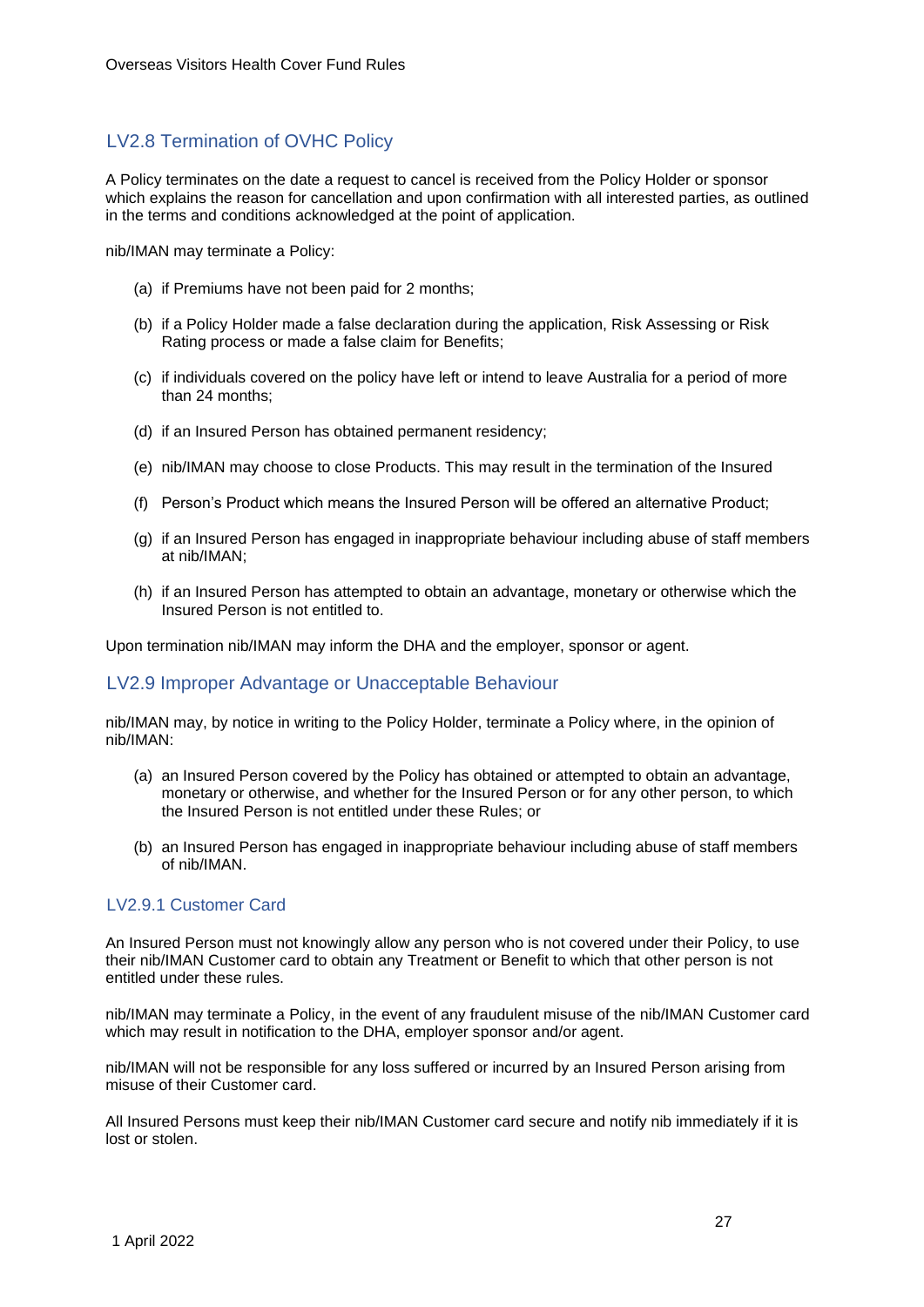## LV2.8 Termination of OVHC Policy

A Policy terminates on the date a request to cancel is received from the Policy Holder or sponsor which explains the reason for cancellation and upon confirmation with all interested parties, as outlined in the terms and conditions acknowledged at the point of application.

nib/IMAN may terminate a Policy:

(a) if Premiums have not been paid for 2 months;

(b) if a Policy Holder made a false declaration during the application, Risk Assessing or Risk Rating process or made a false claim for Benefits;

(c) if individuals covered on the policy have left or intend to leave Australia for a period of more than 24 months;

(d) if an Insured Person has obtained permanent residency;

(e) nib/IMAN may choose to close Products. This may result in the termination of the Insured

(f) Person's Product which means the Insured Person will be offered an alternative Product;

(g) if an Insured Person has engaged in inappropriate behaviour including abuse of staff members at nib/IMAN;

(h) if an Insured Person has attempted to obtain an advantage, monetary or otherwise which the Insured Person is not entitled to.

Upon termination nib/IMAN may inform the DHA and the employer, sponsor or agent.

## LV2.9 Improper Advantage or Unacceptable Behaviour

nib/IMAN may, by notice in writing to the Policy Holder, terminate a Policy where, in the opinion of nib/IMAN:

(a) an Insured Person covered by the Policy has obtained or attempted to obtain an advantage, monetary or otherwise, and whether for the Insured Person or for any other person, to which the Insured Person is not entitled under these Rules; or

(b) an Insured Person has engaged in inappropriate behaviour including abuse of staff members of nib/IMAN.

### LV2.9.1 Customer Card

An Insured Person must not knowingly allow any person who is not covered under their Policy, to use their nib/IMAN Customer card to obtain any Treatment or Benefit to which that other person is not entitled under these rules.

nib/IMAN may terminate a Policy, in the event of any fraudulent misuse of the nib/IMAN Customer card which may result in notification to the DHA, employer sponsor and/or agent.

nib/IMAN will not be responsible for any loss suffered or incurred by an Insured Person arising from misuse of their Customer card.

All Insured Persons must keep their nib/IMAN Customer card secure and notify nib immediately if it is lost or stolen.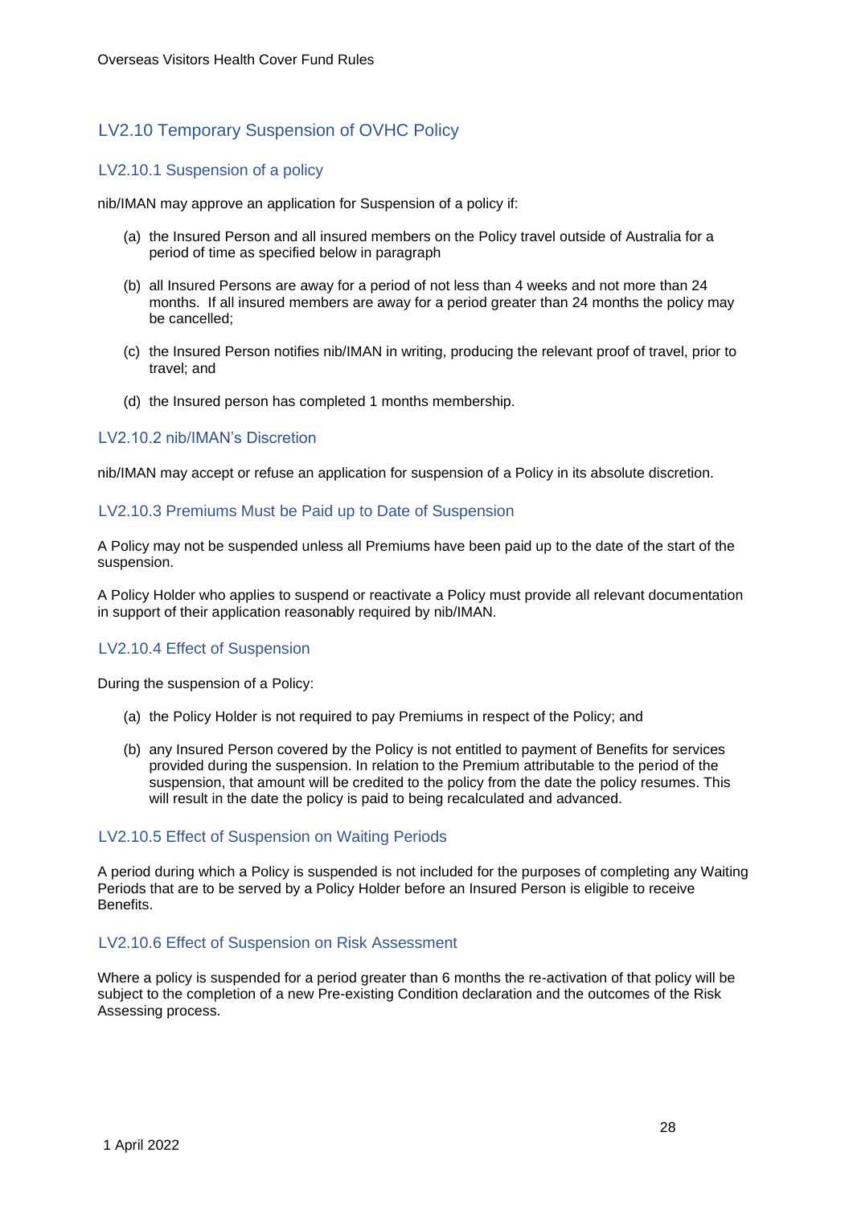## LV2.10 Temporary Suspension of OVHC Policy

### LV2.10.1 Suspension of a policy

nib/IMAN may approve an application for Suspension of a policy if:

(a) the Insured Person and all insured members on the Policy travel outside of Australia for a period of time as specified below in paragraph

(b) all Insured Persons are away for a period of not less than 4 weeks and not more than 24 months. If all insured members are away for a period greater than 24 months the policy may be cancelled;

(c) the Insured Person notifies nib/IMAN in writing, producing the relevant proof of travel, prior to travel; and

(d) the Insured person has completed 1 months membership.

### LV2.10.2 nib/IMAN's Discretion

nib/IMAN may accept or refuse an application for suspension of a Policy in its absolute discretion.

### LV2.10.3 Premiums Must be Paid up to Date of Suspension

A Policy may not be suspended unless all Premiums have been paid up to the date of the start of the suspension.

A Policy Holder who applies to suspend or reactivate a Policy must provide all relevant documentation in support of their application reasonably required by nib/IMAN.

### LV2.10.4 Effect of Suspension

During the suspension of a Policy:

(a) the Policy Holder is not required to pay Premiums in respect of the Policy; and

(b) any Insured Person covered by the Policy is not entitled to payment of Benefits for services provided during the suspension. In relation to the Premium attributable to the period of the suspension, that amount will be credited to the policy from the date the policy resumes. This will result in the date the policy is paid to being recalculated and advanced.

### LV2.10.5 Effect of Suspension on Waiting Periods

A period during which a Policy is suspended is not included for the purposes of completing any Waiting Periods that are to be served by a Policy Holder before an Insured Person is eligible to receive Benefits.

### LV2.10.6 Effect of Suspension on Risk Assessment

Where a policy is suspended for a period greater than 6 months the re-activation of that policy will be subject to the completion of a new Pre-existing Condition declaration and the outcomes of the Risk Assessing process.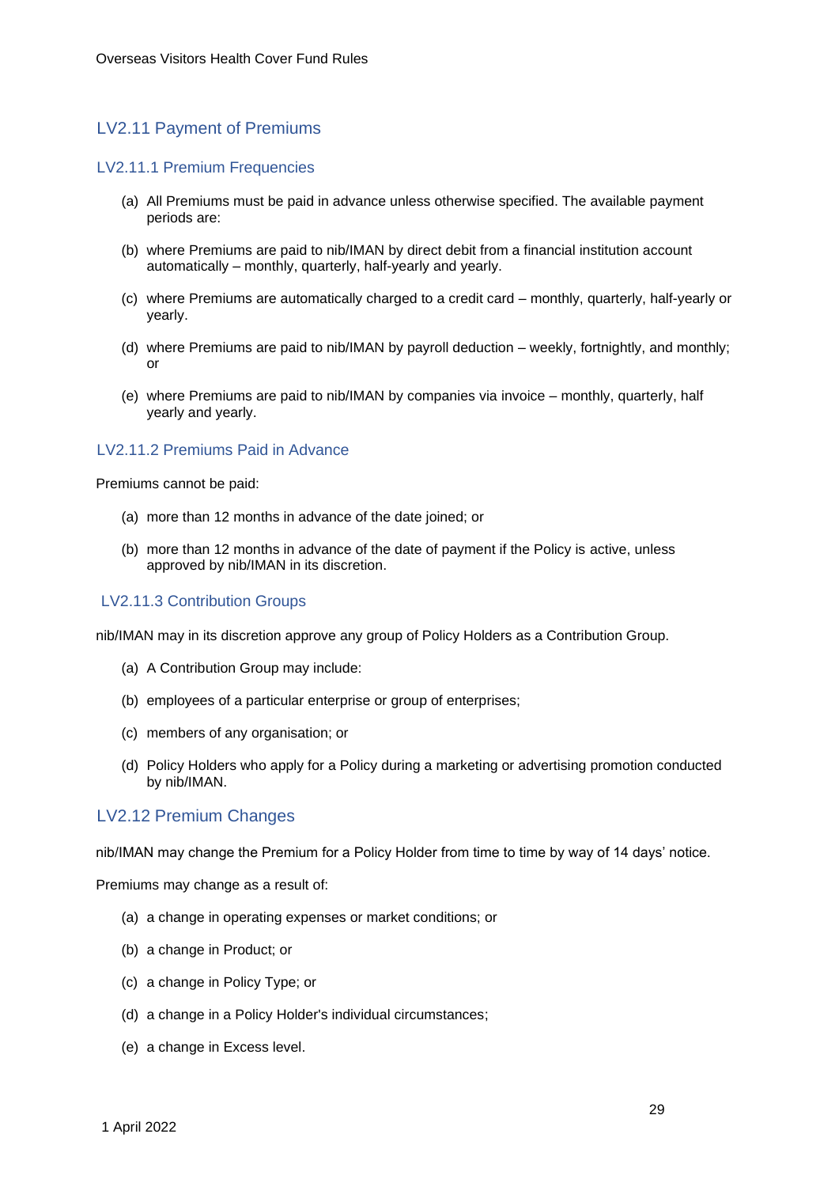## LV2.11 Payment of Premiums

### LV2.11.1 Premium Frequencies

(a) All Premiums must be paid in advance unless otherwise specified. The available payment periods are:

(b) where Premiums are paid to nib/IMAN by direct debit from a financial institution account automatically – monthly, quarterly, half-yearly and yearly.

(c) where Premiums are automatically charged to a credit card – monthly, quarterly, half-yearly or yearly.

(d) where Premiums are paid to nib/IMAN by payroll deduction – weekly, fortnightly, and monthly; or

(e) where Premiums are paid to nib/IMAN by companies via invoice – monthly, quarterly, half yearly and yearly.

### LV2.11.2 Premiums Paid in Advance

Premiums cannot be paid:

(a) more than 12 months in advance of the date joined; or

(b) more than 12 months in advance of the date of payment if the Policy is active, unless approved by nib/IMAN in its discretion.

### LV2.11.3 Contribution Groups

nib/IMAN may in its discretion approve any group of Policy Holders as a Contribution Group.

(a) A Contribution Group may include:

(b) employees of a particular enterprise or group of enterprises;

(c) members of any organisation; or

(d) Policy Holders who apply for a Policy during a marketing or advertising promotion conducted by nib/IMAN.

## LV2.12 Premium Changes

nib/IMAN may change the Premium for a Policy Holder from time to time by way of 14 days' notice.

Premiums may change as a result of:

(a) a change in operating expenses or market conditions; or

(b) a change in Product; or

(c) a change in Policy Type; or

(d) a change in a Policy Holder's individual circumstances;

(e) a change in Excess level.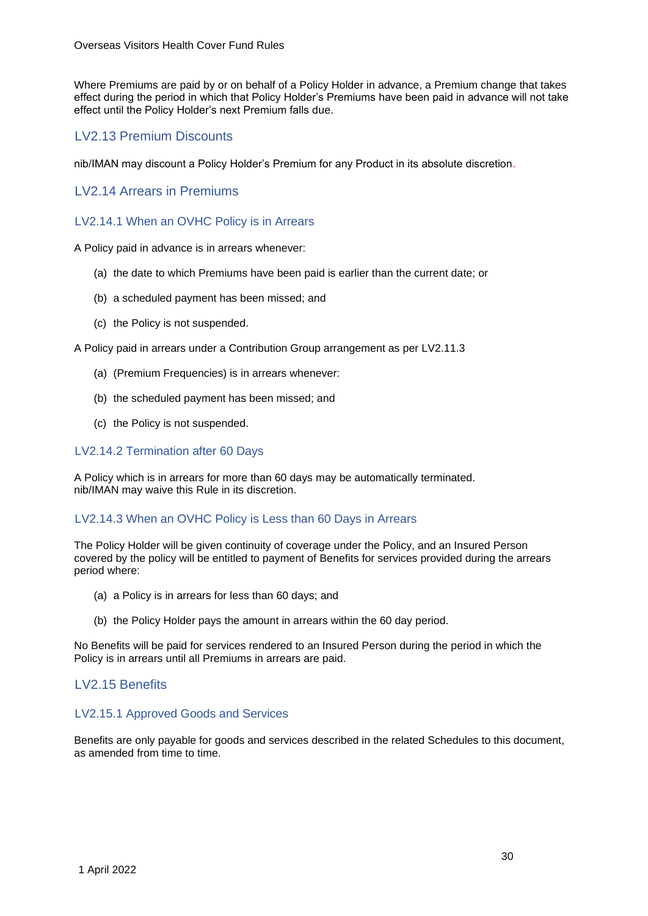Where Premiums are paid by or on behalf of a Policy Holder in advance, a Premium change that takes effect during the period in which that Policy Holder's Premiums have been paid in advance will not take effect until the Policy Holder's next Premium falls due.

## LV2.13 Premium Discounts

nib/IMAN may discount a Policy Holder's Premium for any Product in its absolute discretion.

## LV2.14 Arrears in Premiums

### LV2.14.1 When an OVHC Policy is in Arrears

A Policy paid in advance is in arrears whenever:

(a) the date to which Premiums have been paid is earlier than the current date; or

(b) a scheduled payment has been missed; and

(c) the Policy is not suspended.

A Policy paid in arrears under a Contribution Group arrangement as per LV2.11.3

(a) (Premium Frequencies) is in arrears whenever:

(b) the scheduled payment has been missed; and

(c) the Policy is not suspended.

### LV2.14.2 Termination after 60 Days

A Policy which is in arrears for more than 60 days may be automatically terminated.
nib/IMAN may waive this Rule in its discretion.

### LV2.14.3 When an OVHC Policy is Less than 60 Days in Arrears

The Policy Holder will be given continuity of coverage under the Policy, and an Insured Person covered by the policy will be entitled to payment of Benefits for services provided during the arrears period where:

(a) a Policy is in arrears for less than 60 days; and

(b) the Policy Holder pays the amount in arrears within the 60 day period.

No Benefits will be paid for services rendered to an Insured Person during the period in which the Policy is in arrears until all Premiums in arrears are paid.

## LV2.15 Benefits

### LV2.15.1 Approved Goods and Services

Benefits are only payable for goods and services described in the related Schedules to this document, as amended from time to time.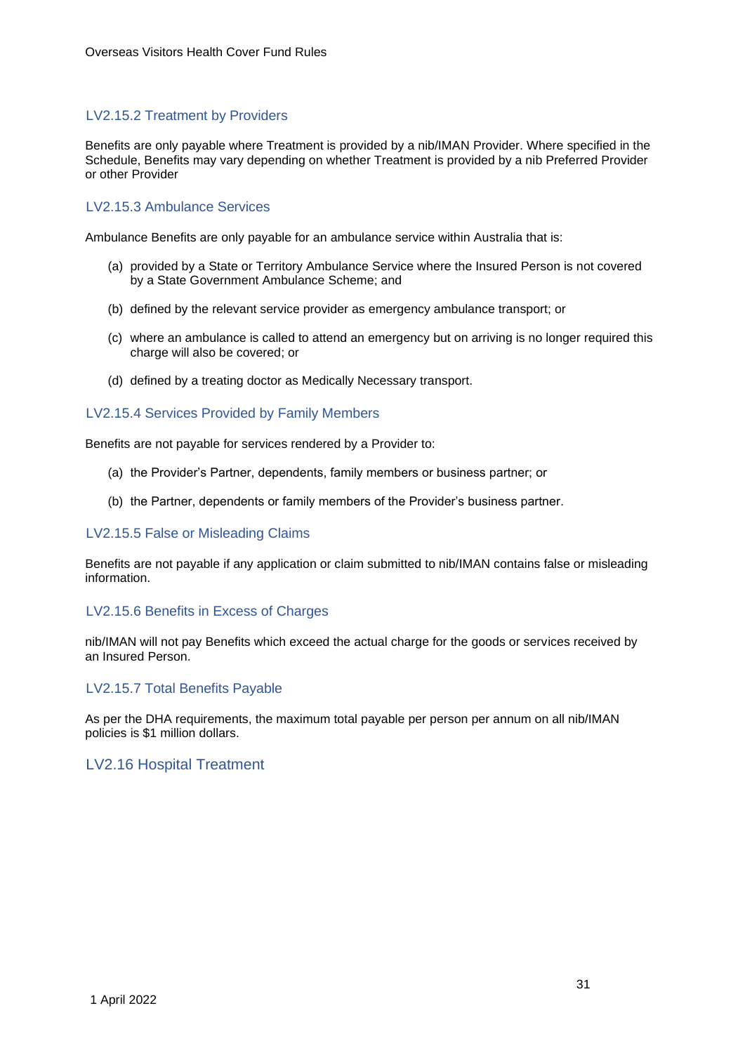### LV2.15.2 Treatment by Providers

Benefits are only payable where Treatment is provided by a nib/IMAN Provider. Where specified in the Schedule, Benefits may vary depending on whether Treatment is provided by a nib Preferred Provider or other Provider

### LV2.15.3 Ambulance Services

Ambulance Benefits are only payable for an ambulance service within Australia that is:

(a) provided by a State or Territory Ambulance Service where the Insured Person is not covered by a State Government Ambulance Scheme; and

(b) defined by the relevant service provider as emergency ambulance transport; or

(c) where an ambulance is called to attend an emergency but on arriving is no longer required this charge will also be covered; or

(d) defined by a treating doctor as Medically Necessary transport.

### LV2.15.4 Services Provided by Family Members

Benefits are not payable for services rendered by a Provider to:

(a) the Provider's Partner, dependents, family members or business partner; or

(b) the Partner, dependents or family members of the Provider's business partner.

### LV2.15.5 False or Misleading Claims

Benefits are not payable if any application or claim submitted to nib/IMAN contains false or misleading information.

### LV2.15.6 Benefits in Excess of Charges

nib/IMAN will not pay Benefits which exceed the actual charge for the goods or services received by an Insured Person.

### LV2.15.7 Total Benefits Payable

As per the DHA requirements, the maximum total payable per person per annum on all nib/IMAN policies is $1 million dollars.

## LV2.16 Hospital Treatment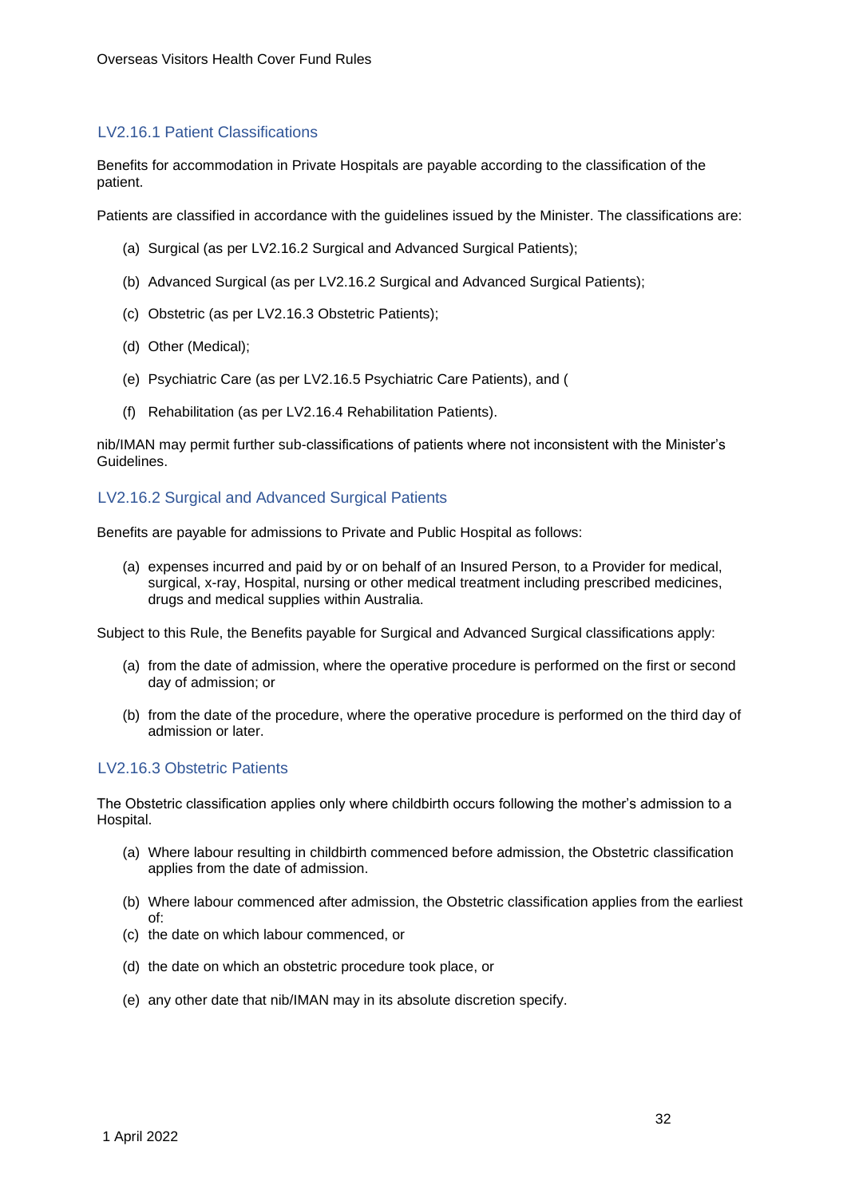### LV2.16.1 Patient Classifications

Benefits for accommodation in Private Hospitals are payable according to the classification of the patient.

Patients are classified in accordance with the guidelines issued by the Minister. The classifications are:

(a) Surgical (as per LV2.16.2 Surgical and Advanced Surgical Patients);

(b) Advanced Surgical (as per LV2.16.2 Surgical and Advanced Surgical Patients);

(c) Obstetric (as per LV2.16.3 Obstetric Patients);

(d) Other (Medical);

(e) Psychiatric Care (as per LV2.16.5 Psychiatric Care Patients), and (

(f) Rehabilitation (as per LV2.16.4 Rehabilitation Patients).

nib/IMAN may permit further sub-classifications of patients where not inconsistent with the Minister's Guidelines.

### LV2.16.2 Surgical and Advanced Surgical Patients

Benefits are payable for admissions to Private and Public Hospital as follows:

(a) expenses incurred and paid by or on behalf of an Insured Person, to a Provider for medical, surgical, x-ray, Hospital, nursing or other medical treatment including prescribed medicines, drugs and medical supplies within Australia.

Subject to this Rule, the Benefits payable for Surgical and Advanced Surgical classifications apply:

(a) from the date of admission, where the operative procedure is performed on the first or second day of admission; or

(b) from the date of the procedure, where the operative procedure is performed on the third day of admission or later.

### LV2.16.3 Obstetric Patients

The Obstetric classification applies only where childbirth occurs following the mother's admission to a Hospital.

(a) Where labour resulting in childbirth commenced before admission, the Obstetric classification applies from the date of admission.

(b) Where labour commenced after admission, the Obstetric classification applies from the earliest of:

(c) the date on which labour commenced, or

(d) the date on which an obstetric procedure took place, or

(e) any other date that nib/IMAN may in its absolute discretion specify.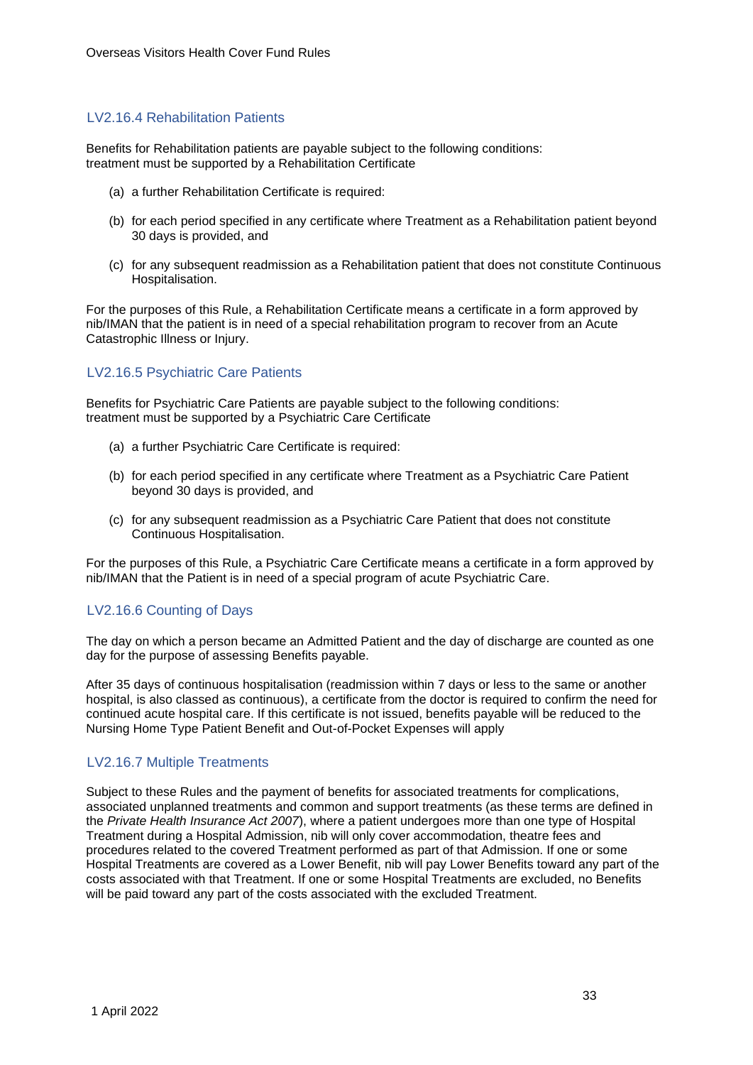### LV2.16.4 Rehabilitation Patients

Benefits for Rehabilitation patients are payable subject to the following conditions:
treatment must be supported by a Rehabilitation Certificate

(a) a further Rehabilitation Certificate is required:

(b) for each period specified in any certificate where Treatment as a Rehabilitation patient beyond 30 days is provided, and

(c) for any subsequent readmission as a Rehabilitation patient that does not constitute Continuous Hospitalisation.

For the purposes of this Rule, a Rehabilitation Certificate means a certificate in a form approved by nib/IMAN that the patient is in need of a special rehabilitation program to recover from an Acute Catastrophic Illness or Injury.

### LV2.16.5 Psychiatric Care Patients

Benefits for Psychiatric Care Patients are payable subject to the following conditions:
treatment must be supported by a Psychiatric Care Certificate

(a) a further Psychiatric Care Certificate is required:

(b) for each period specified in any certificate where Treatment as a Psychiatric Care Patient beyond 30 days is provided, and

(c) for any subsequent readmission as a Psychiatric Care Patient that does not constitute Continuous Hospitalisation.

For the purposes of this Rule, a Psychiatric Care Certificate means a certificate in a form approved by nib/IMAN that the Patient is in need of a special program of acute Psychiatric Care.

### LV2.16.6 Counting of Days

The day on which a person became an Admitted Patient and the day of discharge are counted as one day for the purpose of assessing Benefits payable.

After 35 days of continuous hospitalisation (readmission within 7 days or less to the same or another hospital, is also classed as continuous), a certificate from the doctor is required to confirm the need for continued acute hospital care. If this certificate is not issued, benefits payable will be reduced to the Nursing Home Type Patient Benefit and Out-of-Pocket Expenses will apply

### LV2.16.7 Multiple Treatments

Subject to these Rules and the payment of benefits for associated treatments for complications, associated unplanned treatments and common and support treatments (as these terms are defined in the *Private Health Insurance Act 2007*), where a patient undergoes more than one type of Hospital Treatment during a Hospital Admission, nib will only cover accommodation, theatre fees and procedures related to the covered Treatment performed as part of that Admission. If one or some Hospital Treatments are covered as a Lower Benefit, nib will pay Lower Benefits toward any part of the costs associated with that Treatment. If one or some Hospital Treatments are excluded, no Benefits will be paid toward any part of the costs associated with the excluded Treatment.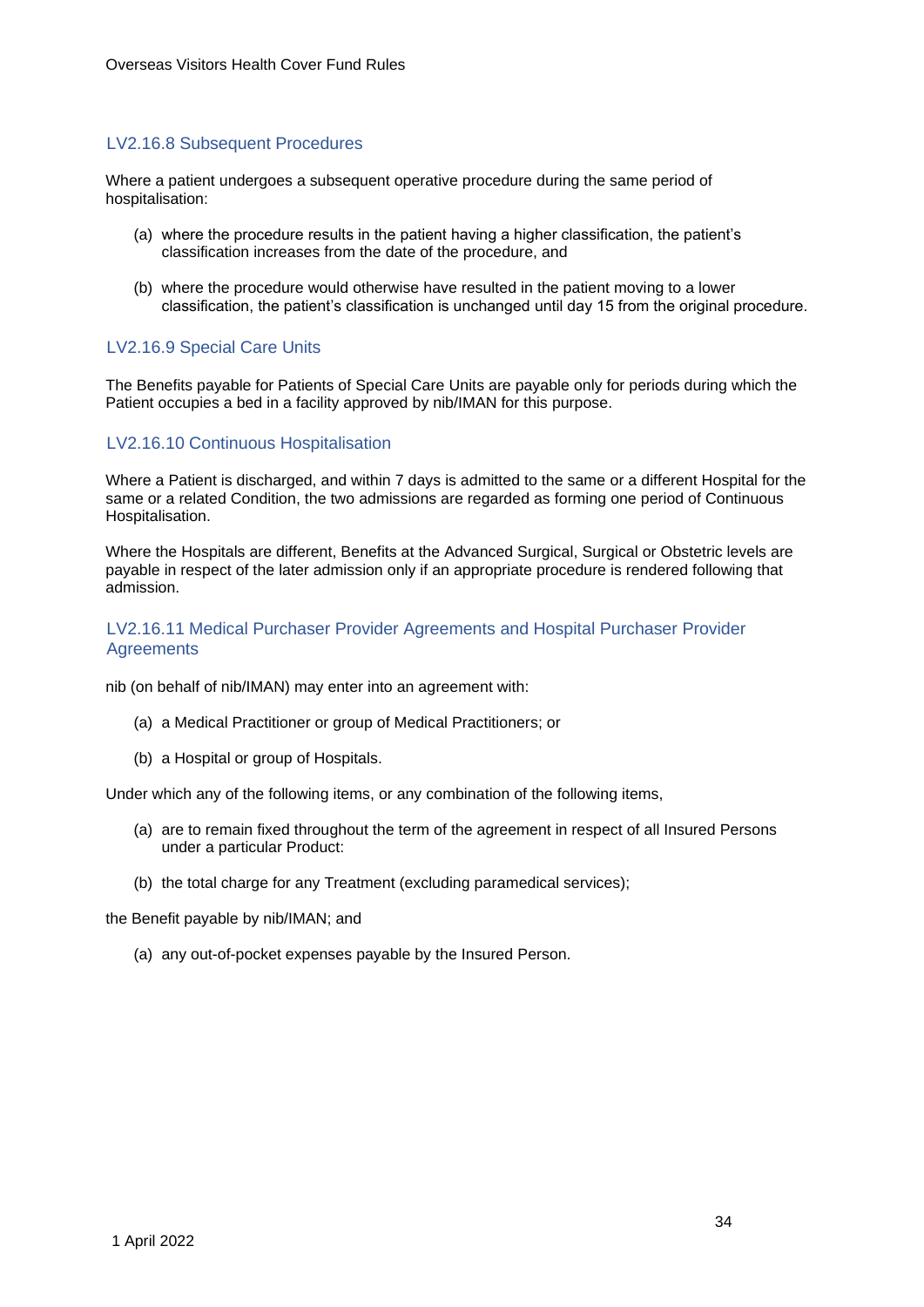### LV2.16.8 Subsequent Procedures

Where a patient undergoes a subsequent operative procedure during the same period of hospitalisation:

(a) where the procedure results in the patient having a higher classification, the patient's classification increases from the date of the procedure, and

(b) where the procedure would otherwise have resulted in the patient moving to a lower classification, the patient's classification is unchanged until day 15 from the original procedure.

### LV2.16.9 Special Care Units

The Benefits payable for Patients of Special Care Units are payable only for periods during which the Patient occupies a bed in a facility approved by nib/IMAN for this purpose.

### LV2.16.10 Continuous Hospitalisation

Where a Patient is discharged, and within 7 days is admitted to the same or a different Hospital for the same or a related Condition, the two admissions are regarded as forming one period of Continuous Hospitalisation.

Where the Hospitals are different, Benefits at the Advanced Surgical, Surgical or Obstetric levels are payable in respect of the later admission only if an appropriate procedure is rendered following that admission.

### LV2.16.11 Medical Purchaser Provider Agreements and Hospital Purchaser Provider Agreements

nib (on behalf of nib/IMAN) may enter into an agreement with:

(a) a Medical Practitioner or group of Medical Practitioners; or

(b) a Hospital or group of Hospitals.

Under which any of the following items, or any combination of the following items,

(a) are to remain fixed throughout the term of the agreement in respect of all Insured Persons under a particular Product:

(b) the total charge for any Treatment (excluding paramedical services);

the Benefit payable by nib/IMAN; and

(a) any out-of-pocket expenses payable by the Insured Person.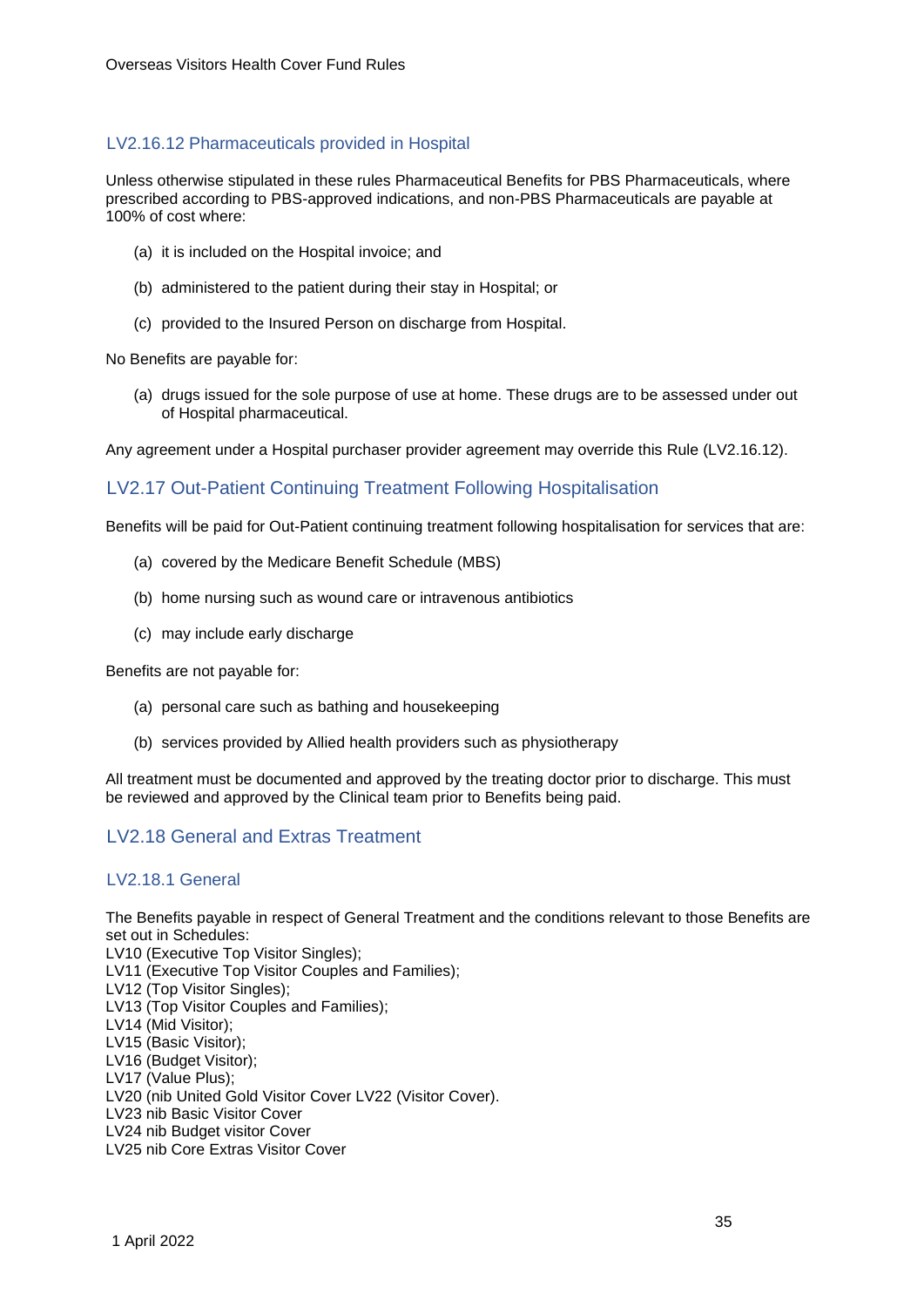### LV2.16.12 Pharmaceuticals provided in Hospital

Unless otherwise stipulated in these rules Pharmaceutical Benefits for PBS Pharmaceuticals, where prescribed according to PBS-approved indications, and non-PBS Pharmaceuticals are payable at 100% of cost where:

(a) it is included on the Hospital invoice; and

(b) administered to the patient during their stay in Hospital; or

(c) provided to the Insured Person on discharge from Hospital.

No Benefits are payable for:

(a) drugs issued for the sole purpose of use at home. These drugs are to be assessed under out of Hospital pharmaceutical.

Any agreement under a Hospital purchaser provider agreement may override this Rule (LV2.16.12).

## LV2.17 Out-Patient Continuing Treatment Following Hospitalisation

Benefits will be paid for Out-Patient continuing treatment following hospitalisation for services that are:

(a) covered by the Medicare Benefit Schedule (MBS)

(b) home nursing such as wound care or intravenous antibiotics

(c) may include early discharge

Benefits are not payable for:

(a) personal care such as bathing and housekeeping

(b) services provided by Allied health providers such as physiotherapy

All treatment must be documented and approved by the treating doctor prior to discharge. This must be reviewed and approved by the Clinical team prior to Benefits being paid.

## LV2.18 General and Extras Treatment

### LV2.18.1 General

The Benefits payable in respect of General Treatment and the conditions relevant to those Benefits are set out in Schedules:  
LV10 (Executive Top Visitor Singles);  
LV11 (Executive Top Visitor Couples and Families);  
LV12 (Top Visitor Singles);  
LV13 (Top Visitor Couples and Families);  
LV14 (Mid Visitor);  
LV15 (Basic Visitor);  
LV16 (Budget Visitor);  
LV17 (Value Plus);  
LV20 (nib United Gold Visitor Cover LV22 (Visitor Cover).  
LV23 nib Basic Visitor Cover  
LV24 nib Budget visitor Cover  
LV25 nib Core Extras Visitor Cover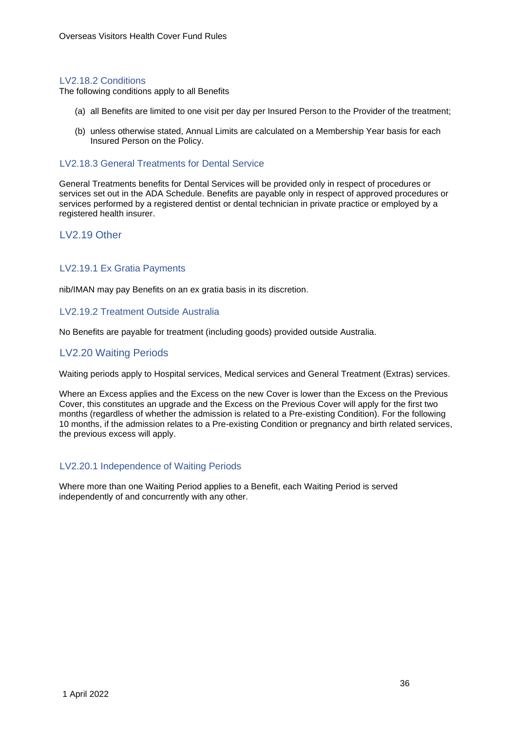### LV2.18.2 Conditions

The following conditions apply to all Benefits

(a) all Benefits are limited to one visit per day per Insured Person to the Provider of the treatment;

(b) unless otherwise stated, Annual Limits are calculated on a Membership Year basis for each Insured Person on the Policy.

### LV2.18.3 General Treatments for Dental Service

General Treatments benefits for Dental Services will be provided only in respect of procedures or services set out in the ADA Schedule. Benefits are payable only in respect of approved procedures or services performed by a registered dentist or dental technician in private practice or employed by a registered health insurer.

## LV2.19 Other

### LV2.19.1 Ex Gratia Payments

nib/IMAN may pay Benefits on an ex gratia basis in its discretion.

### LV2.19.2 Treatment Outside Australia

No Benefits are payable for treatment (including goods) provided outside Australia.

## LV2.20 Waiting Periods

Waiting periods apply to Hospital services, Medical services and General Treatment (Extras) services.

Where an Excess applies and the Excess on the new Cover is lower than the Excess on the Previous Cover, this constitutes an upgrade and the Excess on the Previous Cover will apply for the first two months (regardless of whether the admission is related to a Pre-existing Condition). For the following 10 months, if the admission relates to a Pre-existing Condition or pregnancy and birth related services, the previous excess will apply.

### LV2.20.1 Independence of Waiting Periods

Where more than one Waiting Period applies to a Benefit, each Waiting Period is served independently of and concurrently with any other.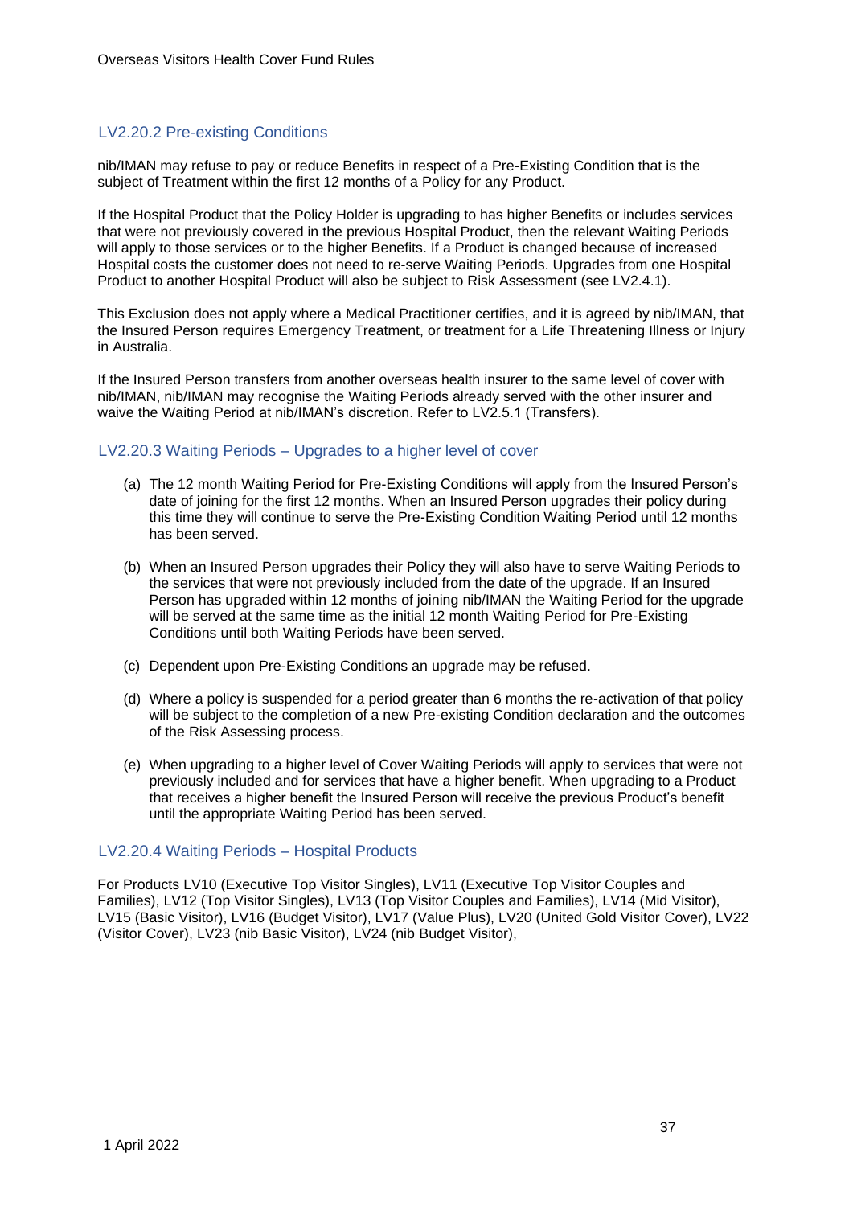### LV2.20.2 Pre-existing Conditions

nib/IMAN may refuse to pay or reduce Benefits in respect of a Pre-Existing Condition that is the subject of Treatment within the first 12 months of a Policy for any Product.

If the Hospital Product that the Policy Holder is upgrading to has higher Benefits or includes services that were not previously covered in the previous Hospital Product, then the relevant Waiting Periods will apply to those services or to the higher Benefits. If a Product is changed because of increased Hospital costs the customer does not need to re-serve Waiting Periods. Upgrades from one Hospital Product to another Hospital Product will also be subject to Risk Assessment (see LV2.4.1).

This Exclusion does not apply where a Medical Practitioner certifies, and it is agreed by nib/IMAN, that the Insured Person requires Emergency Treatment, or treatment for a Life Threatening Illness or Injury in Australia.

If the Insured Person transfers from another overseas health insurer to the same level of cover with nib/IMAN, nib/IMAN may recognise the Waiting Periods already served with the other insurer and waive the Waiting Period at nib/IMAN's discretion. Refer to LV2.5.1 (Transfers).

### LV2.20.3 Waiting Periods – Upgrades to a higher level of cover

(a) The 12 month Waiting Period for Pre-Existing Conditions will apply from the Insured Person's date of joining for the first 12 months. When an Insured Person upgrades their policy during this time they will continue to serve the Pre-Existing Condition Waiting Period until 12 months has been served.

(b) When an Insured Person upgrades their Policy they will also have to serve Waiting Periods to the services that were not previously included from the date of the upgrade. If an Insured Person has upgraded within 12 months of joining nib/IMAN the Waiting Period for the upgrade will be served at the same time as the initial 12 month Waiting Period for Pre-Existing Conditions until both Waiting Periods have been served.

(c) Dependent upon Pre-Existing Conditions an upgrade may be refused.

(d) Where a policy is suspended for a period greater than 6 months the re-activation of that policy will be subject to the completion of a new Pre-existing Condition declaration and the outcomes of the Risk Assessing process.

(e) When upgrading to a higher level of Cover Waiting Periods will apply to services that were not previously included and for services that have a higher benefit. When upgrading to a Product that receives a higher benefit the Insured Person will receive the previous Product's benefit until the appropriate Waiting Period has been served.

### LV2.20.4 Waiting Periods – Hospital Products

For Products LV10 (Executive Top Visitor Singles), LV11 (Executive Top Visitor Couples and Families), LV12 (Top Visitor Singles), LV13 (Top Visitor Couples and Families), LV14 (Mid Visitor), LV15 (Basic Visitor), LV16 (Budget Visitor), LV17 (Value Plus), LV20 (United Gold Visitor Cover), LV22 (Visitor Cover), LV23 (nib Basic Visitor), LV24 (nib Budget Visitor),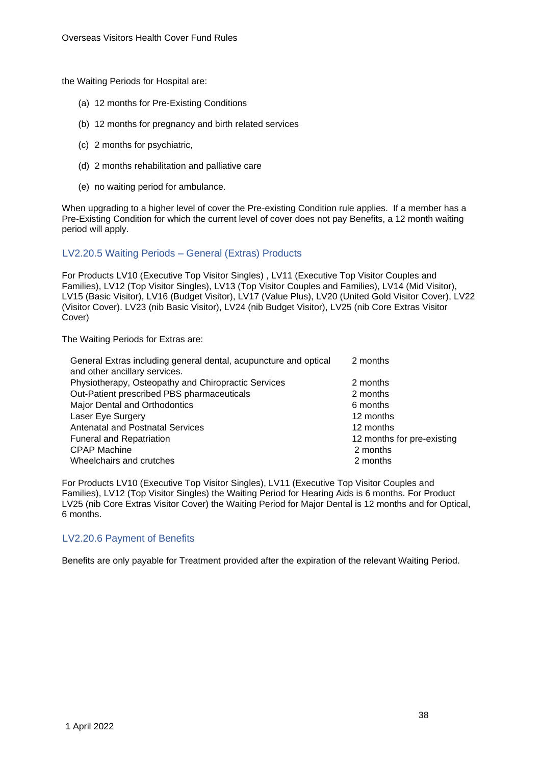the Waiting Periods for Hospital are:

(a) 12 months for Pre-Existing Conditions

(b) 12 months for pregnancy and birth related services

(c) 2 months for psychiatric,

(d) 2 months rehabilitation and palliative care

(e) no waiting period for ambulance.

When upgrading to a higher level of cover the Pre-existing Condition rule applies. If a member has a Pre-Existing Condition for which the current level of cover does not pay Benefits, a 12 month waiting period will apply.

### LV2.20.5 Waiting Periods – General (Extras) Products

For Products LV10 (Executive Top Visitor Singles) , LV11 (Executive Top Visitor Couples and Families), LV12 (Top Visitor Singles), LV13 (Top Visitor Couples and Families), LV14 (Mid Visitor), LV15 (Basic Visitor), LV16 (Budget Visitor), LV17 (Value Plus), LV20 (United Gold Visitor Cover), LV22 (Visitor Cover). LV23 (nib Basic Visitor), LV24 (nib Budget Visitor), LV25 (nib Core Extras Visitor Cover)

The Waiting Periods for Extras are:

| | |
|---|---|
| General Extras including general dental, acupuncture and optical and other ancillary services. | 2 months |
| Physiotherapy, Osteopathy and Chiropractic Services | 2 months |
| Out-Patient prescribed PBS pharmaceuticals | 2 months |
| Major Dental and Orthodontics | 6 months |
| Laser Eye Surgery | 12 months |
| Antenatal and Postnatal Services | 12 months |
| Funeral and Repatriation | 12 months for pre-existing |
| CPAP Machine | 2 months |
| Wheelchairs and crutches | 2 months |

For Products LV10 (Executive Top Visitor Singles), LV11 (Executive Top Visitor Couples and Families), LV12 (Top Visitor Singles) the Waiting Period for Hearing Aids is 6 months. For Product LV25 (nib Core Extras Visitor Cover) the Waiting Period for Major Dental is 12 months and for Optical, 6 months.

### LV2.20.6 Payment of Benefits

Benefits are only payable for Treatment provided after the expiration of the relevant Waiting Period.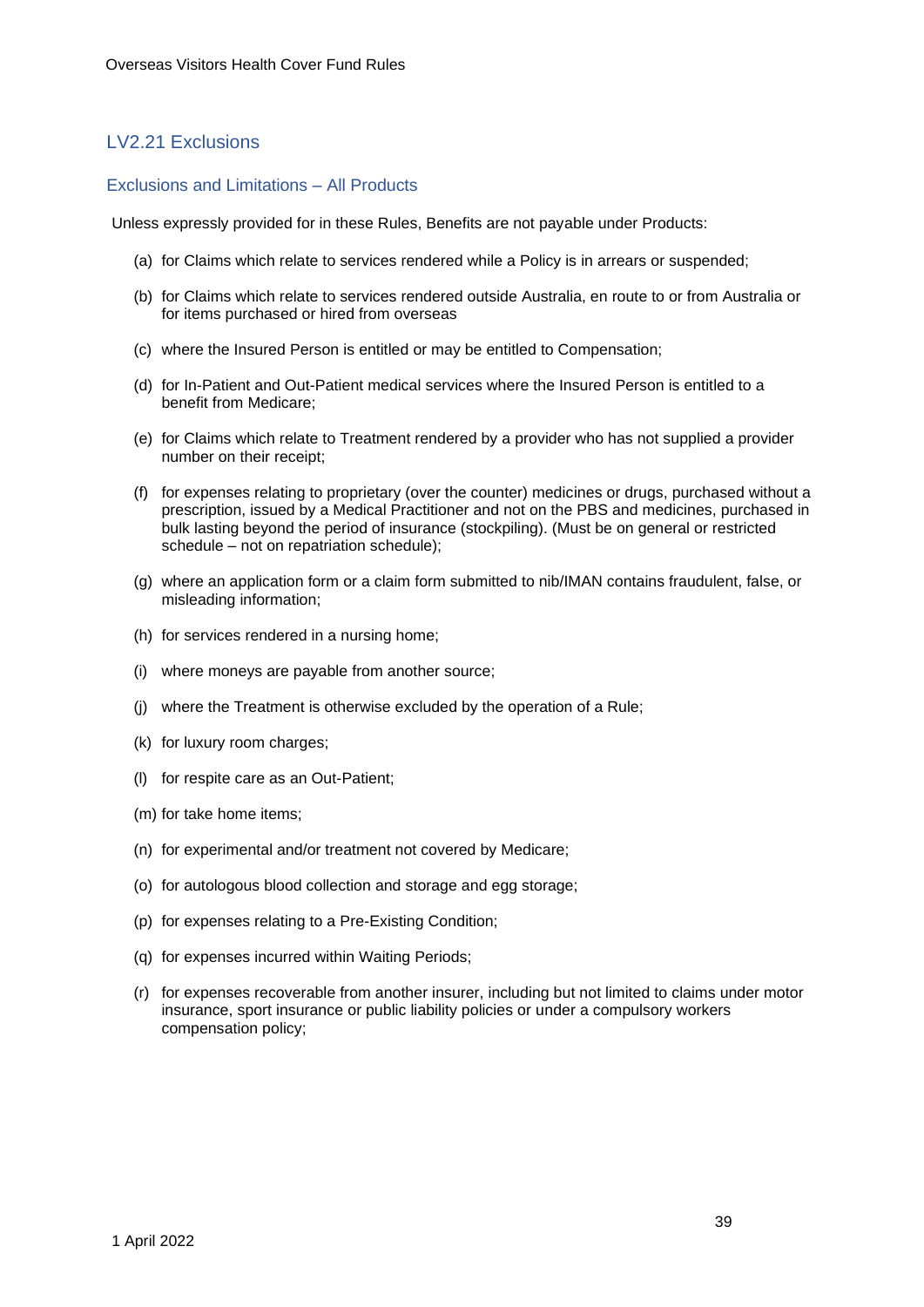## LV2.21 Exclusions

### Exclusions and Limitations – All Products

Unless expressly provided for in these Rules, Benefits are not payable under Products:

(a) for Claims which relate to services rendered while a Policy is in arrears or suspended;

(b) for Claims which relate to services rendered outside Australia, en route to or from Australia or for items purchased or hired from overseas

(c) where the Insured Person is entitled or may be entitled to Compensation;

(d) for In-Patient and Out-Patient medical services where the Insured Person is entitled to a benefit from Medicare;

(e) for Claims which relate to Treatment rendered by a provider who has not supplied a provider number on their receipt;

(f) for expenses relating to proprietary (over the counter) medicines or drugs, purchased without a prescription, issued by a Medical Practitioner and not on the PBS and medicines, purchased in bulk lasting beyond the period of insurance (stockpiling). (Must be on general or restricted schedule – not on repatriation schedule);

(g) where an application form or a claim form submitted to nib/IMAN contains fraudulent, false, or misleading information;

(h) for services rendered in a nursing home;

(i) where moneys are payable from another source;

(j) where the Treatment is otherwise excluded by the operation of a Rule;

(k) for luxury room charges;

(l) for respite care as an Out-Patient;

(m) for take home items;

(n) for experimental and/or treatment not covered by Medicare;

(o) for autologous blood collection and storage and egg storage;

(p) for expenses relating to a Pre-Existing Condition;

(q) for expenses incurred within Waiting Periods;

(r) for expenses recoverable from another insurer, including but not limited to claims under motor insurance, sport insurance or public liability policies or under a compulsory workers compensation policy;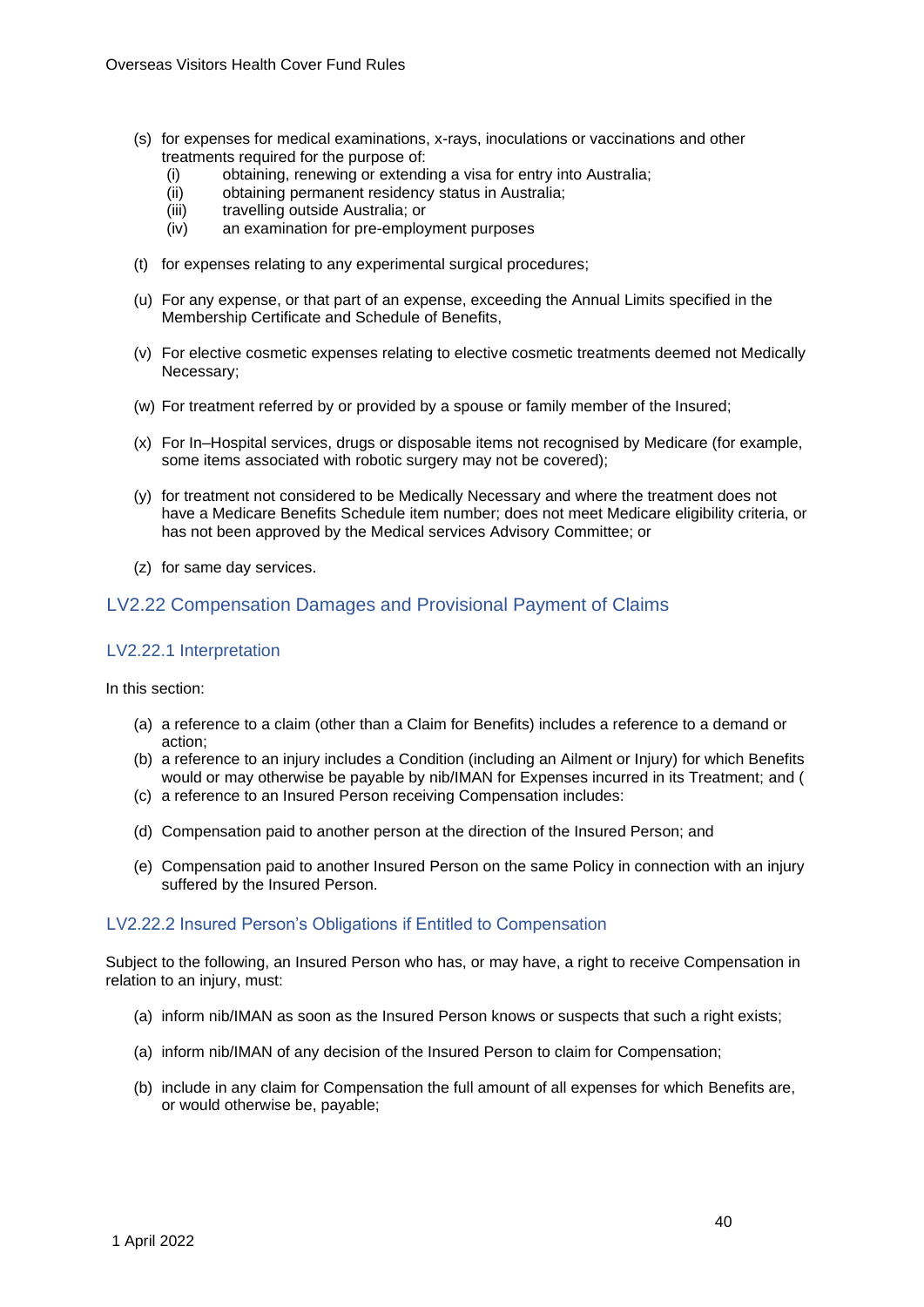(s) for expenses for medical examinations, x-rays, inoculations or vaccinations and other treatments required for the purpose of:
   (i) obtaining, renewing or extending a visa for entry into Australia;
   (ii) obtaining permanent residency status in Australia;
   (iii) travelling outside Australia; or
   (iv) an examination for pre-employment purposes

(t) for expenses relating to any experimental surgical procedures;

(u) For any expense, or that part of an expense, exceeding the Annual Limits specified in the Membership Certificate and Schedule of Benefits,

(v) For elective cosmetic expenses relating to elective cosmetic treatments deemed not Medically Necessary;

(w) For treatment referred by or provided by a spouse or family member of the Insured;

(x) For In–Hospital services, drugs or disposable items not recognised by Medicare (for example, some items associated with robotic surgery may not be covered);

(y) for treatment not considered to be Medically Necessary and where the treatment does not have a Medicare Benefits Schedule item number; does not meet Medicare eligibility criteria, or has not been approved by the Medical services Advisory Committee; or

(z) for same day services.

## LV2.22 Compensation Damages and Provisional Payment of Claims

### LV2.22.1 Interpretation

In this section:

(a) a reference to a claim (other than a Claim for Benefits) includes a reference to a demand or action;
(b) a reference to an injury includes a Condition (including an Ailment or Injury) for which Benefits would or may otherwise be payable by nib/IMAN for Expenses incurred in its Treatment; and (
(c) a reference to an Insured Person receiving Compensation includes:

(d) Compensation paid to another person at the direction of the Insured Person; and

(e) Compensation paid to another Insured Person on the same Policy in connection with an injury suffered by the Insured Person.

### LV2.22.2 Insured Person's Obligations if Entitled to Compensation

Subject to the following, an Insured Person who has, or may have, a right to receive Compensation in relation to an injury, must:

(a) inform nib/IMAN as soon as the Insured Person knows or suspects that such a right exists;

(a) inform nib/IMAN of any decision of the Insured Person to claim for Compensation;

(b) include in any claim for Compensation the full amount of all expenses for which Benefits are, or would otherwise be, payable;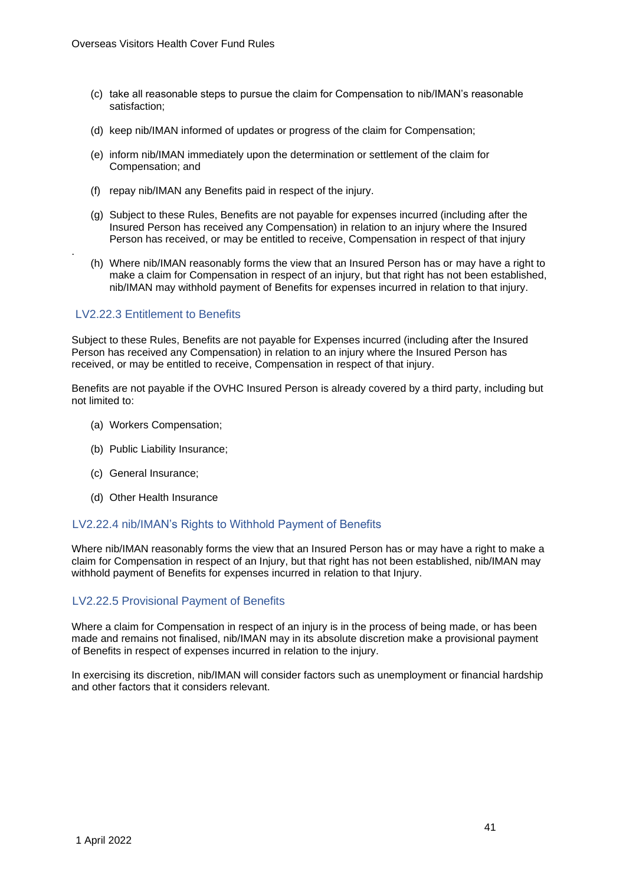(c) take all reasonable steps to pursue the claim for Compensation to nib/IMAN's reasonable satisfaction;

(d) keep nib/IMAN informed of updates or progress of the claim for Compensation;

(e) inform nib/IMAN immediately upon the determination or settlement of the claim for Compensation; and

(f) repay nib/IMAN any Benefits paid in respect of the injury.

(g) Subject to these Rules, Benefits are not payable for expenses incurred (including after the Insured Person has received any Compensation) in relation to an injury where the Insured Person has received, or may be entitled to receive, Compensation in respect of that injury

(h) Where nib/IMAN reasonably forms the view that an Insured Person has or may have a right to make a claim for Compensation in respect of an injury, but that right has not been established, nib/IMAN may withhold payment of Benefits for expenses incurred in relation to that injury.

### LV2.22.3 Entitlement to Benefits

Subject to these Rules, Benefits are not payable for Expenses incurred (including after the Insured Person has received any Compensation) in relation to an injury where the Insured Person has received, or may be entitled to receive, Compensation in respect of that injury.

Benefits are not payable if the OVHC Insured Person is already covered by a third party, including but not limited to:

(a) Workers Compensation;

(b) Public Liability Insurance;

(c) General Insurance;

(d) Other Health Insurance

### LV2.22.4 nib/IMAN's Rights to Withhold Payment of Benefits

Where nib/IMAN reasonably forms the view that an Insured Person has or may have a right to make a claim for Compensation in respect of an Injury, but that right has not been established, nib/IMAN may withhold payment of Benefits for expenses incurred in relation to that Injury.

### LV2.22.5 Provisional Payment of Benefits

Where a claim for Compensation in respect of an injury is in the process of being made, or has been made and remains not finalised, nib/IMAN may in its absolute discretion make a provisional payment of Benefits in respect of expenses incurred in relation to the injury.

In exercising its discretion, nib/IMAN will consider factors such as unemployment or financial hardship and other factors that it considers relevant.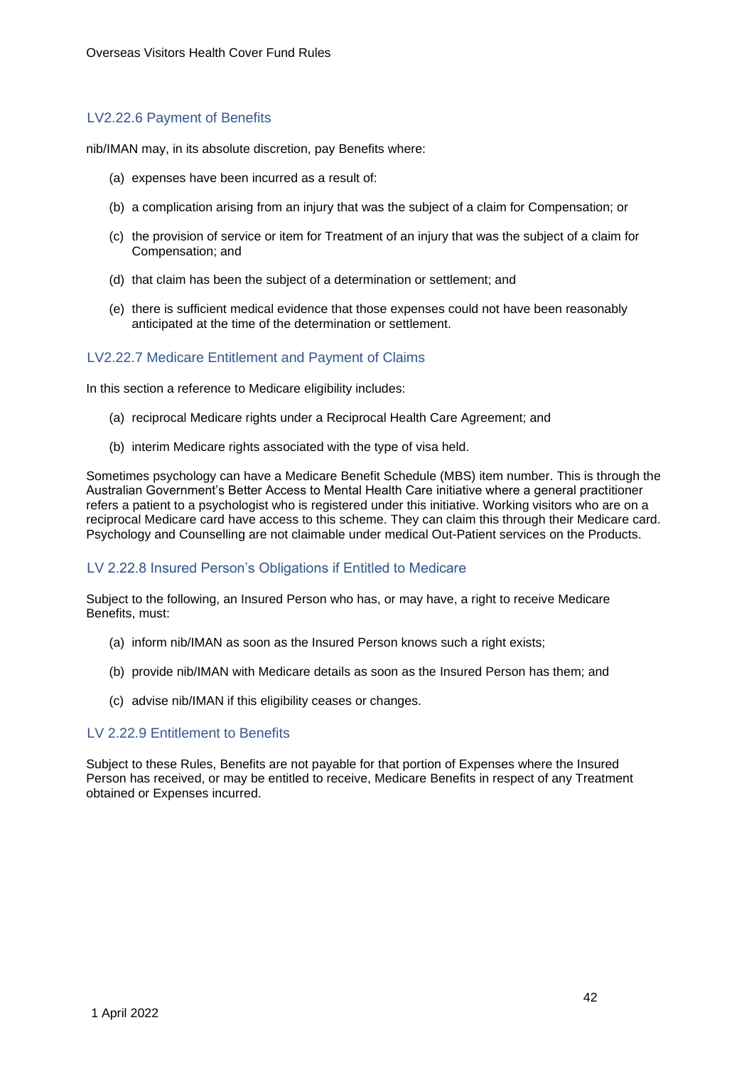### LV2.22.6 Payment of Benefits

nib/IMAN may, in its absolute discretion, pay Benefits where:

(a) expenses have been incurred as a result of:

(b) a complication arising from an injury that was the subject of a claim for Compensation; or

(c) the provision of service or item for Treatment of an injury that was the subject of a claim for Compensation; and

(d) that claim has been the subject of a determination or settlement; and

(e) there is sufficient medical evidence that those expenses could not have been reasonably anticipated at the time of the determination or settlement.

### LV2.22.7 Medicare Entitlement and Payment of Claims

In this section a reference to Medicare eligibility includes:

(a) reciprocal Medicare rights under a Reciprocal Health Care Agreement; and

(b) interim Medicare rights associated with the type of visa held.

Sometimes psychology can have a Medicare Benefit Schedule (MBS) item number. This is through the Australian Government's Better Access to Mental Health Care initiative where a general practitioner refers a patient to a psychologist who is registered under this initiative. Working visitors who are on a reciprocal Medicare card have access to this scheme. They can claim this through their Medicare card. Psychology and Counselling are not claimable under medical Out-Patient services on the Products.

### LV 2.22.8 Insured Person's Obligations if Entitled to Medicare

Subject to the following, an Insured Person who has, or may have, a right to receive Medicare Benefits, must:

(a) inform nib/IMAN as soon as the Insured Person knows such a right exists;

(b) provide nib/IMAN with Medicare details as soon as the Insured Person has them; and

(c) advise nib/IMAN if this eligibility ceases or changes.

### LV 2.22.9 Entitlement to Benefits

Subject to these Rules, Benefits are not payable for that portion of Expenses where the Insured Person has received, or may be entitled to receive, Medicare Benefits in respect of any Treatment obtained or Expenses incurred.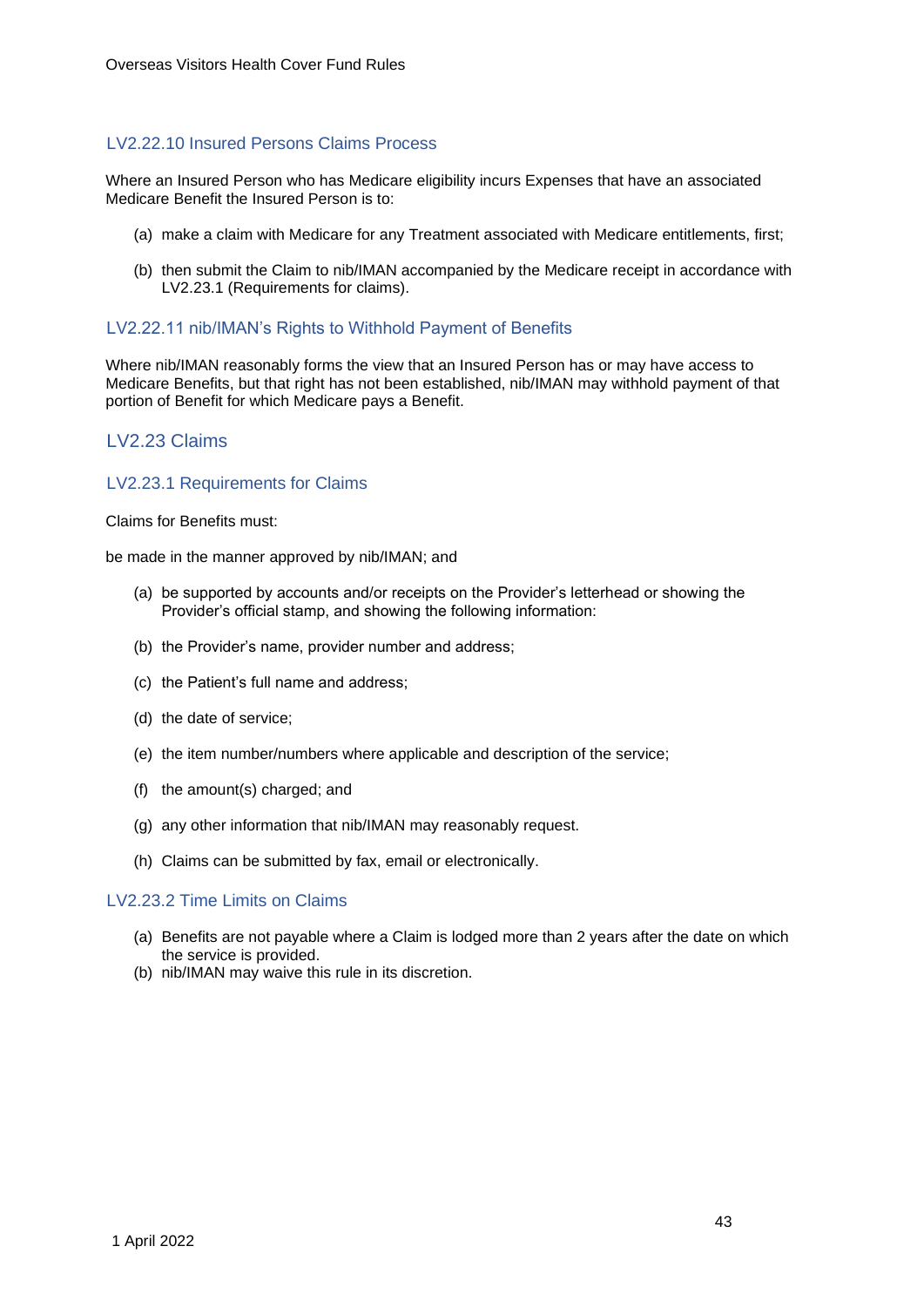### LV2.22.10 Insured Persons Claims Process

Where an Insured Person who has Medicare eligibility incurs Expenses that have an associated Medicare Benefit the Insured Person is to:

(a) make a claim with Medicare for any Treatment associated with Medicare entitlements, first;

(b) then submit the Claim to nib/IMAN accompanied by the Medicare receipt in accordance with LV2.23.1 (Requirements for claims).

### LV2.22.11 nib/IMAN's Rights to Withhold Payment of Benefits

Where nib/IMAN reasonably forms the view that an Insured Person has or may have access to Medicare Benefits, but that right has not been established, nib/IMAN may withhold payment of that portion of Benefit for which Medicare pays a Benefit.

## LV2.23 Claims

### LV2.23.1 Requirements for Claims

Claims for Benefits must:

be made in the manner approved by nib/IMAN; and

(a) be supported by accounts and/or receipts on the Provider's letterhead or showing the Provider's official stamp, and showing the following information:

(b) the Provider's name, provider number and address;

(c) the Patient's full name and address;

(d) the date of service;

(e) the item number/numbers where applicable and description of the service;

(f) the amount(s) charged; and

(g) any other information that nib/IMAN may reasonably request.

(h) Claims can be submitted by fax, email or electronically.

### LV2.23.2 Time Limits on Claims

(a) Benefits are not payable where a Claim is lodged more than 2 years after the date on which the service is provided.

(b) nib/IMAN may waive this rule in its discretion.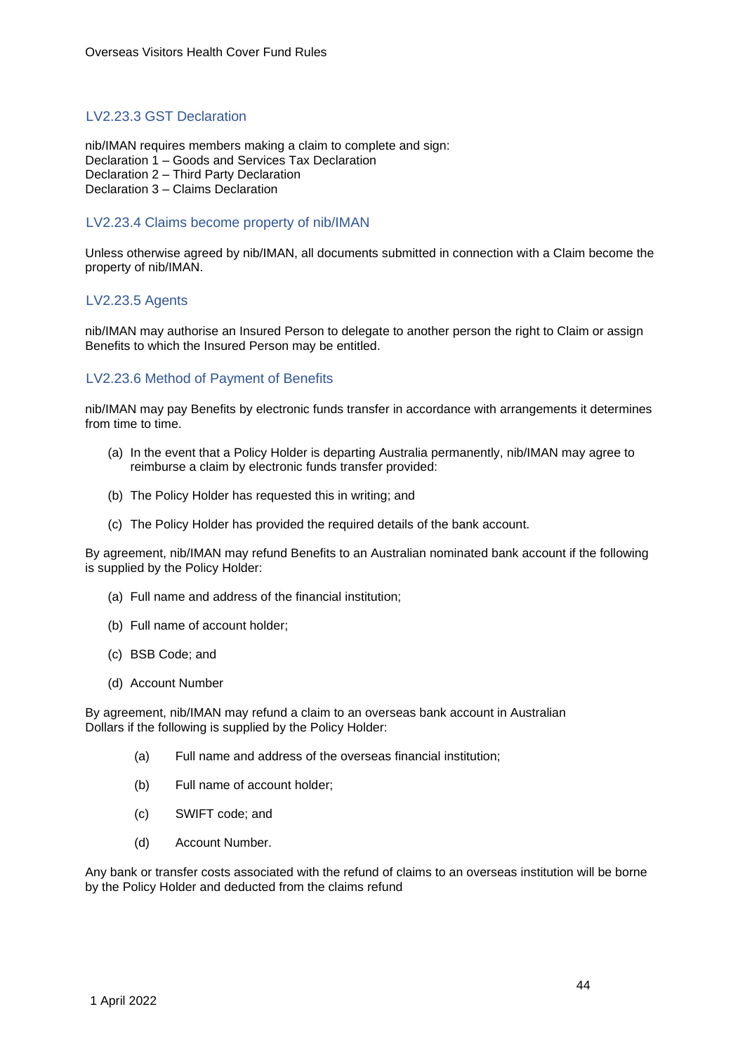### LV2.23.3 GST Declaration

nib/IMAN requires members making a claim to complete and sign:
Declaration 1 – Goods and Services Tax Declaration
Declaration 2 – Third Party Declaration
Declaration 3 – Claims Declaration

### LV2.23.4 Claims become property of nib/IMAN

Unless otherwise agreed by nib/IMAN, all documents submitted in connection with a Claim become the property of nib/IMAN.

### LV2.23.5 Agents

nib/IMAN may authorise an Insured Person to delegate to another person the right to Claim or assign Benefits to which the Insured Person may be entitled.

### LV2.23.6 Method of Payment of Benefits

nib/IMAN may pay Benefits by electronic funds transfer in accordance with arrangements it determines from time to time.

(a) In the event that a Policy Holder is departing Australia permanently, nib/IMAN may agree to reimburse a claim by electronic funds transfer provided:

(b) The Policy Holder has requested this in writing; and

(c) The Policy Holder has provided the required details of the bank account.

By agreement, nib/IMAN may refund Benefits to an Australian nominated bank account if the following is supplied by the Policy Holder:

(a) Full name and address of the financial institution;

(b) Full name of account holder;

(c) BSB Code; and

(d) Account Number

By agreement, nib/IMAN may refund a claim to an overseas bank account in Australian Dollars if the following is supplied by the Policy Holder:

(a) Full name and address of the overseas financial institution;

(b) Full name of account holder;

(c) SWIFT code; and

(d) Account Number.

Any bank or transfer costs associated with the refund of claims to an overseas institution will be borne by the Policy Holder and deducted from the claims refund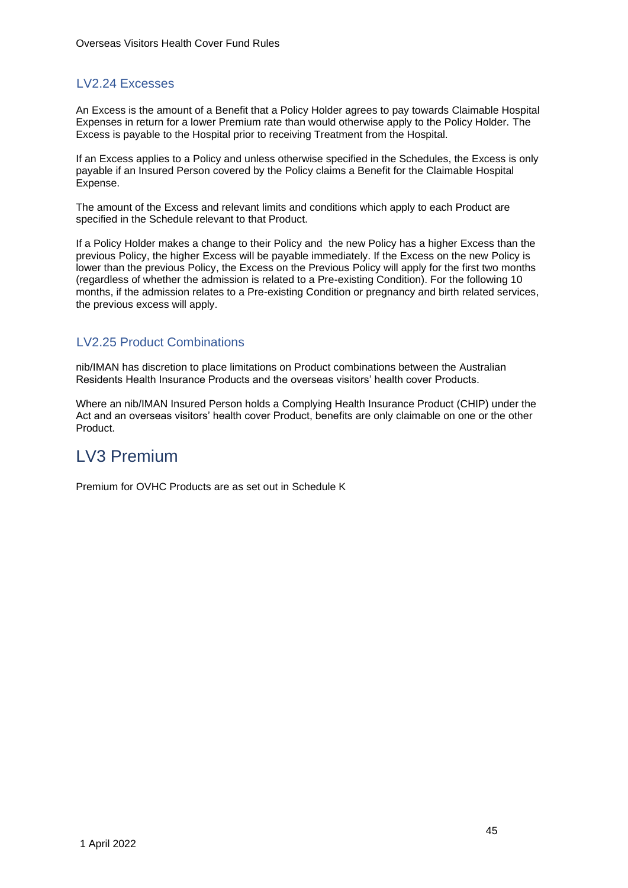### LV2.24 Excesses

An Excess is the amount of a Benefit that a Policy Holder agrees to pay towards Claimable Hospital Expenses in return for a lower Premium rate than would otherwise apply to the Policy Holder. The Excess is payable to the Hospital prior to receiving Treatment from the Hospital.

If an Excess applies to a Policy and unless otherwise specified in the Schedules, the Excess is only payable if an Insured Person covered by the Policy claims a Benefit for the Claimable Hospital Expense.

The amount of the Excess and relevant limits and conditions which apply to each Product are specified in the Schedule relevant to that Product.

If a Policy Holder makes a change to their Policy and the new Policy has a higher Excess than the previous Policy, the higher Excess will be payable immediately. If the Excess on the new Policy is lower than the previous Policy, the Excess on the Previous Policy will apply for the first two months (regardless of whether the admission is related to a Pre-existing Condition). For the following 10 months, if the admission relates to a Pre-existing Condition or pregnancy and birth related services, the previous excess will apply.

### LV2.25 Product Combinations

nib/IMAN has discretion to place limitations on Product combinations between the Australian Residents Health Insurance Products and the overseas visitors' health cover Products.

Where an nib/IMAN Insured Person holds a Complying Health Insurance Product (CHIP) under the Act and an overseas visitors' health cover Product, benefits are only claimable on one or the other Product.

## LV3 Premium

Premium for OVHC Products are as set out in Schedule K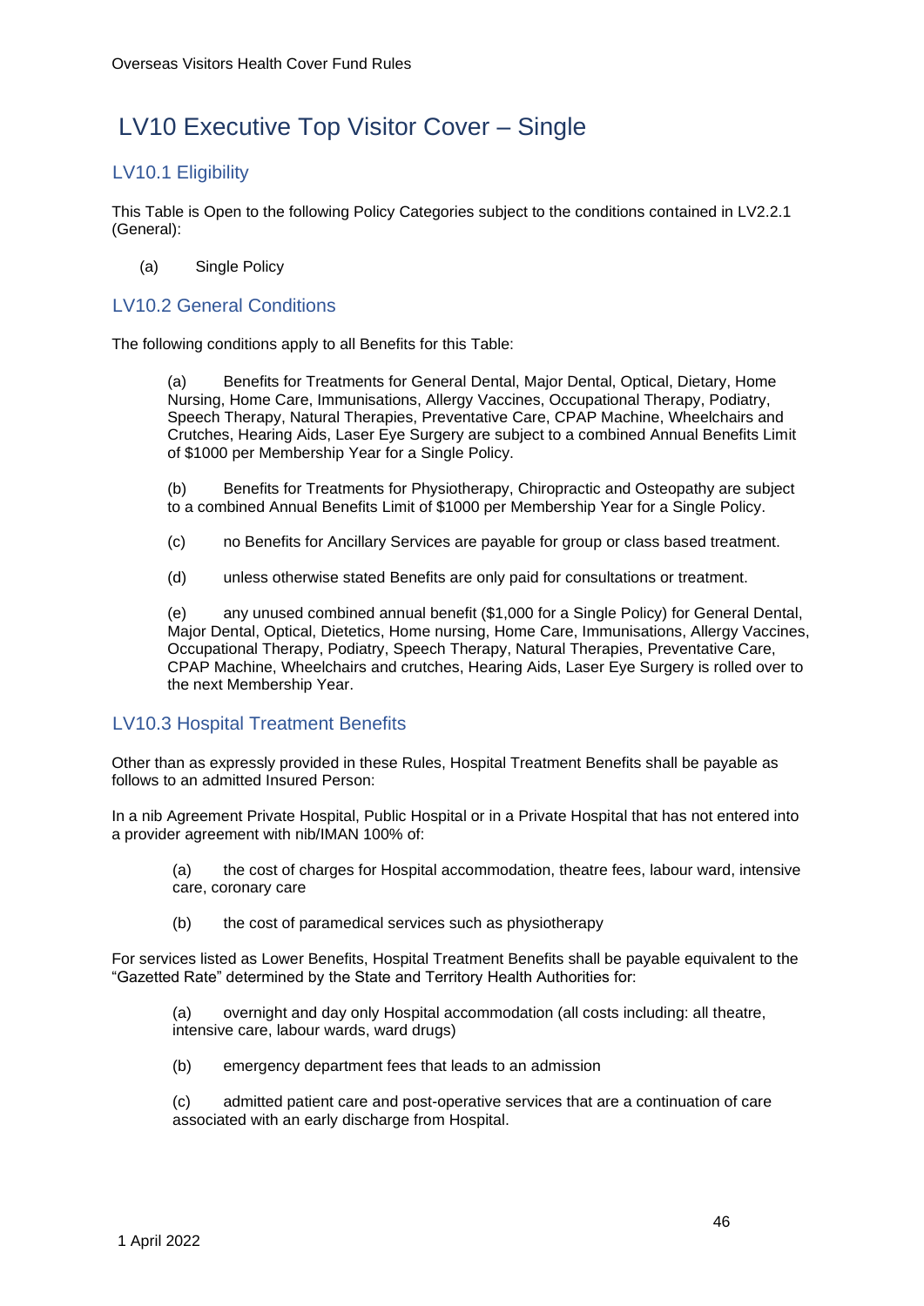# LV10 Executive Top Visitor Cover – Single

## LV10.1 Eligibility

This Table is Open to the following Policy Categories subject to the conditions contained in LV2.2.1 (General):

(a) Single Policy

## LV10.2 General Conditions

The following conditions apply to all Benefits for this Table:

(a) Benefits for Treatments for General Dental, Major Dental, Optical, Dietary, Home Nursing, Home Care, Immunisations, Allergy Vaccines, Occupational Therapy, Podiatry, Speech Therapy, Natural Therapies, Preventative Care, CPAP Machine, Wheelchairs and Crutches, Hearing Aids, Laser Eye Surgery are subject to a combined Annual Benefits Limit of $1000 per Membership Year for a Single Policy.

(b) Benefits for Treatments for Physiotherapy, Chiropractic and Osteopathy are subject to a combined Annual Benefits Limit of $1000 per Membership Year for a Single Policy.

(c) no Benefits for Ancillary Services are payable for group or class based treatment.

(d) unless otherwise stated Benefits are only paid for consultations or treatment.

(e) any unused combined annual benefit ($1,000 for a Single Policy) for General Dental, Major Dental, Optical, Dietetics, Home nursing, Home Care, Immunisations, Allergy Vaccines, Occupational Therapy, Podiatry, Speech Therapy, Natural Therapies, Preventative Care, CPAP Machine, Wheelchairs and crutches, Hearing Aids, Laser Eye Surgery is rolled over to the next Membership Year.

## LV10.3 Hospital Treatment Benefits

Other than as expressly provided in these Rules, Hospital Treatment Benefits shall be payable as follows to an admitted Insured Person:

In a nib Agreement Private Hospital, Public Hospital or in a Private Hospital that has not entered into a provider agreement with nib/IMAN 100% of:

(a) the cost of charges for Hospital accommodation, theatre fees, labour ward, intensive care, coronary care

(b) the cost of paramedical services such as physiotherapy

For services listed as Lower Benefits, Hospital Treatment Benefits shall be payable equivalent to the "Gazetted Rate" determined by the State and Territory Health Authorities for:

(a) overnight and day only Hospital accommodation (all costs including: all theatre, intensive care, labour wards, ward drugs)

(b) emergency department fees that leads to an admission

(c) admitted patient care and post-operative services that are a continuation of care associated with an early discharge from Hospital.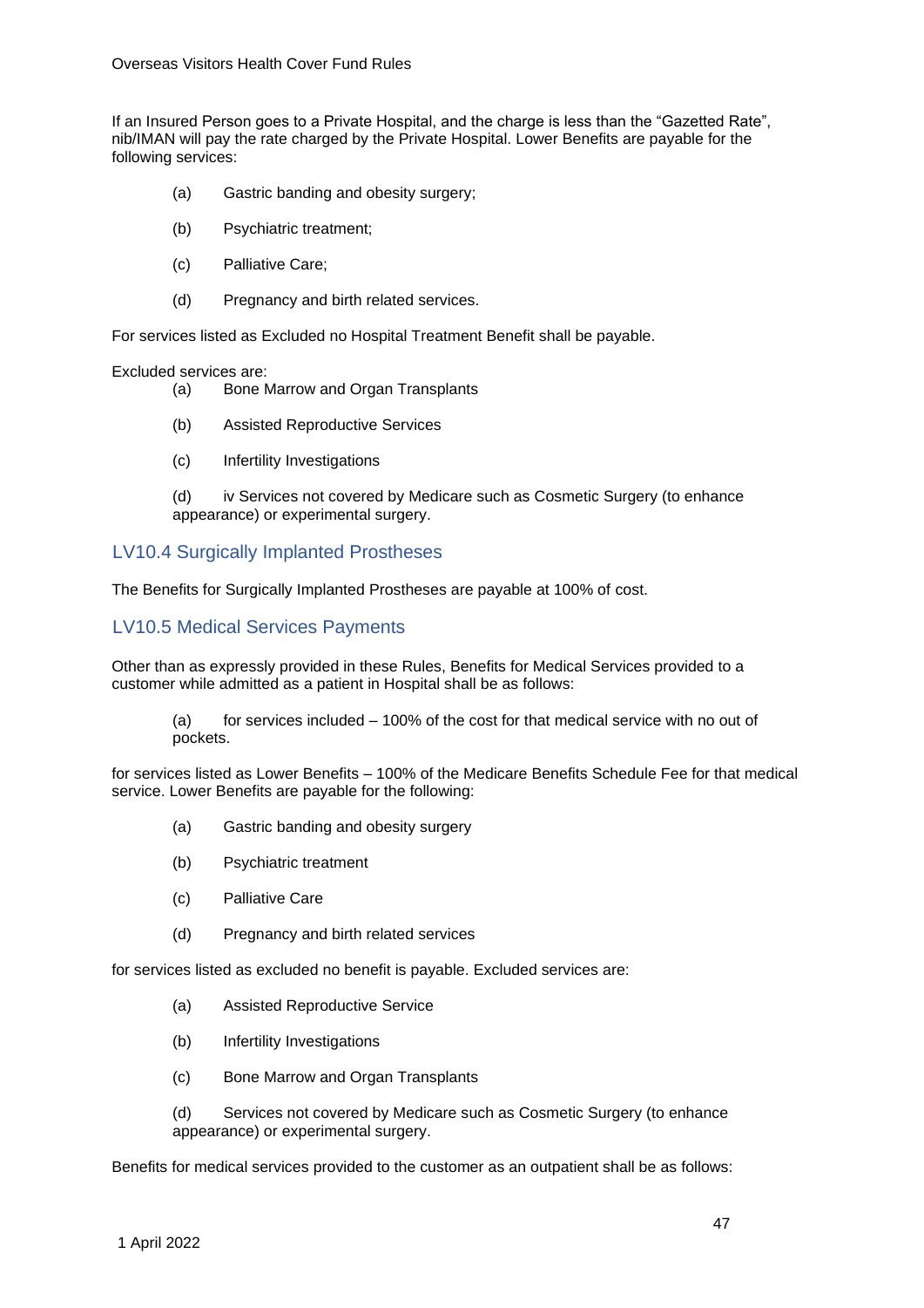If an Insured Person goes to a Private Hospital, and the charge is less than the "Gazetted Rate", nib/IMAN will pay the rate charged by the Private Hospital. Lower Benefits are payable for the following services:

(a) Gastric banding and obesity surgery;

(b) Psychiatric treatment;

(c) Palliative Care;

(d) Pregnancy and birth related services.

For services listed as Excluded no Hospital Treatment Benefit shall be payable.

Excluded services are:

(a) Bone Marrow and Organ Transplants

(b) Assisted Reproductive Services

(c) Infertility Investigations

(d) iv Services not covered by Medicare such as Cosmetic Surgery (to enhance appearance) or experimental surgery.

## LV10.4 Surgically Implanted Prostheses

The Benefits for Surgically Implanted Prostheses are payable at 100% of cost.

## LV10.5 Medical Services Payments

Other than as expressly provided in these Rules, Benefits for Medical Services provided to a customer while admitted as a patient in Hospital shall be as follows:

(a) for services included – 100% of the cost for that medical service with no out of pockets.

for services listed as Lower Benefits – 100% of the Medicare Benefits Schedule Fee for that medical service. Lower Benefits are payable for the following:

(a) Gastric banding and obesity surgery

(b) Psychiatric treatment

(c) Palliative Care

(d) Pregnancy and birth related services

for services listed as excluded no benefit is payable. Excluded services are:

(a) Assisted Reproductive Service

(b) Infertility Investigations

(c) Bone Marrow and Organ Transplants

(d) Services not covered by Medicare such as Cosmetic Surgery (to enhance appearance) or experimental surgery.

Benefits for medical services provided to the customer as an outpatient shall be as follows: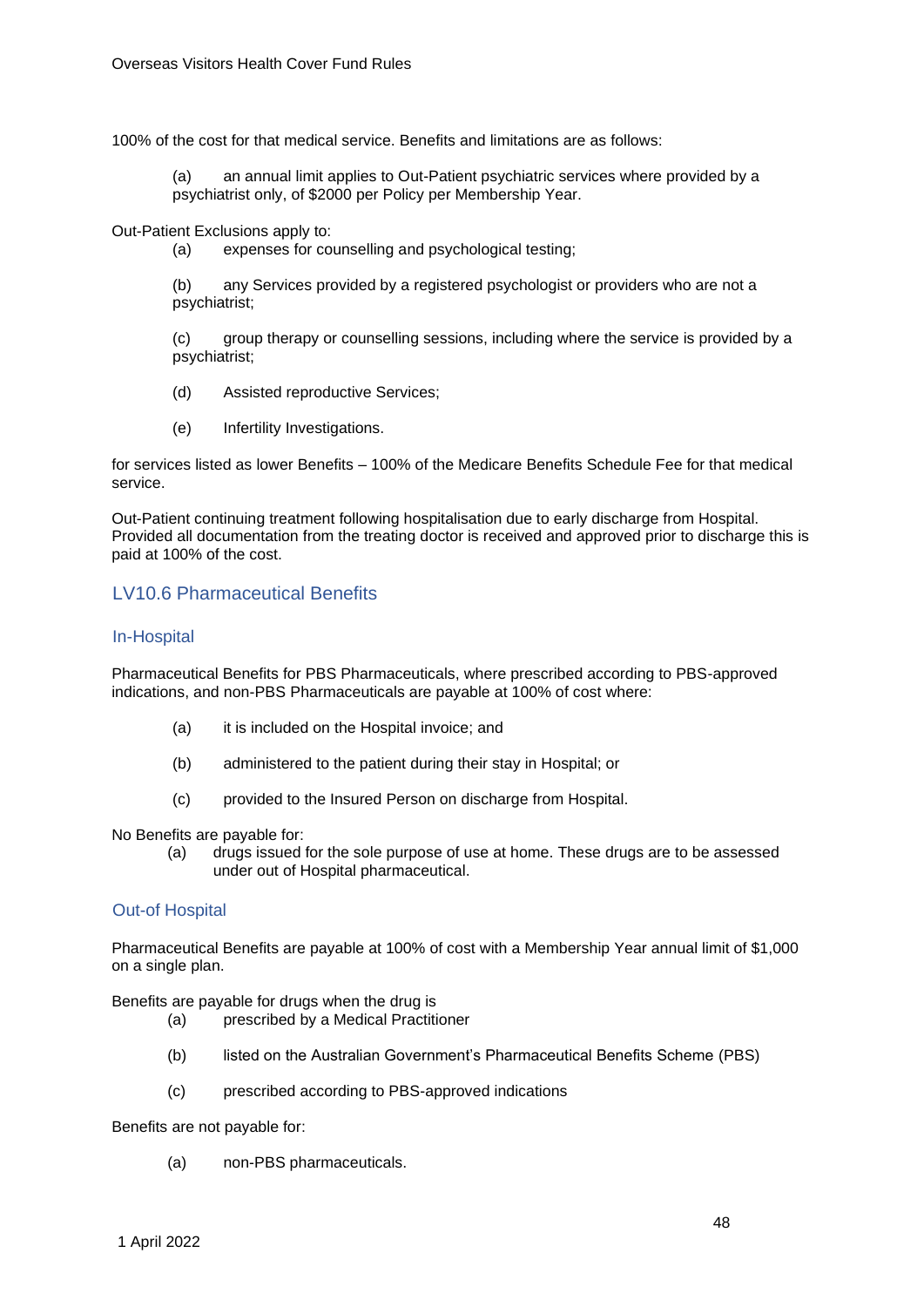100% of the cost for that medical service. Benefits and limitations are as follows:

(a) an annual limit applies to Out-Patient psychiatric services where provided by a psychiatrist only, of $2000 per Policy per Membership Year.

Out-Patient Exclusions apply to:

(a) expenses for counselling and psychological testing;

(b) any Services provided by a registered psychologist or providers who are not a psychiatrist;

(c) group therapy or counselling sessions, including where the service is provided by a psychiatrist;

(d) Assisted reproductive Services;

(e) Infertility Investigations.

for services listed as lower Benefits – 100% of the Medicare Benefits Schedule Fee for that medical service.

Out-Patient continuing treatment following hospitalisation due to early discharge from Hospital. Provided all documentation from the treating doctor is received and approved prior to discharge this is paid at 100% of the cost.

## LV10.6 Pharmaceutical Benefits

### In-Hospital

Pharmaceutical Benefits for PBS Pharmaceuticals, where prescribed according to PBS-approved indications, and non-PBS Pharmaceuticals are payable at 100% of cost where:

(a) it is included on the Hospital invoice; and

(b) administered to the patient during their stay in Hospital; or

(c) provided to the Insured Person on discharge from Hospital.

No Benefits are payable for:

(a) drugs issued for the sole purpose of use at home. These drugs are to be assessed under out of Hospital pharmaceutical.

### Out-of Hospital

Pharmaceutical Benefits are payable at 100% of cost with a Membership Year annual limit of $1,000 on a single plan.

Benefits are payable for drugs when the drug is

(a) prescribed by a Medical Practitioner

(b) listed on the Australian Government's Pharmaceutical Benefits Scheme (PBS)

(c) prescribed according to PBS-approved indications

Benefits are not payable for:

(a) non-PBS pharmaceuticals.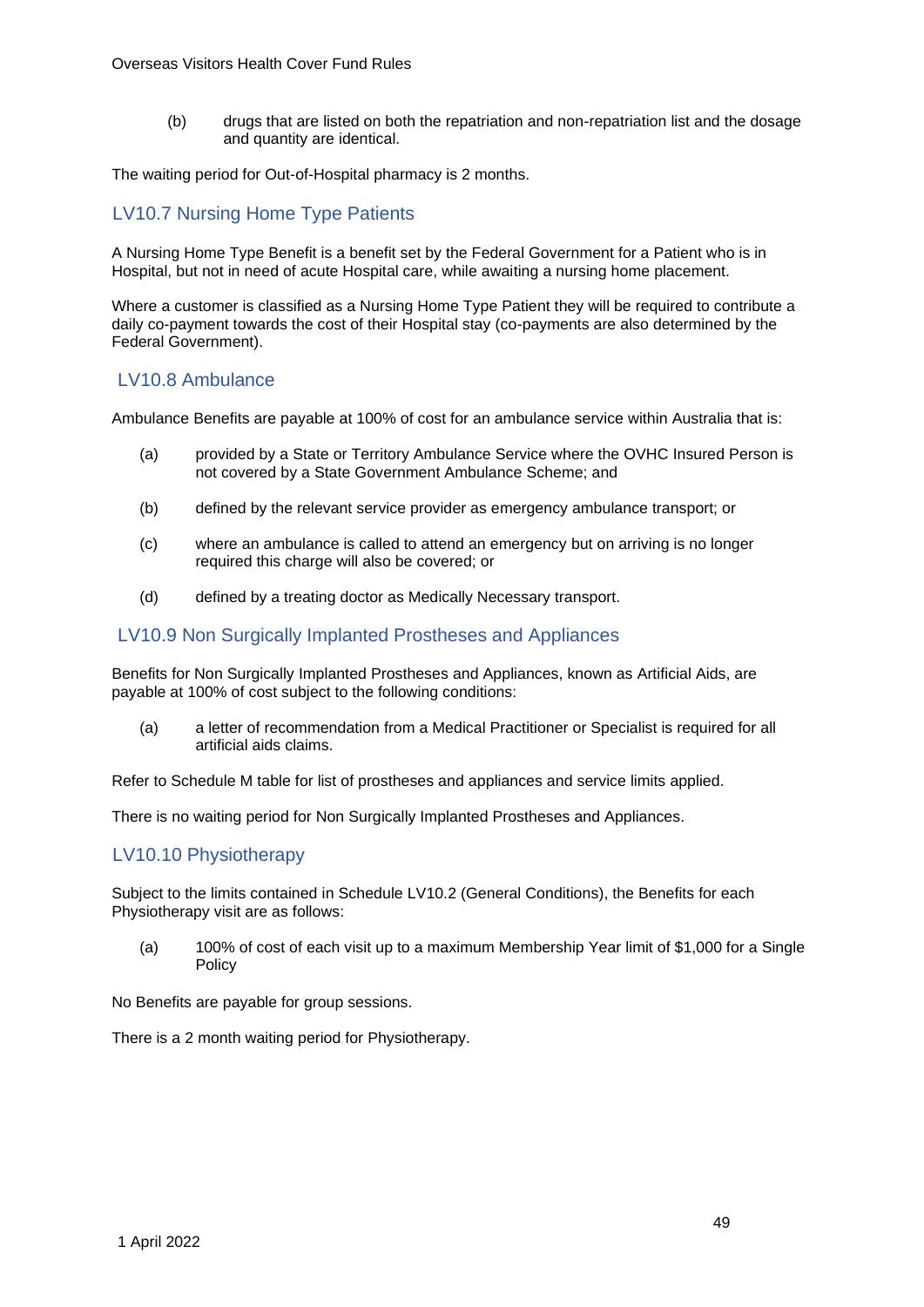(b) drugs that are listed on both the repatriation and non-repatriation list and the dosage and quantity are identical.

The waiting period for Out-of-Hospital pharmacy is 2 months.

## LV10.7 Nursing Home Type Patients

A Nursing Home Type Benefit is a benefit set by the Federal Government for a Patient who is in Hospital, but not in need of acute Hospital care, while awaiting a nursing home placement.

Where a customer is classified as a Nursing Home Type Patient they will be required to contribute a daily co-payment towards the cost of their Hospital stay (co-payments are also determined by the Federal Government).

## LV10.8 Ambulance

Ambulance Benefits are payable at 100% of cost for an ambulance service within Australia that is:

(a) provided by a State or Territory Ambulance Service where the OVHC Insured Person is not covered by a State Government Ambulance Scheme; and

(b) defined by the relevant service provider as emergency ambulance transport; or

(c) where an ambulance is called to attend an emergency but on arriving is no longer required this charge will also be covered; or

(d) defined by a treating doctor as Medically Necessary transport.

## LV10.9 Non Surgically Implanted Prostheses and Appliances

Benefits for Non Surgically Implanted Prostheses and Appliances, known as Artificial Aids, are payable at 100% of cost subject to the following conditions:

(a) a letter of recommendation from a Medical Practitioner or Specialist is required for all artificial aids claims.

Refer to Schedule M table for list of prostheses and appliances and service limits applied.

There is no waiting period for Non Surgically Implanted Prostheses and Appliances.

## LV10.10 Physiotherapy

Subject to the limits contained in Schedule LV10.2 (General Conditions), the Benefits for each Physiotherapy visit are as follows:

(a) 100% of cost of each visit up to a maximum Membership Year limit of $1,000 for a Single Policy

No Benefits are payable for group sessions.

There is a 2 month waiting period for Physiotherapy.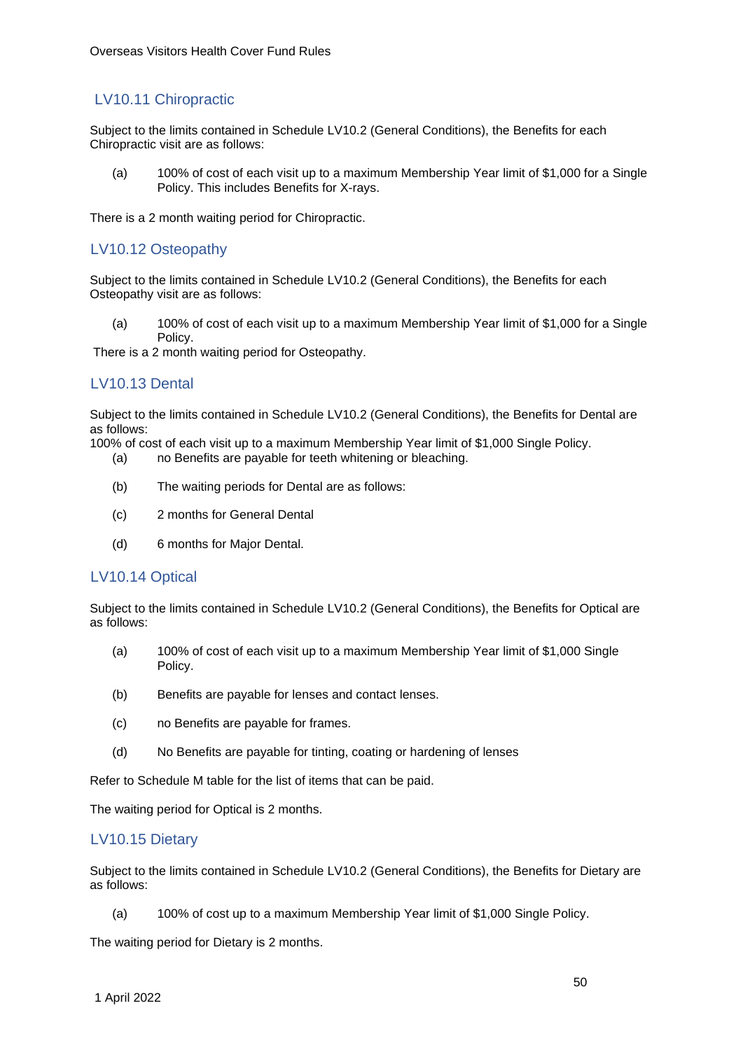## LV10.11 Chiropractic

Subject to the limits contained in Schedule LV10.2 (General Conditions), the Benefits for each Chiropractic visit are as follows:

(a) 100% of cost of each visit up to a maximum Membership Year limit of $1,000 for a Single Policy. This includes Benefits for X-rays.

There is a 2 month waiting period for Chiropractic.

## LV10.12 Osteopathy

Subject to the limits contained in Schedule LV10.2 (General Conditions), the Benefits for each Osteopathy visit are as follows:

(a) 100% of cost of each visit up to a maximum Membership Year limit of $1,000 for a Single Policy.

There is a 2 month waiting period for Osteopathy.

## LV10.13 Dental

Subject to the limits contained in Schedule LV10.2 (General Conditions), the Benefits for Dental are as follows:

100% of cost of each visit up to a maximum Membership Year limit of $1,000 Single Policy.

(a) no Benefits are payable for teeth whitening or bleaching.

(b) The waiting periods for Dental are as follows:

(c) 2 months for General Dental

(d) 6 months for Major Dental.

## LV10.14 Optical

Subject to the limits contained in Schedule LV10.2 (General Conditions), the Benefits for Optical are as follows:

(a) 100% of cost of each visit up to a maximum Membership Year limit of $1,000 Single Policy.

(b) Benefits are payable for lenses and contact lenses.

(c) no Benefits are payable for frames.

(d) No Benefits are payable for tinting, coating or hardening of lenses

Refer to Schedule M table for the list of items that can be paid.

The waiting period for Optical is 2 months.

## LV10.15 Dietary

Subject to the limits contained in Schedule LV10.2 (General Conditions), the Benefits for Dietary are as follows:

(a) 100% of cost up to a maximum Membership Year limit of $1,000 Single Policy.

The waiting period for Dietary is 2 months.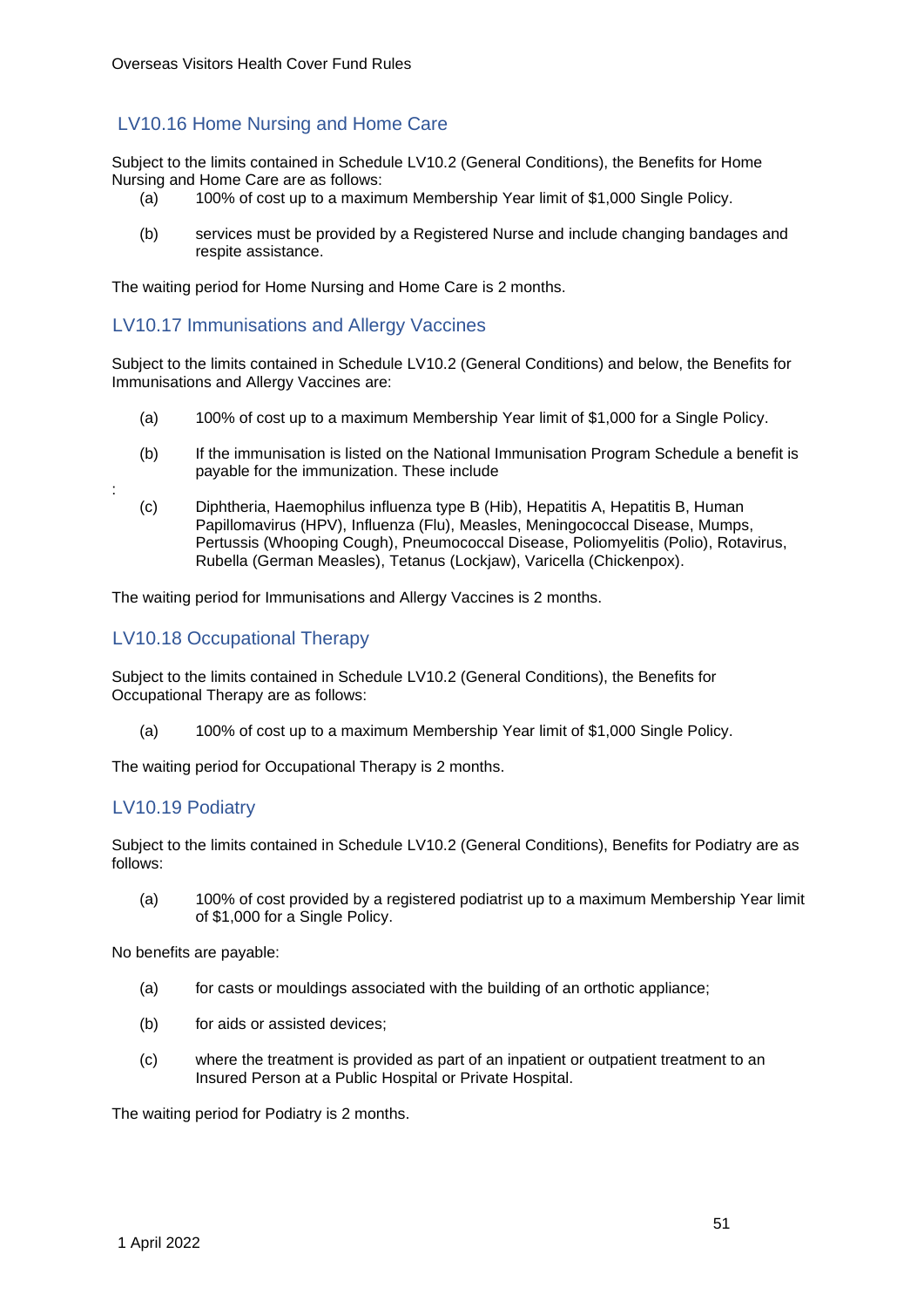## LV10.16 Home Nursing and Home Care

Subject to the limits contained in Schedule LV10.2 (General Conditions), the Benefits for Home Nursing and Home Care are as follows:

(a) 100% of cost up to a maximum Membership Year limit of $1,000 Single Policy.

(b) services must be provided by a Registered Nurse and include changing bandages and respite assistance.

The waiting period for Home Nursing and Home Care is 2 months.

## LV10.17 Immunisations and Allergy Vaccines

Subject to the limits contained in Schedule LV10.2 (General Conditions) and below, the Benefits for Immunisations and Allergy Vaccines are:

(a) 100% of cost up to a maximum Membership Year limit of $1,000 for a Single Policy.

(b) If the immunisation is listed on the National Immunisation Program Schedule a benefit is payable for the immunization. These include

:

(c) Diphtheria, Haemophilus influenza type B (Hib), Hepatitis A, Hepatitis B, Human Papillomavirus (HPV), Influenza (Flu), Measles, Meningococcal Disease, Mumps, Pertussis (Whooping Cough), Pneumococcal Disease, Poliomyelitis (Polio), Rotavirus, Rubella (German Measles), Tetanus (Lockjaw), Varicella (Chickenpox).

The waiting period for Immunisations and Allergy Vaccines is 2 months.

## LV10.18 Occupational Therapy

Subject to the limits contained in Schedule LV10.2 (General Conditions), the Benefits for Occupational Therapy are as follows:

(a) 100% of cost up to a maximum Membership Year limit of $1,000 Single Policy.

The waiting period for Occupational Therapy is 2 months.

## LV10.19 Podiatry

Subject to the limits contained in Schedule LV10.2 (General Conditions), Benefits for Podiatry are as follows:

(a) 100% of cost provided by a registered podiatrist up to a maximum Membership Year limit of $1,000 for a Single Policy.

No benefits are payable:

(a) for casts or mouldings associated with the building of an orthotic appliance;

(b) for aids or assisted devices;

(c) where the treatment is provided as part of an inpatient or outpatient treatment to an Insured Person at a Public Hospital or Private Hospital.

The waiting period for Podiatry is 2 months.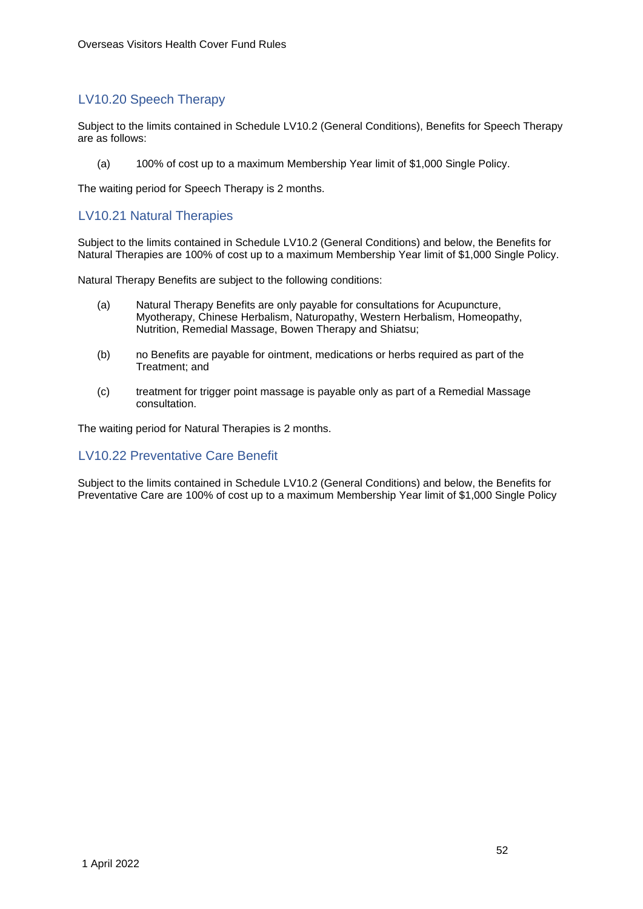## LV10.20 Speech Therapy

Subject to the limits contained in Schedule LV10.2 (General Conditions), Benefits for Speech Therapy are as follows:

(a) 100% of cost up to a maximum Membership Year limit of $1,000 Single Policy.

The waiting period for Speech Therapy is 2 months.

## LV10.21 Natural Therapies

Subject to the limits contained in Schedule LV10.2 (General Conditions) and below, the Benefits for Natural Therapies are 100% of cost up to a maximum Membership Year limit of $1,000 Single Policy.

Natural Therapy Benefits are subject to the following conditions:

(a) Natural Therapy Benefits are only payable for consultations for Acupuncture, Myotherapy, Chinese Herbalism, Naturopathy, Western Herbalism, Homeopathy, Nutrition, Remedial Massage, Bowen Therapy and Shiatsu;

(b) no Benefits are payable for ointment, medications or herbs required as part of the Treatment; and

(c) treatment for trigger point massage is payable only as part of a Remedial Massage consultation.

The waiting period for Natural Therapies is 2 months.

## LV10.22 Preventative Care Benefit

Subject to the limits contained in Schedule LV10.2 (General Conditions) and below, the Benefits for Preventative Care are 100% of cost up to a maximum Membership Year limit of $1,000 Single Policy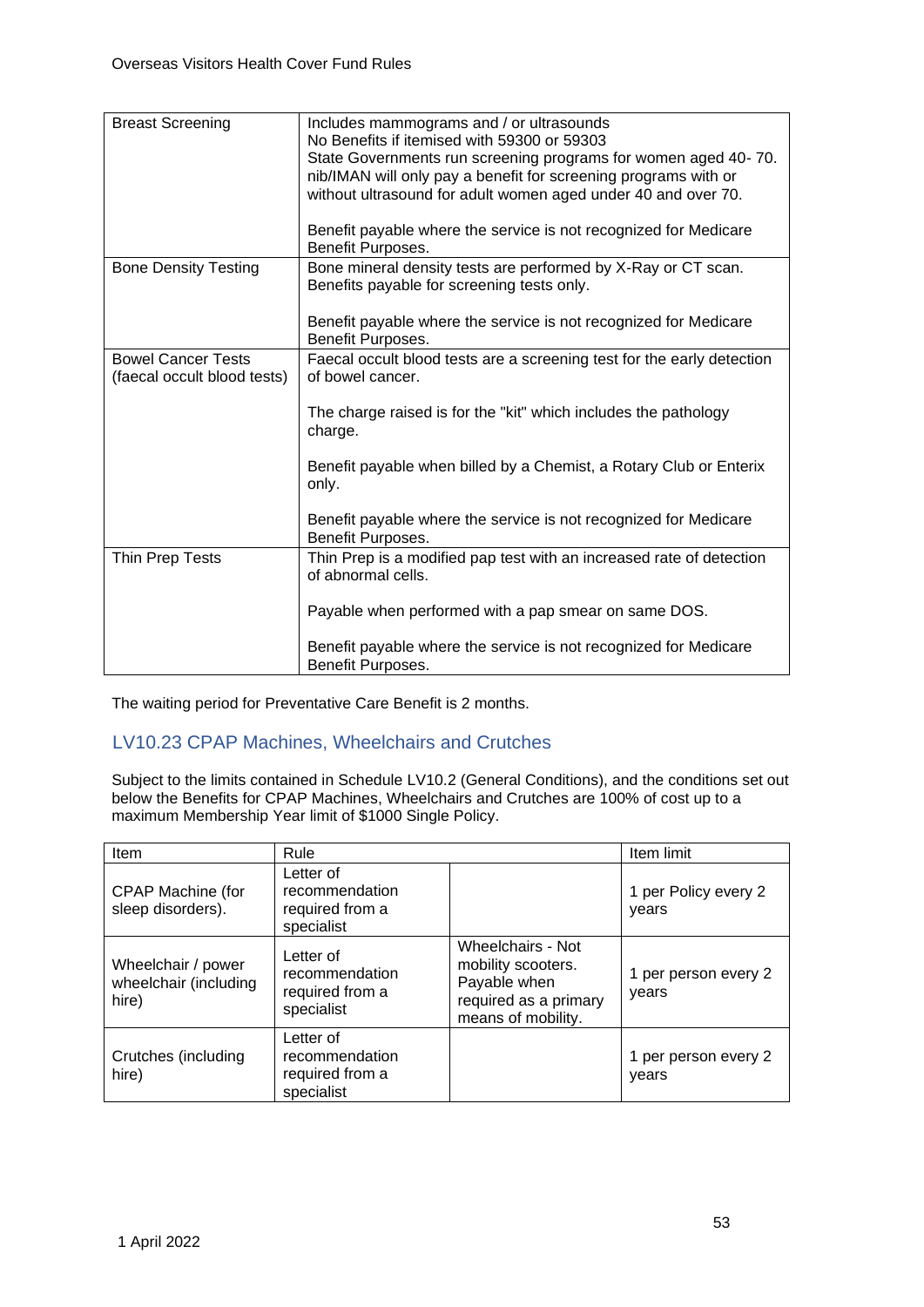| | |
|---|---|
| Breast Screening | Includes mammograms and / or ultrasounds<br>No Benefits if itemised with 59300 or 59303<br>State Governments run screening programs for women aged 40- 70. nib/IMAN will only pay a benefit for screening programs with or without ultrasound for adult women aged under 40 and over 70.<br><br>Benefit payable where the service is not recognized for Medicare Benefit Purposes. |
| Bone Density Testing | Bone mineral density tests are performed by X-Ray or CT scan. Benefits payable for screening tests only.<br><br>Benefit payable where the service is not recognized for Medicare Benefit Purposes. |
| Bowel Cancer Tests (faecal occult blood tests) | Faecal occult blood tests are a screening test for the early detection of bowel cancer.<br><br>The charge raised is for the "kit" which includes the pathology charge.<br><br>Benefit payable when billed by a Chemist, a Rotary Club or Enterix only.<br><br>Benefit payable where the service is not recognized for Medicare Benefit Purposes. |
| Thin Prep Tests | Thin Prep is a modified pap test with an increased rate of detection of abnormal cells.<br><br>Payable when performed with a pap smear on same DOS.<br><br>Benefit payable where the service is not recognized for Medicare Benefit Purposes. |

The waiting period for Preventative Care Benefit is 2 months.

## LV10.23 CPAP Machines, Wheelchairs and Crutches

Subject to the limits contained in Schedule LV10.2 (General Conditions), and the conditions set out below the Benefits for CPAP Machines, Wheelchairs and Crutches are 100% of cost up to a maximum Membership Year limit of $1000 Single Policy.

| Item | Rule | | Item limit |
|---|---|---|---|
| CPAP Machine (for sleep disorders). | Letter of recommendation required from a specialist | | 1 per Policy every 2 years |
| Wheelchair / power wheelchair (including hire) | Letter of recommendation required from a specialist | Wheelchairs - Not mobility scooters. Payable when required as a primary means of mobility. | 1 per person every 2 years |
| Crutches (including hire) | Letter of recommendation required from a specialist | | 1 per person every 2 years |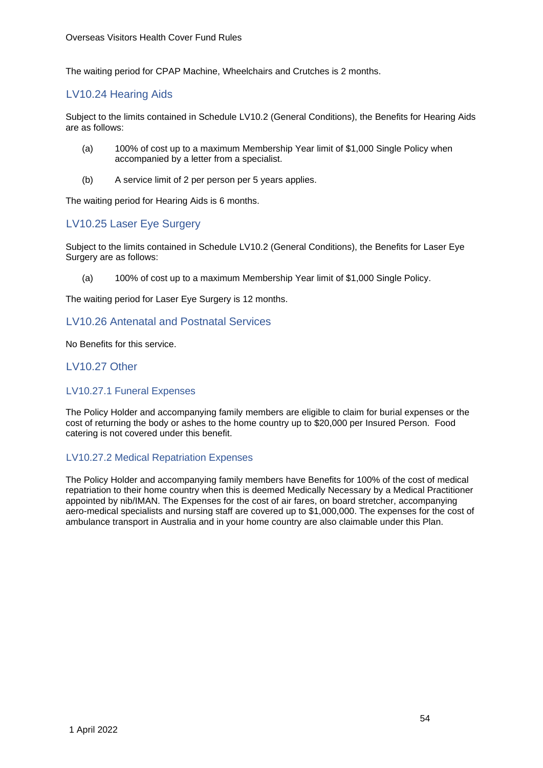The waiting period for CPAP Machine, Wheelchairs and Crutches is 2 months.

## LV10.24 Hearing Aids

Subject to the limits contained in Schedule LV10.2 (General Conditions), the Benefits for Hearing Aids are as follows:

(a) 100% of cost up to a maximum Membership Year limit of $1,000 Single Policy when accompanied by a letter from a specialist.

(b) A service limit of 2 per person per 5 years applies.

The waiting period for Hearing Aids is 6 months.

## LV10.25 Laser Eye Surgery

Subject to the limits contained in Schedule LV10.2 (General Conditions), the Benefits for Laser Eye Surgery are as follows:

(a) 100% of cost up to a maximum Membership Year limit of $1,000 Single Policy.

The waiting period for Laser Eye Surgery is 12 months.

## LV10.26 Antenatal and Postnatal Services

No Benefits for this service.

## LV10.27 Other

### LV10.27.1 Funeral Expenses

The Policy Holder and accompanying family members are eligible to claim for burial expenses or the cost of returning the body or ashes to the home country up to $20,000 per Insured Person. Food catering is not covered under this benefit.

### LV10.27.2 Medical Repatriation Expenses

The Policy Holder and accompanying family members have Benefits for 100% of the cost of medical repatriation to their home country when this is deemed Medically Necessary by a Medical Practitioner appointed by nib/IMAN. The Expenses for the cost of air fares, on board stretcher, accompanying aero-medical specialists and nursing staff are covered up to $1,000,000. The expenses for the cost of ambulance transport in Australia and in your home country are also claimable under this Plan.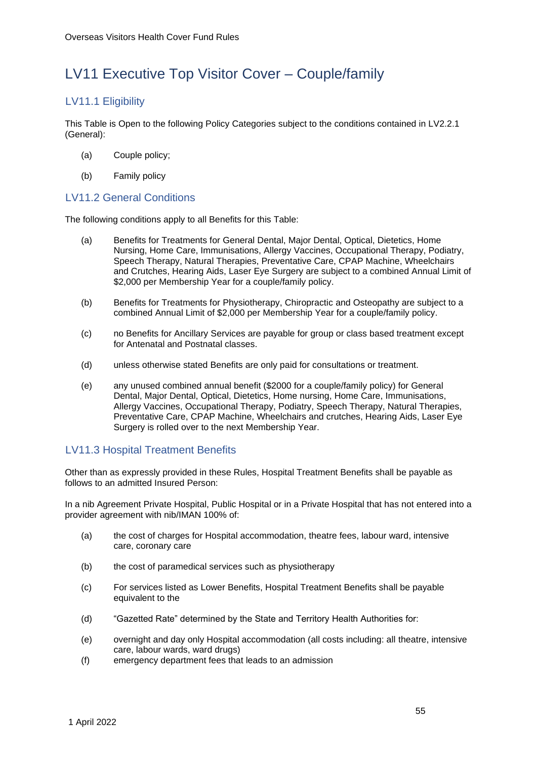# LV11 Executive Top Visitor Cover – Couple/family

## LV11.1 Eligibility

This Table is Open to the following Policy Categories subject to the conditions contained in LV2.2.1 (General):

(a) Couple policy;

(b) Family policy

## LV11.2 General Conditions

The following conditions apply to all Benefits for this Table:

(a) Benefits for Treatments for General Dental, Major Dental, Optical, Dietetics, Home Nursing, Home Care, Immunisations, Allergy Vaccines, Occupational Therapy, Podiatry, Speech Therapy, Natural Therapies, Preventative Care, CPAP Machine, Wheelchairs and Crutches, Hearing Aids, Laser Eye Surgery are subject to a combined Annual Limit of $2,000 per Membership Year for a couple/family policy.

(b) Benefits for Treatments for Physiotherapy, Chiropractic and Osteopathy are subject to a combined Annual Limit of $2,000 per Membership Year for a couple/family policy.

(c) no Benefits for Ancillary Services are payable for group or class based treatment except for Antenatal and Postnatal classes.

(d) unless otherwise stated Benefits are only paid for consultations or treatment.

(e) any unused combined annual benefit ($2000 for a couple/family policy) for General Dental, Major Dental, Optical, Dietetics, Home nursing, Home Care, Immunisations, Allergy Vaccines, Occupational Therapy, Podiatry, Speech Therapy, Natural Therapies, Preventative Care, CPAP Machine, Wheelchairs and crutches, Hearing Aids, Laser Eye Surgery is rolled over to the next Membership Year.

## LV11.3 Hospital Treatment Benefits

Other than as expressly provided in these Rules, Hospital Treatment Benefits shall be payable as follows to an admitted Insured Person:

In a nib Agreement Private Hospital, Public Hospital or in a Private Hospital that has not entered into a provider agreement with nib/IMAN 100% of:

(a) the cost of charges for Hospital accommodation, theatre fees, labour ward, intensive care, coronary care

(b) the cost of paramedical services such as physiotherapy

(c) For services listed as Lower Benefits, Hospital Treatment Benefits shall be payable equivalent to the

(d) "Gazetted Rate" determined by the State and Territory Health Authorities for:

(e) overnight and day only Hospital accommodation (all costs including: all theatre, intensive care, labour wards, ward drugs)

(f) emergency department fees that leads to an admission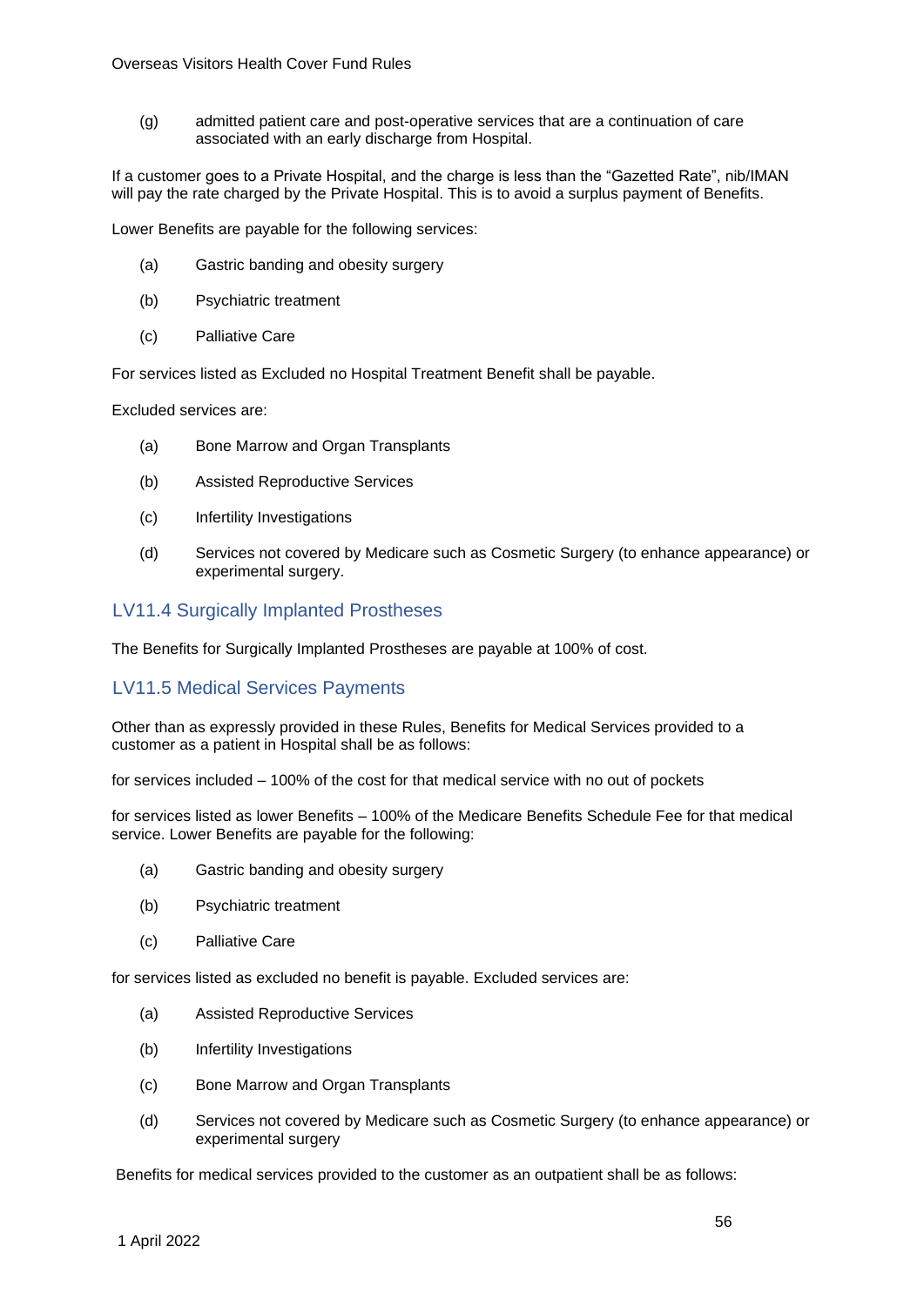(g) admitted patient care and post-operative services that are a continuation of care associated with an early discharge from Hospital.

If a customer goes to a Private Hospital, and the charge is less than the "Gazetted Rate", nib/IMAN will pay the rate charged by the Private Hospital. This is to avoid a surplus payment of Benefits.

Lower Benefits are payable for the following services:

(a) Gastric banding and obesity surgery

(b) Psychiatric treatment

(c) Palliative Care

For services listed as Excluded no Hospital Treatment Benefit shall be payable.

Excluded services are:

(a) Bone Marrow and Organ Transplants

(b) Assisted Reproductive Services

(c) Infertility Investigations

(d) Services not covered by Medicare such as Cosmetic Surgery (to enhance appearance) or experimental surgery.

## LV11.4 Surgically Implanted Prostheses

The Benefits for Surgically Implanted Prostheses are payable at 100% of cost.

## LV11.5 Medical Services Payments

Other than as expressly provided in these Rules, Benefits for Medical Services provided to a customer as a patient in Hospital shall be as follows:

for services included – 100% of the cost for that medical service with no out of pockets

for services listed as lower Benefits – 100% of the Medicare Benefits Schedule Fee for that medical service. Lower Benefits are payable for the following:

(a) Gastric banding and obesity surgery

(b) Psychiatric treatment

(c) Palliative Care

for services listed as excluded no benefit is payable. Excluded services are:

(a) Assisted Reproductive Services

(b) Infertility Investigations

(c) Bone Marrow and Organ Transplants

(d) Services not covered by Medicare such as Cosmetic Surgery (to enhance appearance) or experimental surgery

Benefits for medical services provided to the customer as an outpatient shall be as follows: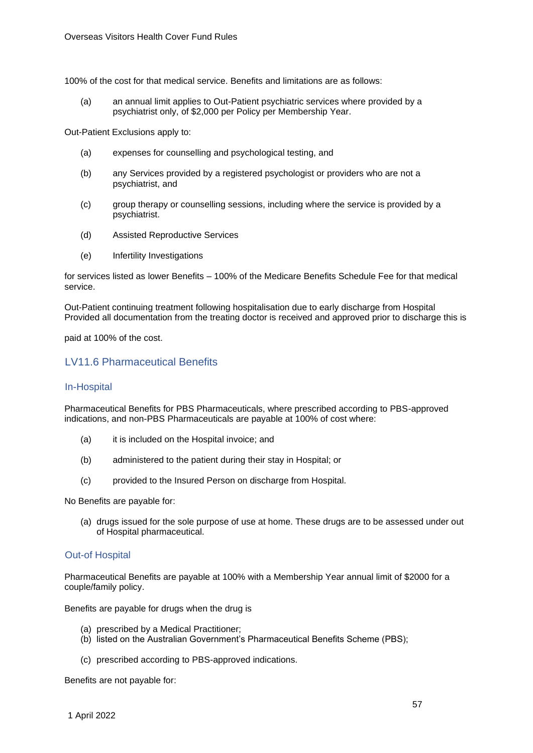100% of the cost for that medical service. Benefits and limitations are as follows:

(a) an annual limit applies to Out-Patient psychiatric services where provided by a psychiatrist only, of $2,000 per Policy per Membership Year.

Out-Patient Exclusions apply to:

(a) expenses for counselling and psychological testing, and

(b) any Services provided by a registered psychologist or providers who are not a psychiatrist, and

(c) group therapy or counselling sessions, including where the service is provided by a psychiatrist.

(d) Assisted Reproductive Services

(e) Infertility Investigations

for services listed as lower Benefits – 100% of the Medicare Benefits Schedule Fee for that medical service.

Out-Patient continuing treatment following hospitalisation due to early discharge from Hospital Provided all documentation from the treating doctor is received and approved prior to discharge this is

paid at 100% of the cost.

## LV11.6 Pharmaceutical Benefits

### In-Hospital

Pharmaceutical Benefits for PBS Pharmaceuticals, where prescribed according to PBS-approved indications, and non-PBS Pharmaceuticals are payable at 100% of cost where:

(a) it is included on the Hospital invoice; and

(b) administered to the patient during their stay in Hospital; or

(c) provided to the Insured Person on discharge from Hospital.

No Benefits are payable for:

(a) drugs issued for the sole purpose of use at home. These drugs are to be assessed under out of Hospital pharmaceutical.

### Out-of Hospital

Pharmaceutical Benefits are payable at 100% with a Membership Year annual limit of $2000 for a couple/family policy.

Benefits are payable for drugs when the drug is

(a) prescribed by a Medical Practitioner;
(b) listed on the Australian Government's Pharmaceutical Benefits Scheme (PBS);

(c) prescribed according to PBS-approved indications.

Benefits are not payable for: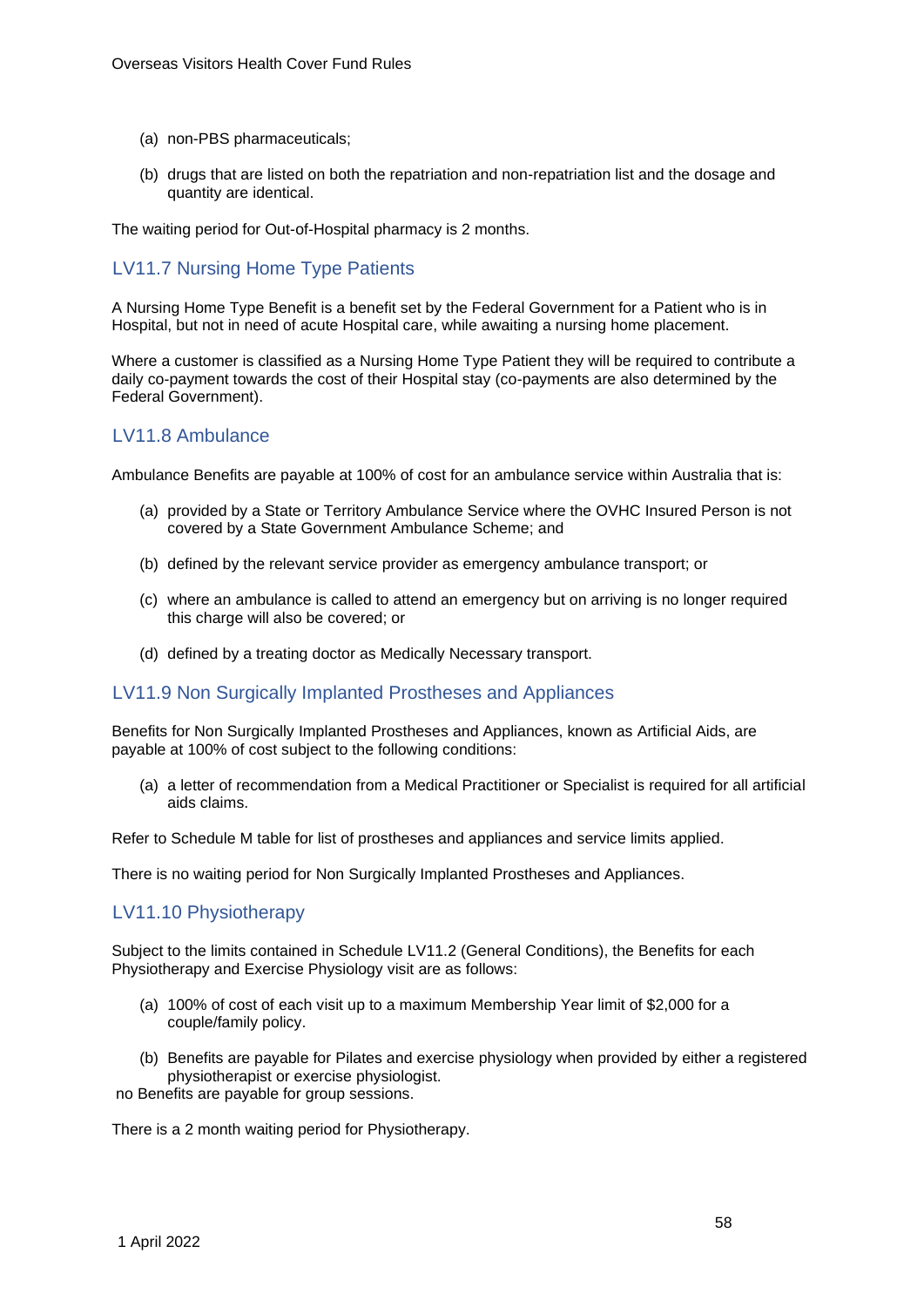(a) non-PBS pharmaceuticals;

(b) drugs that are listed on both the repatriation and non-repatriation list and the dosage and quantity are identical.

The waiting period for Out-of-Hospital pharmacy is 2 months.

## LV11.7 Nursing Home Type Patients

A Nursing Home Type Benefit is a benefit set by the Federal Government for a Patient who is in Hospital, but not in need of acute Hospital care, while awaiting a nursing home placement.

Where a customer is classified as a Nursing Home Type Patient they will be required to contribute a daily co-payment towards the cost of their Hospital stay (co-payments are also determined by the Federal Government).

## LV11.8 Ambulance

Ambulance Benefits are payable at 100% of cost for an ambulance service within Australia that is:

(a) provided by a State or Territory Ambulance Service where the OVHC Insured Person is not covered by a State Government Ambulance Scheme; and

(b) defined by the relevant service provider as emergency ambulance transport; or

(c) where an ambulance is called to attend an emergency but on arriving is no longer required this charge will also be covered; or

(d) defined by a treating doctor as Medically Necessary transport.

## LV11.9 Non Surgically Implanted Prostheses and Appliances

Benefits for Non Surgically Implanted Prostheses and Appliances, known as Artificial Aids, are payable at 100% of cost subject to the following conditions:

(a) a letter of recommendation from a Medical Practitioner or Specialist is required for all artificial aids claims.

Refer to Schedule M table for list of prostheses and appliances and service limits applied.

There is no waiting period for Non Surgically Implanted Prostheses and Appliances.

## LV11.10 Physiotherapy

Subject to the limits contained in Schedule LV11.2 (General Conditions), the Benefits for each Physiotherapy and Exercise Physiology visit are as follows:

(a) 100% of cost of each visit up to a maximum Membership Year limit of $2,000 for a couple/family policy.

(b) Benefits are payable for Pilates and exercise physiology when provided by either a registered physiotherapist or exercise physiologist.

no Benefits are payable for group sessions.

There is a 2 month waiting period for Physiotherapy.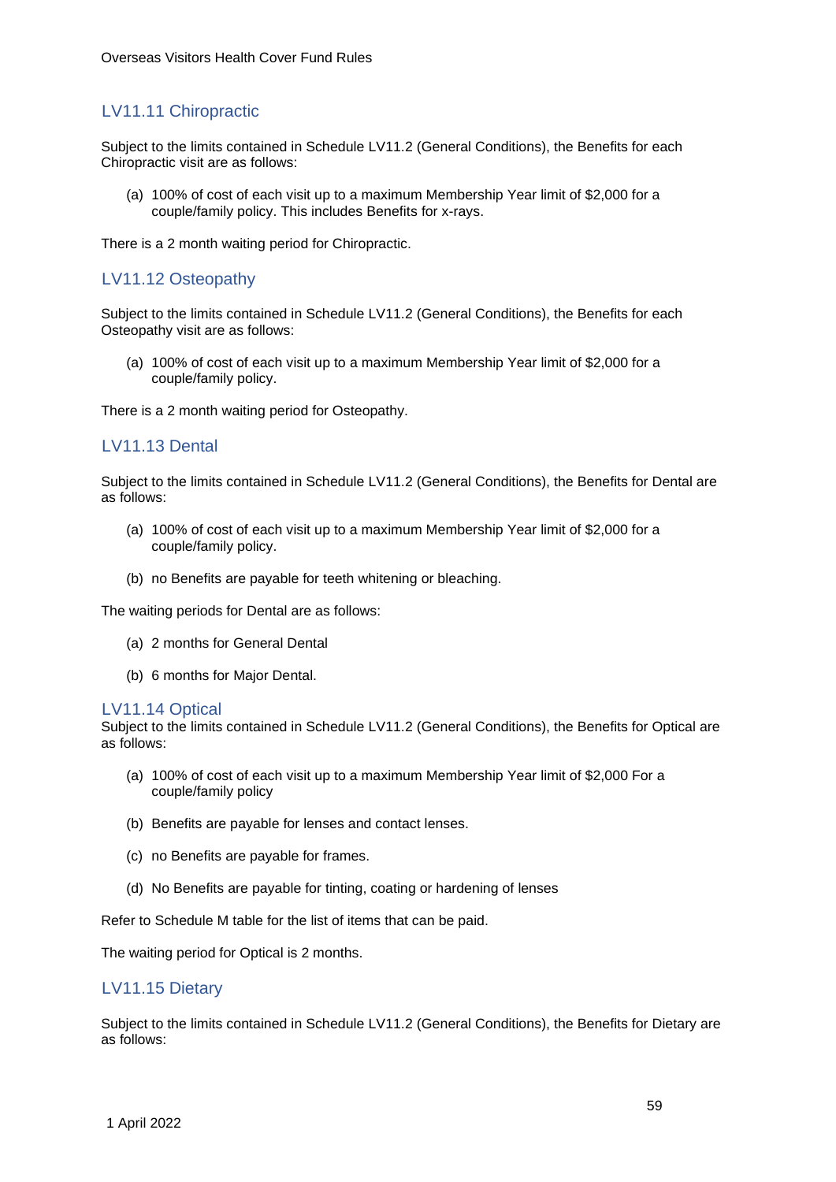## LV11.11 Chiropractic

Subject to the limits contained in Schedule LV11.2 (General Conditions), the Benefits for each Chiropractic visit are as follows:

(a) 100% of cost of each visit up to a maximum Membership Year limit of $2,000 for a couple/family policy. This includes Benefits for x-rays.

There is a 2 month waiting period for Chiropractic.

## LV11.12 Osteopathy

Subject to the limits contained in Schedule LV11.2 (General Conditions), the Benefits for each Osteopathy visit are as follows:

(a) 100% of cost of each visit up to a maximum Membership Year limit of $2,000 for a couple/family policy.

There is a 2 month waiting period for Osteopathy.

## LV11.13 Dental

Subject to the limits contained in Schedule LV11.2 (General Conditions), the Benefits for Dental are as follows:

(a) 100% of cost of each visit up to a maximum Membership Year limit of $2,000 for a couple/family policy.

(b) no Benefits are payable for teeth whitening or bleaching.

The waiting periods for Dental are as follows:

(a) 2 months for General Dental

(b) 6 months for Major Dental.

## LV11.14 Optical

Subject to the limits contained in Schedule LV11.2 (General Conditions), the Benefits for Optical are as follows:

(a) 100% of cost of each visit up to a maximum Membership Year limit of $2,000 For a couple/family policy

(b) Benefits are payable for lenses and contact lenses.

(c) no Benefits are payable for frames.

(d) No Benefits are payable for tinting, coating or hardening of lenses

Refer to Schedule M table for the list of items that can be paid.

The waiting period for Optical is 2 months.

## LV11.15 Dietary

Subject to the limits contained in Schedule LV11.2 (General Conditions), the Benefits for Dietary are as follows: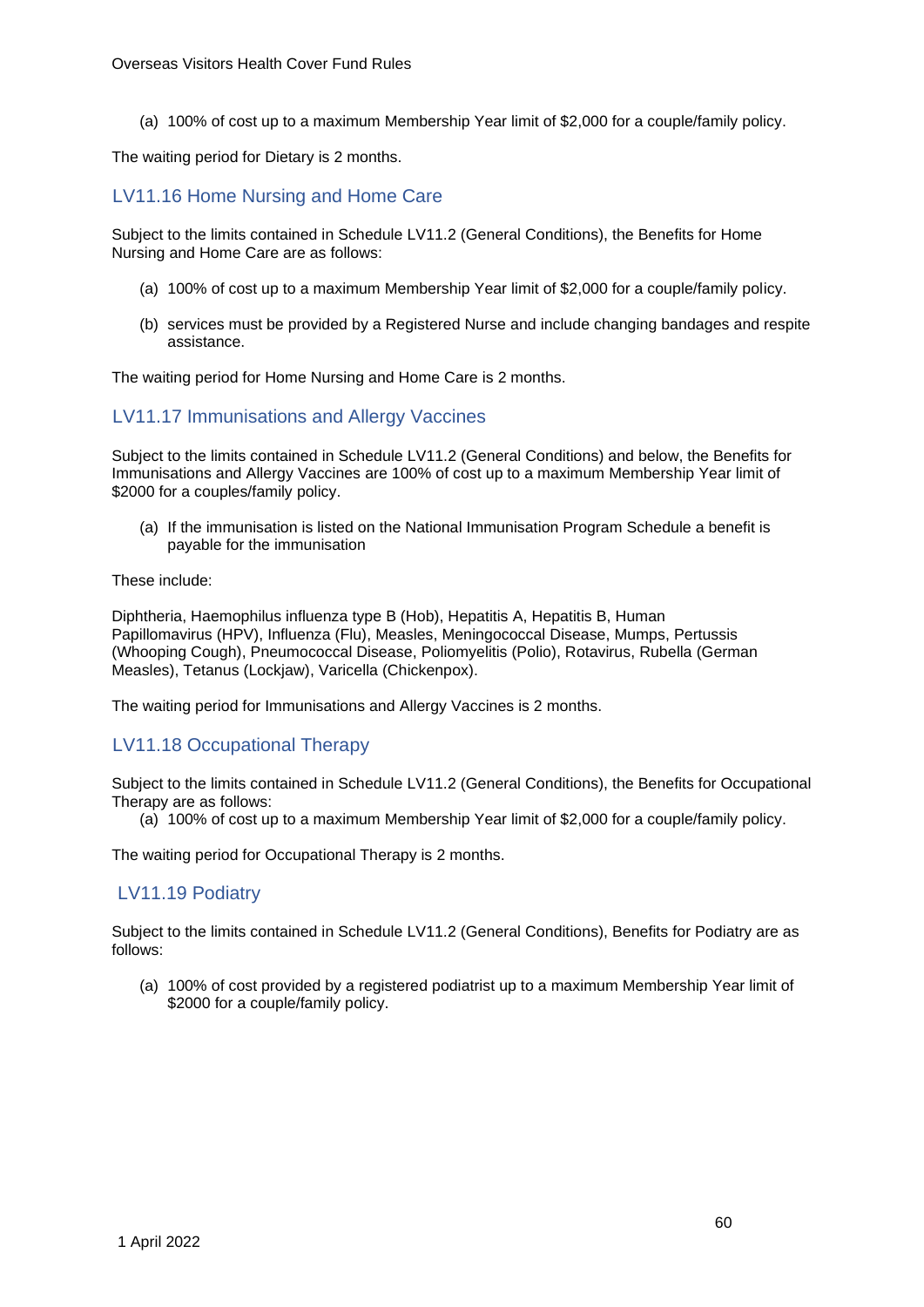(a) 100% of cost up to a maximum Membership Year limit of $2,000 for a couple/family policy.

The waiting period for Dietary is 2 months.

## LV11.16 Home Nursing and Home Care

Subject to the limits contained in Schedule LV11.2 (General Conditions), the Benefits for Home Nursing and Home Care are as follows:

(a) 100% of cost up to a maximum Membership Year limit of $2,000 for a couple/family policy.

(b) services must be provided by a Registered Nurse and include changing bandages and respite assistance.

The waiting period for Home Nursing and Home Care is 2 months.

## LV11.17 Immunisations and Allergy Vaccines

Subject to the limits contained in Schedule LV11.2 (General Conditions) and below, the Benefits for Immunisations and Allergy Vaccines are 100% of cost up to a maximum Membership Year limit of $2000 for a couples/family policy.

(a) If the immunisation is listed on the National Immunisation Program Schedule a benefit is payable for the immunisation

These include:

Diphtheria, Haemophilus influenza type B (Hob), Hepatitis A, Hepatitis B, Human Papillomavirus (HPV), Influenza (Flu), Measles, Meningococcal Disease, Mumps, Pertussis (Whooping Cough), Pneumococcal Disease, Poliomyelitis (Polio), Rotavirus, Rubella (German Measles), Tetanus (Lockjaw), Varicella (Chickenpox).

The waiting period for Immunisations and Allergy Vaccines is 2 months.

## LV11.18 Occupational Therapy

Subject to the limits contained in Schedule LV11.2 (General Conditions), the Benefits for Occupational Therapy are as follows:

(a) 100% of cost up to a maximum Membership Year limit of $2,000 for a couple/family policy.

The waiting period for Occupational Therapy is 2 months.

## LV11.19 Podiatry

Subject to the limits contained in Schedule LV11.2 (General Conditions), Benefits for Podiatry are as follows:

(a) 100% of cost provided by a registered podiatrist up to a maximum Membership Year limit of $2000 for a couple/family policy.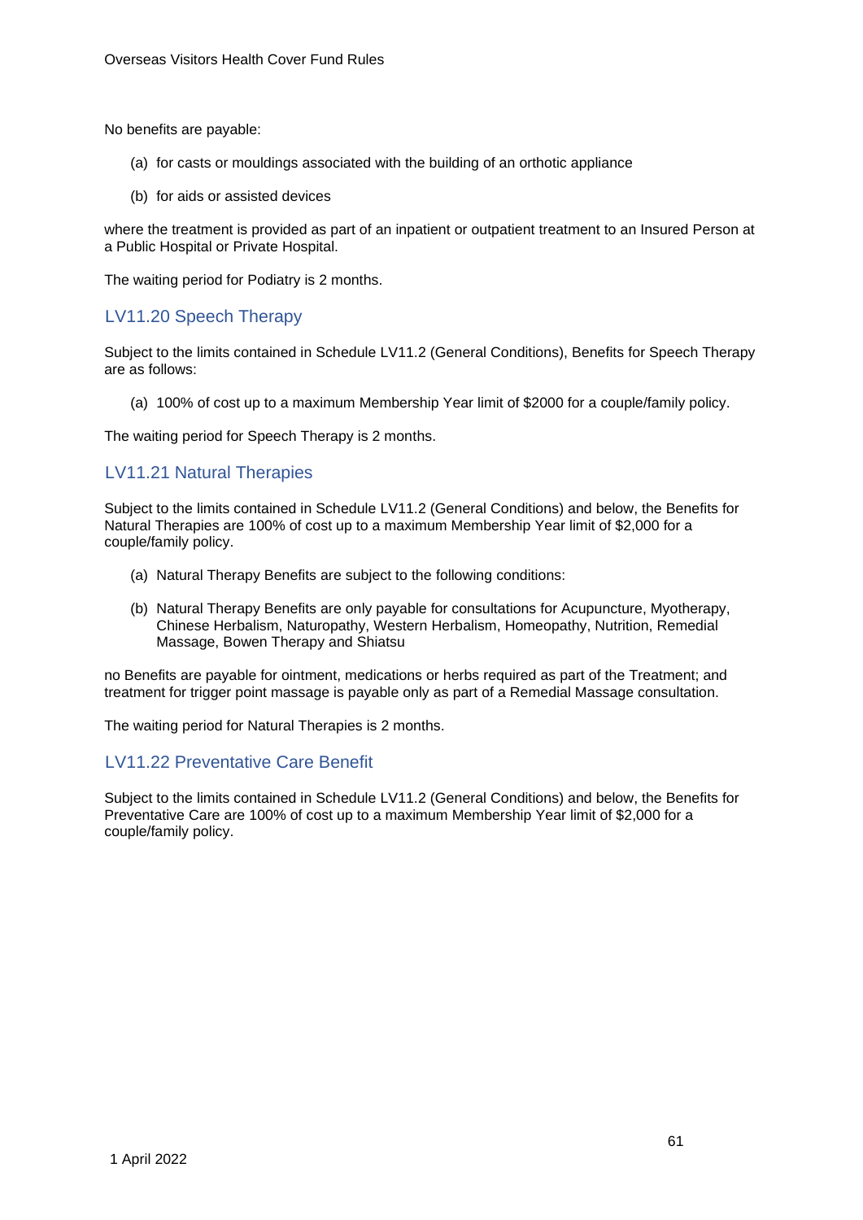No benefits are payable:

(a) for casts or mouldings associated with the building of an orthotic appliance

(b) for aids or assisted devices

where the treatment is provided as part of an inpatient or outpatient treatment to an Insured Person at a Public Hospital or Private Hospital.

The waiting period for Podiatry is 2 months.

## LV11.20 Speech Therapy

Subject to the limits contained in Schedule LV11.2 (General Conditions), Benefits for Speech Therapy are as follows:

(a) 100% of cost up to a maximum Membership Year limit of $2000 for a couple/family policy.

The waiting period for Speech Therapy is 2 months.

## LV11.21 Natural Therapies

Subject to the limits contained in Schedule LV11.2 (General Conditions) and below, the Benefits for Natural Therapies are 100% of cost up to a maximum Membership Year limit of $2,000 for a couple/family policy.

(a) Natural Therapy Benefits are subject to the following conditions:

(b) Natural Therapy Benefits are only payable for consultations for Acupuncture, Myotherapy, Chinese Herbalism, Naturopathy, Western Herbalism, Homeopathy, Nutrition, Remedial Massage, Bowen Therapy and Shiatsu

no Benefits are payable for ointment, medications or herbs required as part of the Treatment; and treatment for trigger point massage is payable only as part of a Remedial Massage consultation.

The waiting period for Natural Therapies is 2 months.

## LV11.22 Preventative Care Benefit

Subject to the limits contained in Schedule LV11.2 (General Conditions) and below, the Benefits for Preventative Care are 100% of cost up to a maximum Membership Year limit of $2,000 for a couple/family policy.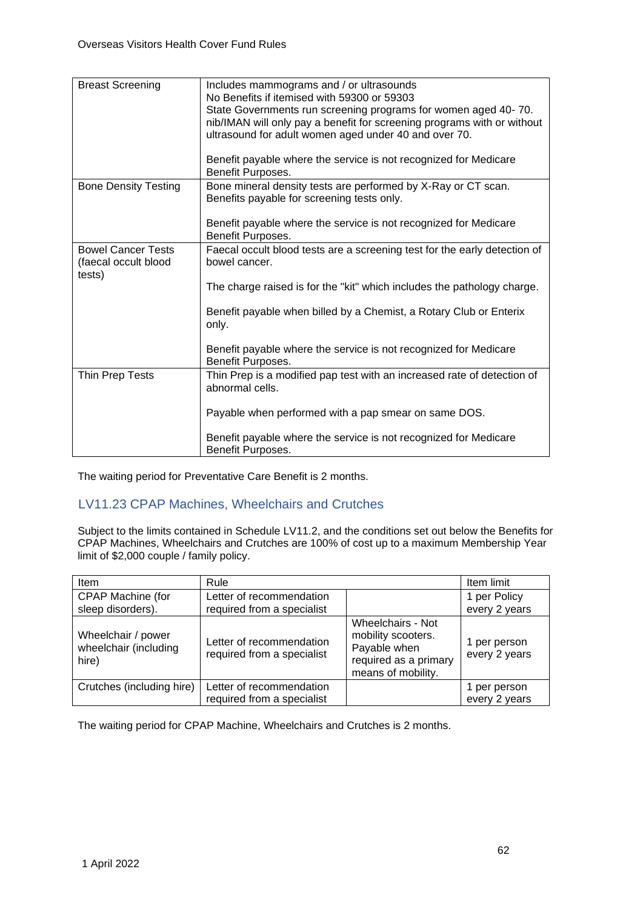| Breast Screening | Includes mammograms and / or ultrasounds<br>No Benefits if itemised with 59300 or 59303<br>State Governments run screening programs for women aged 40- 70. nib/IMAN will only pay a benefit for screening programs with or without ultrasound for adult women aged under 40 and over 70.<br><br>Benefit payable where the service is not recognized for Medicare Benefit Purposes. |
|---|---|
| Bone Density Testing | Bone mineral density tests are performed by X-Ray or CT scan. Benefits payable for screening tests only.<br><br>Benefit payable where the service is not recognized for Medicare Benefit Purposes. |
| Bowel Cancer Tests (faecal occult blood tests) | Faecal occult blood tests are a screening test for the early detection of bowel cancer.<br><br>The charge raised is for the "kit" which includes the pathology charge.<br><br>Benefit payable when billed by a Chemist, a Rotary Club or Enterix only.<br><br>Benefit payable where the service is not recognized for Medicare Benefit Purposes. |
| Thin Prep Tests | Thin Prep is a modified pap test with an increased rate of detection of abnormal cells.<br><br>Payable when performed with a pap smear on same DOS.<br><br>Benefit payable where the service is not recognized for Medicare Benefit Purposes. |

The waiting period for Preventative Care Benefit is 2 months.

## LV11.23 CPAP Machines, Wheelchairs and Crutches

Subject to the limits contained in Schedule LV11.2, and the conditions set out below the Benefits for CPAP Machines, Wheelchairs and Crutches are 100% of cost up to a maximum Membership Year limit of $2,000 couple / family policy.

| Item | Rule | | Item limit |
|---|---|---|---|
| CPAP Machine (for sleep disorders). | Letter of recommendation required from a specialist | | 1 per Policy every 2 years |
| Wheelchair / power wheelchair (including hire) | Letter of recommendation required from a specialist | Wheelchairs - Not mobility scooters. Payable when required as a primary means of mobility. | 1 per person every 2 years |
| Crutches (including hire) | Letter of recommendation required from a specialist | | 1 per person every 2 years |

The waiting period for CPAP Machine, Wheelchairs and Crutches is 2 months.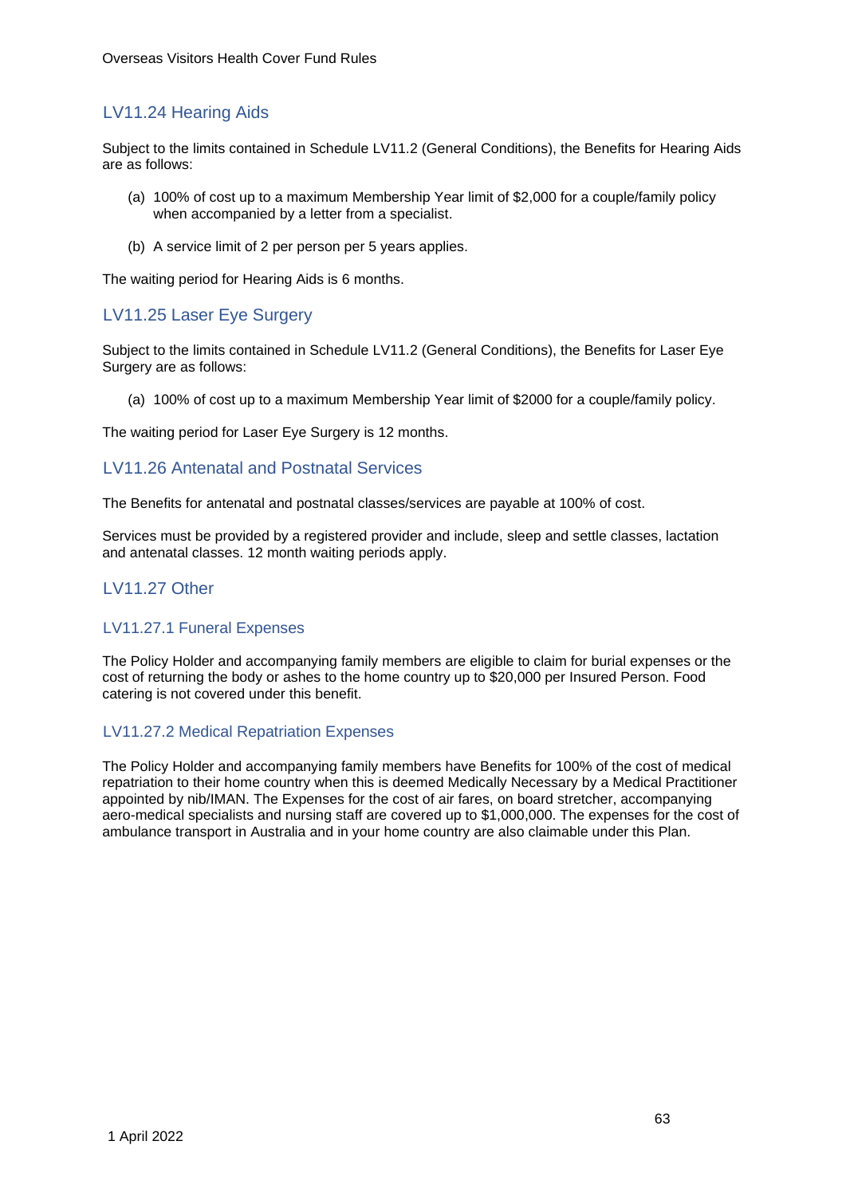## LV11.24 Hearing Aids

Subject to the limits contained in Schedule LV11.2 (General Conditions), the Benefits for Hearing Aids are as follows:

(a) 100% of cost up to a maximum Membership Year limit of $2,000 for a couple/family policy when accompanied by a letter from a specialist.

(b) A service limit of 2 per person per 5 years applies.

The waiting period for Hearing Aids is 6 months.

## LV11.25 Laser Eye Surgery

Subject to the limits contained in Schedule LV11.2 (General Conditions), the Benefits for Laser Eye Surgery are as follows:

(a) 100% of cost up to a maximum Membership Year limit of $2000 for a couple/family policy.

The waiting period for Laser Eye Surgery is 12 months.

## LV11.26 Antenatal and Postnatal Services

The Benefits for antenatal and postnatal classes/services are payable at 100% of cost.

Services must be provided by a registered provider and include, sleep and settle classes, lactation and antenatal classes. 12 month waiting periods apply.

## LV11.27 Other

### LV11.27.1 Funeral Expenses

The Policy Holder and accompanying family members are eligible to claim for burial expenses or the cost of returning the body or ashes to the home country up to $20,000 per Insured Person. Food catering is not covered under this benefit.

### LV11.27.2 Medical Repatriation Expenses

The Policy Holder and accompanying family members have Benefits for 100% of the cost of medical repatriation to their home country when this is deemed Medically Necessary by a Medical Practitioner appointed by nib/IMAN. The Expenses for the cost of air fares, on board stretcher, accompanying aero-medical specialists and nursing staff are covered up to $1,000,000. The expenses for the cost of ambulance transport in Australia and in your home country are also claimable under this Plan.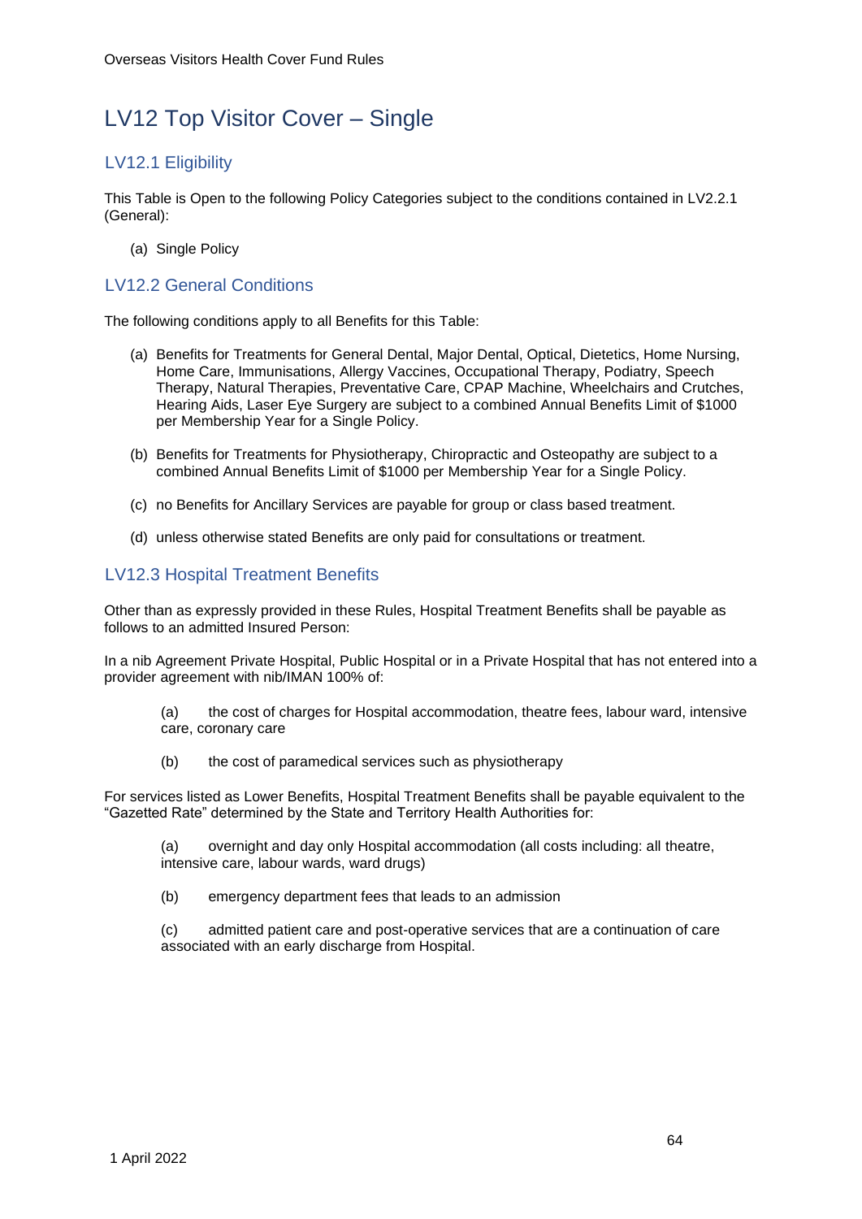# LV12 Top Visitor Cover – Single

## LV12.1 Eligibility

This Table is Open to the following Policy Categories subject to the conditions contained in LV2.2.1 (General):

(a) Single Policy

## LV12.2 General Conditions

The following conditions apply to all Benefits for this Table:

(a) Benefits for Treatments for General Dental, Major Dental, Optical, Dietetics, Home Nursing, Home Care, Immunisations, Allergy Vaccines, Occupational Therapy, Podiatry, Speech Therapy, Natural Therapies, Preventative Care, CPAP Machine, Wheelchairs and Crutches, Hearing Aids, Laser Eye Surgery are subject to a combined Annual Benefits Limit of $1000 per Membership Year for a Single Policy.

(b) Benefits for Treatments for Physiotherapy, Chiropractic and Osteopathy are subject to a combined Annual Benefits Limit of $1000 per Membership Year for a Single Policy.

(c) no Benefits for Ancillary Services are payable for group or class based treatment.

(d) unless otherwise stated Benefits are only paid for consultations or treatment.

## LV12.3 Hospital Treatment Benefits

Other than as expressly provided in these Rules, Hospital Treatment Benefits shall be payable as follows to an admitted Insured Person:

In a nib Agreement Private Hospital, Public Hospital or in a Private Hospital that has not entered into a provider agreement with nib/IMAN 100% of:

(a) the cost of charges for Hospital accommodation, theatre fees, labour ward, intensive care, coronary care

(b) the cost of paramedical services such as physiotherapy

For services listed as Lower Benefits, Hospital Treatment Benefits shall be payable equivalent to the "Gazetted Rate" determined by the State and Territory Health Authorities for:

(a) overnight and day only Hospital accommodation (all costs including: all theatre, intensive care, labour wards, ward drugs)

(b) emergency department fees that leads to an admission

(c) admitted patient care and post-operative services that are a continuation of care associated with an early discharge from Hospital.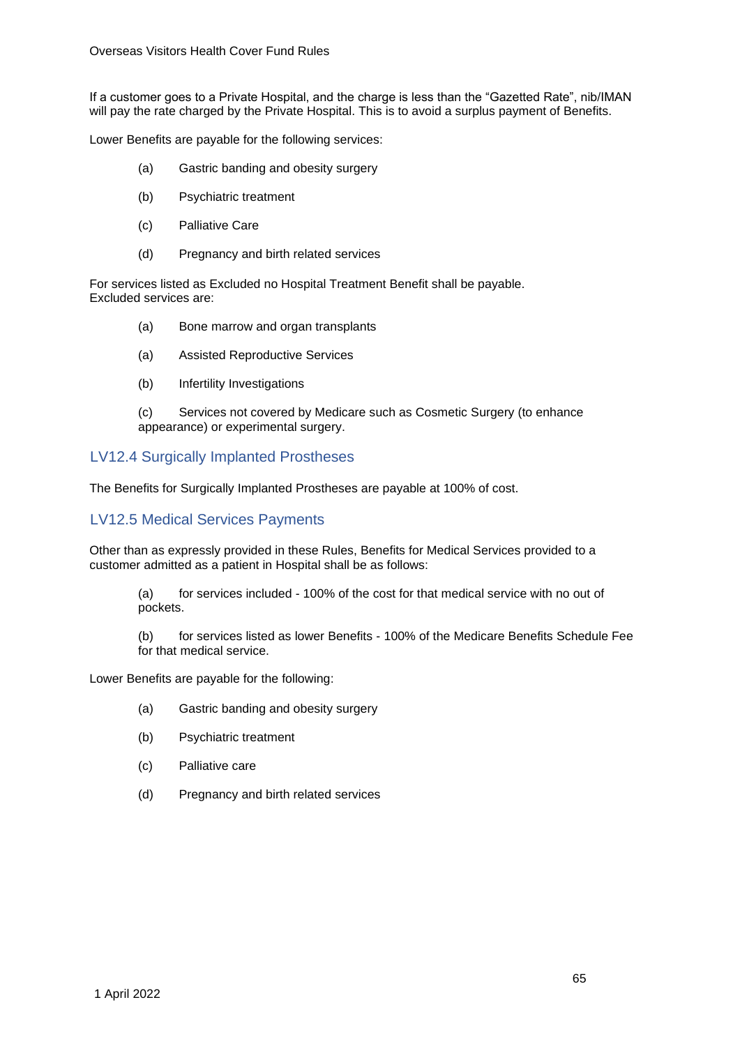If a customer goes to a Private Hospital, and the charge is less than the "Gazetted Rate", nib/IMAN will pay the rate charged by the Private Hospital. This is to avoid a surplus payment of Benefits.

Lower Benefits are payable for the following services:

(a) Gastric banding and obesity surgery

(b) Psychiatric treatment

(c) Palliative Care

(d) Pregnancy and birth related services

For services listed as Excluded no Hospital Treatment Benefit shall be payable.
Excluded services are:

(a) Bone marrow and organ transplants

(a) Assisted Reproductive Services

(b) Infertility Investigations

(c) Services not covered by Medicare such as Cosmetic Surgery (to enhance appearance) or experimental surgery.

## LV12.4 Surgically Implanted Prostheses

The Benefits for Surgically Implanted Prostheses are payable at 100% of cost.

## LV12.5 Medical Services Payments

Other than as expressly provided in these Rules, Benefits for Medical Services provided to a customer admitted as a patient in Hospital shall be as follows:

(a) for services included - 100% of the cost for that medical service with no out of pockets.

(b) for services listed as lower Benefits - 100% of the Medicare Benefits Schedule Fee for that medical service.

Lower Benefits are payable for the following:

(a) Gastric banding and obesity surgery

(b) Psychiatric treatment

(c) Palliative care

(d) Pregnancy and birth related services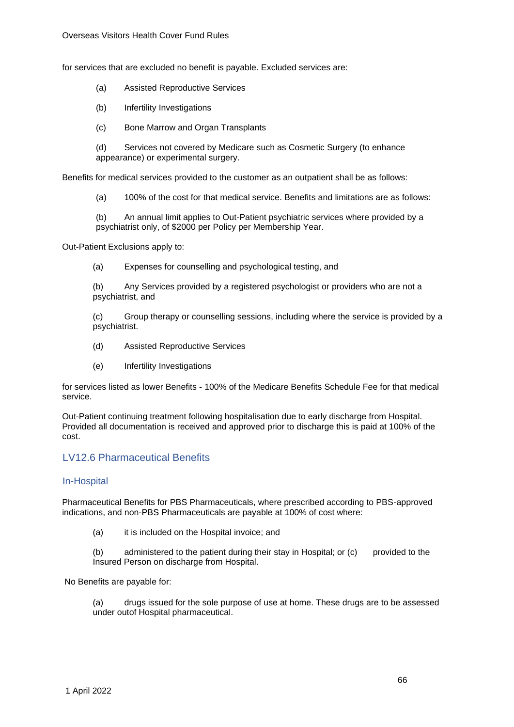for services that are excluded no benefit is payable. Excluded services are:

(a) Assisted Reproductive Services

(b) Infertility Investigations

(c) Bone Marrow and Organ Transplants

(d) Services not covered by Medicare such as Cosmetic Surgery (to enhance appearance) or experimental surgery.

Benefits for medical services provided to the customer as an outpatient shall be as follows:

(a) 100% of the cost for that medical service. Benefits and limitations are as follows:

(b) An annual limit applies to Out-Patient psychiatric services where provided by a psychiatrist only, of $2000 per Policy per Membership Year.

Out-Patient Exclusions apply to:

(a) Expenses for counselling and psychological testing, and

(b) Any Services provided by a registered psychologist or providers who are not a psychiatrist, and

(c) Group therapy or counselling sessions, including where the service is provided by a psychiatrist.

(d) Assisted Reproductive Services

(e) Infertility Investigations

for services listed as lower Benefits - 100% of the Medicare Benefits Schedule Fee for that medical service.

Out-Patient continuing treatment following hospitalisation due to early discharge from Hospital. Provided all documentation is received and approved prior to discharge this is paid at 100% of the cost.

## LV12.6 Pharmaceutical Benefits

### In-Hospital

Pharmaceutical Benefits for PBS Pharmaceuticals, where prescribed according to PBS-approved indications, and non-PBS Pharmaceuticals are payable at 100% of cost where:

(a) it is included on the Hospital invoice; and

(b) administered to the patient during their stay in Hospital; or (c) provided to the Insured Person on discharge from Hospital.

No Benefits are payable for:

(a) drugs issued for the sole purpose of use at home. These drugs are to be assessed under outof Hospital pharmaceutical.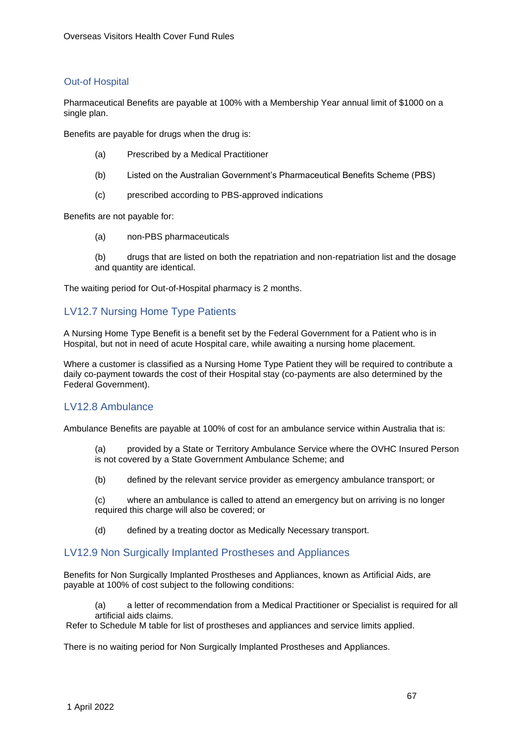### Out-of Hospital

Pharmaceutical Benefits are payable at 100% with a Membership Year annual limit of $1000 on a single plan.

Benefits are payable for drugs when the drug is:

(a) Prescribed by a Medical Practitioner

(b) Listed on the Australian Government's Pharmaceutical Benefits Scheme (PBS)

(c) prescribed according to PBS-approved indications

Benefits are not payable for:

(a) non-PBS pharmaceuticals

(b) drugs that are listed on both the repatriation and non-repatriation list and the dosage and quantity are identical.

The waiting period for Out-of-Hospital pharmacy is 2 months.

## LV12.7 Nursing Home Type Patients

A Nursing Home Type Benefit is a benefit set by the Federal Government for a Patient who is in Hospital, but not in need of acute Hospital care, while awaiting a nursing home placement.

Where a customer is classified as a Nursing Home Type Patient they will be required to contribute a daily co-payment towards the cost of their Hospital stay (co-payments are also determined by the Federal Government).

## LV12.8 Ambulance

Ambulance Benefits are payable at 100% of cost for an ambulance service within Australia that is:

(a) provided by a State or Territory Ambulance Service where the OVHC Insured Person is not covered by a State Government Ambulance Scheme; and

(b) defined by the relevant service provider as emergency ambulance transport; or

(c) where an ambulance is called to attend an emergency but on arriving is no longer required this charge will also be covered; or

(d) defined by a treating doctor as Medically Necessary transport.

## LV12.9 Non Surgically Implanted Prostheses and Appliances

Benefits for Non Surgically Implanted Prostheses and Appliances, known as Artificial Aids, are payable at 100% of cost subject to the following conditions:

(a) a letter of recommendation from a Medical Practitioner or Specialist is required for all artificial aids claims.

Refer to Schedule M table for list of prostheses and appliances and service limits applied.

There is no waiting period for Non Surgically Implanted Prostheses and Appliances.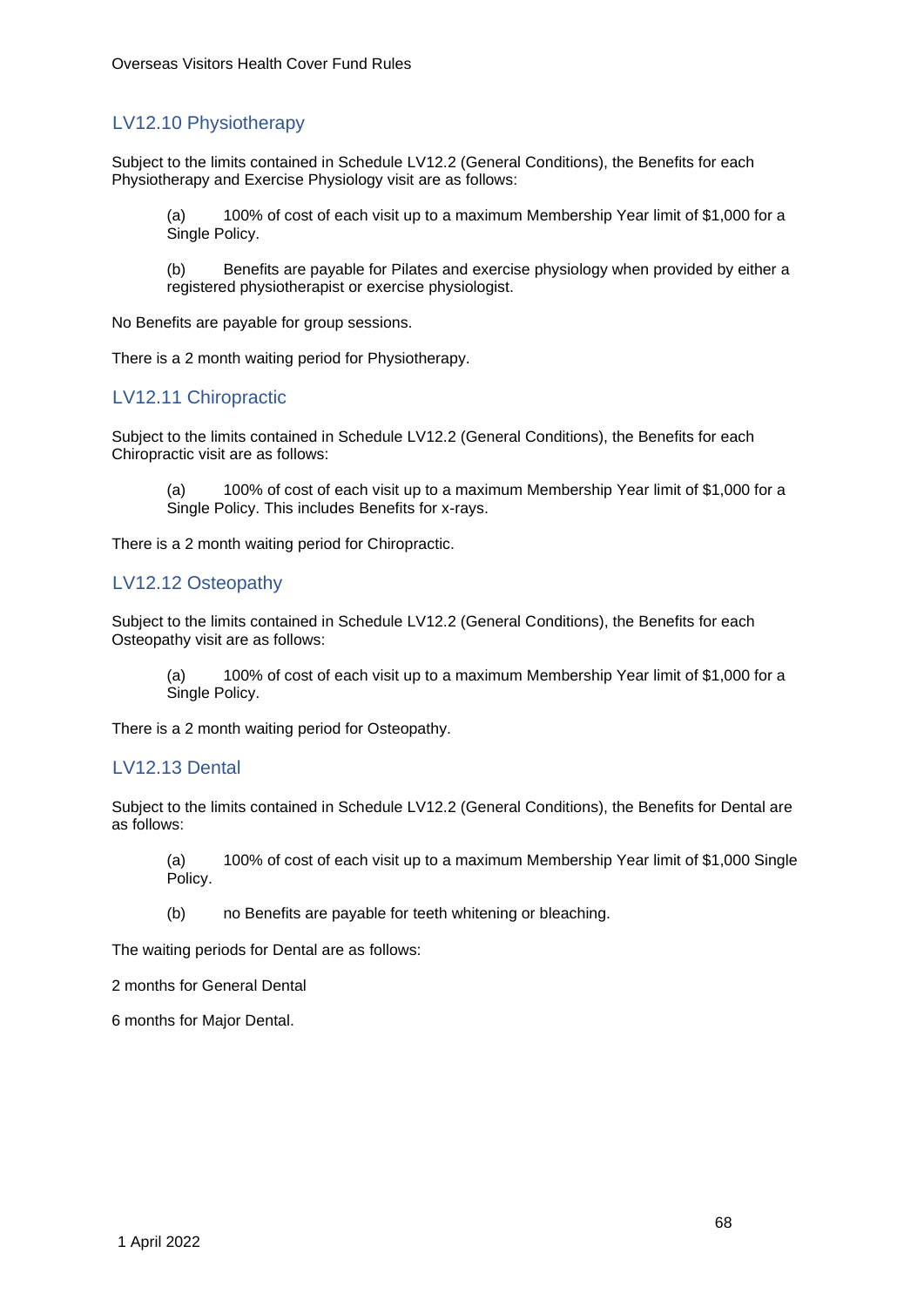## LV12.10 Physiotherapy

Subject to the limits contained in Schedule LV12.2 (General Conditions), the Benefits for each Physiotherapy and Exercise Physiology visit are as follows:

(a) 100% of cost of each visit up to a maximum Membership Year limit of $1,000 for a Single Policy.

(b) Benefits are payable for Pilates and exercise physiology when provided by either a registered physiotherapist or exercise physiologist.

No Benefits are payable for group sessions.

There is a 2 month waiting period for Physiotherapy.

## LV12.11 Chiropractic

Subject to the limits contained in Schedule LV12.2 (General Conditions), the Benefits for each Chiropractic visit are as follows:

(a) 100% of cost of each visit up to a maximum Membership Year limit of $1,000 for a Single Policy. This includes Benefits for x-rays.

There is a 2 month waiting period for Chiropractic.

## LV12.12 Osteopathy

Subject to the limits contained in Schedule LV12.2 (General Conditions), the Benefits for each Osteopathy visit are as follows:

(a) 100% of cost of each visit up to a maximum Membership Year limit of $1,000 for a Single Policy.

There is a 2 month waiting period for Osteopathy.

## LV12.13 Dental

Subject to the limits contained in Schedule LV12.2 (General Conditions), the Benefits for Dental are as follows:

(a) 100% of cost of each visit up to a maximum Membership Year limit of $1,000 Single Policy.

(b) no Benefits are payable for teeth whitening or bleaching.

The waiting periods for Dental are as follows:

2 months for General Dental

6 months for Major Dental.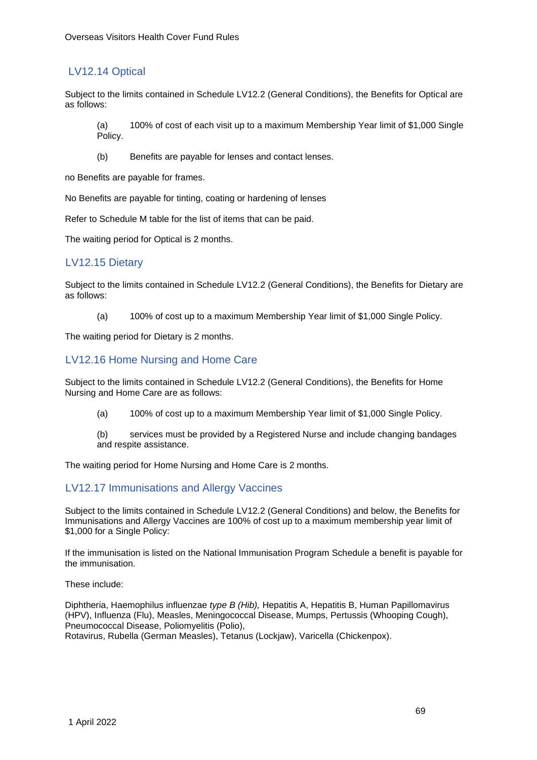## LV12.14 Optical

Subject to the limits contained in Schedule LV12.2 (General Conditions), the Benefits for Optical are as follows:

(a) 100% of cost of each visit up to a maximum Membership Year limit of $1,000 Single Policy.

(b) Benefits are payable for lenses and contact lenses.

no Benefits are payable for frames.

No Benefits are payable for tinting, coating or hardening of lenses

Refer to Schedule M table for the list of items that can be paid.

The waiting period for Optical is 2 months.

## LV12.15 Dietary

Subject to the limits contained in Schedule LV12.2 (General Conditions), the Benefits for Dietary are as follows:

(a) 100% of cost up to a maximum Membership Year limit of $1,000 Single Policy.

The waiting period for Dietary is 2 months.

## LV12.16 Home Nursing and Home Care

Subject to the limits contained in Schedule LV12.2 (General Conditions), the Benefits for Home Nursing and Home Care are as follows:

(a) 100% of cost up to a maximum Membership Year limit of $1,000 Single Policy.

(b) services must be provided by a Registered Nurse and include changing bandages and respite assistance.

The waiting period for Home Nursing and Home Care is 2 months.

## LV12.17 Immunisations and Allergy Vaccines

Subject to the limits contained in Schedule LV12.2 (General Conditions) and below, the Benefits for Immunisations and Allergy Vaccines are 100% of cost up to a maximum membership year limit of $1,000 for a Single Policy:

If the immunisation is listed on the National Immunisation Program Schedule a benefit is payable for the immunisation.

These include:

Diphtheria, Haemophilus influenzae *type B (Hib),* Hepatitis A, Hepatitis B, Human Papillomavirus (HPV), Influenza (Flu), Measles, Meningococcal Disease, Mumps, Pertussis (Whooping Cough), Pneumococcal Disease, Poliomyelitis (Polio),
Rotavirus, Rubella (German Measles), Tetanus (Lockjaw), Varicella (Chickenpox).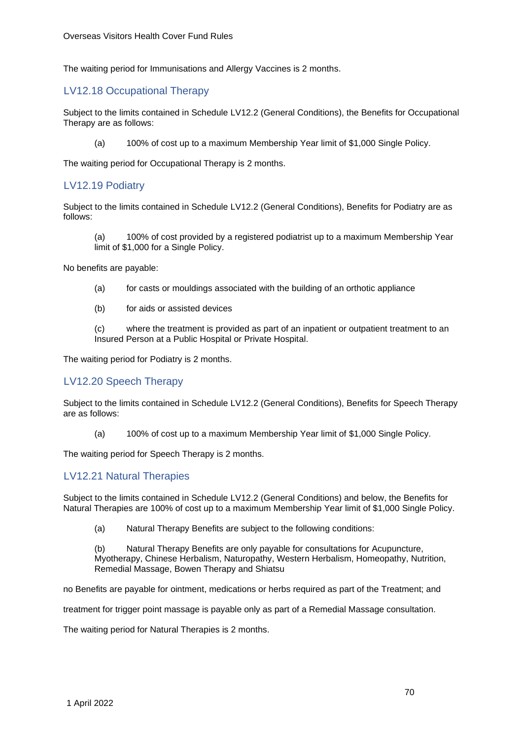The waiting period for Immunisations and Allergy Vaccines is 2 months.

## LV12.18 Occupational Therapy

Subject to the limits contained in Schedule LV12.2 (General Conditions), the Benefits for Occupational Therapy are as follows:

(a) 100% of cost up to a maximum Membership Year limit of $1,000 Single Policy.

The waiting period for Occupational Therapy is 2 months.

## LV12.19 Podiatry

Subject to the limits contained in Schedule LV12.2 (General Conditions), Benefits for Podiatry are as follows:

(a) 100% of cost provided by a registered podiatrist up to a maximum Membership Year limit of $1,000 for a Single Policy.

No benefits are payable:

(a) for casts or mouldings associated with the building of an orthotic appliance

(b) for aids or assisted devices

(c) where the treatment is provided as part of an inpatient or outpatient treatment to an Insured Person at a Public Hospital or Private Hospital.

The waiting period for Podiatry is 2 months.

## LV12.20 Speech Therapy

Subject to the limits contained in Schedule LV12.2 (General Conditions), Benefits for Speech Therapy are as follows:

(a) 100% of cost up to a maximum Membership Year limit of $1,000 Single Policy.

The waiting period for Speech Therapy is 2 months.

## LV12.21 Natural Therapies

Subject to the limits contained in Schedule LV12.2 (General Conditions) and below, the Benefits for Natural Therapies are 100% of cost up to a maximum Membership Year limit of $1,000 Single Policy.

(a) Natural Therapy Benefits are subject to the following conditions:

(b) Natural Therapy Benefits are only payable for consultations for Acupuncture, Myotherapy, Chinese Herbalism, Naturopathy, Western Herbalism, Homeopathy, Nutrition, Remedial Massage, Bowen Therapy and Shiatsu

no Benefits are payable for ointment, medications or herbs required as part of the Treatment; and

treatment for trigger point massage is payable only as part of a Remedial Massage consultation.

The waiting period for Natural Therapies is 2 months.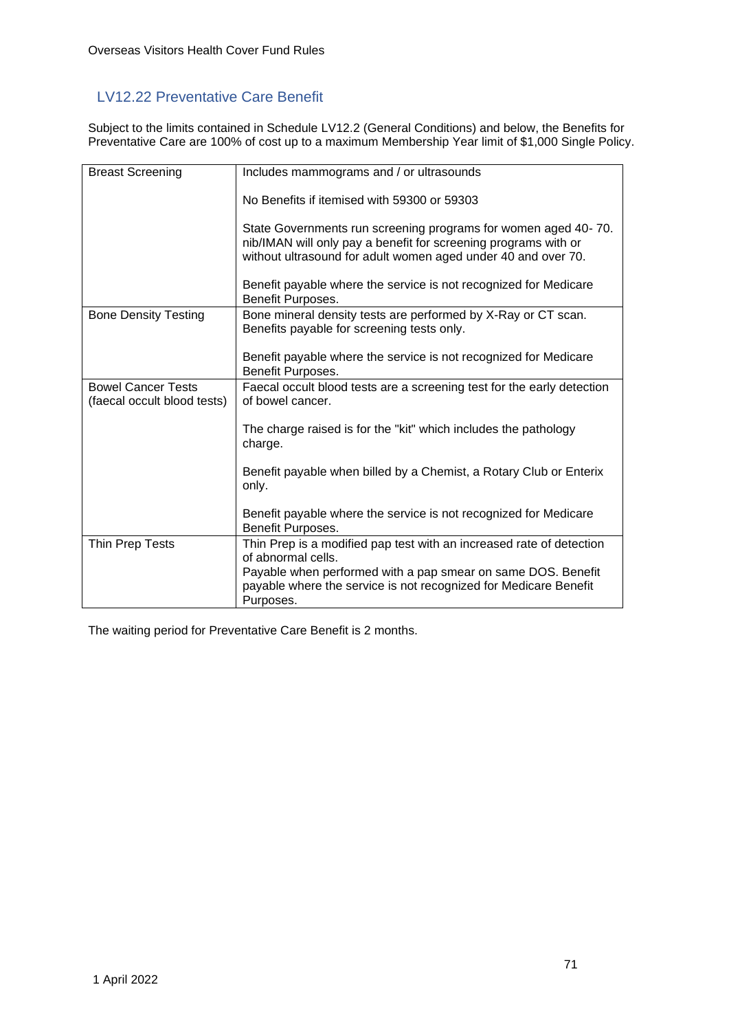## LV12.22 Preventative Care Benefit

Subject to the limits contained in Schedule LV12.2 (General Conditions) and below, the Benefits for Preventative Care are 100% of cost up to a maximum Membership Year limit of $1,000 Single Policy.

| | |
|---|---|
| Breast Screening | Includes mammograms and / or ultrasounds<br><br>No Benefits if itemised with 59300 or 59303<br><br>State Governments run screening programs for women aged 40- 70. nib/IMAN will only pay a benefit for screening programs with or without ultrasound for adult women aged under 40 and over 70.<br><br>Benefit payable where the service is not recognized for Medicare Benefit Purposes. |
| Bone Density Testing | Bone mineral density tests are performed by X-Ray or CT scan. Benefits payable for screening tests only.<br><br>Benefit payable where the service is not recognized for Medicare Benefit Purposes. |
| Bowel Cancer Tests (faecal occult blood tests) | Faecal occult blood tests are a screening test for the early detection of bowel cancer.<br><br>The charge raised is for the "kit" which includes the pathology charge.<br><br>Benefit payable when billed by a Chemist, a Rotary Club or Enterix only.<br><br>Benefit payable where the service is not recognized for Medicare Benefit Purposes. |
| Thin Prep Tests | Thin Prep is a modified pap test with an increased rate of detection of abnormal cells.<br>Payable when performed with a pap smear on same DOS. Benefit payable where the service is not recognized for Medicare Benefit Purposes. |

The waiting period for Preventative Care Benefit is 2 months.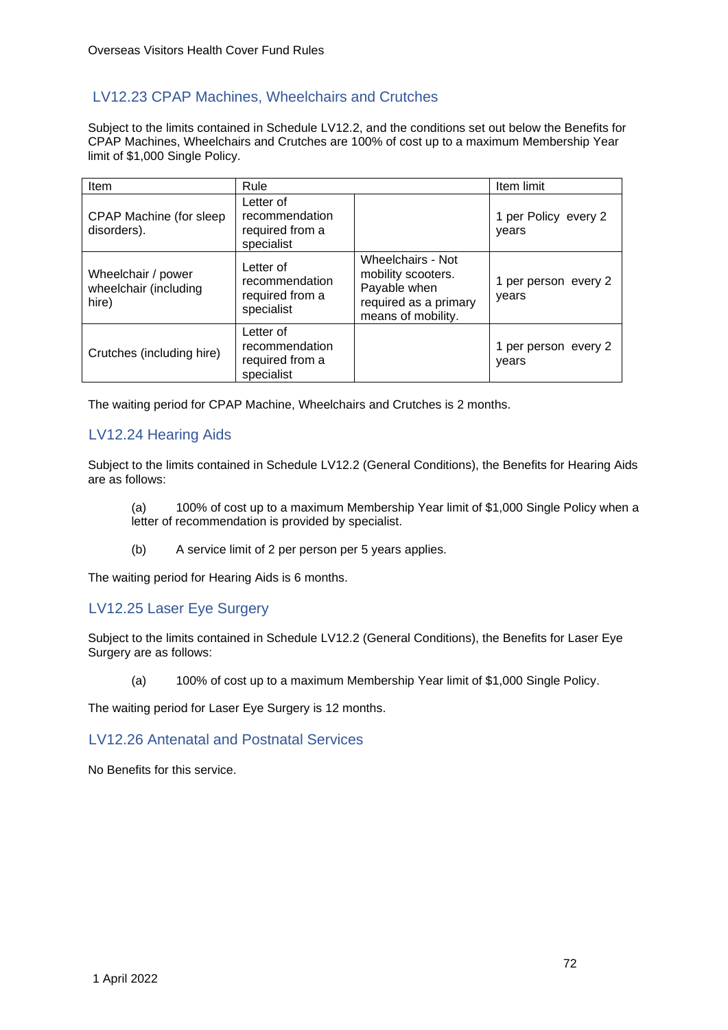## LV12.23 CPAP Machines, Wheelchairs and Crutches

Subject to the limits contained in Schedule LV12.2, and the conditions set out below the Benefits for CPAP Machines, Wheelchairs and Crutches are 100% of cost up to a maximum Membership Year limit of $1,000 Single Policy.

| Item | Rule | | Item limit |
|---|---|---|---|
| CPAP Machine (for sleep disorders). | Letter of recommendation required from a specialist | | 1 per Policy every 2 years |
| Wheelchair / power wheelchair (including hire) | Letter of recommendation required from a specialist | Wheelchairs - Not mobility scooters. Payable when required as a primary means of mobility. | 1 per person every 2 years |
| Crutches (including hire) | Letter of recommendation required from a specialist | | 1 per person every 2 years |

The waiting period for CPAP Machine, Wheelchairs and Crutches is 2 months.

## LV12.24 Hearing Aids

Subject to the limits contained in Schedule LV12.2 (General Conditions), the Benefits for Hearing Aids are as follows:

(a) 100% of cost up to a maximum Membership Year limit of $1,000 Single Policy when a letter of recommendation is provided by specialist.

(b) A service limit of 2 per person per 5 years applies.

The waiting period for Hearing Aids is 6 months.

## LV12.25 Laser Eye Surgery

Subject to the limits contained in Schedule LV12.2 (General Conditions), the Benefits for Laser Eye Surgery are as follows:

(a) 100% of cost up to a maximum Membership Year limit of $1,000 Single Policy.

The waiting period for Laser Eye Surgery is 12 months.

## LV12.26 Antenatal and Postnatal Services

No Benefits for this service.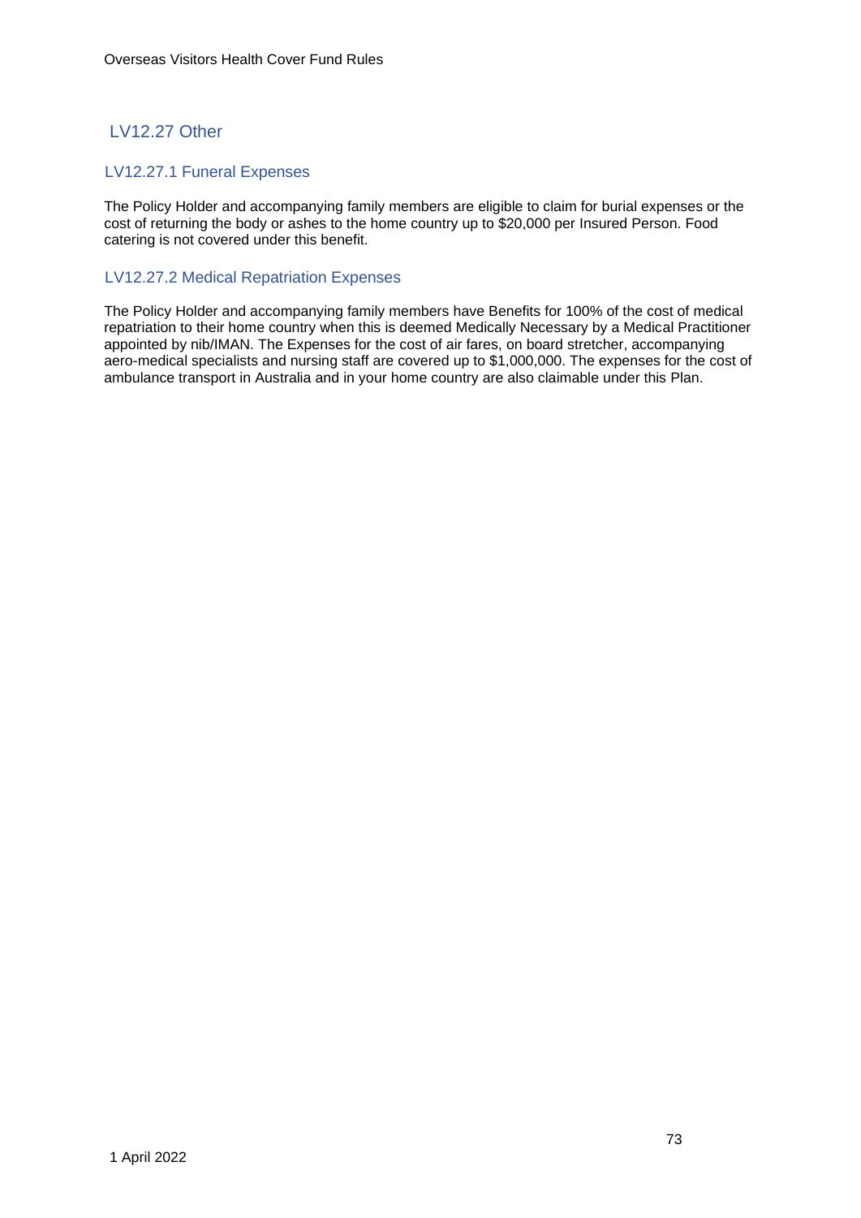## LV12.27 Other

### LV12.27.1 Funeral Expenses

The Policy Holder and accompanying family members are eligible to claim for burial expenses or the cost of returning the body or ashes to the home country up to $20,000 per Insured Person. Food catering is not covered under this benefit.

### LV12.27.2 Medical Repatriation Expenses

The Policy Holder and accompanying family members have Benefits for 100% of the cost of medical repatriation to their home country when this is deemed Medically Necessary by a Medical Practitioner appointed by nib/IMAN. The Expenses for the cost of air fares, on board stretcher, accompanying aero-medical specialists and nursing staff are covered up to $1,000,000. The expenses for the cost of ambulance transport in Australia and in your home country are also claimable under this Plan.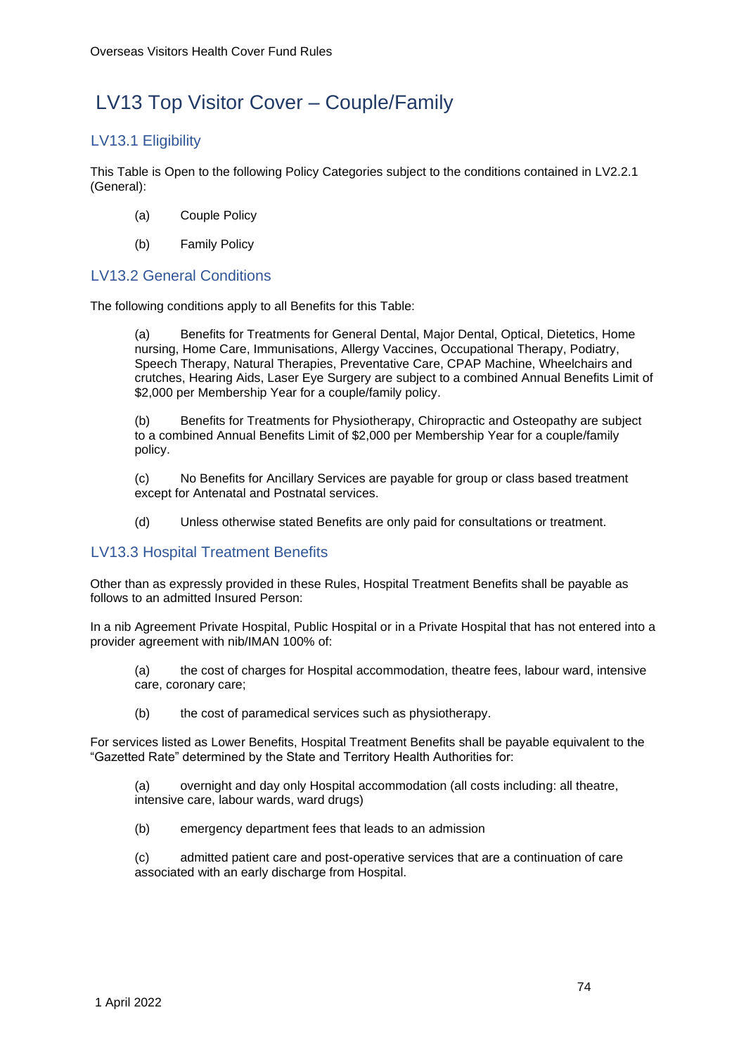# LV13 Top Visitor Cover – Couple/Family

## LV13.1 Eligibility

This Table is Open to the following Policy Categories subject to the conditions contained in LV2.2.1 (General):

(a) Couple Policy

(b) Family Policy

## LV13.2 General Conditions

The following conditions apply to all Benefits for this Table:

(a) Benefits for Treatments for General Dental, Major Dental, Optical, Dietetics, Home nursing, Home Care, Immunisations, Allergy Vaccines, Occupational Therapy, Podiatry, Speech Therapy, Natural Therapies, Preventative Care, CPAP Machine, Wheelchairs and crutches, Hearing Aids, Laser Eye Surgery are subject to a combined Annual Benefits Limit of $2,000 per Membership Year for a couple/family policy.

(b) Benefits for Treatments for Physiotherapy, Chiropractic and Osteopathy are subject to a combined Annual Benefits Limit of $2,000 per Membership Year for a couple/family policy.

(c) No Benefits for Ancillary Services are payable for group or class based treatment except for Antenatal and Postnatal services.

(d) Unless otherwise stated Benefits are only paid for consultations or treatment.

## LV13.3 Hospital Treatment Benefits

Other than as expressly provided in these Rules, Hospital Treatment Benefits shall be payable as follows to an admitted Insured Person:

In a nib Agreement Private Hospital, Public Hospital or in a Private Hospital that has not entered into a provider agreement with nib/IMAN 100% of:

(a) the cost of charges for Hospital accommodation, theatre fees, labour ward, intensive care, coronary care;

(b) the cost of paramedical services such as physiotherapy.

For services listed as Lower Benefits, Hospital Treatment Benefits shall be payable equivalent to the "Gazetted Rate" determined by the State and Territory Health Authorities for:

(a) overnight and day only Hospital accommodation (all costs including: all theatre, intensive care, labour wards, ward drugs)

(b) emergency department fees that leads to an admission

(c) admitted patient care and post-operative services that are a continuation of care associated with an early discharge from Hospital.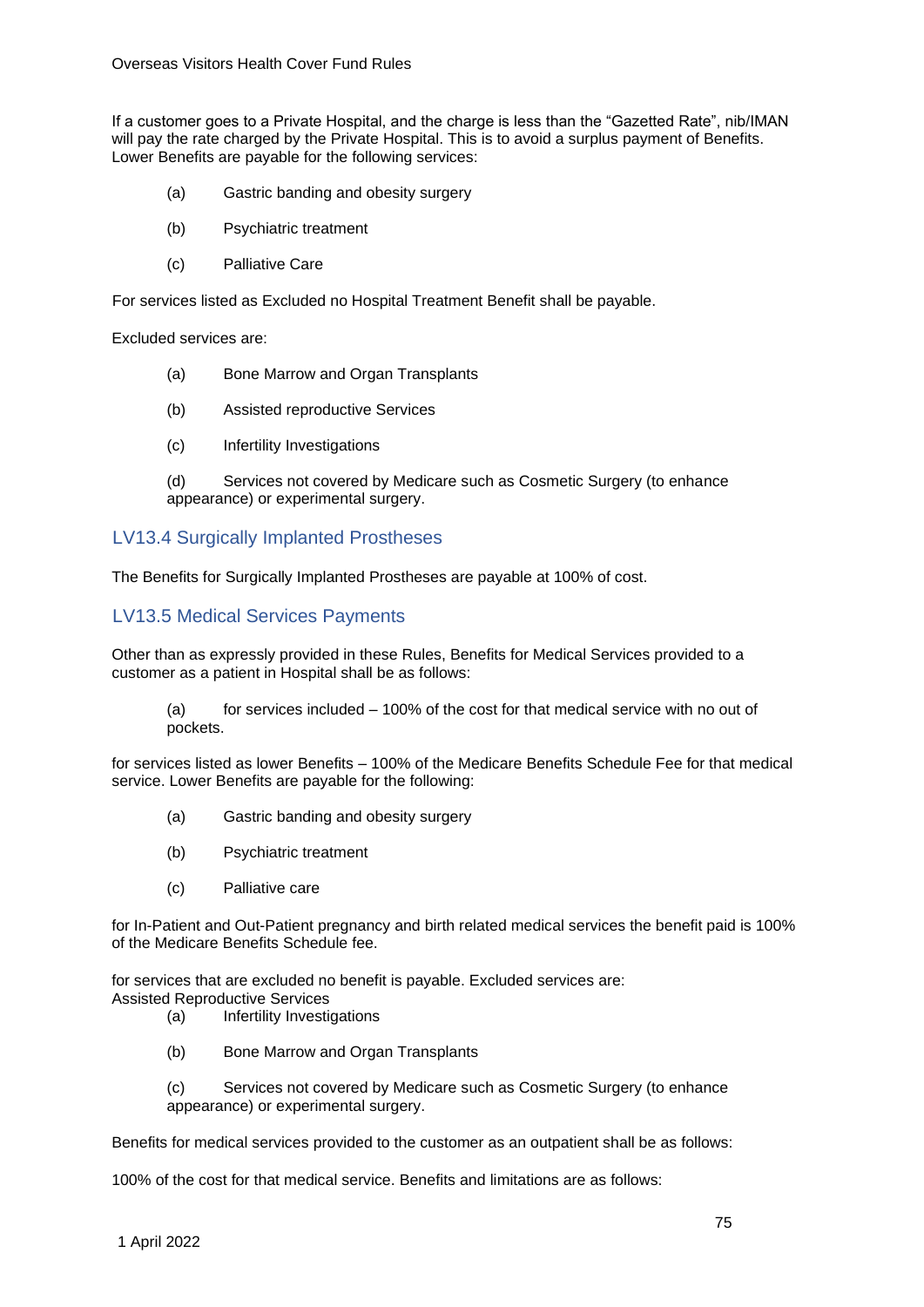If a customer goes to a Private Hospital, and the charge is less than the "Gazetted Rate", nib/IMAN will pay the rate charged by the Private Hospital. This is to avoid a surplus payment of Benefits. Lower Benefits are payable for the following services:

(a) Gastric banding and obesity surgery

(b) Psychiatric treatment

(c) Palliative Care

For services listed as Excluded no Hospital Treatment Benefit shall be payable.

Excluded services are:

(a) Bone Marrow and Organ Transplants

(b) Assisted reproductive Services

(c) Infertility Investigations

(d) Services not covered by Medicare such as Cosmetic Surgery (to enhance appearance) or experimental surgery.

## LV13.4 Surgically Implanted Prostheses

The Benefits for Surgically Implanted Prostheses are payable at 100% of cost.

## LV13.5 Medical Services Payments

Other than as expressly provided in these Rules, Benefits for Medical Services provided to a customer as a patient in Hospital shall be as follows:

(a) for services included – 100% of the cost for that medical service with no out of pockets.

for services listed as lower Benefits – 100% of the Medicare Benefits Schedule Fee for that medical service. Lower Benefits are payable for the following:

(a) Gastric banding and obesity surgery

(b) Psychiatric treatment

(c) Palliative care

for In-Patient and Out-Patient pregnancy and birth related medical services the benefit paid is 100% of the Medicare Benefits Schedule fee.

for services that are excluded no benefit is payable. Excluded services are:
Assisted Reproductive Services

(a) Infertility Investigations

(b) Bone Marrow and Organ Transplants

(c) Services not covered by Medicare such as Cosmetic Surgery (to enhance appearance) or experimental surgery.

Benefits for medical services provided to the customer as an outpatient shall be as follows:

100% of the cost for that medical service. Benefits and limitations are as follows: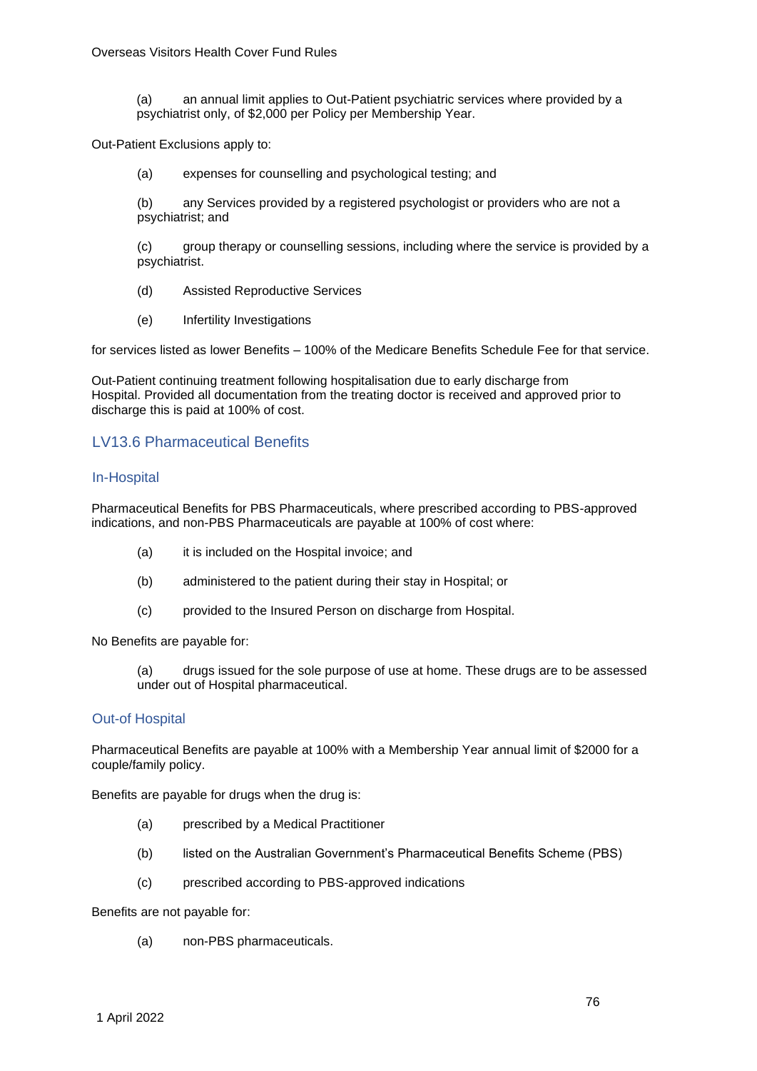(a) an annual limit applies to Out-Patient psychiatric services where provided by a psychiatrist only, of $2,000 per Policy per Membership Year.

Out-Patient Exclusions apply to:

(a) expenses for counselling and psychological testing; and

(b) any Services provided by a registered psychologist or providers who are not a psychiatrist; and

(c) group therapy or counselling sessions, including where the service is provided by a psychiatrist.

(d) Assisted Reproductive Services

(e) Infertility Investigations

for services listed as lower Benefits – 100% of the Medicare Benefits Schedule Fee for that service.

Out-Patient continuing treatment following hospitalisation due to early discharge from Hospital. Provided all documentation from the treating doctor is received and approved prior to discharge this is paid at 100% of cost.

## LV13.6 Pharmaceutical Benefits

### In-Hospital

Pharmaceutical Benefits for PBS Pharmaceuticals, where prescribed according to PBS-approved indications, and non-PBS Pharmaceuticals are payable at 100% of cost where:

(a) it is included on the Hospital invoice; and

(b) administered to the patient during their stay in Hospital; or

(c) provided to the Insured Person on discharge from Hospital.

No Benefits are payable for:

(a) drugs issued for the sole purpose of use at home. These drugs are to be assessed under out of Hospital pharmaceutical.

### Out-of Hospital

Pharmaceutical Benefits are payable at 100% with a Membership Year annual limit of $2000 for a couple/family policy.

Benefits are payable for drugs when the drug is:

(a) prescribed by a Medical Practitioner

(b) listed on the Australian Government's Pharmaceutical Benefits Scheme (PBS)

(c) prescribed according to PBS-approved indications

Benefits are not payable for:

(a) non-PBS pharmaceuticals.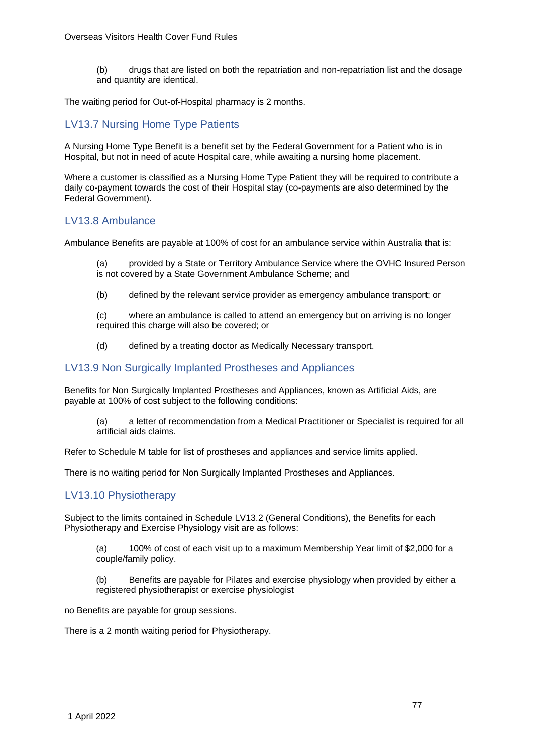(b) drugs that are listed on both the repatriation and non-repatriation list and the dosage and quantity are identical.

The waiting period for Out-of-Hospital pharmacy is 2 months.

## LV13.7 Nursing Home Type Patients

A Nursing Home Type Benefit is a benefit set by the Federal Government for a Patient who is in Hospital, but not in need of acute Hospital care, while awaiting a nursing home placement.

Where a customer is classified as a Nursing Home Type Patient they will be required to contribute a daily co-payment towards the cost of their Hospital stay (co-payments are also determined by the Federal Government).

## LV13.8 Ambulance

Ambulance Benefits are payable at 100% of cost for an ambulance service within Australia that is:

(a) provided by a State or Territory Ambulance Service where the OVHC Insured Person is not covered by a State Government Ambulance Scheme; and

(b) defined by the relevant service provider as emergency ambulance transport; or

(c) where an ambulance is called to attend an emergency but on arriving is no longer required this charge will also be covered; or

(d) defined by a treating doctor as Medically Necessary transport.

## LV13.9 Non Surgically Implanted Prostheses and Appliances

Benefits for Non Surgically Implanted Prostheses and Appliances, known as Artificial Aids, are payable at 100% of cost subject to the following conditions:

(a) a letter of recommendation from a Medical Practitioner or Specialist is required for all artificial aids claims.

Refer to Schedule M table for list of prostheses and appliances and service limits applied.

There is no waiting period for Non Surgically Implanted Prostheses and Appliances.

## LV13.10 Physiotherapy

Subject to the limits contained in Schedule LV13.2 (General Conditions), the Benefits for each Physiotherapy and Exercise Physiology visit are as follows:

(a) 100% of cost of each visit up to a maximum Membership Year limit of $2,000 for a couple/family policy.

(b) Benefits are payable for Pilates and exercise physiology when provided by either a registered physiotherapist or exercise physiologist

no Benefits are payable for group sessions.

There is a 2 month waiting period for Physiotherapy.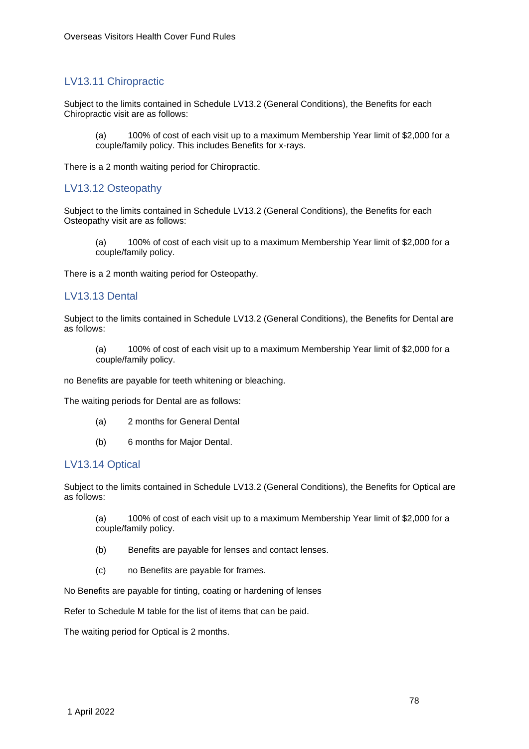## LV13.11 Chiropractic

Subject to the limits contained in Schedule LV13.2 (General Conditions), the Benefits for each Chiropractic visit are as follows:

(a) 100% of cost of each visit up to a maximum Membership Year limit of $2,000 for a couple/family policy. This includes Benefits for x-rays.

There is a 2 month waiting period for Chiropractic.

## LV13.12 Osteopathy

Subject to the limits contained in Schedule LV13.2 (General Conditions), the Benefits for each Osteopathy visit are as follows:

(a) 100% of cost of each visit up to a maximum Membership Year limit of $2,000 for a couple/family policy.

There is a 2 month waiting period for Osteopathy.

## LV13.13 Dental

Subject to the limits contained in Schedule LV13.2 (General Conditions), the Benefits for Dental are as follows:

(a) 100% of cost of each visit up to a maximum Membership Year limit of $2,000 for a couple/family policy.

no Benefits are payable for teeth whitening or bleaching.

The waiting periods for Dental are as follows:

(a) 2 months for General Dental

(b) 6 months for Major Dental.

## LV13.14 Optical

Subject to the limits contained in Schedule LV13.2 (General Conditions), the Benefits for Optical are as follows:

(a) 100% of cost of each visit up to a maximum Membership Year limit of $2,000 for a couple/family policy.

(b) Benefits are payable for lenses and contact lenses.

(c) no Benefits are payable for frames.

No Benefits are payable for tinting, coating or hardening of lenses

Refer to Schedule M table for the list of items that can be paid.

The waiting period for Optical is 2 months.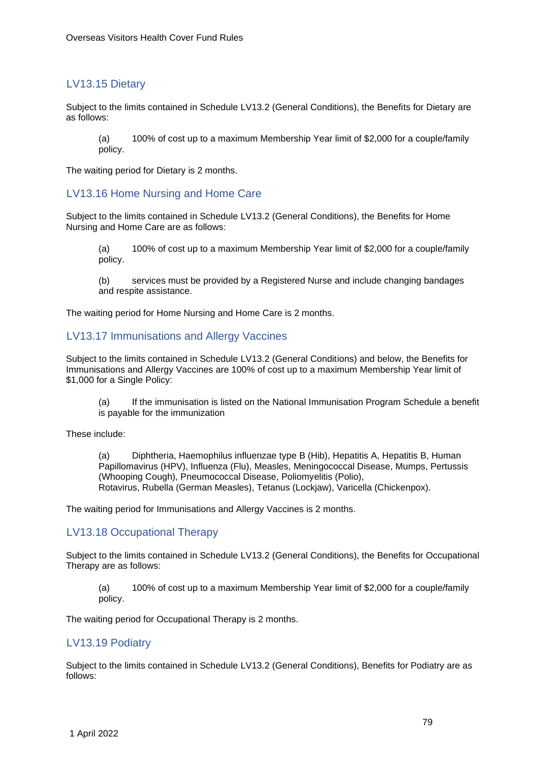## LV13.15 Dietary

Subject to the limits contained in Schedule LV13.2 (General Conditions), the Benefits for Dietary are as follows:

(a) 100% of cost up to a maximum Membership Year limit of $2,000 for a couple/family policy.

The waiting period for Dietary is 2 months.

## LV13.16 Home Nursing and Home Care

Subject to the limits contained in Schedule LV13.2 (General Conditions), the Benefits for Home Nursing and Home Care are as follows:

(a) 100% of cost up to a maximum Membership Year limit of $2,000 for a couple/family policy.

(b) services must be provided by a Registered Nurse and include changing bandages and respite assistance.

The waiting period for Home Nursing and Home Care is 2 months.

## LV13.17 Immunisations and Allergy Vaccines

Subject to the limits contained in Schedule LV13.2 (General Conditions) and below, the Benefits for Immunisations and Allergy Vaccines are 100% of cost up to a maximum Membership Year limit of $1,000 for a Single Policy:

(a) If the immunisation is listed on the National Immunisation Program Schedule a benefit is payable for the immunization

These include:

(a) Diphtheria, Haemophilus influenzae type B (Hib), Hepatitis A, Hepatitis B, Human Papillomavirus (HPV), Influenza (Flu), Measles, Meningococcal Disease, Mumps, Pertussis (Whooping Cough), Pneumococcal Disease, Poliomyelitis (Polio), Rotavirus, Rubella (German Measles), Tetanus (Lockjaw), Varicella (Chickenpox).

The waiting period for Immunisations and Allergy Vaccines is 2 months.

## LV13.18 Occupational Therapy

Subject to the limits contained in Schedule LV13.2 (General Conditions), the Benefits for Occupational Therapy are as follows:

(a) 100% of cost up to a maximum Membership Year limit of $2,000 for a couple/family policy.

The waiting period for Occupational Therapy is 2 months.

## LV13.19 Podiatry

Subject to the limits contained in Schedule LV13.2 (General Conditions), Benefits for Podiatry are as follows: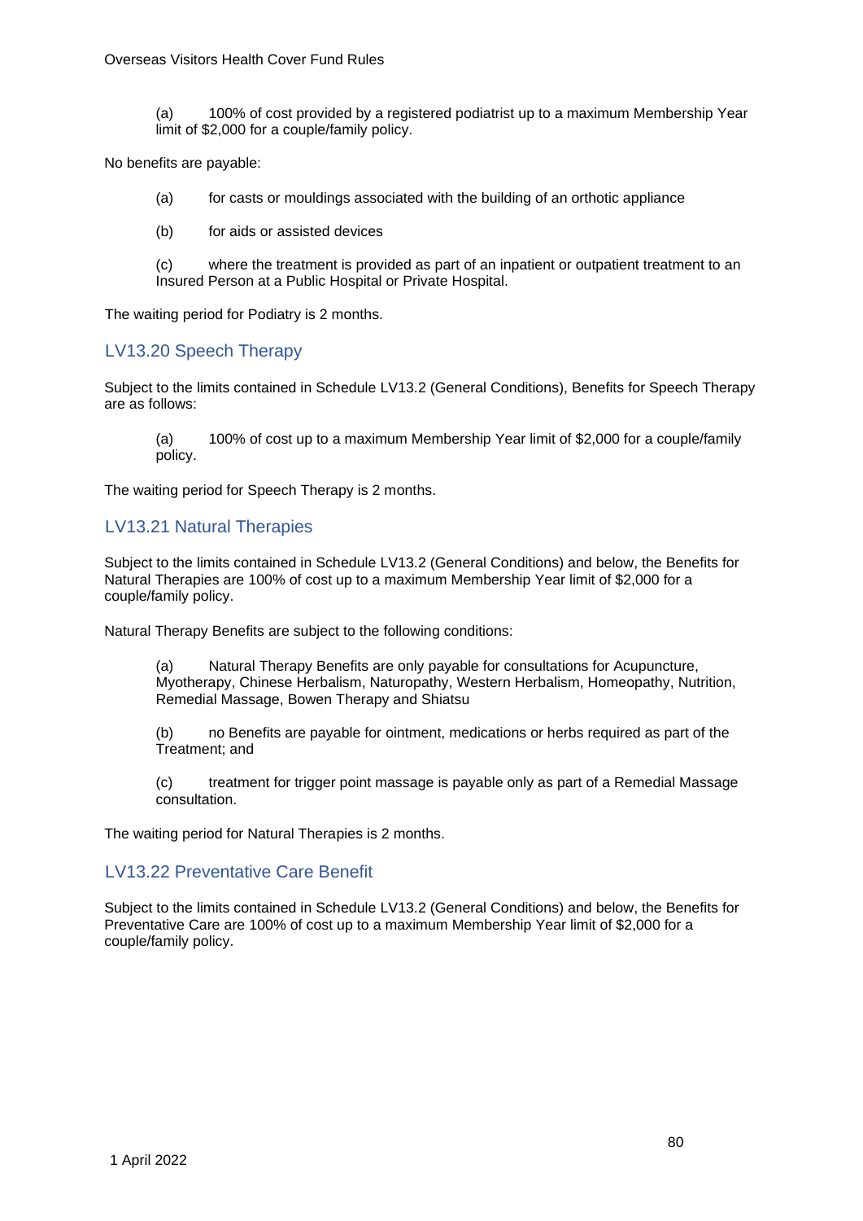(a) 100% of cost provided by a registered podiatrist up to a maximum Membership Year limit of $2,000 for a couple/family policy.

No benefits are payable:

(a) for casts or mouldings associated with the building of an orthotic appliance

(b) for aids or assisted devices

(c) where the treatment is provided as part of an inpatient or outpatient treatment to an Insured Person at a Public Hospital or Private Hospital.

The waiting period for Podiatry is 2 months.

## LV13.20 Speech Therapy

Subject to the limits contained in Schedule LV13.2 (General Conditions), Benefits for Speech Therapy are as follows:

(a) 100% of cost up to a maximum Membership Year limit of $2,000 for a couple/family policy.

The waiting period for Speech Therapy is 2 months.

## LV13.21 Natural Therapies

Subject to the limits contained in Schedule LV13.2 (General Conditions) and below, the Benefits for Natural Therapies are 100% of cost up to a maximum Membership Year limit of $2,000 for a couple/family policy.

Natural Therapy Benefits are subject to the following conditions:

(a) Natural Therapy Benefits are only payable for consultations for Acupuncture, Myotherapy, Chinese Herbalism, Naturopathy, Western Herbalism, Homeopathy, Nutrition, Remedial Massage, Bowen Therapy and Shiatsu

(b) no Benefits are payable for ointment, medications or herbs required as part of the Treatment; and

(c) treatment for trigger point massage is payable only as part of a Remedial Massage consultation.

The waiting period for Natural Therapies is 2 months.

## LV13.22 Preventative Care Benefit

Subject to the limits contained in Schedule LV13.2 (General Conditions) and below, the Benefits for Preventative Care are 100% of cost up to a maximum Membership Year limit of $2,000 for a couple/family policy.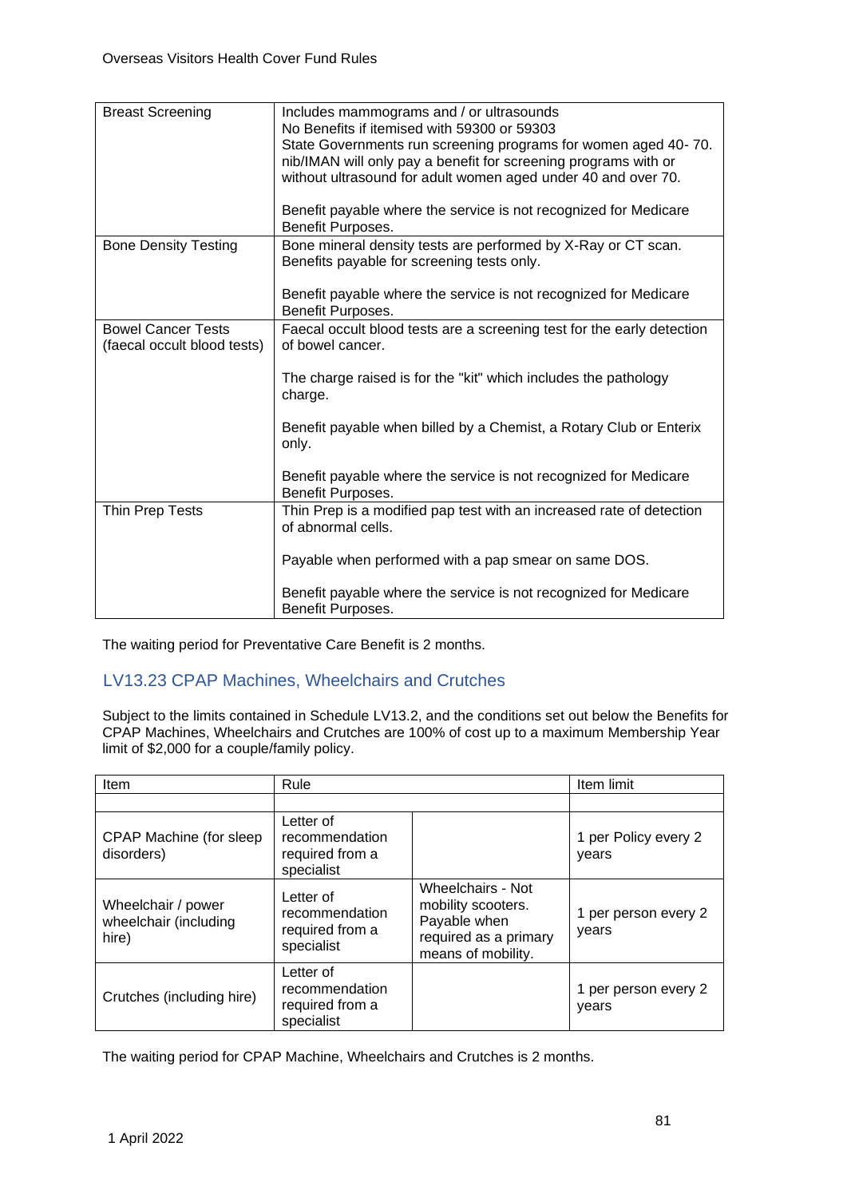| | |
|---|---|
| Breast Screening | Includes mammograms and / or ultrasounds<br>No Benefits if itemised with 59300 or 59303<br>State Governments run screening programs for women aged 40- 70. nib/IMAN will only pay a benefit for screening programs with or without ultrasound for adult women aged under 40 and over 70.<br><br>Benefit payable where the service is not recognized for Medicare Benefit Purposes. |
| Bone Density Testing | Bone mineral density tests are performed by X-Ray or CT scan. Benefits payable for screening tests only.<br><br>Benefit payable where the service is not recognized for Medicare Benefit Purposes. |
| Bowel Cancer Tests (faecal occult blood tests) | Faecal occult blood tests are a screening test for the early detection of bowel cancer.<br><br>The charge raised is for the "kit" which includes the pathology charge.<br><br>Benefit payable when billed by a Chemist, a Rotary Club or Enterix only.<br><br>Benefit payable where the service is not recognized for Medicare Benefit Purposes. |
| Thin Prep Tests | Thin Prep is a modified pap test with an increased rate of detection of abnormal cells.<br><br>Payable when performed with a pap smear on same DOS.<br><br>Benefit payable where the service is not recognized for Medicare Benefit Purposes. |

The waiting period for Preventative Care Benefit is 2 months.

## LV13.23 CPAP Machines, Wheelchairs and Crutches

Subject to the limits contained in Schedule LV13.2, and the conditions set out below the Benefits for CPAP Machines, Wheelchairs and Crutches are 100% of cost up to a maximum Membership Year limit of $2,000 for a couple/family policy.

| Item | Rule | | Item limit |
|---|---|---|---|
| | | | |
| CPAP Machine (for sleep disorders) | Letter of recommendation required from a specialist | | 1 per Policy every 2 years |
| Wheelchair / power wheelchair (including hire) | Letter of recommendation required from a specialist | Wheelchairs - Not mobility scooters. Payable when required as a primary means of mobility. | 1 per person every 2 years |
| Crutches (including hire) | Letter of recommendation required from a specialist | | 1 per person every 2 years |

The waiting period for CPAP Machine, Wheelchairs and Crutches is 2 months.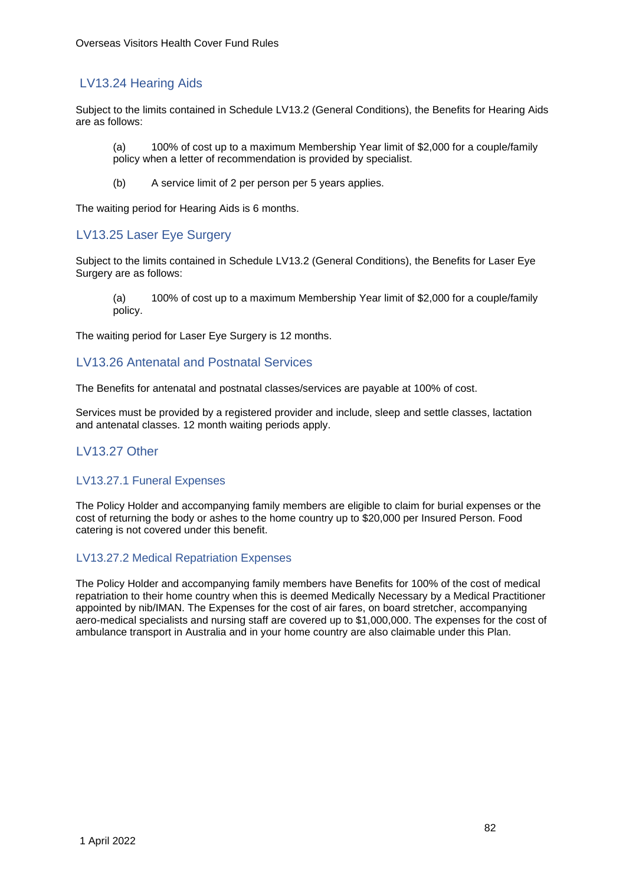## LV13.24 Hearing Aids

Subject to the limits contained in Schedule LV13.2 (General Conditions), the Benefits for Hearing Aids are as follows:

(a) 100% of cost up to a maximum Membership Year limit of $2,000 for a couple/family policy when a letter of recommendation is provided by specialist.

(b) A service limit of 2 per person per 5 years applies.

The waiting period for Hearing Aids is 6 months.

## LV13.25 Laser Eye Surgery

Subject to the limits contained in Schedule LV13.2 (General Conditions), the Benefits for Laser Eye Surgery are as follows:

(a) 100% of cost up to a maximum Membership Year limit of $2,000 for a couple/family policy.

The waiting period for Laser Eye Surgery is 12 months.

## LV13.26 Antenatal and Postnatal Services

The Benefits for antenatal and postnatal classes/services are payable at 100% of cost.

Services must be provided by a registered provider and include, sleep and settle classes, lactation and antenatal classes. 12 month waiting periods apply.

## LV13.27 Other

### LV13.27.1 Funeral Expenses

The Policy Holder and accompanying family members are eligible to claim for burial expenses or the cost of returning the body or ashes to the home country up to $20,000 per Insured Person. Food catering is not covered under this benefit.

### LV13.27.2 Medical Repatriation Expenses

The Policy Holder and accompanying family members have Benefits for 100% of the cost of medical repatriation to their home country when this is deemed Medically Necessary by a Medical Practitioner appointed by nib/IMAN. The Expenses for the cost of air fares, on board stretcher, accompanying aero-medical specialists and nursing staff are covered up to $1,000,000. The expenses for the cost of ambulance transport in Australia and in your home country are also claimable under this Plan.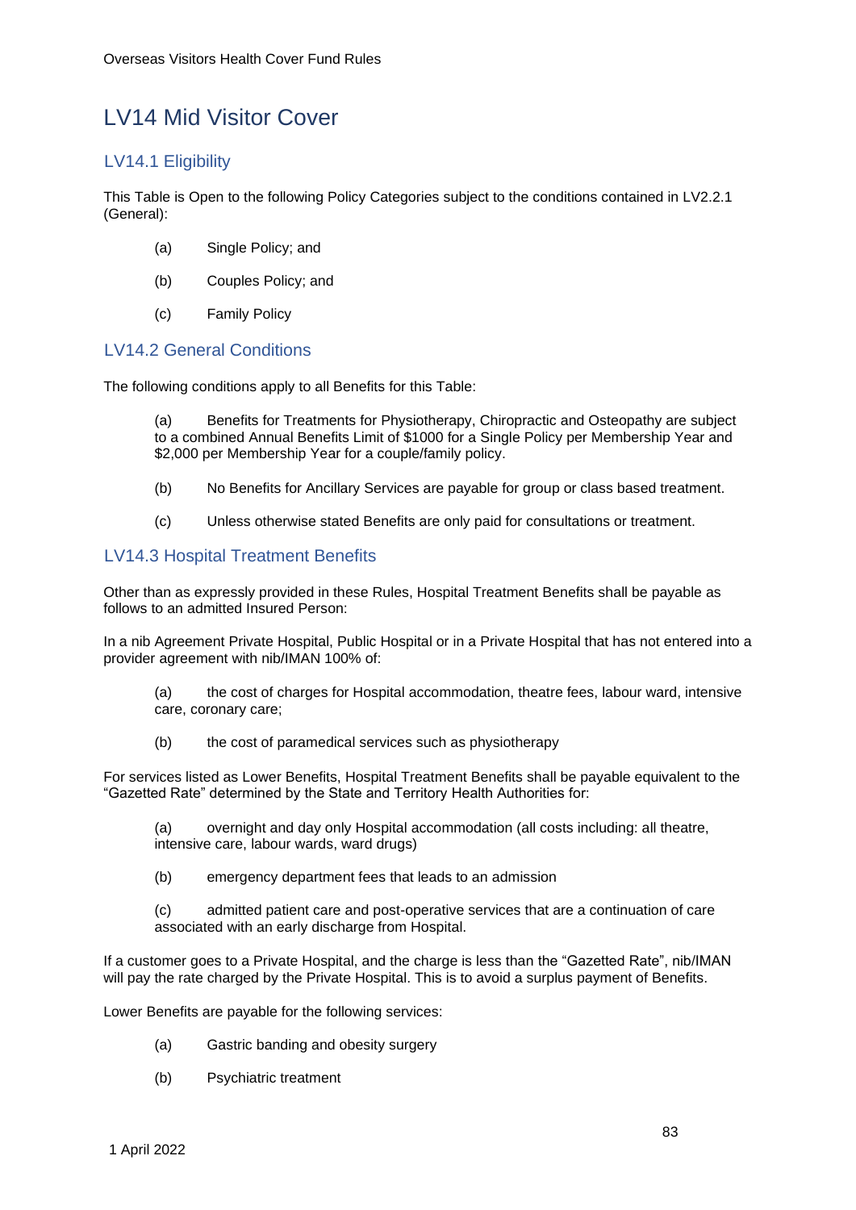# LV14 Mid Visitor Cover

## LV14.1 Eligibility

This Table is Open to the following Policy Categories subject to the conditions contained in LV2.2.1 (General):

(a) Single Policy; and

(b) Couples Policy; and

(c) Family Policy

## LV14.2 General Conditions

The following conditions apply to all Benefits for this Table:

(a) Benefits for Treatments for Physiotherapy, Chiropractic and Osteopathy are subject to a combined Annual Benefits Limit of $1000 for a Single Policy per Membership Year and $2,000 per Membership Year for a couple/family policy.

(b) No Benefits for Ancillary Services are payable for group or class based treatment.

(c) Unless otherwise stated Benefits are only paid for consultations or treatment.

## LV14.3 Hospital Treatment Benefits

Other than as expressly provided in these Rules, Hospital Treatment Benefits shall be payable as follows to an admitted Insured Person:

In a nib Agreement Private Hospital, Public Hospital or in a Private Hospital that has not entered into a provider agreement with nib/IMAN 100% of:

(a) the cost of charges for Hospital accommodation, theatre fees, labour ward, intensive care, coronary care;

(b) the cost of paramedical services such as physiotherapy

For services listed as Lower Benefits, Hospital Treatment Benefits shall be payable equivalent to the "Gazetted Rate" determined by the State and Territory Health Authorities for:

(a) overnight and day only Hospital accommodation (all costs including: all theatre, intensive care, labour wards, ward drugs)

(b) emergency department fees that leads to an admission

(c) admitted patient care and post-operative services that are a continuation of care associated with an early discharge from Hospital.

If a customer goes to a Private Hospital, and the charge is less than the "Gazetted Rate", nib/IMAN will pay the rate charged by the Private Hospital. This is to avoid a surplus payment of Benefits.

Lower Benefits are payable for the following services:

(a) Gastric banding and obesity surgery

(b) Psychiatric treatment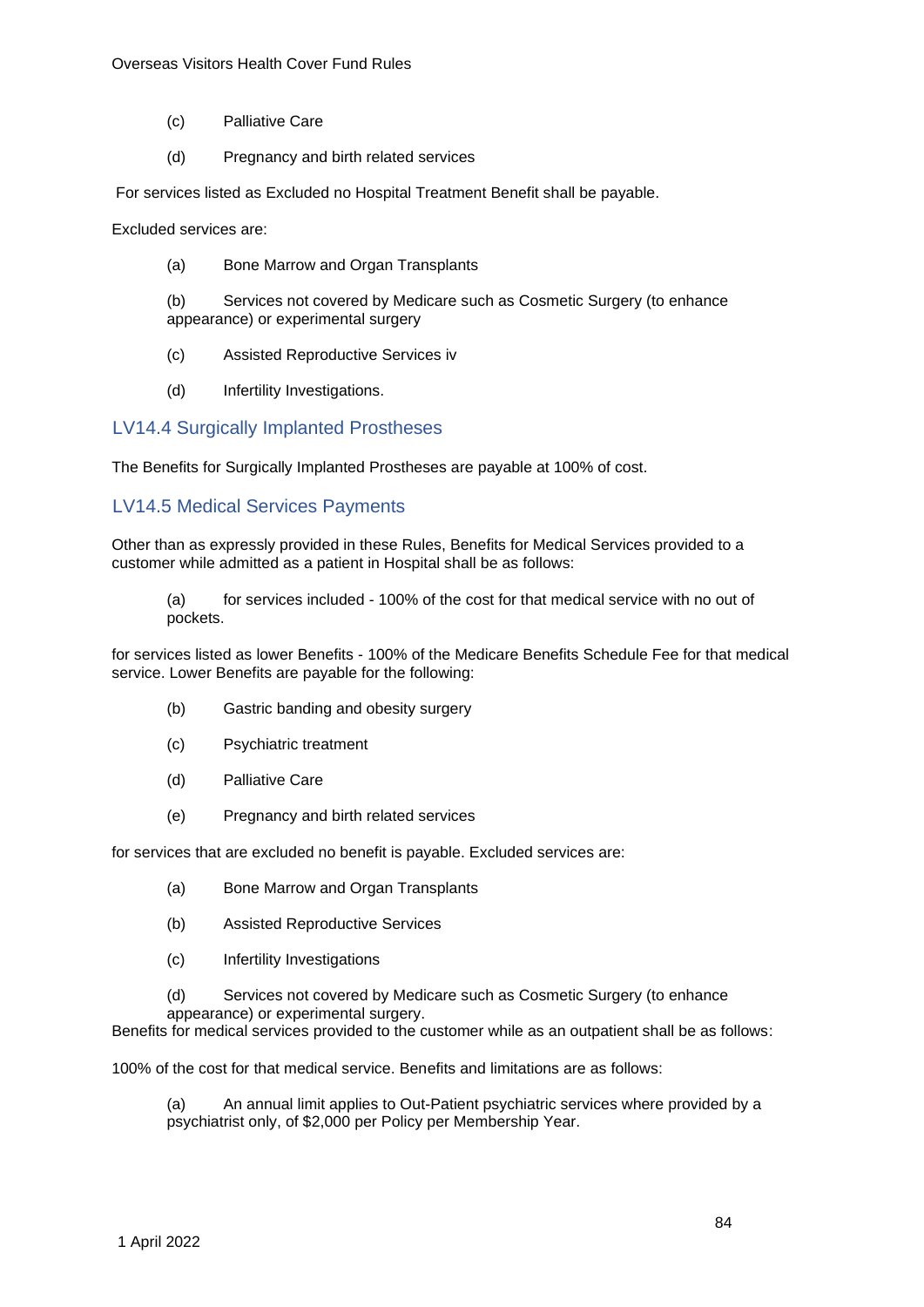(c) Palliative Care

(d) Pregnancy and birth related services

For services listed as Excluded no Hospital Treatment Benefit shall be payable.

Excluded services are:

(a) Bone Marrow and Organ Transplants

(b) Services not covered by Medicare such as Cosmetic Surgery (to enhance appearance) or experimental surgery

(c) Assisted Reproductive Services iv

(d) Infertility Investigations.

## LV14.4 Surgically Implanted Prostheses

The Benefits for Surgically Implanted Prostheses are payable at 100% of cost.

## LV14.5 Medical Services Payments

Other than as expressly provided in these Rules, Benefits for Medical Services provided to a customer while admitted as a patient in Hospital shall be as follows:

(a) for services included - 100% of the cost for that medical service with no out of pockets.

for services listed as lower Benefits - 100% of the Medicare Benefits Schedule Fee for that medical service. Lower Benefits are payable for the following:

(b) Gastric banding and obesity surgery

(c) Psychiatric treatment

(d) Palliative Care

(e) Pregnancy and birth related services

for services that are excluded no benefit is payable. Excluded services are:

(a) Bone Marrow and Organ Transplants

(b) Assisted Reproductive Services

(c) Infertility Investigations

(d) Services not covered by Medicare such as Cosmetic Surgery (to enhance appearance) or experimental surgery.

Benefits for medical services provided to the customer while as an outpatient shall be as follows:

100% of the cost for that medical service. Benefits and limitations are as follows:

(a) An annual limit applies to Out-Patient psychiatric services where provided by a psychiatrist only, of $2,000 per Policy per Membership Year.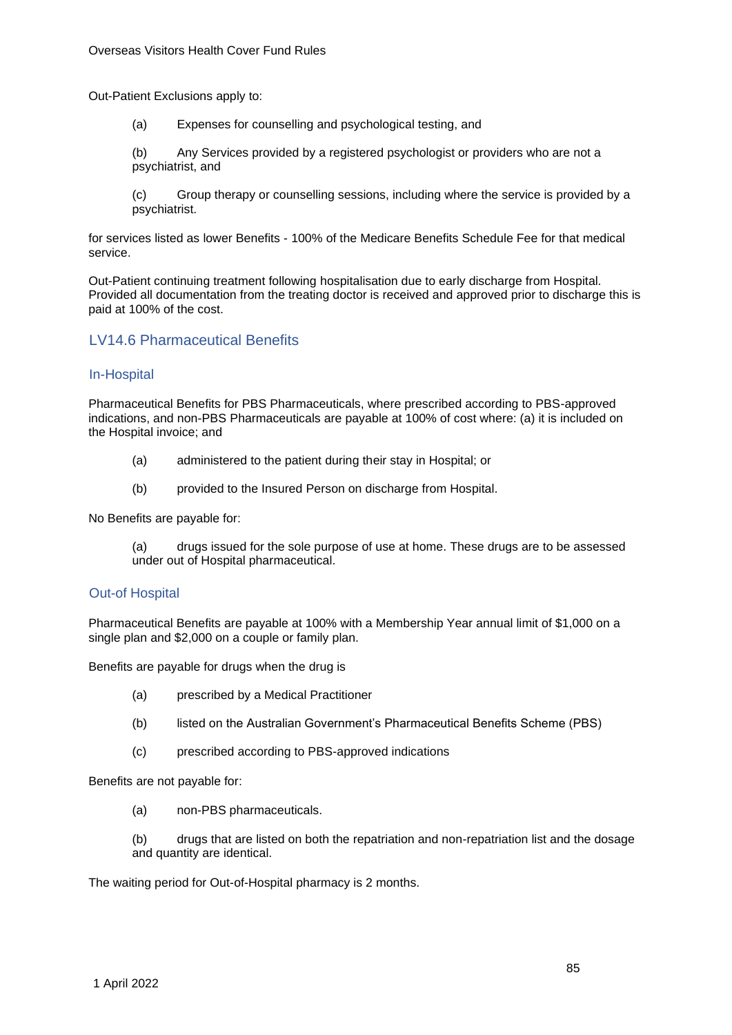Out-Patient Exclusions apply to:

(a) Expenses for counselling and psychological testing, and

(b) Any Services provided by a registered psychologist or providers who are not a psychiatrist, and

(c) Group therapy or counselling sessions, including where the service is provided by a psychiatrist.

for services listed as lower Benefits - 100% of the Medicare Benefits Schedule Fee for that medical service.

Out-Patient continuing treatment following hospitalisation due to early discharge from Hospital. Provided all documentation from the treating doctor is received and approved prior to discharge this is paid at 100% of the cost.

## LV14.6 Pharmaceutical Benefits

### In-Hospital

Pharmaceutical Benefits for PBS Pharmaceuticals, where prescribed according to PBS-approved indications, and non-PBS Pharmaceuticals are payable at 100% of cost where: (a) it is included on the Hospital invoice; and

(a) administered to the patient during their stay in Hospital; or

(b) provided to the Insured Person on discharge from Hospital.

No Benefits are payable for:

(a) drugs issued for the sole purpose of use at home. These drugs are to be assessed under out of Hospital pharmaceutical.

### Out-of Hospital

Pharmaceutical Benefits are payable at 100% with a Membership Year annual limit of $1,000 on a single plan and $2,000 on a couple or family plan.

Benefits are payable for drugs when the drug is

(a) prescribed by a Medical Practitioner

(b) listed on the Australian Government's Pharmaceutical Benefits Scheme (PBS)

(c) prescribed according to PBS-approved indications

Benefits are not payable for:

(a) non-PBS pharmaceuticals.

(b) drugs that are listed on both the repatriation and non-repatriation list and the dosage and quantity are identical.

The waiting period for Out-of-Hospital pharmacy is 2 months.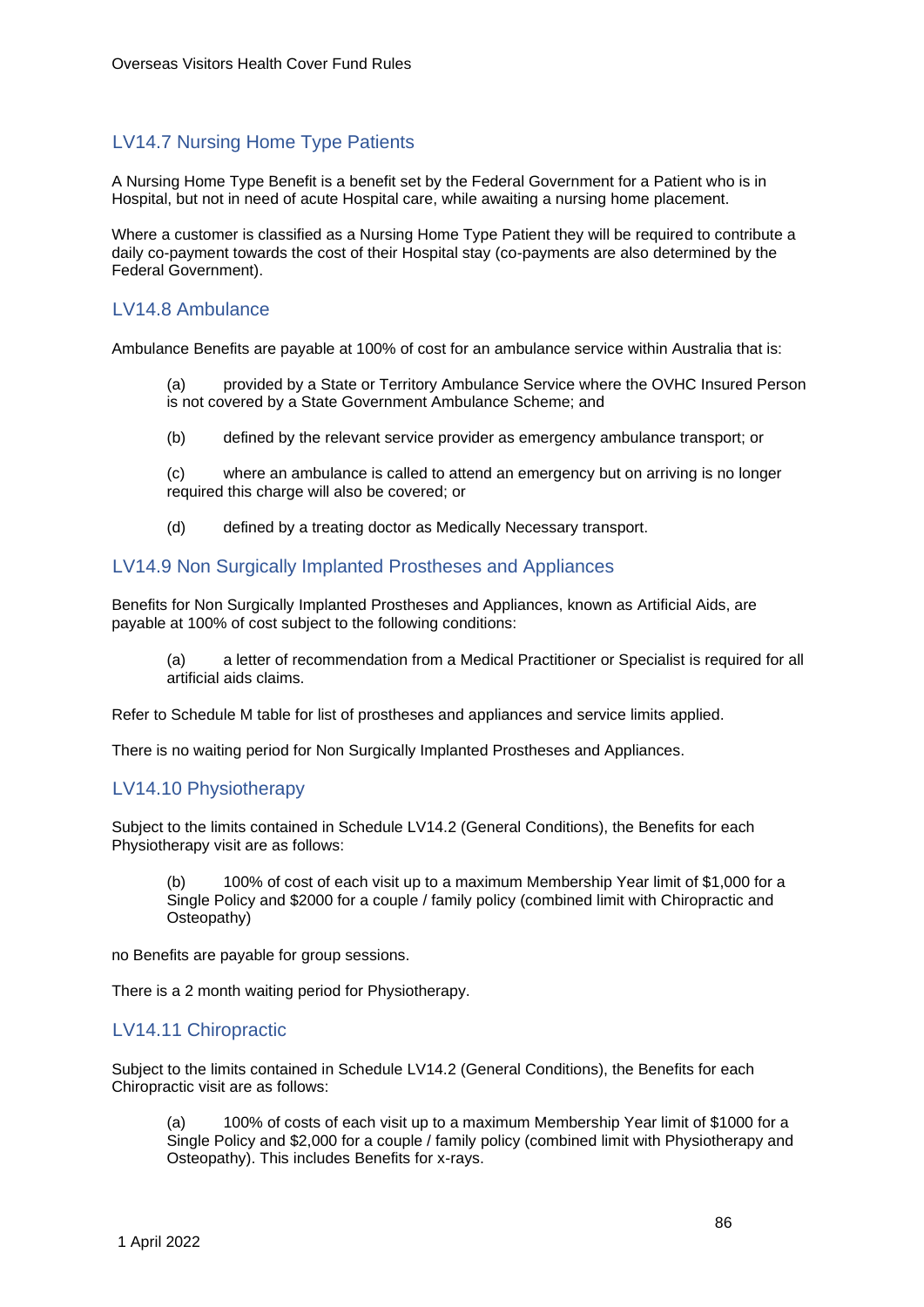## LV14.7 Nursing Home Type Patients

A Nursing Home Type Benefit is a benefit set by the Federal Government for a Patient who is in Hospital, but not in need of acute Hospital care, while awaiting a nursing home placement.

Where a customer is classified as a Nursing Home Type Patient they will be required to contribute a daily co-payment towards the cost of their Hospital stay (co-payments are also determined by the Federal Government).

## LV14.8 Ambulance

Ambulance Benefits are payable at 100% of cost for an ambulance service within Australia that is:

(a) provided by a State or Territory Ambulance Service where the OVHC Insured Person is not covered by a State Government Ambulance Scheme; and

(b) defined by the relevant service provider as emergency ambulance transport; or

(c) where an ambulance is called to attend an emergency but on arriving is no longer required this charge will also be covered; or

(d) defined by a treating doctor as Medically Necessary transport.

## LV14.9 Non Surgically Implanted Prostheses and Appliances

Benefits for Non Surgically Implanted Prostheses and Appliances, known as Artificial Aids, are payable at 100% of cost subject to the following conditions:

(a) a letter of recommendation from a Medical Practitioner or Specialist is required for all artificial aids claims.

Refer to Schedule M table for list of prostheses and appliances and service limits applied.

There is no waiting period for Non Surgically Implanted Prostheses and Appliances.

## LV14.10 Physiotherapy

Subject to the limits contained in Schedule LV14.2 (General Conditions), the Benefits for each Physiotherapy visit are as follows:

(b) 100% of cost of each visit up to a maximum Membership Year limit of $1,000 for a Single Policy and $2000 for a couple / family policy (combined limit with Chiropractic and Osteopathy)

no Benefits are payable for group sessions.

There is a 2 month waiting period for Physiotherapy.

## LV14.11 Chiropractic

Subject to the limits contained in Schedule LV14.2 (General Conditions), the Benefits for each Chiropractic visit are as follows:

(a) 100% of costs of each visit up to a maximum Membership Year limit of $1000 for a Single Policy and $2,000 for a couple / family policy (combined limit with Physiotherapy and Osteopathy). This includes Benefits for x-rays.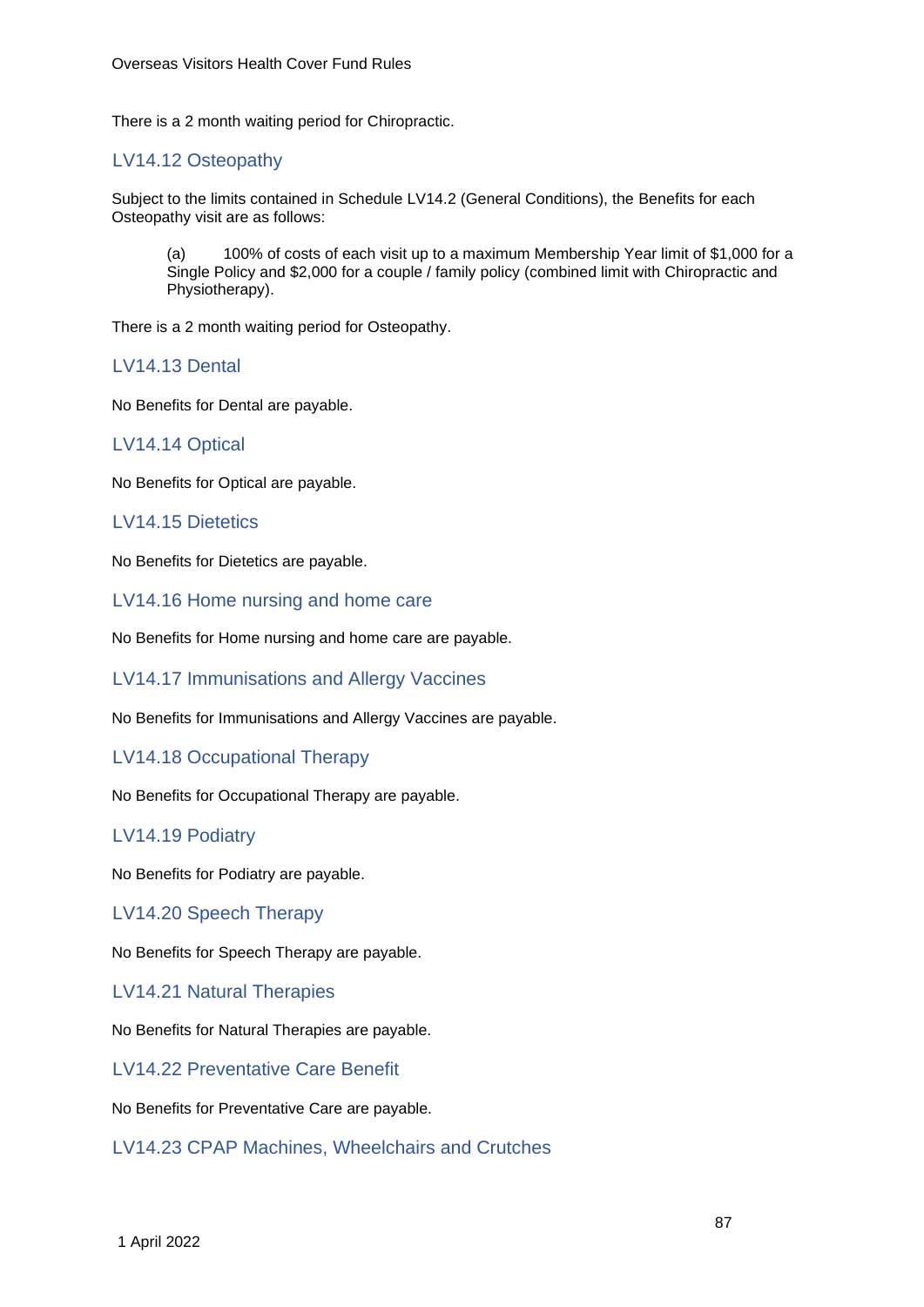There is a 2 month waiting period for Chiropractic.

## LV14.12 Osteopathy

Subject to the limits contained in Schedule LV14.2 (General Conditions), the Benefits for each Osteopathy visit are as follows:

(a) 100% of costs of each visit up to a maximum Membership Year limit of $1,000 for a Single Policy and $2,000 for a couple / family policy (combined limit with Chiropractic and Physiotherapy).

There is a 2 month waiting period for Osteopathy.

## LV14.13 Dental

No Benefits for Dental are payable.

## LV14.14 Optical

No Benefits for Optical are payable.

## LV14.15 Dietetics

No Benefits for Dietetics are payable.

## LV14.16 Home nursing and home care

No Benefits for Home nursing and home care are payable.

## LV14.17 Immunisations and Allergy Vaccines

No Benefits for Immunisations and Allergy Vaccines are payable.

## LV14.18 Occupational Therapy

No Benefits for Occupational Therapy are payable.

## LV14.19 Podiatry

No Benefits for Podiatry are payable.

## LV14.20 Speech Therapy

No Benefits for Speech Therapy are payable.

## LV14.21 Natural Therapies

No Benefits for Natural Therapies are payable.

## LV14.22 Preventative Care Benefit

No Benefits for Preventative Care are payable.

## LV14.23 CPAP Machines, Wheelchairs and Crutches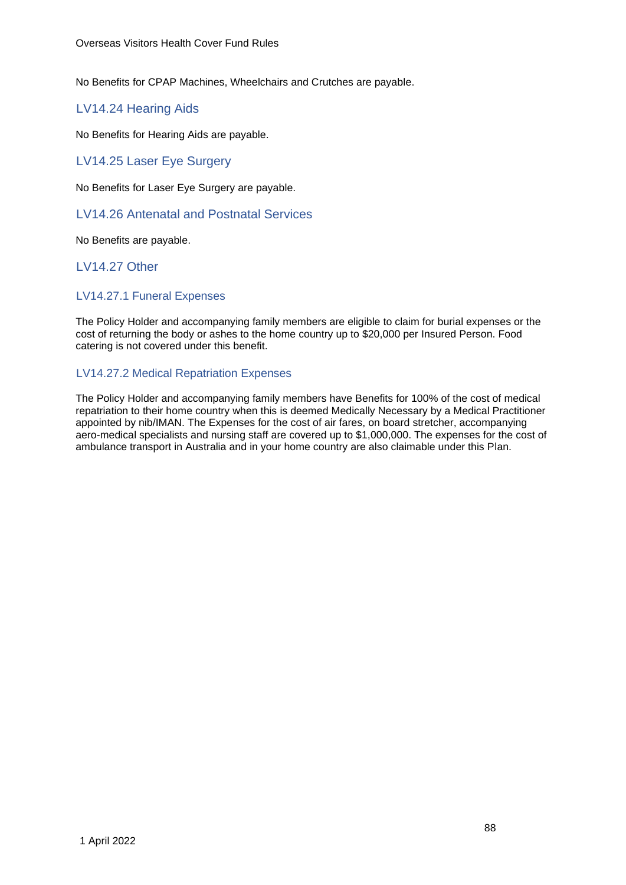No Benefits for CPAP Machines, Wheelchairs and Crutches are payable.

## LV14.24 Hearing Aids

No Benefits for Hearing Aids are payable.

## LV14.25 Laser Eye Surgery

No Benefits for Laser Eye Surgery are payable.

## LV14.26 Antenatal and Postnatal Services

No Benefits are payable.

## LV14.27 Other

### LV14.27.1 Funeral Expenses

The Policy Holder and accompanying family members are eligible to claim for burial expenses or the cost of returning the body or ashes to the home country up to $20,000 per Insured Person. Food catering is not covered under this benefit.

### LV14.27.2 Medical Repatriation Expenses

The Policy Holder and accompanying family members have Benefits for 100% of the cost of medical repatriation to their home country when this is deemed Medically Necessary by a Medical Practitioner appointed by nib/IMAN. The Expenses for the cost of air fares, on board stretcher, accompanying aero-medical specialists and nursing staff are covered up to $1,000,000. The expenses for the cost of ambulance transport in Australia and in your home country are also claimable under this Plan.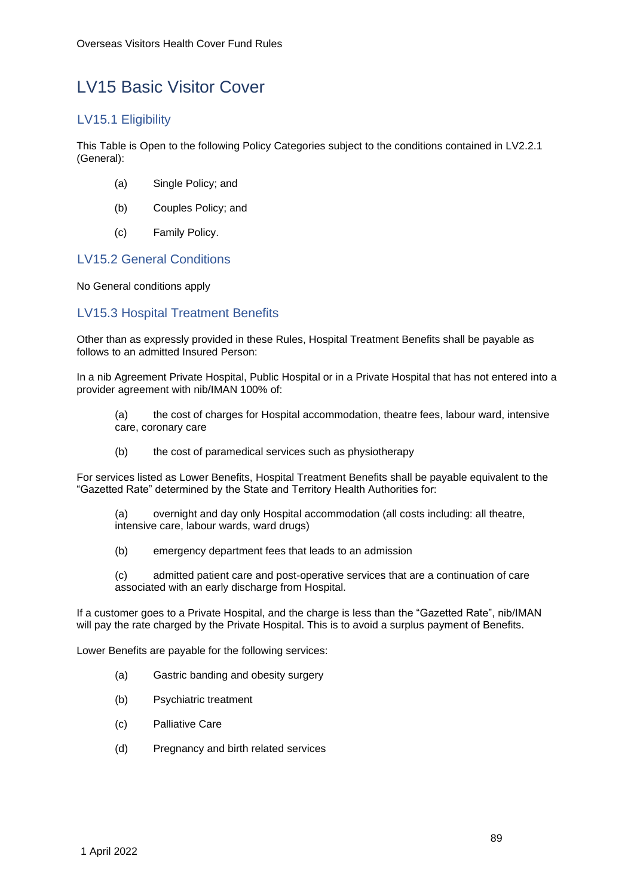# LV15 Basic Visitor Cover

## LV15.1 Eligibility

This Table is Open to the following Policy Categories subject to the conditions contained in LV2.2.1 (General):

(a) Single Policy; and

(b) Couples Policy; and

(c) Family Policy.

## LV15.2 General Conditions

No General conditions apply

## LV15.3 Hospital Treatment Benefits

Other than as expressly provided in these Rules, Hospital Treatment Benefits shall be payable as follows to an admitted Insured Person:

In a nib Agreement Private Hospital, Public Hospital or in a Private Hospital that has not entered into a provider agreement with nib/IMAN 100% of:

(a) the cost of charges for Hospital accommodation, theatre fees, labour ward, intensive care, coronary care

(b) the cost of paramedical services such as physiotherapy

For services listed as Lower Benefits, Hospital Treatment Benefits shall be payable equivalent to the "Gazetted Rate" determined by the State and Territory Health Authorities for:

(a) overnight and day only Hospital accommodation (all costs including: all theatre, intensive care, labour wards, ward drugs)

(b) emergency department fees that leads to an admission

(c) admitted patient care and post-operative services that are a continuation of care associated with an early discharge from Hospital.

If a customer goes to a Private Hospital, and the charge is less than the "Gazetted Rate", nib/IMAN will pay the rate charged by the Private Hospital. This is to avoid a surplus payment of Benefits.

Lower Benefits are payable for the following services:

(a) Gastric banding and obesity surgery

(b) Psychiatric treatment

(c) Palliative Care

(d) Pregnancy and birth related services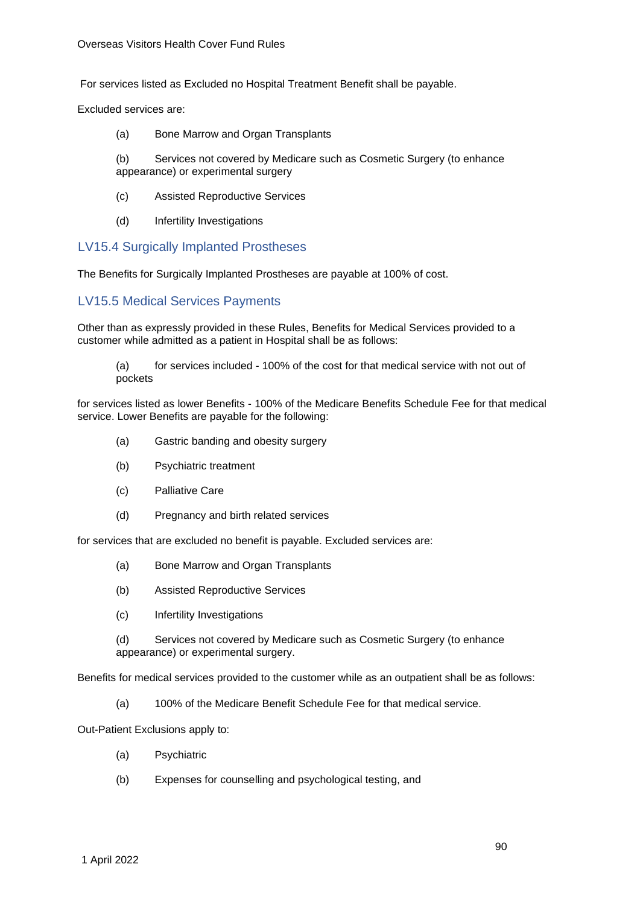For services listed as Excluded no Hospital Treatment Benefit shall be payable.

Excluded services are:

(a) Bone Marrow and Organ Transplants

(b) Services not covered by Medicare such as Cosmetic Surgery (to enhance appearance) or experimental surgery

(c) Assisted Reproductive Services

(d) Infertility Investigations

## LV15.4 Surgically Implanted Prostheses

The Benefits for Surgically Implanted Prostheses are payable at 100% of cost.

## LV15.5 Medical Services Payments

Other than as expressly provided in these Rules, Benefits for Medical Services provided to a customer while admitted as a patient in Hospital shall be as follows:

(a) for services included - 100% of the cost for that medical service with not out of pockets

for services listed as lower Benefits - 100% of the Medicare Benefits Schedule Fee for that medical service. Lower Benefits are payable for the following:

(a) Gastric banding and obesity surgery

(b) Psychiatric treatment

(c) Palliative Care

(d) Pregnancy and birth related services

for services that are excluded no benefit is payable. Excluded services are:

(a) Bone Marrow and Organ Transplants

(b) Assisted Reproductive Services

(c) Infertility Investigations

(d) Services not covered by Medicare such as Cosmetic Surgery (to enhance appearance) or experimental surgery.

Benefits for medical services provided to the customer while as an outpatient shall be as follows:

(a) 100% of the Medicare Benefit Schedule Fee for that medical service.

Out-Patient Exclusions apply to:

(a) Psychiatric

(b) Expenses for counselling and psychological testing, and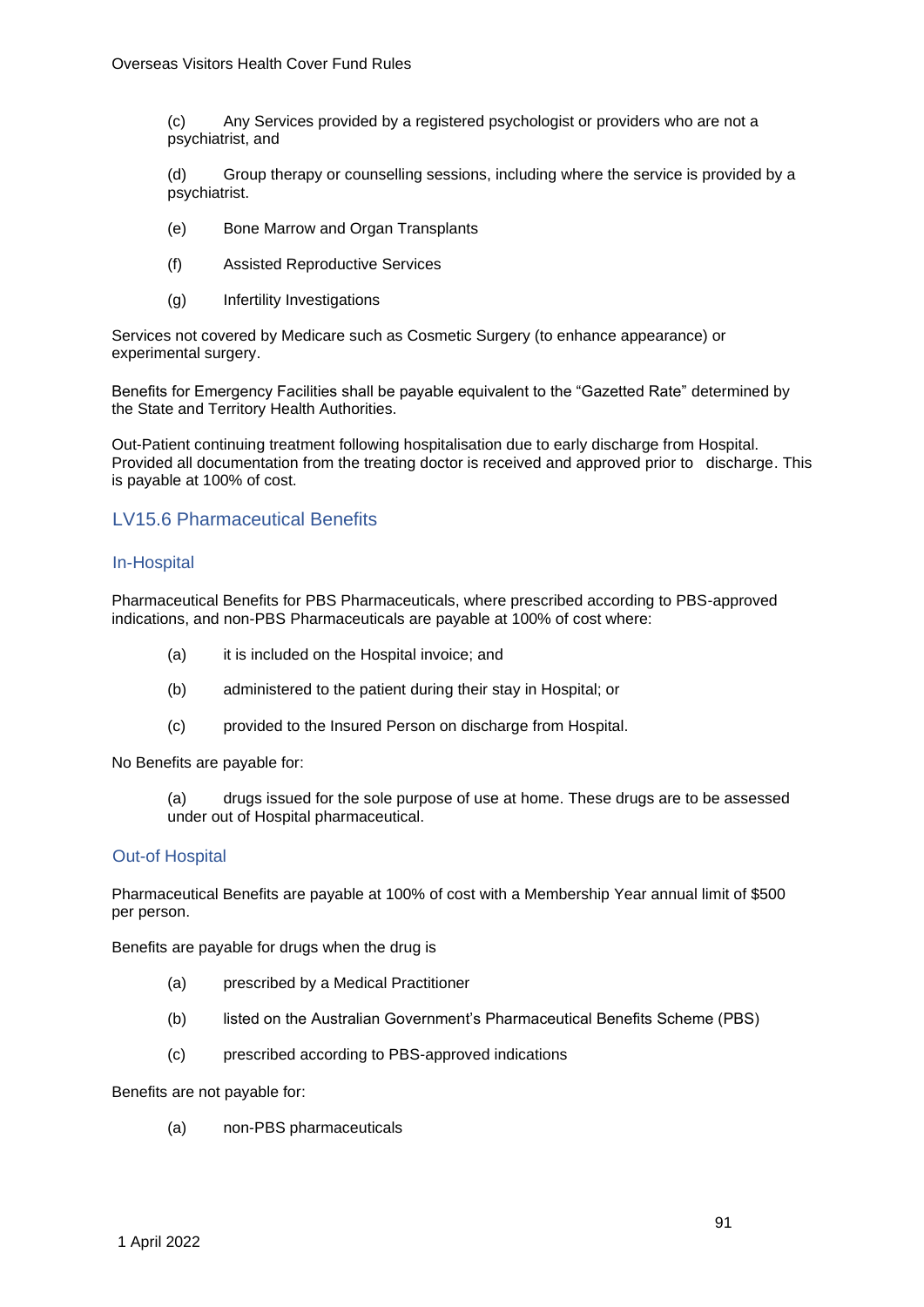(c) Any Services provided by a registered psychologist or providers who are not a psychiatrist, and

(d) Group therapy or counselling sessions, including where the service is provided by a psychiatrist.

(e) Bone Marrow and Organ Transplants

(f) Assisted Reproductive Services

(g) Infertility Investigations

Services not covered by Medicare such as Cosmetic Surgery (to enhance appearance) or experimental surgery.

Benefits for Emergency Facilities shall be payable equivalent to the "Gazetted Rate" determined by the State and Territory Health Authorities.

Out-Patient continuing treatment following hospitalisation due to early discharge from Hospital. Provided all documentation from the treating doctor is received and approved prior to discharge. This is payable at 100% of cost.

## LV15.6 Pharmaceutical Benefits

### In-Hospital

Pharmaceutical Benefits for PBS Pharmaceuticals, where prescribed according to PBS-approved indications, and non-PBS Pharmaceuticals are payable at 100% of cost where:

(a) it is included on the Hospital invoice; and

(b) administered to the patient during their stay in Hospital; or

(c) provided to the Insured Person on discharge from Hospital.

No Benefits are payable for:

(a) drugs issued for the sole purpose of use at home. These drugs are to be assessed under out of Hospital pharmaceutical.

### Out-of Hospital

Pharmaceutical Benefits are payable at 100% of cost with a Membership Year annual limit of $500 per person.

Benefits are payable for drugs when the drug is

(a) prescribed by a Medical Practitioner

(b) listed on the Australian Government's Pharmaceutical Benefits Scheme (PBS)

(c) prescribed according to PBS-approved indications

Benefits are not payable for:

(a) non-PBS pharmaceuticals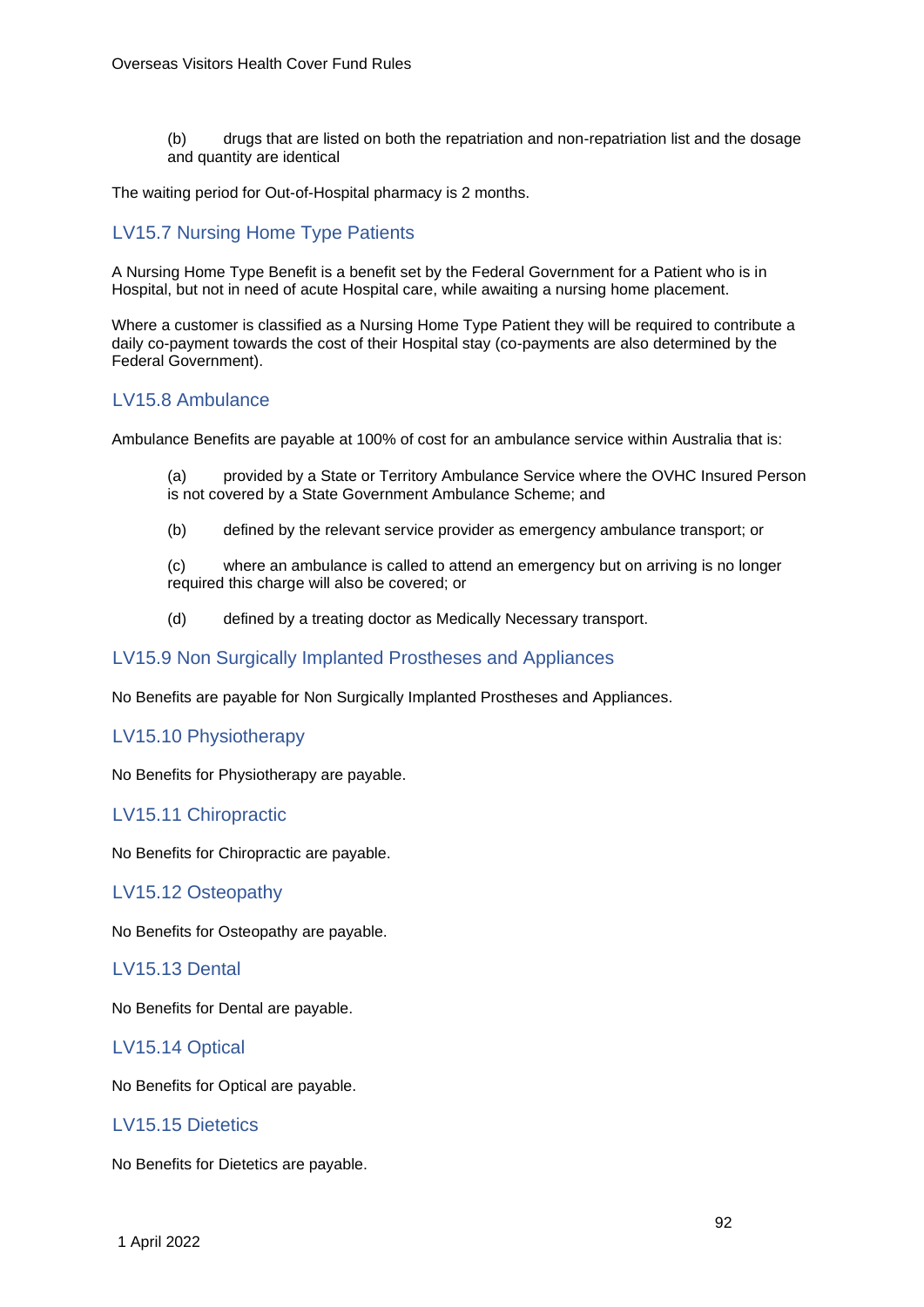(b) drugs that are listed on both the repatriation and non-repatriation list and the dosage and quantity are identical

The waiting period for Out-of-Hospital pharmacy is 2 months.

## LV15.7 Nursing Home Type Patients

A Nursing Home Type Benefit is a benefit set by the Federal Government for a Patient who is in Hospital, but not in need of acute Hospital care, while awaiting a nursing home placement.

Where a customer is classified as a Nursing Home Type Patient they will be required to contribute a daily co-payment towards the cost of their Hospital stay (co-payments are also determined by the Federal Government).

## LV15.8 Ambulance

Ambulance Benefits are payable at 100% of cost for an ambulance service within Australia that is:

(a) provided by a State or Territory Ambulance Service where the OVHC Insured Person is not covered by a State Government Ambulance Scheme; and

(b) defined by the relevant service provider as emergency ambulance transport; or

(c) where an ambulance is called to attend an emergency but on arriving is no longer required this charge will also be covered; or

(d) defined by a treating doctor as Medically Necessary transport.

## LV15.9 Non Surgically Implanted Prostheses and Appliances

No Benefits are payable for Non Surgically Implanted Prostheses and Appliances.

## LV15.10 Physiotherapy

No Benefits for Physiotherapy are payable.

## LV15.11 Chiropractic

No Benefits for Chiropractic are payable.

## LV15.12 Osteopathy

No Benefits for Osteopathy are payable.

## LV15.13 Dental

No Benefits for Dental are payable.

## LV15.14 Optical

No Benefits for Optical are payable.

## LV15.15 Dietetics

No Benefits for Dietetics are payable.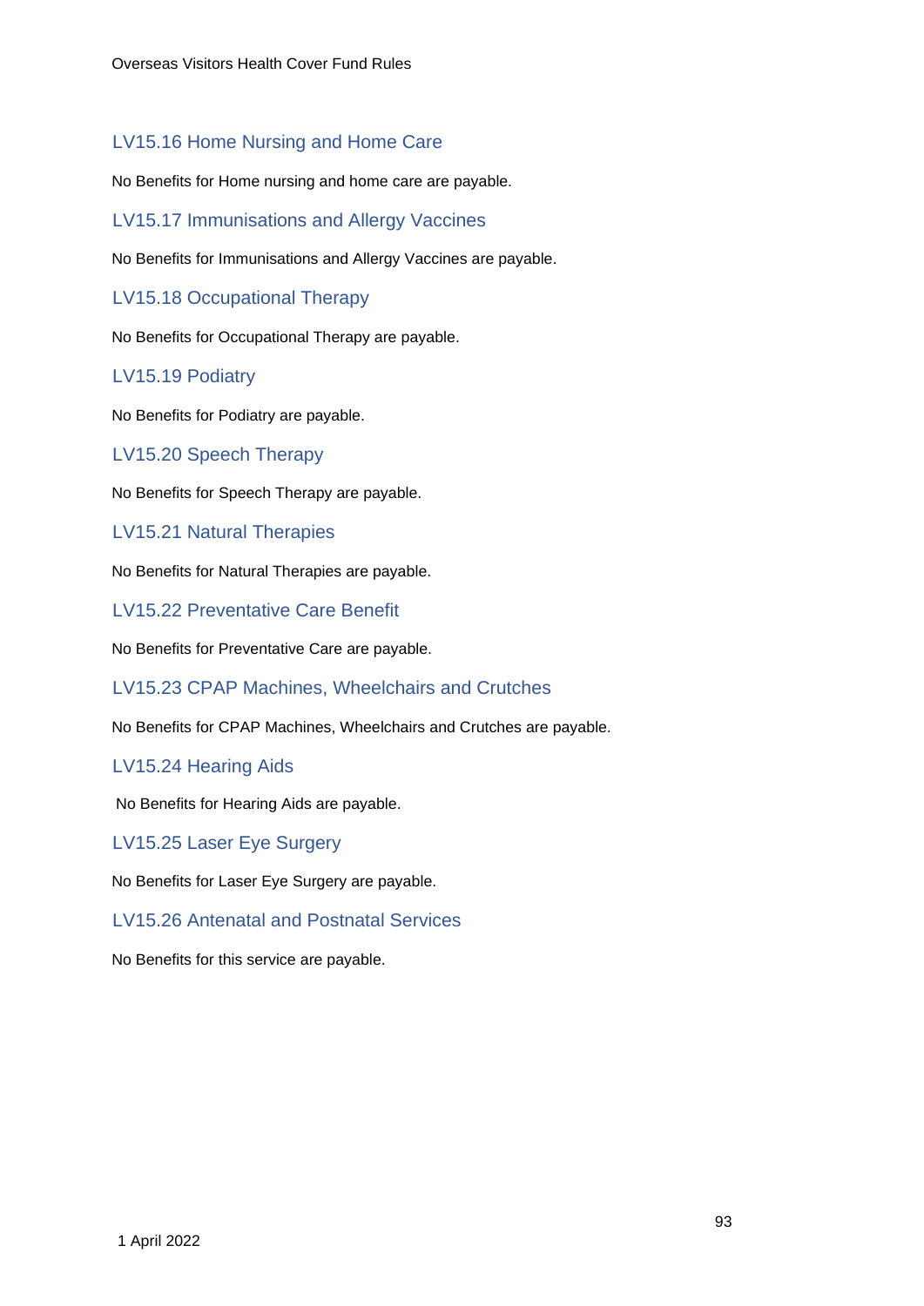### LV15.16 Home Nursing and Home Care

No Benefits for Home nursing and home care are payable.

### LV15.17 Immunisations and Allergy Vaccines

No Benefits for Immunisations and Allergy Vaccines are payable.

### LV15.18 Occupational Therapy

No Benefits for Occupational Therapy are payable.

### LV15.19 Podiatry

No Benefits for Podiatry are payable.

### LV15.20 Speech Therapy

No Benefits for Speech Therapy are payable.

### LV15.21 Natural Therapies

No Benefits for Natural Therapies are payable.

### LV15.22 Preventative Care Benefit

No Benefits for Preventative Care are payable.

### LV15.23 CPAP Machines, Wheelchairs and Crutches

No Benefits for CPAP Machines, Wheelchairs and Crutches are payable.

### LV15.24 Hearing Aids

No Benefits for Hearing Aids are payable.

### LV15.25 Laser Eye Surgery

No Benefits for Laser Eye Surgery are payable.

### LV15.26 Antenatal and Postnatal Services

No Benefits for this service are payable.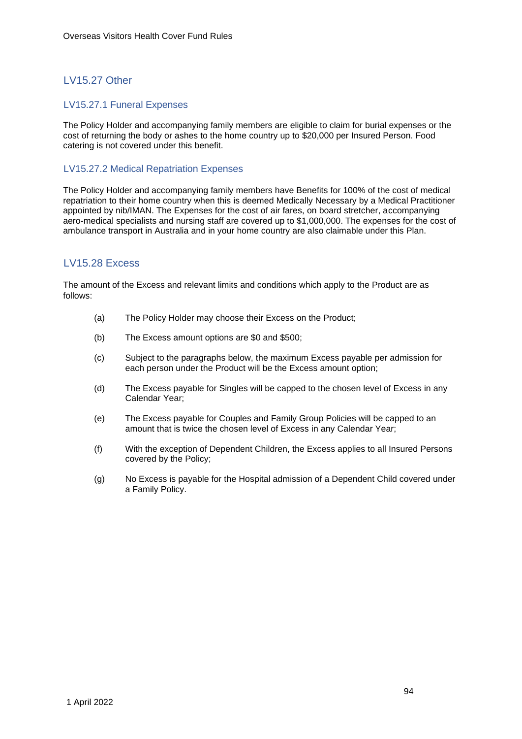## LV15.27 Other

### LV15.27.1 Funeral Expenses

The Policy Holder and accompanying family members are eligible to claim for burial expenses or the cost of returning the body or ashes to the home country up to $20,000 per Insured Person. Food catering is not covered under this benefit.

### LV15.27.2 Medical Repatriation Expenses

The Policy Holder and accompanying family members have Benefits for 100% of the cost of medical repatriation to their home country when this is deemed Medically Necessary by a Medical Practitioner appointed by nib/IMAN. The Expenses for the cost of air fares, on board stretcher, accompanying aero-medical specialists and nursing staff are covered up to $1,000,000. The expenses for the cost of ambulance transport in Australia and in your home country are also claimable under this Plan.

## LV15.28 Excess

The amount of the Excess and relevant limits and conditions which apply to the Product are as follows:

(a) The Policy Holder may choose their Excess on the Product;

(b) The Excess amount options are $0 and $500;

(c) Subject to the paragraphs below, the maximum Excess payable per admission for each person under the Product will be the Excess amount option;

(d) The Excess payable for Singles will be capped to the chosen level of Excess in any Calendar Year;

(e) The Excess payable for Couples and Family Group Policies will be capped to an amount that is twice the chosen level of Excess in any Calendar Year;

(f) With the exception of Dependent Children, the Excess applies to all Insured Persons covered by the Policy;

(g) No Excess is payable for the Hospital admission of a Dependent Child covered under a Family Policy.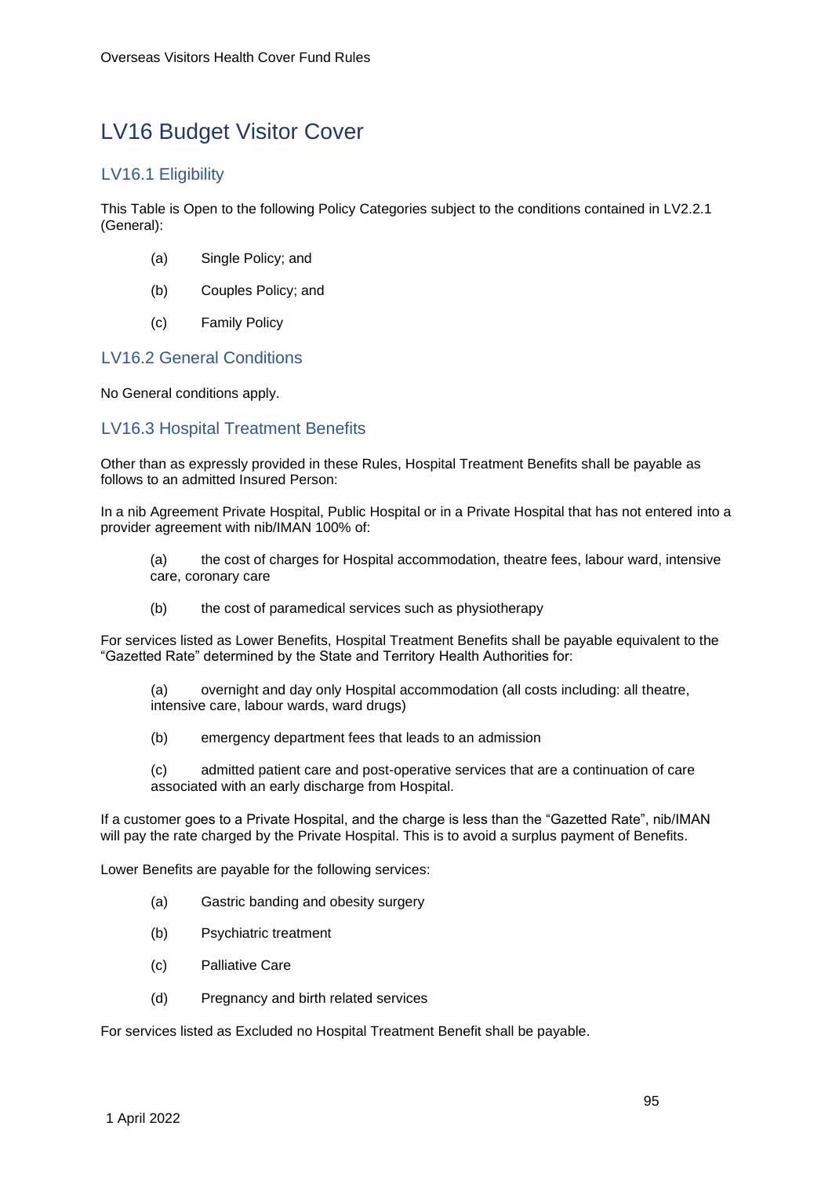# LV16 Budget Visitor Cover

## LV16.1 Eligibility

This Table is Open to the following Policy Categories subject to the conditions contained in LV2.2.1 (General):

(a) Single Policy; and

(b) Couples Policy; and

(c) Family Policy

## LV16.2 General Conditions

No General conditions apply.

## LV16.3 Hospital Treatment Benefits

Other than as expressly provided in these Rules, Hospital Treatment Benefits shall be payable as follows to an admitted Insured Person:

In a nib Agreement Private Hospital, Public Hospital or in a Private Hospital that has not entered into a provider agreement with nib/IMAN 100% of:

(a) the cost of charges for Hospital accommodation, theatre fees, labour ward, intensive care, coronary care

(b) the cost of paramedical services such as physiotherapy

For services listed as Lower Benefits, Hospital Treatment Benefits shall be payable equivalent to the "Gazetted Rate" determined by the State and Territory Health Authorities for:

(a) overnight and day only Hospital accommodation (all costs including: all theatre, intensive care, labour wards, ward drugs)

(b) emergency department fees that leads to an admission

(c) admitted patient care and post-operative services that are a continuation of care associated with an early discharge from Hospital.

If a customer goes to a Private Hospital, and the charge is less than the "Gazetted Rate", nib/IMAN will pay the rate charged by the Private Hospital. This is to avoid a surplus payment of Benefits.

Lower Benefits are payable for the following services:

(a) Gastric banding and obesity surgery

(b) Psychiatric treatment

(c) Palliative Care

(d) Pregnancy and birth related services

For services listed as Excluded no Hospital Treatment Benefit shall be payable.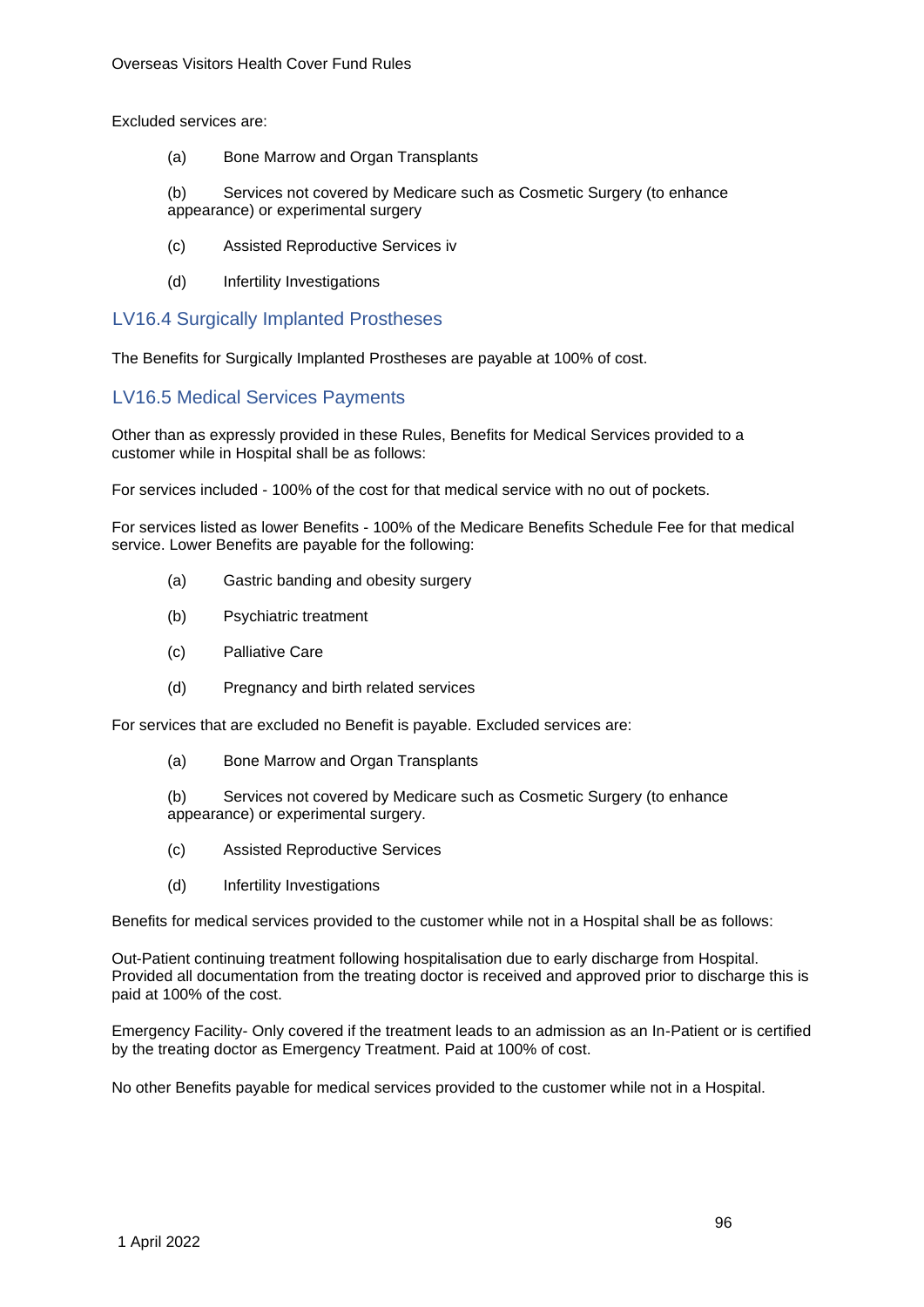Excluded services are:

(a) Bone Marrow and Organ Transplants

(b) Services not covered by Medicare such as Cosmetic Surgery (to enhance appearance) or experimental surgery

(c) Assisted Reproductive Services iv

(d) Infertility Investigations

## LV16.4 Surgically Implanted Prostheses

The Benefits for Surgically Implanted Prostheses are payable at 100% of cost.

## LV16.5 Medical Services Payments

Other than as expressly provided in these Rules, Benefits for Medical Services provided to a customer while in Hospital shall be as follows:

For services included - 100% of the cost for that medical service with no out of pockets.

For services listed as lower Benefits - 100% of the Medicare Benefits Schedule Fee for that medical service. Lower Benefits are payable for the following:

(a) Gastric banding and obesity surgery

(b) Psychiatric treatment

(c) Palliative Care

(d) Pregnancy and birth related services

For services that are excluded no Benefit is payable. Excluded services are:

(a) Bone Marrow and Organ Transplants

(b) Services not covered by Medicare such as Cosmetic Surgery (to enhance appearance) or experimental surgery.

(c) Assisted Reproductive Services

(d) Infertility Investigations

Benefits for medical services provided to the customer while not in a Hospital shall be as follows:

Out-Patient continuing treatment following hospitalisation due to early discharge from Hospital. Provided all documentation from the treating doctor is received and approved prior to discharge this is paid at 100% of the cost.

Emergency Facility- Only covered if the treatment leads to an admission as an In-Patient or is certified by the treating doctor as Emergency Treatment. Paid at 100% of cost.

No other Benefits payable for medical services provided to the customer while not in a Hospital.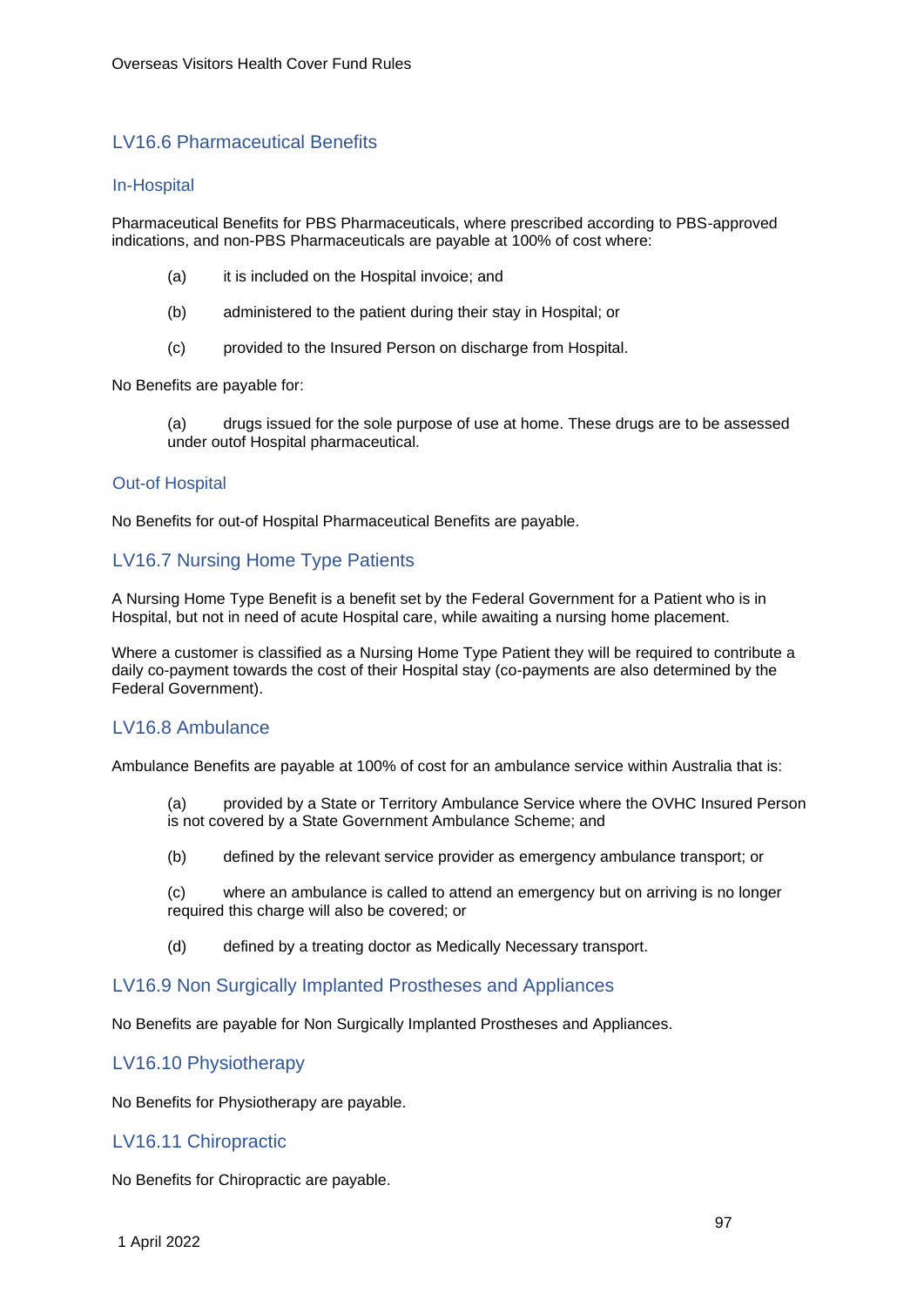## LV16.6 Pharmaceutical Benefits

### In-Hospital

Pharmaceutical Benefits for PBS Pharmaceuticals, where prescribed according to PBS-approved indications, and non-PBS Pharmaceuticals are payable at 100% of cost where:

(a) it is included on the Hospital invoice; and

(b) administered to the patient during their stay in Hospital; or

(c) provided to the Insured Person on discharge from Hospital.

No Benefits are payable for:

(a) drugs issued for the sole purpose of use at home. These drugs are to be assessed under outof Hospital pharmaceutical.

### Out-of Hospital

No Benefits for out-of Hospital Pharmaceutical Benefits are payable.

## LV16.7 Nursing Home Type Patients

A Nursing Home Type Benefit is a benefit set by the Federal Government for a Patient who is in Hospital, but not in need of acute Hospital care, while awaiting a nursing home placement.

Where a customer is classified as a Nursing Home Type Patient they will be required to contribute a daily co-payment towards the cost of their Hospital stay (co-payments are also determined by the Federal Government).

## LV16.8 Ambulance

Ambulance Benefits are payable at 100% of cost for an ambulance service within Australia that is:

(a) provided by a State or Territory Ambulance Service where the OVHC Insured Person is not covered by a State Government Ambulance Scheme; and

(b) defined by the relevant service provider as emergency ambulance transport; or

(c) where an ambulance is called to attend an emergency but on arriving is no longer required this charge will also be covered; or

(d) defined by a treating doctor as Medically Necessary transport.

## LV16.9 Non Surgically Implanted Prostheses and Appliances

No Benefits are payable for Non Surgically Implanted Prostheses and Appliances.

## LV16.10 Physiotherapy

No Benefits for Physiotherapy are payable.

## LV16.11 Chiropractic

No Benefits for Chiropractic are payable.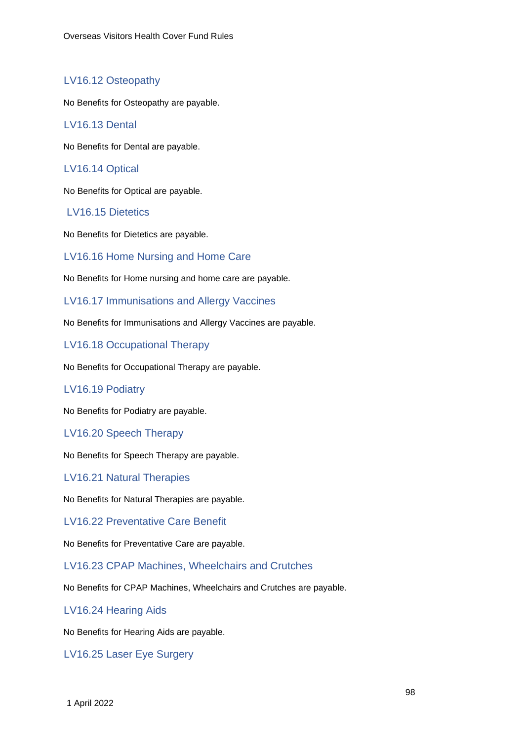### LV16.12 Osteopathy

No Benefits for Osteopathy are payable.

### LV16.13 Dental

No Benefits for Dental are payable.

### LV16.14 Optical

No Benefits for Optical are payable.

### LV16.15 Dietetics

No Benefits for Dietetics are payable.

### LV16.16 Home Nursing and Home Care

No Benefits for Home nursing and home care are payable.

### LV16.17 Immunisations and Allergy Vaccines

No Benefits for Immunisations and Allergy Vaccines are payable.

### LV16.18 Occupational Therapy

No Benefits for Occupational Therapy are payable.

### LV16.19 Podiatry

No Benefits for Podiatry are payable.

### LV16.20 Speech Therapy

No Benefits for Speech Therapy are payable.

### LV16.21 Natural Therapies

No Benefits for Natural Therapies are payable.

### LV16.22 Preventative Care Benefit

No Benefits for Preventative Care are payable.

### LV16.23 CPAP Machines, Wheelchairs and Crutches

No Benefits for CPAP Machines, Wheelchairs and Crutches are payable.

### LV16.24 Hearing Aids

No Benefits for Hearing Aids are payable.

### LV16.25 Laser Eye Surgery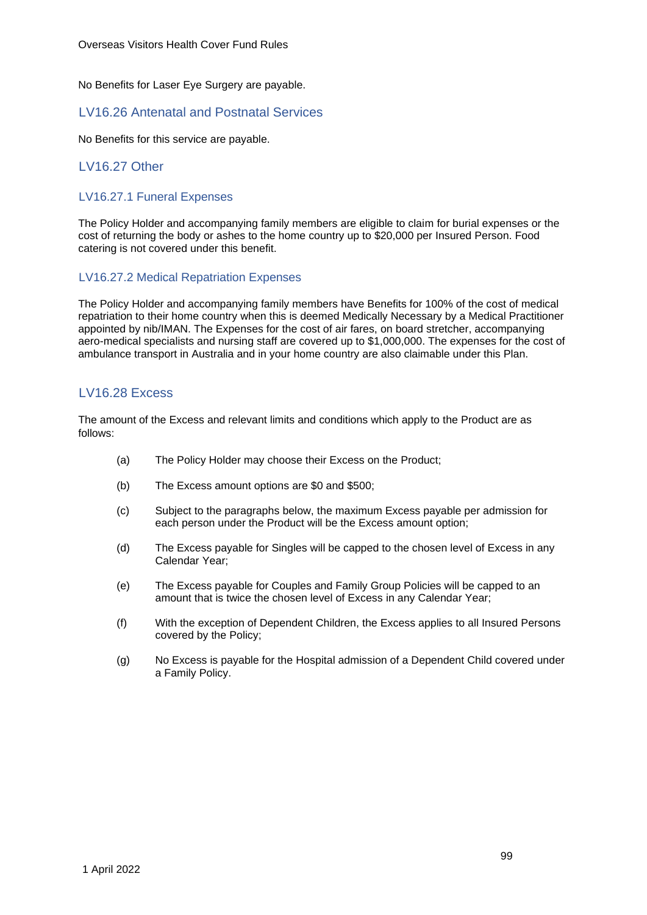No Benefits for Laser Eye Surgery are payable.

## LV16.26 Antenatal and Postnatal Services

No Benefits for this service are payable.

## LV16.27 Other

### LV16.27.1 Funeral Expenses

The Policy Holder and accompanying family members are eligible to claim for burial expenses or the cost of returning the body or ashes to the home country up to $20,000 per Insured Person. Food catering is not covered under this benefit.

### LV16.27.2 Medical Repatriation Expenses

The Policy Holder and accompanying family members have Benefits for 100% of the cost of medical repatriation to their home country when this is deemed Medically Necessary by a Medical Practitioner appointed by nib/IMAN. The Expenses for the cost of air fares, on board stretcher, accompanying aero-medical specialists and nursing staff are covered up to $1,000,000. The expenses for the cost of ambulance transport in Australia and in your home country are also claimable under this Plan.

## LV16.28 Excess

The amount of the Excess and relevant limits and conditions which apply to the Product are as follows:

(a) The Policy Holder may choose their Excess on the Product;

(b) The Excess amount options are $0 and $500;

(c) Subject to the paragraphs below, the maximum Excess payable per admission for each person under the Product will be the Excess amount option;

(d) The Excess payable for Singles will be capped to the chosen level of Excess in any Calendar Year;

(e) The Excess payable for Couples and Family Group Policies will be capped to an amount that is twice the chosen level of Excess in any Calendar Year;

(f) With the exception of Dependent Children, the Excess applies to all Insured Persons covered by the Policy;

(g) No Excess is payable for the Hospital admission of a Dependent Child covered under a Family Policy.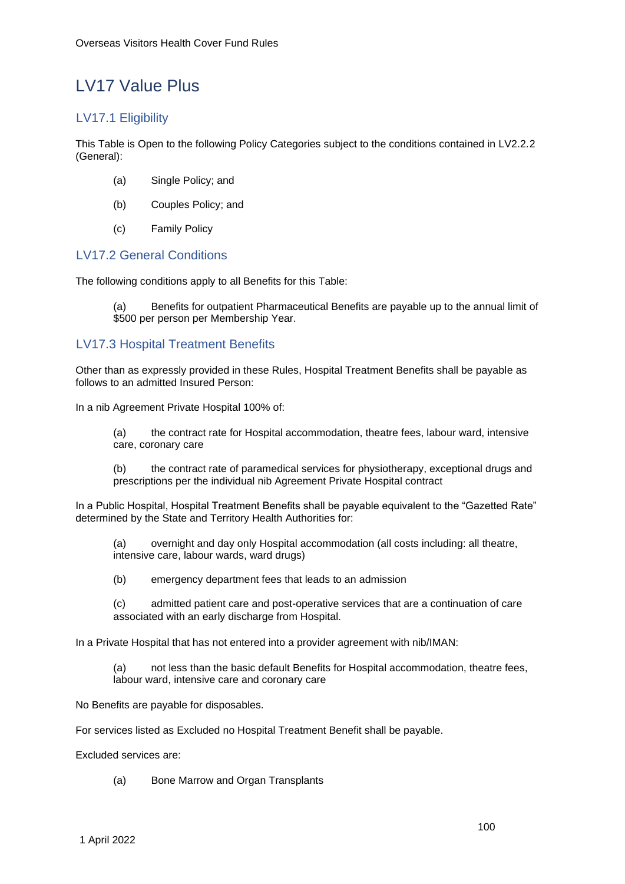# LV17 Value Plus

## LV17.1 Eligibility

This Table is Open to the following Policy Categories subject to the conditions contained in LV2.2.2 (General):

(a) Single Policy; and

(b) Couples Policy; and

(c) Family Policy

## LV17.2 General Conditions

The following conditions apply to all Benefits for this Table:

(a) Benefits for outpatient Pharmaceutical Benefits are payable up to the annual limit of $500 per person per Membership Year.

## LV17.3 Hospital Treatment Benefits

Other than as expressly provided in these Rules, Hospital Treatment Benefits shall be payable as follows to an admitted Insured Person:

In a nib Agreement Private Hospital 100% of:

(a) the contract rate for Hospital accommodation, theatre fees, labour ward, intensive care, coronary care

(b) the contract rate of paramedical services for physiotherapy, exceptional drugs and prescriptions per the individual nib Agreement Private Hospital contract

In a Public Hospital, Hospital Treatment Benefits shall be payable equivalent to the "Gazetted Rate" determined by the State and Territory Health Authorities for:

(a) overnight and day only Hospital accommodation (all costs including: all theatre, intensive care, labour wards, ward drugs)

(b) emergency department fees that leads to an admission

(c) admitted patient care and post-operative services that are a continuation of care associated with an early discharge from Hospital.

In a Private Hospital that has not entered into a provider agreement with nib/IMAN:

(a) not less than the basic default Benefits for Hospital accommodation, theatre fees, labour ward, intensive care and coronary care

No Benefits are payable for disposables.

For services listed as Excluded no Hospital Treatment Benefit shall be payable.

Excluded services are:

(a) Bone Marrow and Organ Transplants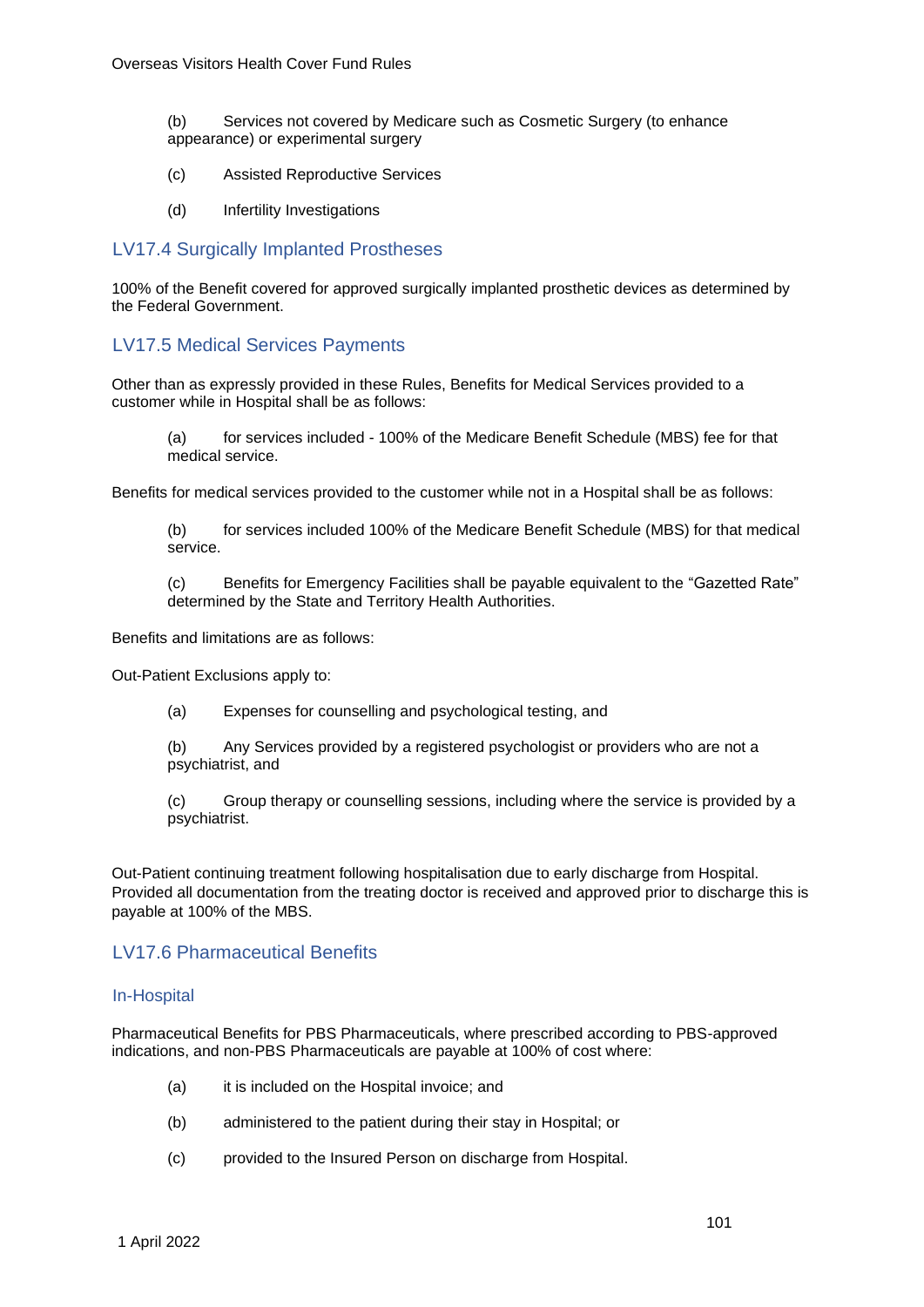(b) Services not covered by Medicare such as Cosmetic Surgery (to enhance appearance) or experimental surgery

(c) Assisted Reproductive Services

(d) Infertility Investigations

## LV17.4 Surgically Implanted Prostheses

100% of the Benefit covered for approved surgically implanted prosthetic devices as determined by the Federal Government.

## LV17.5 Medical Services Payments

Other than as expressly provided in these Rules, Benefits for Medical Services provided to a customer while in Hospital shall be as follows:

(a) for services included - 100% of the Medicare Benefit Schedule (MBS) fee for that medical service.

Benefits for medical services provided to the customer while not in a Hospital shall be as follows:

(b) for services included 100% of the Medicare Benefit Schedule (MBS) for that medical service.

(c) Benefits for Emergency Facilities shall be payable equivalent to the "Gazetted Rate" determined by the State and Territory Health Authorities.

Benefits and limitations are as follows:

Out-Patient Exclusions apply to:

(a) Expenses for counselling and psychological testing, and

(b) Any Services provided by a registered psychologist or providers who are not a psychiatrist, and

(c) Group therapy or counselling sessions, including where the service is provided by a psychiatrist.

Out-Patient continuing treatment following hospitalisation due to early discharge from Hospital. Provided all documentation from the treating doctor is received and approved prior to discharge this is payable at 100% of the MBS.

## LV17.6 Pharmaceutical Benefits

### In-Hospital

Pharmaceutical Benefits for PBS Pharmaceuticals, where prescribed according to PBS-approved indications, and non-PBS Pharmaceuticals are payable at 100% of cost where:

(a) it is included on the Hospital invoice; and

(b) administered to the patient during their stay in Hospital; or

(c) provided to the Insured Person on discharge from Hospital.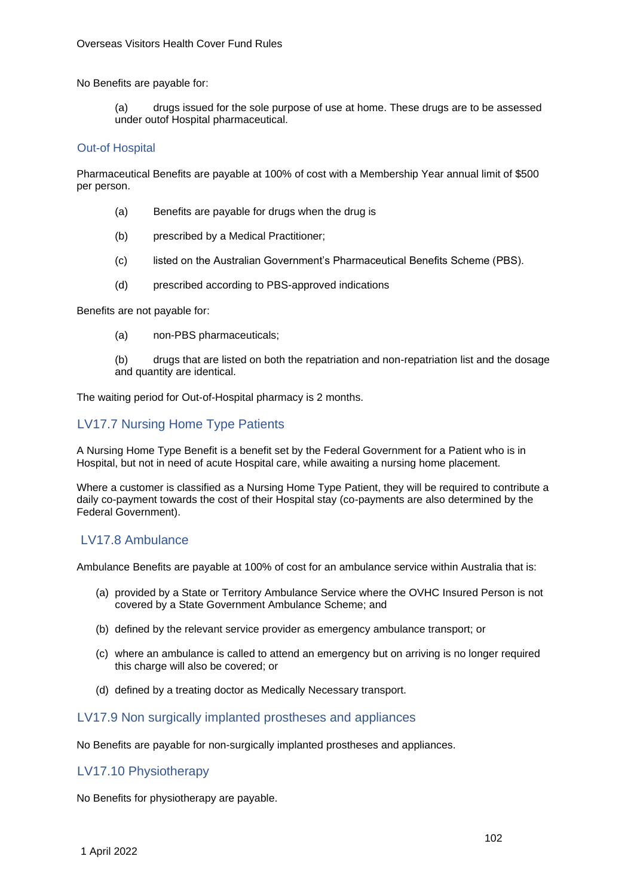No Benefits are payable for:

(a) drugs issued for the sole purpose of use at home. These drugs are to be assessed under outof Hospital pharmaceutical.

### Out-of Hospital

Pharmaceutical Benefits are payable at 100% of cost with a Membership Year annual limit of $500 per person.

(a) Benefits are payable for drugs when the drug is

(b) prescribed by a Medical Practitioner;

(c) listed on the Australian Government's Pharmaceutical Benefits Scheme (PBS).

(d) prescribed according to PBS-approved indications

Benefits are not payable for:

(a) non-PBS pharmaceuticals;

(b) drugs that are listed on both the repatriation and non-repatriation list and the dosage and quantity are identical.

The waiting period for Out-of-Hospital pharmacy is 2 months.

## LV17.7 Nursing Home Type Patients

A Nursing Home Type Benefit is a benefit set by the Federal Government for a Patient who is in Hospital, but not in need of acute Hospital care, while awaiting a nursing home placement.

Where a customer is classified as a Nursing Home Type Patient, they will be required to contribute a daily co-payment towards the cost of their Hospital stay (co-payments are also determined by the Federal Government).

## LV17.8 Ambulance

Ambulance Benefits are payable at 100% of cost for an ambulance service within Australia that is:

(a) provided by a State or Territory Ambulance Service where the OVHC Insured Person is not covered by a State Government Ambulance Scheme; and

(b) defined by the relevant service provider as emergency ambulance transport; or

(c) where an ambulance is called to attend an emergency but on arriving is no longer required this charge will also be covered; or

(d) defined by a treating doctor as Medically Necessary transport.

## LV17.9 Non surgically implanted prostheses and appliances

No Benefits are payable for non-surgically implanted prostheses and appliances.

## LV17.10 Physiotherapy

No Benefits for physiotherapy are payable.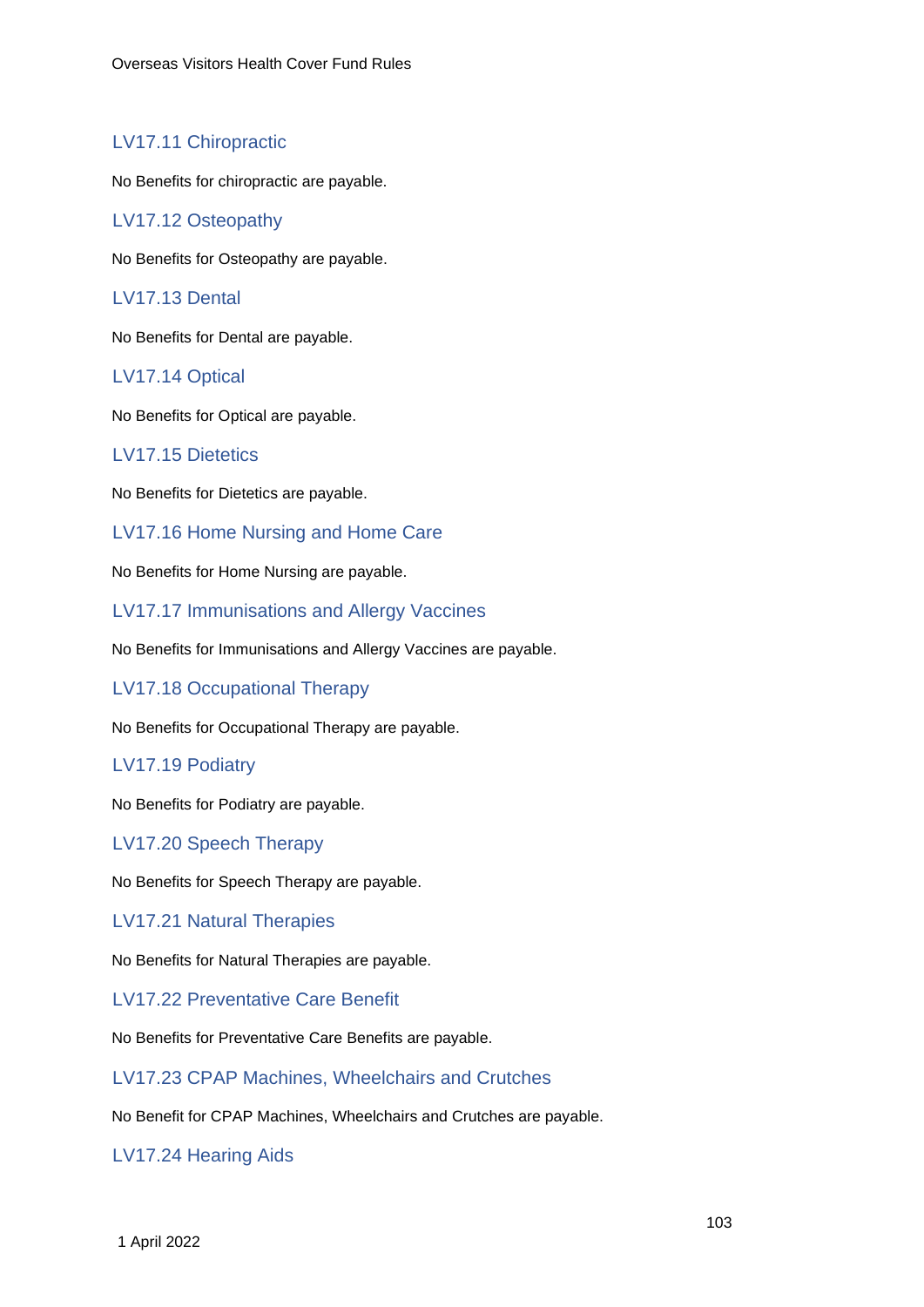## LV17.11 Chiropractic

No Benefits for chiropractic are payable.

## LV17.12 Osteopathy

No Benefits for Osteopathy are payable.

## LV17.13 Dental

No Benefits for Dental are payable.

## LV17.14 Optical

No Benefits for Optical are payable.

## LV17.15 Dietetics

No Benefits for Dietetics are payable.

## LV17.16 Home Nursing and Home Care

No Benefits for Home Nursing are payable.

## LV17.17 Immunisations and Allergy Vaccines

No Benefits for Immunisations and Allergy Vaccines are payable.

## LV17.18 Occupational Therapy

No Benefits for Occupational Therapy are payable.

## LV17.19 Podiatry

No Benefits for Podiatry are payable.

## LV17.20 Speech Therapy

No Benefits for Speech Therapy are payable.

## LV17.21 Natural Therapies

No Benefits for Natural Therapies are payable.

## LV17.22 Preventative Care Benefit

No Benefits for Preventative Care Benefits are payable.

## LV17.23 CPAP Machines, Wheelchairs and Crutches

No Benefit for CPAP Machines, Wheelchairs and Crutches are payable.

## LV17.24 Hearing Aids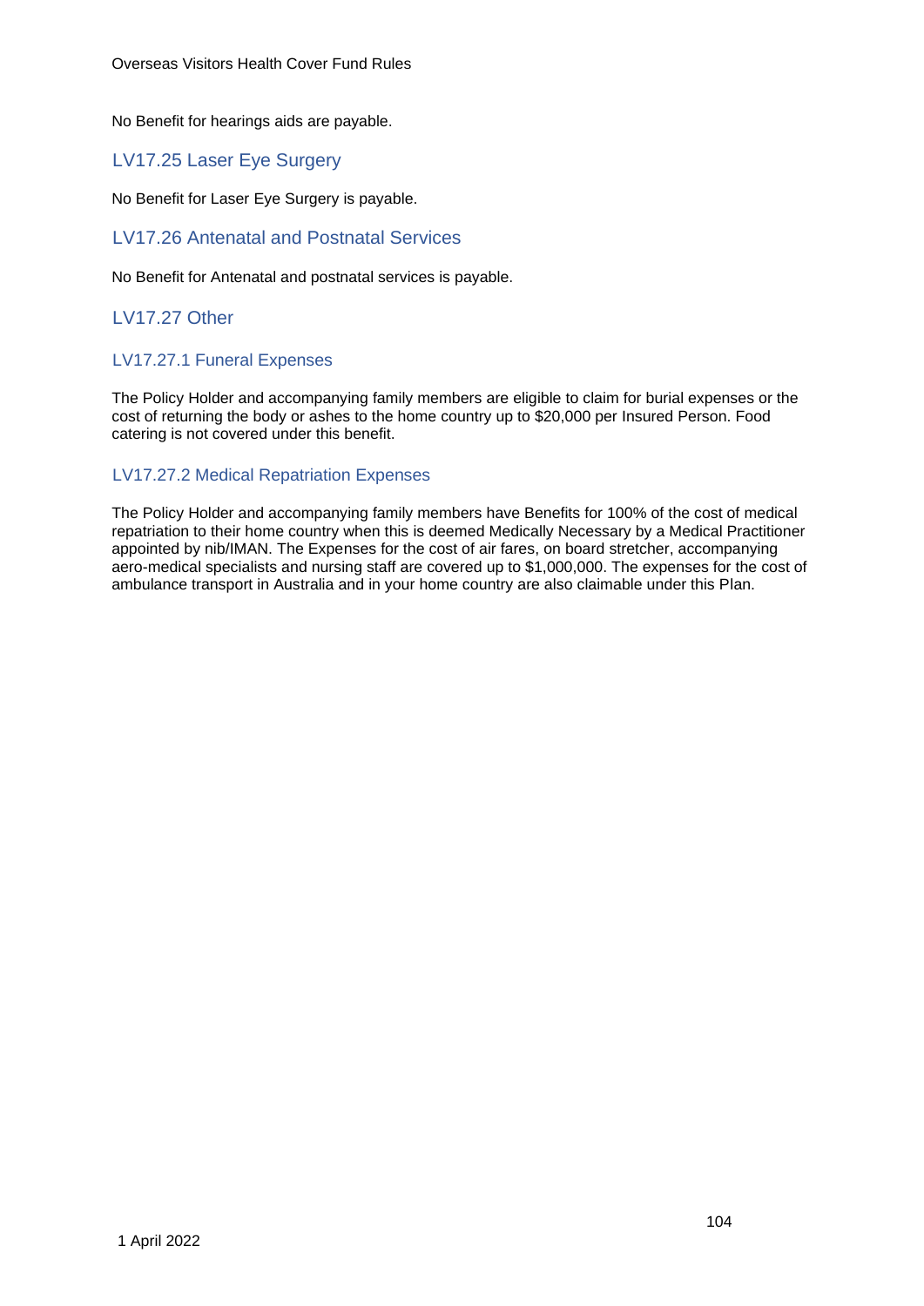No Benefit for hearings aids are payable.

## LV17.25 Laser Eye Surgery

No Benefit for Laser Eye Surgery is payable.

## LV17.26 Antenatal and Postnatal Services

No Benefit for Antenatal and postnatal services is payable.

## LV17.27 Other

### LV17.27.1 Funeral Expenses

The Policy Holder and accompanying family members are eligible to claim for burial expenses or the cost of returning the body or ashes to the home country up to $20,000 per Insured Person. Food catering is not covered under this benefit.

### LV17.27.2 Medical Repatriation Expenses

The Policy Holder and accompanying family members have Benefits for 100% of the cost of medical repatriation to their home country when this is deemed Medically Necessary by a Medical Practitioner appointed by nib/IMAN. The Expenses for the cost of air fares, on board stretcher, accompanying aero-medical specialists and nursing staff are covered up to $1,000,000. The expenses for the cost of ambulance transport in Australia and in your home country are also claimable under this Plan.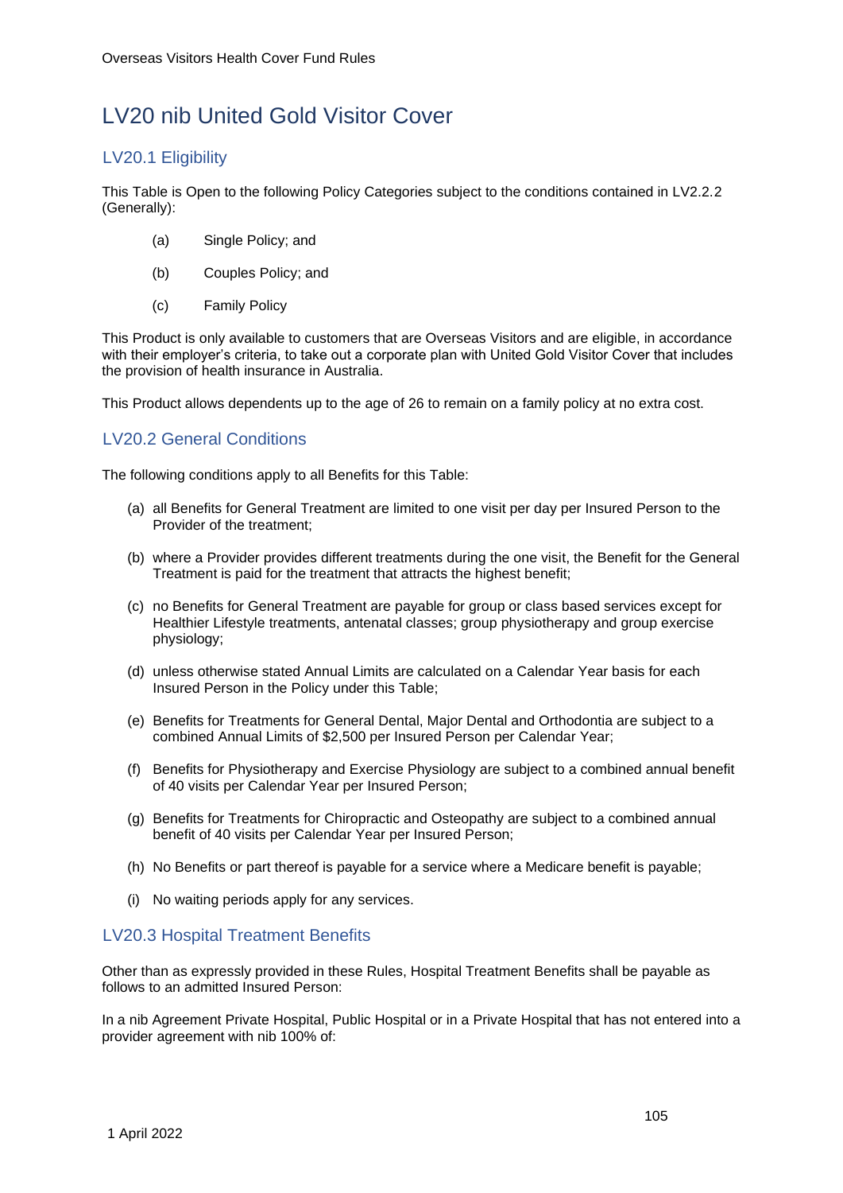# LV20 nib United Gold Visitor Cover

## LV20.1 Eligibility

This Table is Open to the following Policy Categories subject to the conditions contained in LV2.2.2 (Generally):

(a) Single Policy; and

(b) Couples Policy; and

(c) Family Policy

This Product is only available to customers that are Overseas Visitors and are eligible, in accordance with their employer's criteria, to take out a corporate plan with United Gold Visitor Cover that includes the provision of health insurance in Australia.

This Product allows dependents up to the age of 26 to remain on a family policy at no extra cost.

## LV20.2 General Conditions

The following conditions apply to all Benefits for this Table:

(a) all Benefits for General Treatment are limited to one visit per day per Insured Person to the Provider of the treatment;

(b) where a Provider provides different treatments during the one visit, the Benefit for the General Treatment is paid for the treatment that attracts the highest benefit;

(c) no Benefits for General Treatment are payable for group or class based services except for Healthier Lifestyle treatments, antenatal classes; group physiotherapy and group exercise physiology;

(d) unless otherwise stated Annual Limits are calculated on a Calendar Year basis for each Insured Person in the Policy under this Table;

(e) Benefits for Treatments for General Dental, Major Dental and Orthodontia are subject to a combined Annual Limits of $2,500 per Insured Person per Calendar Year;

(f) Benefits for Physiotherapy and Exercise Physiology are subject to a combined annual benefit of 40 visits per Calendar Year per Insured Person;

(g) Benefits for Treatments for Chiropractic and Osteopathy are subject to a combined annual benefit of 40 visits per Calendar Year per Insured Person;

(h) No Benefits or part thereof is payable for a service where a Medicare benefit is payable;

(i) No waiting periods apply for any services.

## LV20.3 Hospital Treatment Benefits

Other than as expressly provided in these Rules, Hospital Treatment Benefits shall be payable as follows to an admitted Insured Person:

In a nib Agreement Private Hospital, Public Hospital or in a Private Hospital that has not entered into a provider agreement with nib 100% of: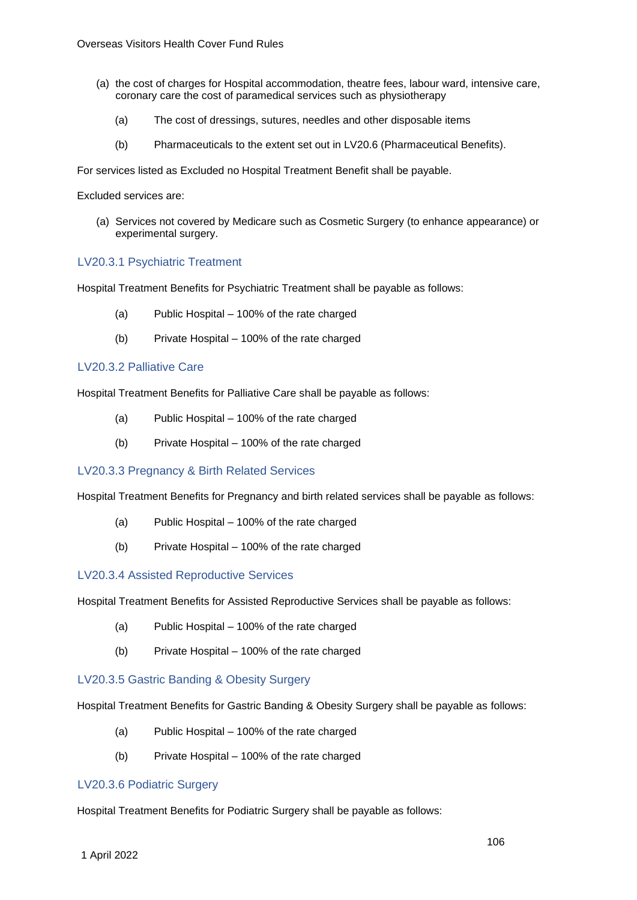(a) the cost of charges for Hospital accommodation, theatre fees, labour ward, intensive care, coronary care the cost of paramedical services such as physiotherapy

   (a) The cost of dressings, sutures, needles and other disposable items

   (b) Pharmaceuticals to the extent set out in LV20.6 (Pharmaceutical Benefits).

For services listed as Excluded no Hospital Treatment Benefit shall be payable.

Excluded services are:

(a) Services not covered by Medicare such as Cosmetic Surgery (to enhance appearance) or experimental surgery.

### LV20.3.1 Psychiatric Treatment

Hospital Treatment Benefits for Psychiatric Treatment shall be payable as follows:

(a) Public Hospital – 100% of the rate charged

(b) Private Hospital – 100% of the rate charged

### LV20.3.2 Palliative Care

Hospital Treatment Benefits for Palliative Care shall be payable as follows:

(a) Public Hospital – 100% of the rate charged

(b) Private Hospital – 100% of the rate charged

### LV20.3.3 Pregnancy & Birth Related Services

Hospital Treatment Benefits for Pregnancy and birth related services shall be payable as follows:

(a) Public Hospital – 100% of the rate charged

(b) Private Hospital – 100% of the rate charged

### LV20.3.4 Assisted Reproductive Services

Hospital Treatment Benefits for Assisted Reproductive Services shall be payable as follows:

(a) Public Hospital – 100% of the rate charged

(b) Private Hospital – 100% of the rate charged

### LV20.3.5 Gastric Banding & Obesity Surgery

Hospital Treatment Benefits for Gastric Banding & Obesity Surgery shall be payable as follows:

(a) Public Hospital – 100% of the rate charged

(b) Private Hospital – 100% of the rate charged

### LV20.3.6 Podiatric Surgery

Hospital Treatment Benefits for Podiatric Surgery shall be payable as follows: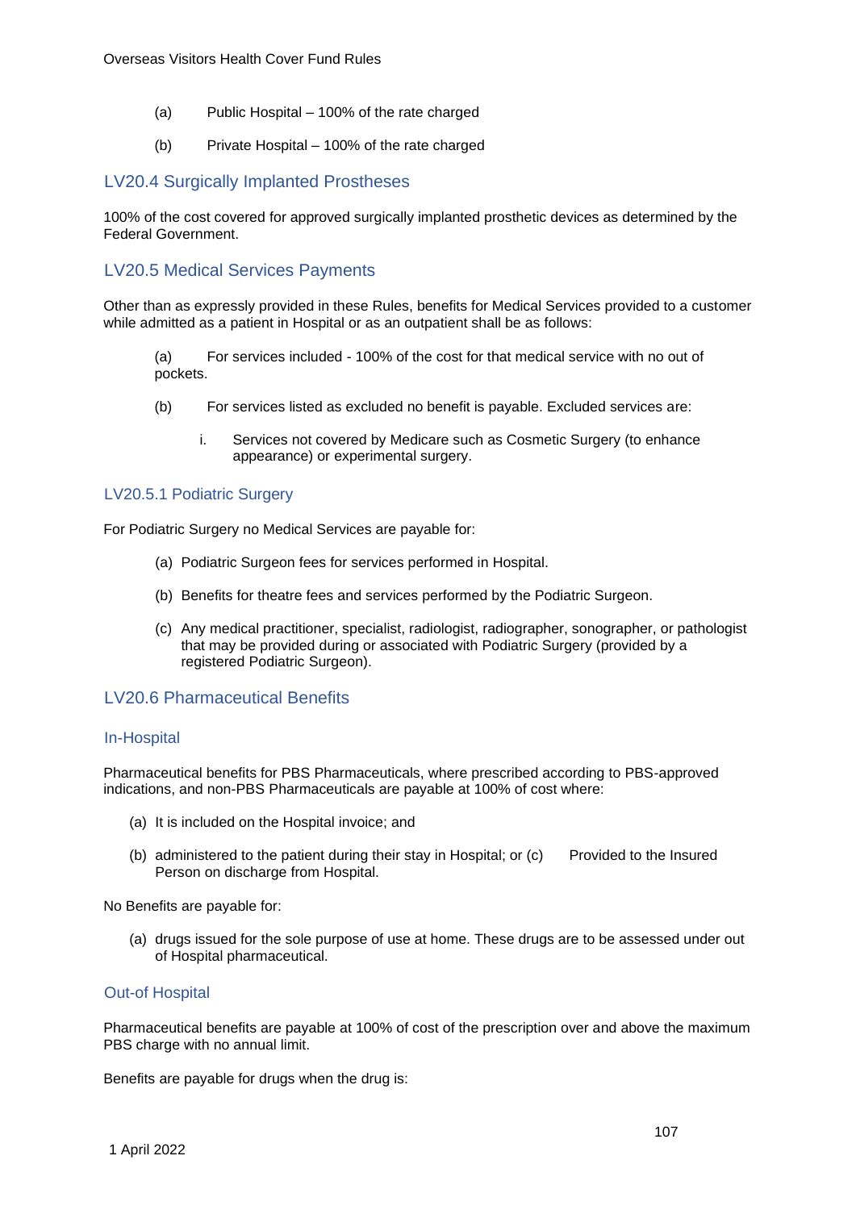(a) Public Hospital – 100% of the rate charged

(b) Private Hospital – 100% of the rate charged

## LV20.4 Surgically Implanted Prostheses

100% of the cost covered for approved surgically implanted prosthetic devices as determined by the Federal Government.

## LV20.5 Medical Services Payments

Other than as expressly provided in these Rules, benefits for Medical Services provided to a customer while admitted as a patient in Hospital or as an outpatient shall be as follows:

(a) For services included - 100% of the cost for that medical service with no out of pockets.

(b) For services listed as excluded no benefit is payable. Excluded services are:

i. Services not covered by Medicare such as Cosmetic Surgery (to enhance appearance) or experimental surgery.

### LV20.5.1 Podiatric Surgery

For Podiatric Surgery no Medical Services are payable for:

(a) Podiatric Surgeon fees for services performed in Hospital.

(b) Benefits for theatre fees and services performed by the Podiatric Surgeon.

(c) Any medical practitioner, specialist, radiologist, radiographer, sonographer, or pathologist that may be provided during or associated with Podiatric Surgery (provided by a registered Podiatric Surgeon).

## LV20.6 Pharmaceutical Benefits

### In-Hospital

Pharmaceutical benefits for PBS Pharmaceuticals, where prescribed according to PBS-approved indications, and non-PBS Pharmaceuticals are payable at 100% of cost where:

(a) It is included on the Hospital invoice; and

(b) administered to the patient during their stay in Hospital; or (c) Provided to the Insured Person on discharge from Hospital.

No Benefits are payable for:

(a) drugs issued for the sole purpose of use at home. These drugs are to be assessed under out of Hospital pharmaceutical.

### Out-of Hospital

Pharmaceutical benefits are payable at 100% of cost of the prescription over and above the maximum PBS charge with no annual limit.

Benefits are payable for drugs when the drug is: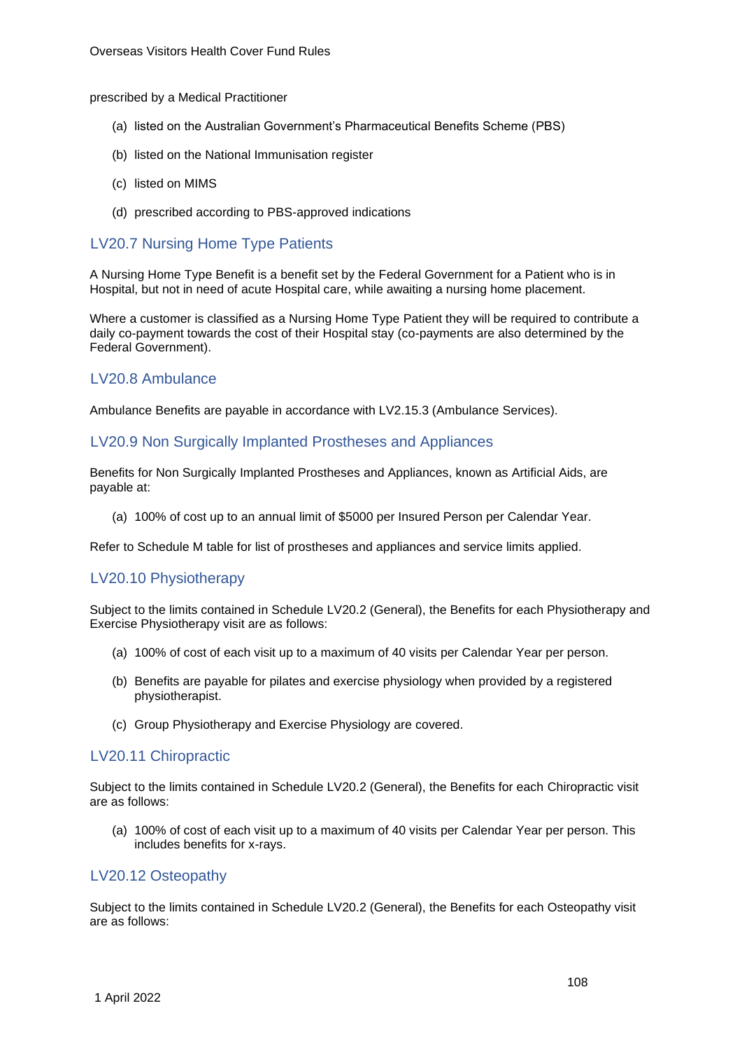prescribed by a Medical Practitioner

(a) listed on the Australian Government's Pharmaceutical Benefits Scheme (PBS)

(b) listed on the National Immunisation register

(c) listed on MIMS

(d) prescribed according to PBS-approved indications

## LV20.7 Nursing Home Type Patients

A Nursing Home Type Benefit is a benefit set by the Federal Government for a Patient who is in Hospital, but not in need of acute Hospital care, while awaiting a nursing home placement.

Where a customer is classified as a Nursing Home Type Patient they will be required to contribute a daily co-payment towards the cost of their Hospital stay (co-payments are also determined by the Federal Government).

## LV20.8 Ambulance

Ambulance Benefits are payable in accordance with LV2.15.3 (Ambulance Services).

## LV20.9 Non Surgically Implanted Prostheses and Appliances

Benefits for Non Surgically Implanted Prostheses and Appliances, known as Artificial Aids, are payable at:

(a) 100% of cost up to an annual limit of $5000 per Insured Person per Calendar Year.

Refer to Schedule M table for list of prostheses and appliances and service limits applied.

## LV20.10 Physiotherapy

Subject to the limits contained in Schedule LV20.2 (General), the Benefits for each Physiotherapy and Exercise Physiotherapy visit are as follows:

(a) 100% of cost of each visit up to a maximum of 40 visits per Calendar Year per person.

(b) Benefits are payable for pilates and exercise physiology when provided by a registered physiotherapist.

(c) Group Physiotherapy and Exercise Physiology are covered.

## LV20.11 Chiropractic

Subject to the limits contained in Schedule LV20.2 (General), the Benefits for each Chiropractic visit are as follows:

(a) 100% of cost of each visit up to a maximum of 40 visits per Calendar Year per person. This includes benefits for x-rays.

## LV20.12 Osteopathy

Subject to the limits contained in Schedule LV20.2 (General), the Benefits for each Osteopathy visit are as follows: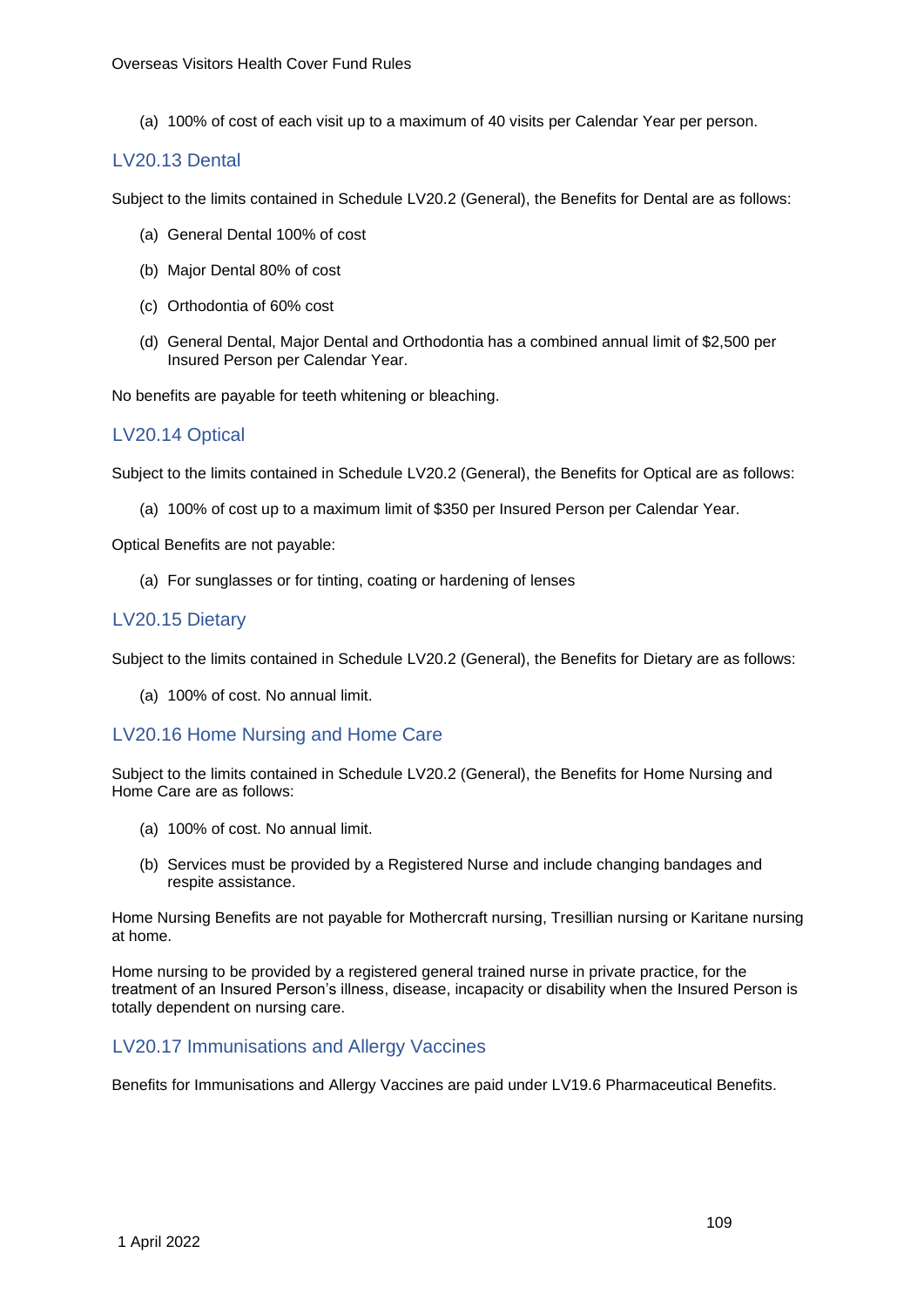(a) 100% of cost of each visit up to a maximum of 40 visits per Calendar Year per person.

## LV20.13 Dental

Subject to the limits contained in Schedule LV20.2 (General), the Benefits for Dental are as follows:

(a) General Dental 100% of cost

(b) Major Dental 80% of cost

(c) Orthodontia of 60% cost

(d) General Dental, Major Dental and Orthodontia has a combined annual limit of $2,500 per Insured Person per Calendar Year.

No benefits are payable for teeth whitening or bleaching.

## LV20.14 Optical

Subject to the limits contained in Schedule LV20.2 (General), the Benefits for Optical are as follows:

(a) 100% of cost up to a maximum limit of $350 per Insured Person per Calendar Year.

Optical Benefits are not payable:

(a) For sunglasses or for tinting, coating or hardening of lenses

## LV20.15 Dietary

Subject to the limits contained in Schedule LV20.2 (General), the Benefits for Dietary are as follows:

(a) 100% of cost. No annual limit.

## LV20.16 Home Nursing and Home Care

Subject to the limits contained in Schedule LV20.2 (General), the Benefits for Home Nursing and Home Care are as follows:

(a) 100% of cost. No annual limit.

(b) Services must be provided by a Registered Nurse and include changing bandages and respite assistance.

Home Nursing Benefits are not payable for Mothercraft nursing, Tresillian nursing or Karitane nursing at home.

Home nursing to be provided by a registered general trained nurse in private practice, for the treatment of an Insured Person's illness, disease, incapacity or disability when the Insured Person is totally dependent on nursing care.

## LV20.17 Immunisations and Allergy Vaccines

Benefits for Immunisations and Allergy Vaccines are paid under LV19.6 Pharmaceutical Benefits.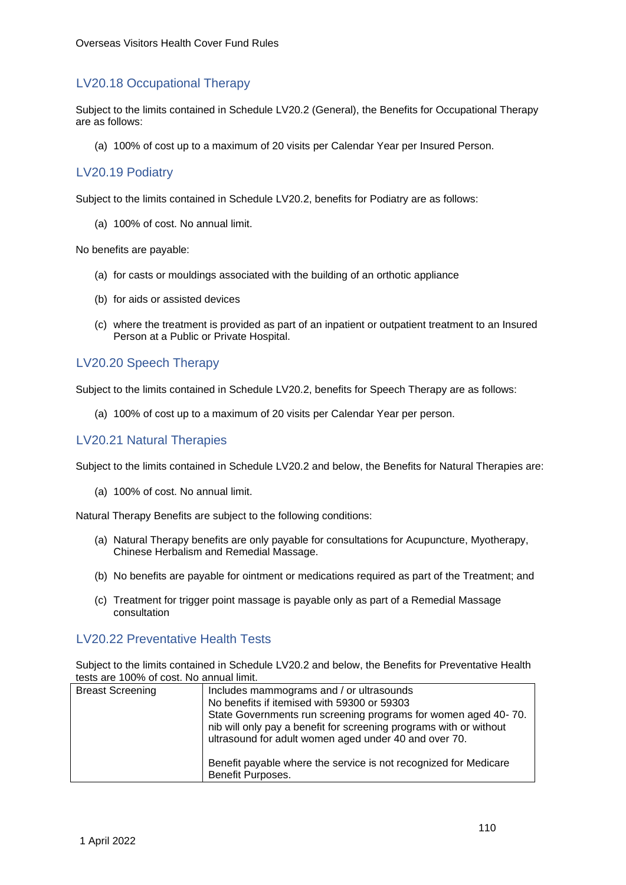## LV20.18 Occupational Therapy

Subject to the limits contained in Schedule LV20.2 (General), the Benefits for Occupational Therapy are as follows:

(a) 100% of cost up to a maximum of 20 visits per Calendar Year per Insured Person.

## LV20.19 Podiatry

Subject to the limits contained in Schedule LV20.2, benefits for Podiatry are as follows:

(a) 100% of cost. No annual limit.

No benefits are payable:

(a) for casts or mouldings associated with the building of an orthotic appliance

(b) for aids or assisted devices

(c) where the treatment is provided as part of an inpatient or outpatient treatment to an Insured Person at a Public or Private Hospital.

## LV20.20 Speech Therapy

Subject to the limits contained in Schedule LV20.2, benefits for Speech Therapy are as follows:

(a) 100% of cost up to a maximum of 20 visits per Calendar Year per person.

## LV20.21 Natural Therapies

Subject to the limits contained in Schedule LV20.2 and below, the Benefits for Natural Therapies are:

(a) 100% of cost. No annual limit.

Natural Therapy Benefits are subject to the following conditions:

(a) Natural Therapy benefits are only payable for consultations for Acupuncture, Myotherapy, Chinese Herbalism and Remedial Massage.

(b) No benefits are payable for ointment or medications required as part of the Treatment; and

(c) Treatment for trigger point massage is payable only as part of a Remedial Massage consultation

## LV20.22 Preventative Health Tests

Subject to the limits contained in Schedule LV20.2 and below, the Benefits for Preventative Health tests are 100% of cost. No annual limit.

| | |
|---|---|
| Breast Screening | Includes mammograms and / or ultrasounds<br>No benefits if itemised with 59300 or 59303<br>State Governments run screening programs for women aged 40- 70. nib will only pay a benefit for screening programs with or without ultrasound for adult women aged under 40 and over 70.<br><br>Benefit payable where the service is not recognized for Medicare Benefit Purposes. |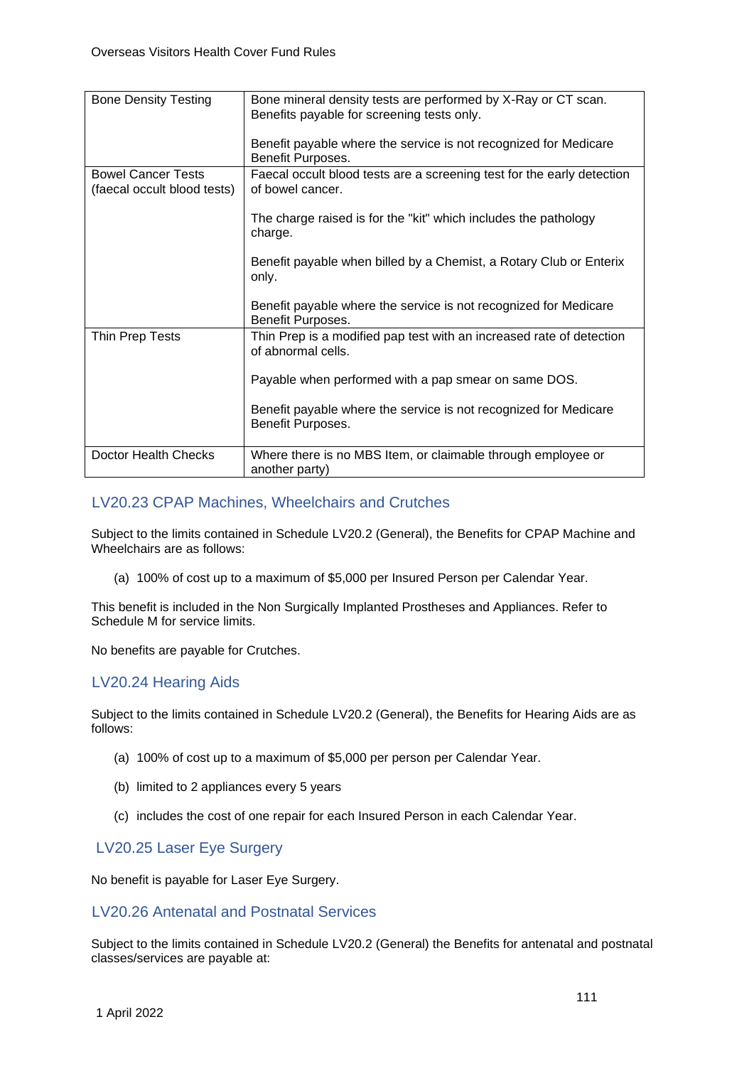| | |
|---|---|
| Bone Density Testing | Bone mineral density tests are performed by X-Ray or CT scan. Benefits payable for screening tests only.<br><br>Benefit payable where the service is not recognized for Medicare Benefit Purposes. |
| Bowel Cancer Tests (faecal occult blood tests) | Faecal occult blood tests are a screening test for the early detection of bowel cancer.<br><br>The charge raised is for the "kit" which includes the pathology charge.<br><br>Benefit payable when billed by a Chemist, a Rotary Club or Enterix only.<br><br>Benefit payable where the service is not recognized for Medicare Benefit Purposes. |
| Thin Prep Tests | Thin Prep is a modified pap test with an increased rate of detection of abnormal cells.<br><br>Payable when performed with a pap smear on same DOS.<br><br>Benefit payable where the service is not recognized for Medicare Benefit Purposes. |
| Doctor Health Checks | Where there is no MBS Item, or claimable through employee or another party) |

## LV20.23 CPAP Machines, Wheelchairs and Crutches

Subject to the limits contained in Schedule LV20.2 (General), the Benefits for CPAP Machine and Wheelchairs are as follows:

(a) 100% of cost up to a maximum of $5,000 per Insured Person per Calendar Year.

This benefit is included in the Non Surgically Implanted Prostheses and Appliances. Refer to Schedule M for service limits.

No benefits are payable for Crutches.

## LV20.24 Hearing Aids

Subject to the limits contained in Schedule LV20.2 (General), the Benefits for Hearing Aids are as follows:

(a) 100% of cost up to a maximum of $5,000 per person per Calendar Year.

(b) limited to 2 appliances every 5 years

(c) includes the cost of one repair for each Insured Person in each Calendar Year.

## LV20.25 Laser Eye Surgery

No benefit is payable for Laser Eye Surgery.

## LV20.26 Antenatal and Postnatal Services

Subject to the limits contained in Schedule LV20.2 (General) the Benefits for antenatal and postnatal classes/services are payable at: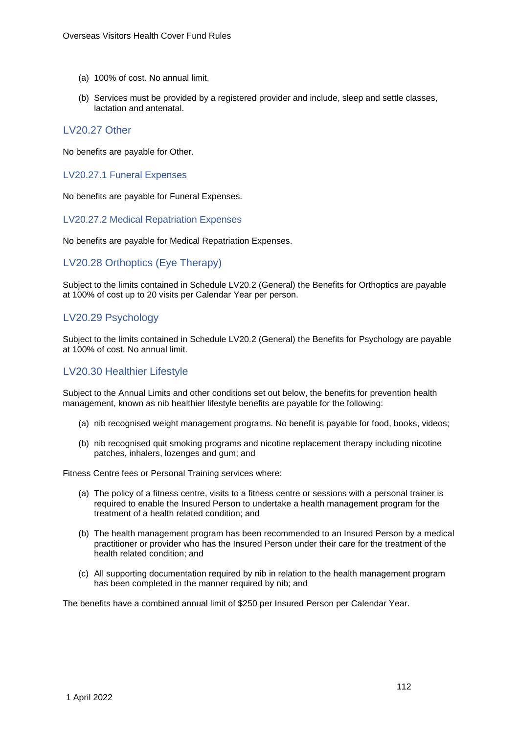(a) 100% of cost. No annual limit.

(b) Services must be provided by a registered provider and include, sleep and settle classes, lactation and antenatal.

## LV20.27 Other

No benefits are payable for Other.

### LV20.27.1 Funeral Expenses

No benefits are payable for Funeral Expenses.

### LV20.27.2 Medical Repatriation Expenses

No benefits are payable for Medical Repatriation Expenses.

## LV20.28 Orthoptics (Eye Therapy)

Subject to the limits contained in Schedule LV20.2 (General) the Benefits for Orthoptics are payable at 100% of cost up to 20 visits per Calendar Year per person.

## LV20.29 Psychology

Subject to the limits contained in Schedule LV20.2 (General) the Benefits for Psychology are payable at 100% of cost. No annual limit.

## LV20.30 Healthier Lifestyle

Subject to the Annual Limits and other conditions set out below, the benefits for prevention health management, known as nib healthier lifestyle benefits are payable for the following:

(a) nib recognised weight management programs. No benefit is payable for food, books, videos;

(b) nib recognised quit smoking programs and nicotine replacement therapy including nicotine patches, inhalers, lozenges and gum; and

Fitness Centre fees or Personal Training services where:

(a) The policy of a fitness centre, visits to a fitness centre or sessions with a personal trainer is required to enable the Insured Person to undertake a health management program for the treatment of a health related condition; and

(b) The health management program has been recommended to an Insured Person by a medical practitioner or provider who has the Insured Person under their care for the treatment of the health related condition; and

(c) All supporting documentation required by nib in relation to the health management program has been completed in the manner required by nib; and

The benefits have a combined annual limit of $250 per Insured Person per Calendar Year.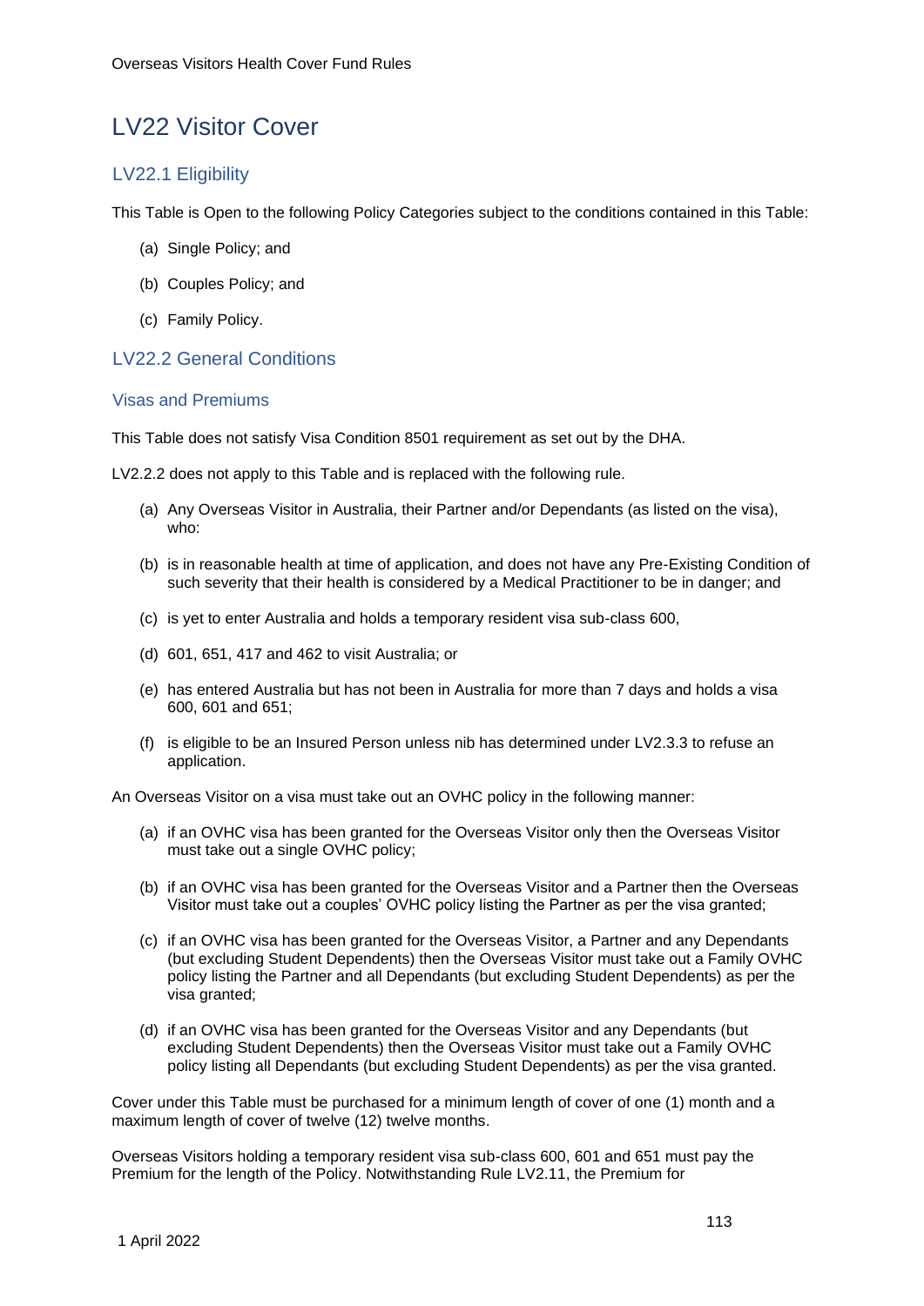# LV22 Visitor Cover

## LV22.1 Eligibility

This Table is Open to the following Policy Categories subject to the conditions contained in this Table:

(a) Single Policy; and

(b) Couples Policy; and

(c) Family Policy.

## LV22.2 General Conditions

### Visas and Premiums

This Table does not satisfy Visa Condition 8501 requirement as set out by the DHA.

LV2.2.2 does not apply to this Table and is replaced with the following rule.

(a) Any Overseas Visitor in Australia, their Partner and/or Dependants (as listed on the visa), who:

(b) is in reasonable health at time of application, and does not have any Pre-Existing Condition of such severity that their health is considered by a Medical Practitioner to be in danger; and

(c) is yet to enter Australia and holds a temporary resident visa sub-class 600,

(d) 601, 651, 417 and 462 to visit Australia; or

(e) has entered Australia but has not been in Australia for more than 7 days and holds a visa 600, 601 and 651;

(f) is eligible to be an Insured Person unless nib has determined under LV2.3.3 to refuse an application.

An Overseas Visitor on a visa must take out an OVHC policy in the following manner:

(a) if an OVHC visa has been granted for the Overseas Visitor only then the Overseas Visitor must take out a single OVHC policy;

(b) if an OVHC visa has been granted for the Overseas Visitor and a Partner then the Overseas Visitor must take out a couples' OVHC policy listing the Partner as per the visa granted;

(c) if an OVHC visa has been granted for the Overseas Visitor, a Partner and any Dependants (but excluding Student Dependents) then the Overseas Visitor must take out a Family OVHC policy listing the Partner and all Dependants (but excluding Student Dependents) as per the visa granted;

(d) if an OVHC visa has been granted for the Overseas Visitor and any Dependants (but excluding Student Dependents) then the Overseas Visitor must take out a Family OVHC policy listing all Dependants (but excluding Student Dependents) as per the visa granted.

Cover under this Table must be purchased for a minimum length of cover of one (1) month and a maximum length of cover of twelve (12) twelve months.

Overseas Visitors holding a temporary resident visa sub-class 600, 601 and 651 must pay the Premium for the length of the Policy. Notwithstanding Rule LV2.11, the Premium for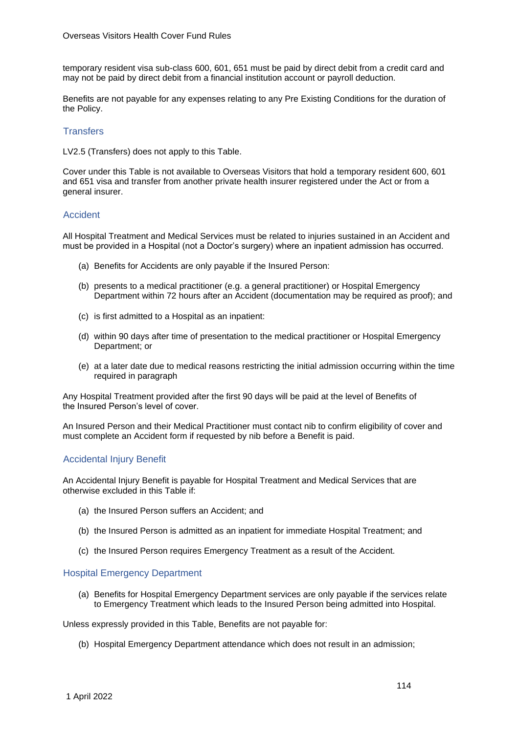temporary resident visa sub-class 600, 601, 651 must be paid by direct debit from a credit card and may not be paid by direct debit from a financial institution account or payroll deduction.

Benefits are not payable for any expenses relating to any Pre Existing Conditions for the duration of the Policy.

## Transfers

LV2.5 (Transfers) does not apply to this Table.

Cover under this Table is not available to Overseas Visitors that hold a temporary resident 600, 601 and 651 visa and transfer from another private health insurer registered under the Act or from a general insurer.

## Accident

All Hospital Treatment and Medical Services must be related to injuries sustained in an Accident and must be provided in a Hospital (not a Doctor's surgery) where an inpatient admission has occurred.

(a) Benefits for Accidents are only payable if the Insured Person:

(b) presents to a medical practitioner (e.g. a general practitioner) or Hospital Emergency Department within 72 hours after an Accident (documentation may be required as proof); and

(c) is first admitted to a Hospital as an inpatient:

(d) within 90 days after time of presentation to the medical practitioner or Hospital Emergency Department; or

(e) at a later date due to medical reasons restricting the initial admission occurring within the time required in paragraph

Any Hospital Treatment provided after the first 90 days will be paid at the level of Benefits of the Insured Person's level of cover.

An Insured Person and their Medical Practitioner must contact nib to confirm eligibility of cover and must complete an Accident form if requested by nib before a Benefit is paid.

## Accidental Injury Benefit

An Accidental Injury Benefit is payable for Hospital Treatment and Medical Services that are otherwise excluded in this Table if:

(a) the Insured Person suffers an Accident; and

(b) the Insured Person is admitted as an inpatient for immediate Hospital Treatment; and

(c) the Insured Person requires Emergency Treatment as a result of the Accident.

## Hospital Emergency Department

(a) Benefits for Hospital Emergency Department services are only payable if the services relate to Emergency Treatment which leads to the Insured Person being admitted into Hospital.

Unless expressly provided in this Table, Benefits are not payable for:

(b) Hospital Emergency Department attendance which does not result in an admission;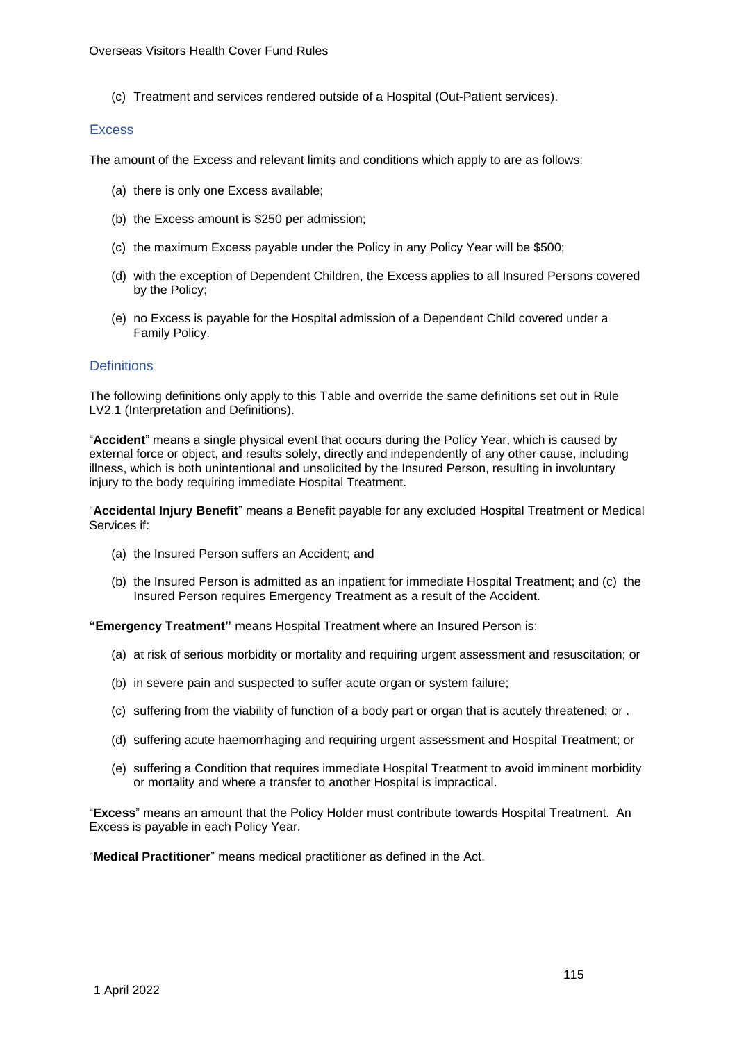(c) Treatment and services rendered outside of a Hospital (Out-Patient services).

## Excess

The amount of the Excess and relevant limits and conditions which apply to are as follows:

(a) there is only one Excess available;

(b) the Excess amount is $250 per admission;

(c) the maximum Excess payable under the Policy in any Policy Year will be $500;

(d) with the exception of Dependent Children, the Excess applies to all Insured Persons covered by the Policy;

(e) no Excess is payable for the Hospital admission of a Dependent Child covered under a Family Policy.

## Definitions

The following definitions only apply to this Table and override the same definitions set out in Rule LV2.1 (Interpretation and Definitions).

"**Accident**" means a single physical event that occurs during the Policy Year, which is caused by external force or object, and results solely, directly and independently of any other cause, including illness, which is both unintentional and unsolicited by the Insured Person, resulting in involuntary injury to the body requiring immediate Hospital Treatment.

"**Accidental Injury Benefit**" means a Benefit payable for any excluded Hospital Treatment or Medical Services if:

(a) the Insured Person suffers an Accident; and

(b) the Insured Person is admitted as an inpatient for immediate Hospital Treatment; and (c) the Insured Person requires Emergency Treatment as a result of the Accident.

**"Emergency Treatment"** means Hospital Treatment where an Insured Person is:

(a) at risk of serious morbidity or mortality and requiring urgent assessment and resuscitation; or

(b) in severe pain and suspected to suffer acute organ or system failure;

(c) suffering from the viability of function of a body part or organ that is acutely threatened; or .

(d) suffering acute haemorrhaging and requiring urgent assessment and Hospital Treatment; or

(e) suffering a Condition that requires immediate Hospital Treatment to avoid imminent morbidity or mortality and where a transfer to another Hospital is impractical.

"**Excess**" means an amount that the Policy Holder must contribute towards Hospital Treatment. An Excess is payable in each Policy Year.

"**Medical Practitioner**" means medical practitioner as defined in the Act.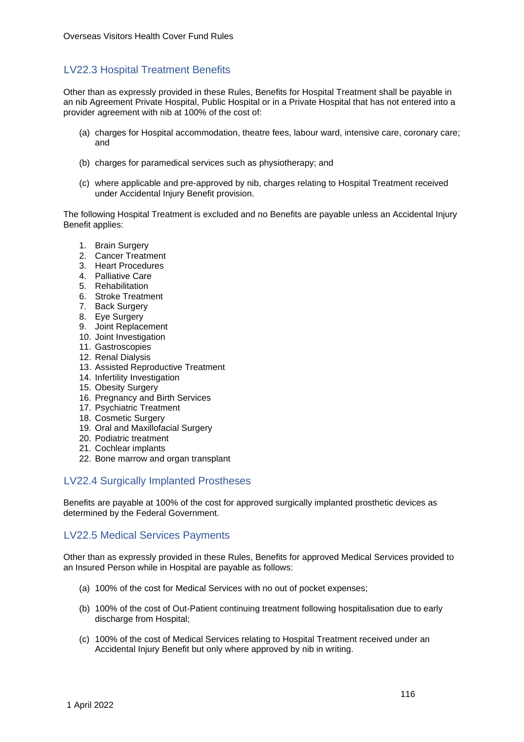## LV22.3 Hospital Treatment Benefits

Other than as expressly provided in these Rules, Benefits for Hospital Treatment shall be payable in an nib Agreement Private Hospital, Public Hospital or in a Private Hospital that has not entered into a provider agreement with nib at 100% of the cost of:

(a) charges for Hospital accommodation, theatre fees, labour ward, intensive care, coronary care; and

(b) charges for paramedical services such as physiotherapy; and

(c) where applicable and pre-approved by nib, charges relating to Hospital Treatment received under Accidental Injury Benefit provision.

The following Hospital Treatment is excluded and no Benefits are payable unless an Accidental Injury Benefit applies:

1. Brain Surgery
2. Cancer Treatment
3. Heart Procedures
4. Palliative Care
5. Rehabilitation
6. Stroke Treatment
7. Back Surgery
8. Eye Surgery
9. Joint Replacement
10. Joint Investigation
11. Gastroscopies
12. Renal Dialysis
13. Assisted Reproductive Treatment
14. Infertility Investigation
15. Obesity Surgery
16. Pregnancy and Birth Services
17. Psychiatric Treatment
18. Cosmetic Surgery
19. Oral and Maxillofacial Surgery
20. Podiatric treatment
21. Cochlear implants
22. Bone marrow and organ transplant

## LV22.4 Surgically Implanted Prostheses

Benefits are payable at 100% of the cost for approved surgically implanted prosthetic devices as determined by the Federal Government.

## LV22.5 Medical Services Payments

Other than as expressly provided in these Rules, Benefits for approved Medical Services provided to an Insured Person while in Hospital are payable as follows:

(a) 100% of the cost for Medical Services with no out of pocket expenses;

(b) 100% of the cost of Out-Patient continuing treatment following hospitalisation due to early discharge from Hospital;

(c) 100% of the cost of Medical Services relating to Hospital Treatment received under an Accidental Injury Benefit but only where approved by nib in writing.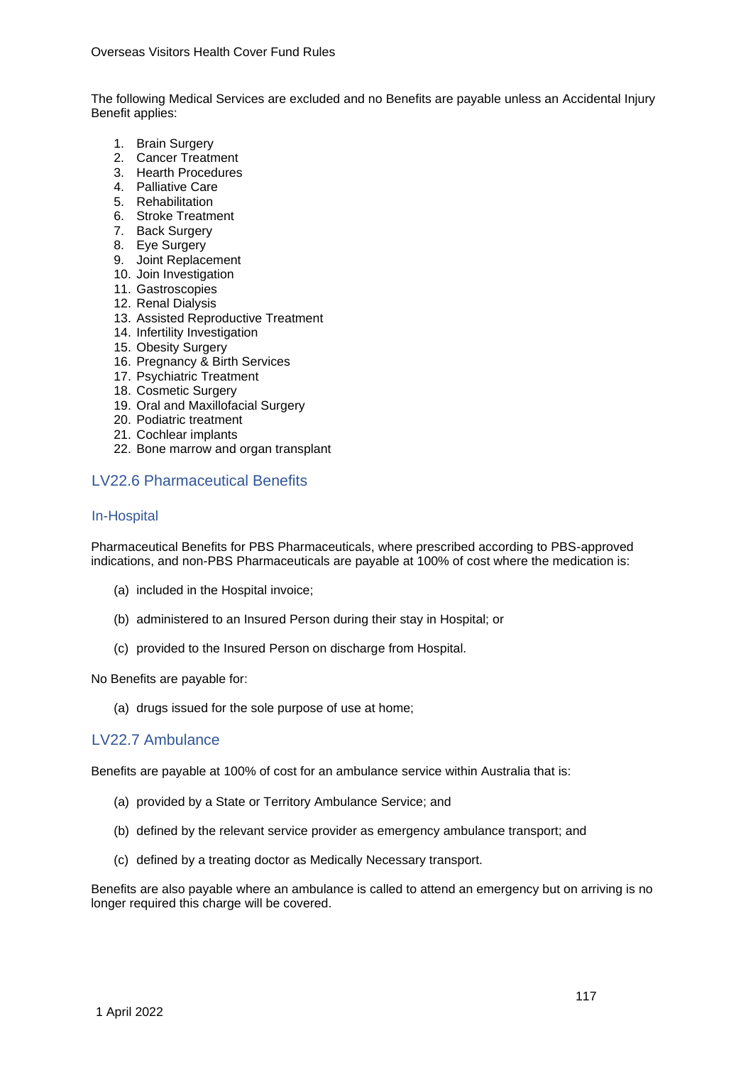The following Medical Services are excluded and no Benefits are payable unless an Accidental Injury Benefit applies:

1. Brain Surgery
2. Cancer Treatment
3. Hearth Procedures
4. Palliative Care
5. Rehabilitation
6. Stroke Treatment
7. Back Surgery
8. Eye Surgery
9. Joint Replacement
10. Join Investigation
11. Gastroscopies
12. Renal Dialysis
13. Assisted Reproductive Treatment
14. Infertility Investigation
15. Obesity Surgery
16. Pregnancy & Birth Services
17. Psychiatric Treatment
18. Cosmetic Surgery
19. Oral and Maxillofacial Surgery
20. Podiatric treatment
21. Cochlear implants
22. Bone marrow and organ transplant

## LV22.6 Pharmaceutical Benefits

### In-Hospital

Pharmaceutical Benefits for PBS Pharmaceuticals, where prescribed according to PBS-approved indications, and non-PBS Pharmaceuticals are payable at 100% of cost where the medication is:

(a) included in the Hospital invoice;

(b) administered to an Insured Person during their stay in Hospital; or

(c) provided to the Insured Person on discharge from Hospital.

No Benefits are payable for:

(a) drugs issued for the sole purpose of use at home;

## LV22.7 Ambulance

Benefits are payable at 100% of cost for an ambulance service within Australia that is:

(a) provided by a State or Territory Ambulance Service; and

(b) defined by the relevant service provider as emergency ambulance transport; and

(c) defined by a treating doctor as Medically Necessary transport.

Benefits are also payable where an ambulance is called to attend an emergency but on arriving is no longer required this charge will be covered.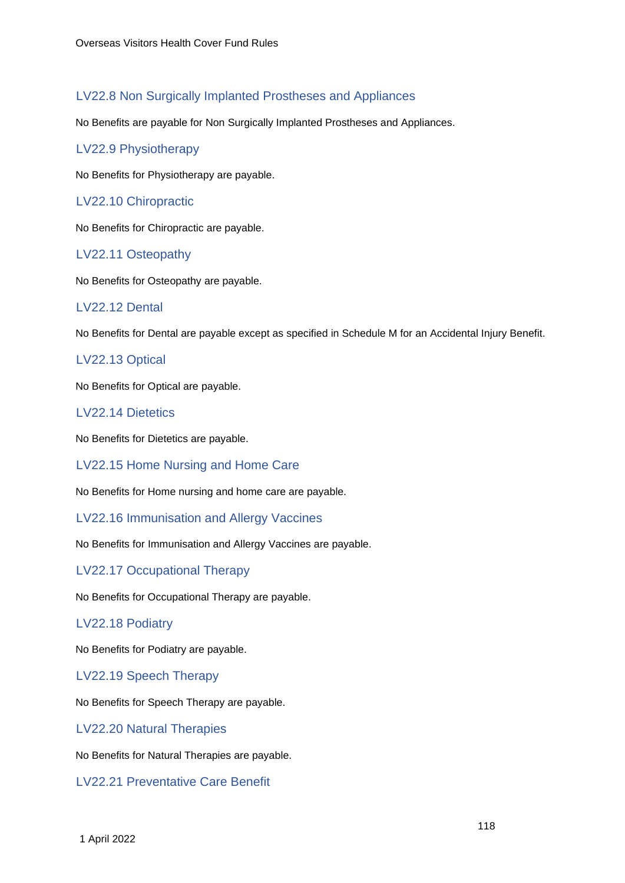### LV22.8 Non Surgically Implanted Prostheses and Appliances

No Benefits are payable for Non Surgically Implanted Prostheses and Appliances.

### LV22.9 Physiotherapy

No Benefits for Physiotherapy are payable.

### LV22.10 Chiropractic

No Benefits for Chiropractic are payable.

### LV22.11 Osteopathy

No Benefits for Osteopathy are payable.

### LV22.12 Dental

No Benefits for Dental are payable except as specified in Schedule M for an Accidental Injury Benefit.

### LV22.13 Optical

No Benefits for Optical are payable.

### LV22.14 Dietetics

No Benefits for Dietetics are payable.

### LV22.15 Home Nursing and Home Care

No Benefits for Home nursing and home care are payable.

### LV22.16 Immunisation and Allergy Vaccines

No Benefits for Immunisation and Allergy Vaccines are payable.

### LV22.17 Occupational Therapy

No Benefits for Occupational Therapy are payable.

### LV22.18 Podiatry

No Benefits for Podiatry are payable.

### LV22.19 Speech Therapy

No Benefits for Speech Therapy are payable.

### LV22.20 Natural Therapies

No Benefits for Natural Therapies are payable.

### LV22.21 Preventative Care Benefit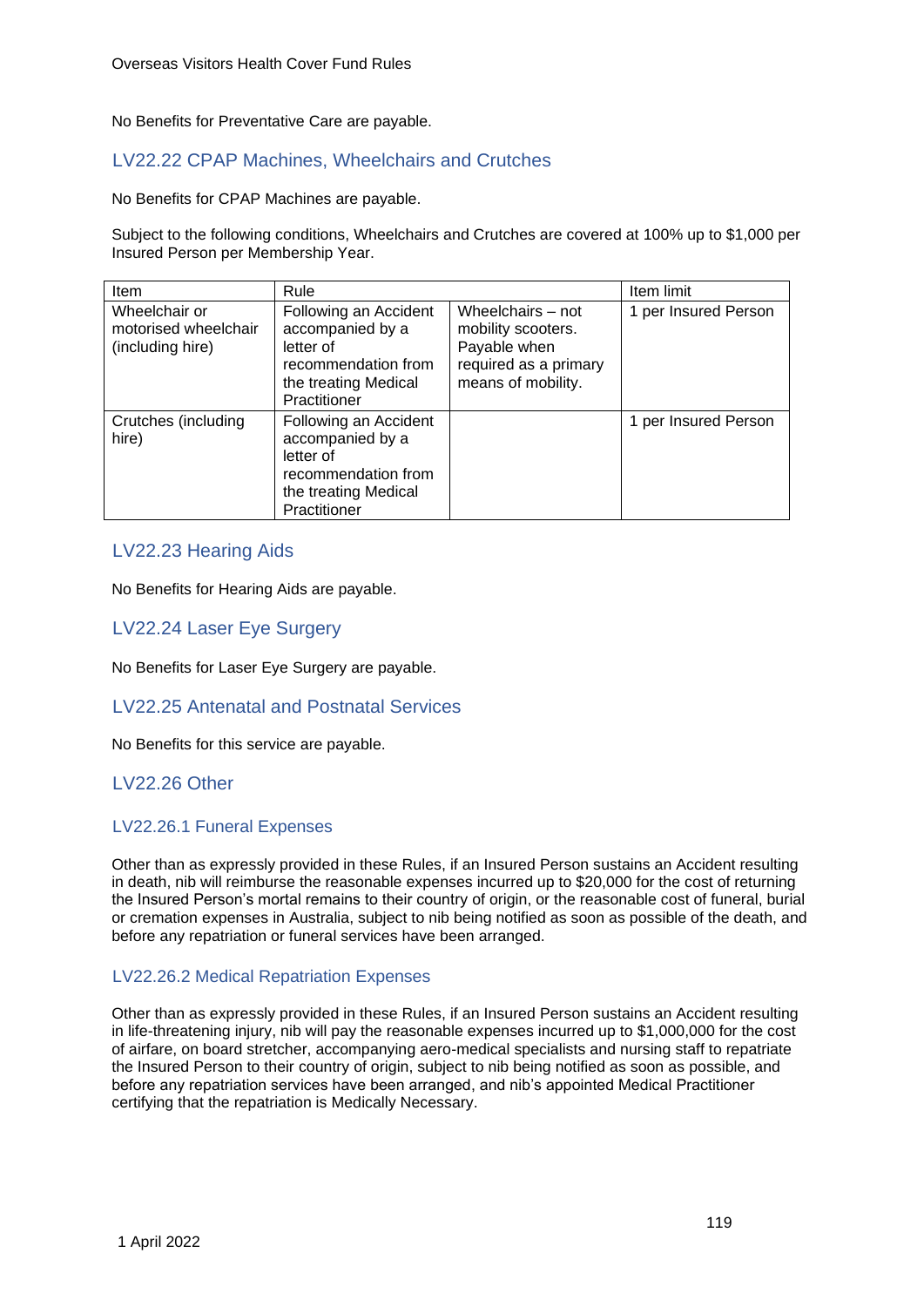No Benefits for Preventative Care are payable.

## LV22.22 CPAP Machines, Wheelchairs and Crutches

No Benefits for CPAP Machines are payable.

Subject to the following conditions, Wheelchairs and Crutches are covered at 100% up to $1,000 per Insured Person per Membership Year.

| Item | Rule | | Item limit |
|---|---|---|---|
| Wheelchair or motorised wheelchair (including hire) | Following an Accident accompanied by a letter of recommendation from the treating Medical Practitioner | Wheelchairs – not mobility scooters. Payable when required as a primary means of mobility. | 1 per Insured Person |
| Crutches (including hire) | Following an Accident accompanied by a letter of recommendation from the treating Medical Practitioner | | 1 per Insured Person |

## LV22.23 Hearing Aids

No Benefits for Hearing Aids are payable.

## LV22.24 Laser Eye Surgery

No Benefits for Laser Eye Surgery are payable.

## LV22.25 Antenatal and Postnatal Services

No Benefits for this service are payable.

## LV22.26 Other

### LV22.26.1 Funeral Expenses

Other than as expressly provided in these Rules, if an Insured Person sustains an Accident resulting in death, nib will reimburse the reasonable expenses incurred up to $20,000 for the cost of returning the Insured Person's mortal remains to their country of origin, or the reasonable cost of funeral, burial or cremation expenses in Australia, subject to nib being notified as soon as possible of the death, and before any repatriation or funeral services have been arranged.

### LV22.26.2 Medical Repatriation Expenses

Other than as expressly provided in these Rules, if an Insured Person sustains an Accident resulting in life-threatening injury, nib will pay the reasonable expenses incurred up to $1,000,000 for the cost of airfare, on board stretcher, accompanying aero-medical specialists and nursing staff to repatriate the Insured Person to their country of origin, subject to nib being notified as soon as possible, and before any repatriation services have been arranged, and nib's appointed Medical Practitioner certifying that the repatriation is Medically Necessary.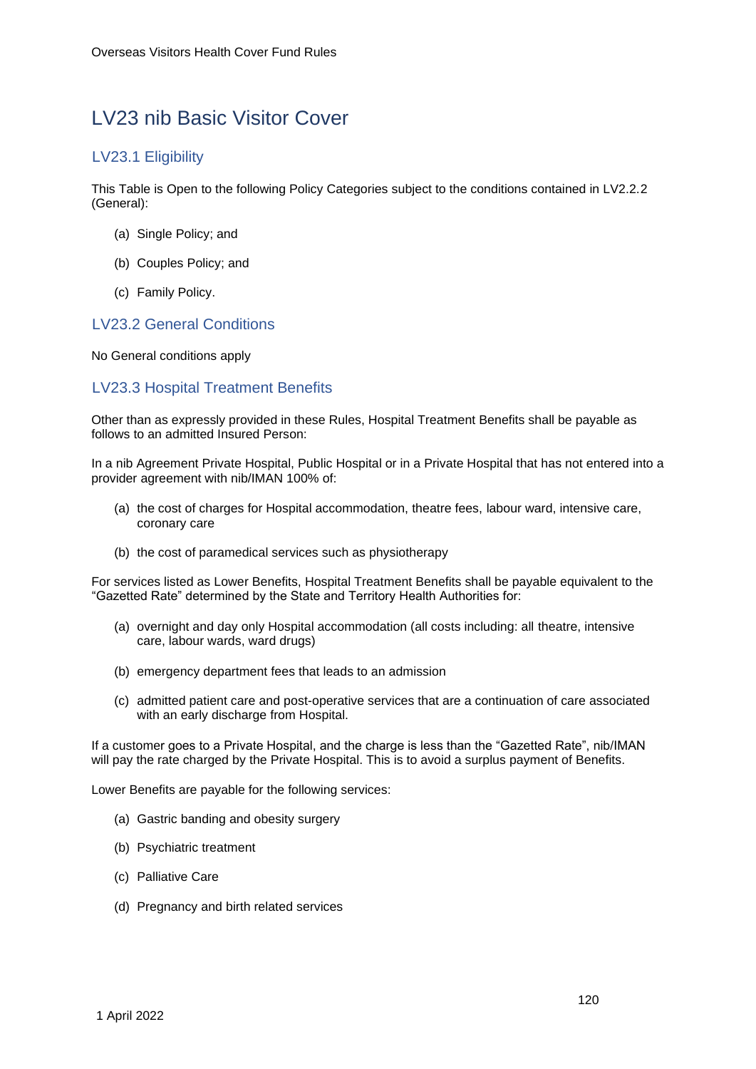# LV23 nib Basic Visitor Cover

## LV23.1 Eligibility

This Table is Open to the following Policy Categories subject to the conditions contained in LV2.2.2 (General):

(a) Single Policy; and

(b) Couples Policy; and

(c) Family Policy.

## LV23.2 General Conditions

No General conditions apply

## LV23.3 Hospital Treatment Benefits

Other than as expressly provided in these Rules, Hospital Treatment Benefits shall be payable as follows to an admitted Insured Person:

In a nib Agreement Private Hospital, Public Hospital or in a Private Hospital that has not entered into a provider agreement with nib/IMAN 100% of:

(a) the cost of charges for Hospital accommodation, theatre fees, labour ward, intensive care, coronary care

(b) the cost of paramedical services such as physiotherapy

For services listed as Lower Benefits, Hospital Treatment Benefits shall be payable equivalent to the "Gazetted Rate" determined by the State and Territory Health Authorities for:

(a) overnight and day only Hospital accommodation (all costs including: all theatre, intensive care, labour wards, ward drugs)

(b) emergency department fees that leads to an admission

(c) admitted patient care and post-operative services that are a continuation of care associated with an early discharge from Hospital.

If a customer goes to a Private Hospital, and the charge is less than the "Gazetted Rate", nib/IMAN will pay the rate charged by the Private Hospital. This is to avoid a surplus payment of Benefits.

Lower Benefits are payable for the following services:

(a) Gastric banding and obesity surgery

(b) Psychiatric treatment

(c) Palliative Care

(d) Pregnancy and birth related services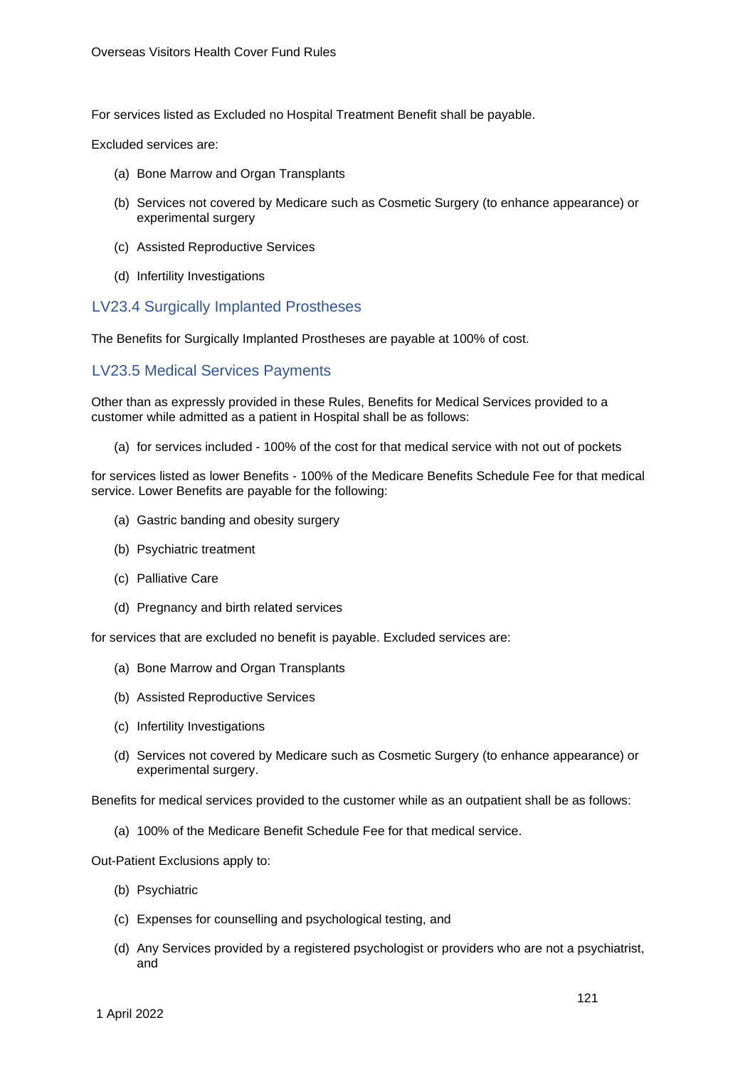For services listed as Excluded no Hospital Treatment Benefit shall be payable.

Excluded services are:

(a) Bone Marrow and Organ Transplants

(b) Services not covered by Medicare such as Cosmetic Surgery (to enhance appearance) or experimental surgery

(c) Assisted Reproductive Services

(d) Infertility Investigations

## LV23.4 Surgically Implanted Prostheses

The Benefits for Surgically Implanted Prostheses are payable at 100% of cost.

## LV23.5 Medical Services Payments

Other than as expressly provided in these Rules, Benefits for Medical Services provided to a customer while admitted as a patient in Hospital shall be as follows:

(a) for services included - 100% of the cost for that medical service with not out of pockets

for services listed as lower Benefits - 100% of the Medicare Benefits Schedule Fee for that medical service. Lower Benefits are payable for the following:

(a) Gastric banding and obesity surgery

(b) Psychiatric treatment

(c) Palliative Care

(d) Pregnancy and birth related services

for services that are excluded no benefit is payable. Excluded services are:

(a) Bone Marrow and Organ Transplants

(b) Assisted Reproductive Services

(c) Infertility Investigations

(d) Services not covered by Medicare such as Cosmetic Surgery (to enhance appearance) or experimental surgery.

Benefits for medical services provided to the customer while as an outpatient shall be as follows:

(a) 100% of the Medicare Benefit Schedule Fee for that medical service.

Out-Patient Exclusions apply to:

(b) Psychiatric

(c) Expenses for counselling and psychological testing, and

(d) Any Services provided by a registered psychologist or providers who are not a psychiatrist, and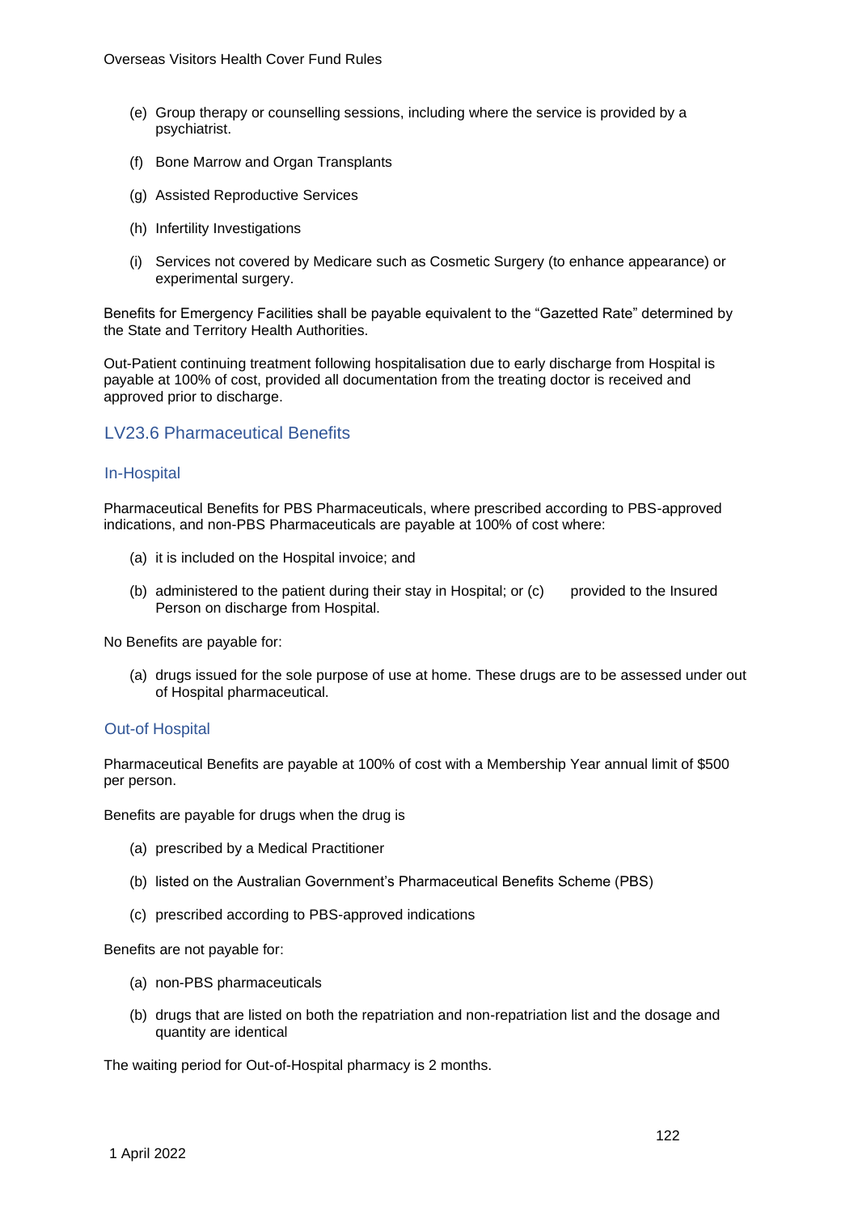(e) Group therapy or counselling sessions, including where the service is provided by a psychiatrist.

(f) Bone Marrow and Organ Transplants

(g) Assisted Reproductive Services

(h) Infertility Investigations

(i) Services not covered by Medicare such as Cosmetic Surgery (to enhance appearance) or experimental surgery.

Benefits for Emergency Facilities shall be payable equivalent to the “Gazetted Rate” determined by the State and Territory Health Authorities.

Out-Patient continuing treatment following hospitalisation due to early discharge from Hospital is payable at 100% of cost, provided all documentation from the treating doctor is received and approved prior to discharge.

## LV23.6 Pharmaceutical Benefits

### In-Hospital

Pharmaceutical Benefits for PBS Pharmaceuticals, where prescribed according to PBS-approved indications, and non-PBS Pharmaceuticals are payable at 100% of cost where:

(a) it is included on the Hospital invoice; and

(b) administered to the patient during their stay in Hospital; or (c) provided to the Insured Person on discharge from Hospital.

No Benefits are payable for:

(a) drugs issued for the sole purpose of use at home. These drugs are to be assessed under out of Hospital pharmaceutical.

### Out-of Hospital

Pharmaceutical Benefits are payable at 100% of cost with a Membership Year annual limit of $500 per person.

Benefits are payable for drugs when the drug is

(a) prescribed by a Medical Practitioner

(b) listed on the Australian Government’s Pharmaceutical Benefits Scheme (PBS)

(c) prescribed according to PBS-approved indications

Benefits are not payable for:

(a) non-PBS pharmaceuticals

(b) drugs that are listed on both the repatriation and non-repatriation list and the dosage and quantity are identical

The waiting period for Out-of-Hospital pharmacy is 2 months.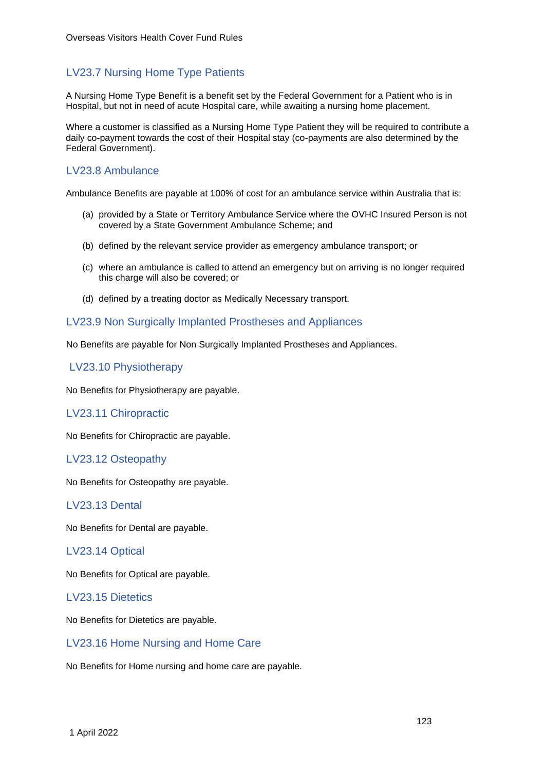## LV23.7 Nursing Home Type Patients

A Nursing Home Type Benefit is a benefit set by the Federal Government for a Patient who is in Hospital, but not in need of acute Hospital care, while awaiting a nursing home placement.

Where a customer is classified as a Nursing Home Type Patient they will be required to contribute a daily co-payment towards the cost of their Hospital stay (co-payments are also determined by the Federal Government).

## LV23.8 Ambulance

Ambulance Benefits are payable at 100% of cost for an ambulance service within Australia that is:

(a) provided by a State or Territory Ambulance Service where the OVHC Insured Person is not covered by a State Government Ambulance Scheme; and

(b) defined by the relevant service provider as emergency ambulance transport; or

(c) where an ambulance is called to attend an emergency but on arriving is no longer required this charge will also be covered; or

(d) defined by a treating doctor as Medically Necessary transport.

## LV23.9 Non Surgically Implanted Prostheses and Appliances

No Benefits are payable for Non Surgically Implanted Prostheses and Appliances.

## LV23.10 Physiotherapy

No Benefits for Physiotherapy are payable.

## LV23.11 Chiropractic

No Benefits for Chiropractic are payable.

## LV23.12 Osteopathy

No Benefits for Osteopathy are payable.

## LV23.13 Dental

No Benefits for Dental are payable.

## LV23.14 Optical

No Benefits for Optical are payable.

## LV23.15 Dietetics

No Benefits for Dietetics are payable.

## LV23.16 Home Nursing and Home Care

No Benefits for Home nursing and home care are payable.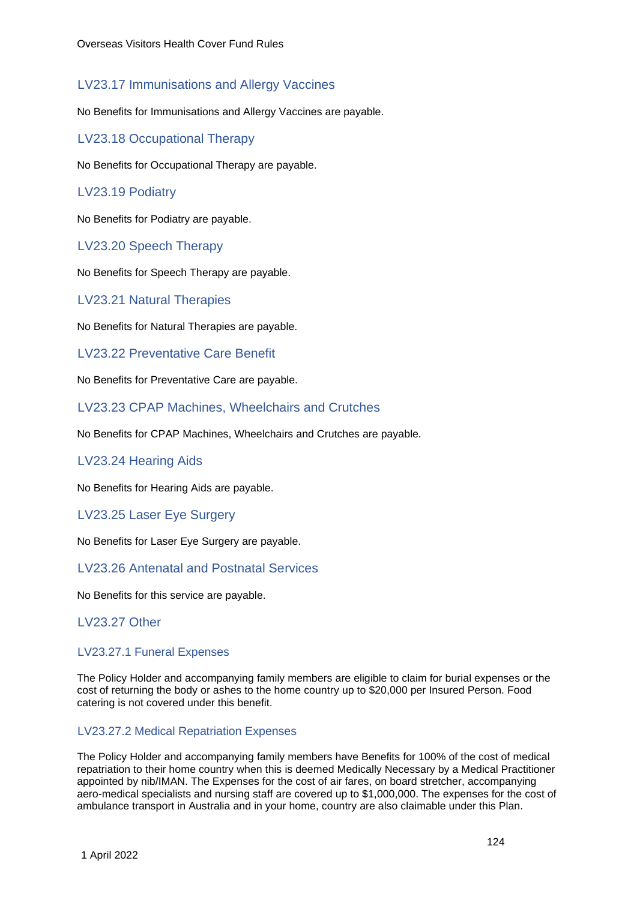## LV23.17 Immunisations and Allergy Vaccines

No Benefits for Immunisations and Allergy Vaccines are payable.

## LV23.18 Occupational Therapy

No Benefits for Occupational Therapy are payable.

## LV23.19 Podiatry

No Benefits for Podiatry are payable.

## LV23.20 Speech Therapy

No Benefits for Speech Therapy are payable.

## LV23.21 Natural Therapies

No Benefits for Natural Therapies are payable.

## LV23.22 Preventative Care Benefit

No Benefits for Preventative Care are payable.

## LV23.23 CPAP Machines, Wheelchairs and Crutches

No Benefits for CPAP Machines, Wheelchairs and Crutches are payable.

## LV23.24 Hearing Aids

No Benefits for Hearing Aids are payable.

## LV23.25 Laser Eye Surgery

No Benefits for Laser Eye Surgery are payable.

## LV23.26 Antenatal and Postnatal Services

No Benefits for this service are payable.

## LV23.27 Other

### LV23.27.1 Funeral Expenses

The Policy Holder and accompanying family members are eligible to claim for burial expenses or the cost of returning the body or ashes to the home country up to $20,000 per Insured Person. Food catering is not covered under this benefit.

### LV23.27.2 Medical Repatriation Expenses

The Policy Holder and accompanying family members have Benefits for 100% of the cost of medical repatriation to their home country when this is deemed Medically Necessary by a Medical Practitioner appointed by nib/IMAN. The Expenses for the cost of air fares, on board stretcher, accompanying aero-medical specialists and nursing staff are covered up to $1,000,000. The expenses for the cost of ambulance transport in Australia and in your home, country are also claimable under this Plan.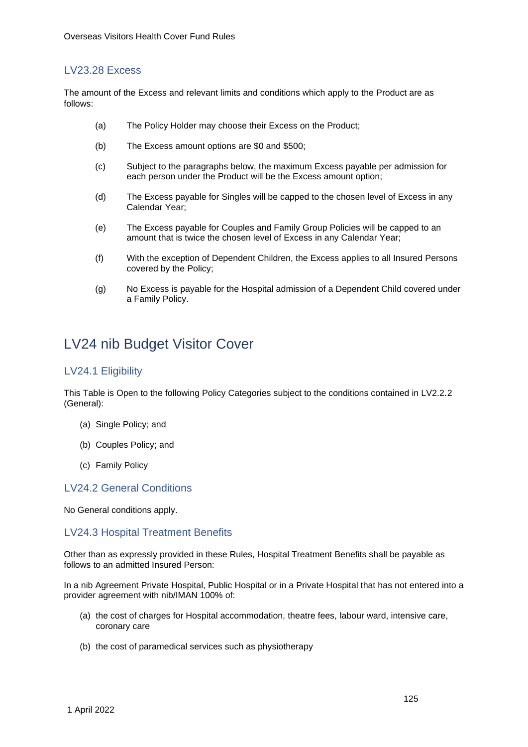### LV23.28 Excess

The amount of the Excess and relevant limits and conditions which apply to the Product are as follows:

(a) The Policy Holder may choose their Excess on the Product;

(b) The Excess amount options are $0 and $500;

(c) Subject to the paragraphs below, the maximum Excess payable per admission for each person under the Product will be the Excess amount option;

(d) The Excess payable for Singles will be capped to the chosen level of Excess in any Calendar Year;

(e) The Excess payable for Couples and Family Group Policies will be capped to an amount that is twice the chosen level of Excess in any Calendar Year;

(f) With the exception of Dependent Children, the Excess applies to all Insured Persons covered by the Policy;

(g) No Excess is payable for the Hospital admission of a Dependent Child covered under a Family Policy.

## LV24 nib Budget Visitor Cover

### LV24.1 Eligibility

This Table is Open to the following Policy Categories subject to the conditions contained in LV2.2.2 (General):

(a) Single Policy; and

(b) Couples Policy; and

(c) Family Policy

### LV24.2 General Conditions

No General conditions apply.

### LV24.3 Hospital Treatment Benefits

Other than as expressly provided in these Rules, Hospital Treatment Benefits shall be payable as follows to an admitted Insured Person:

In a nib Agreement Private Hospital, Public Hospital or in a Private Hospital that has not entered into a provider agreement with nib/IMAN 100% of:

(a) the cost of charges for Hospital accommodation, theatre fees, labour ward, intensive care, coronary care

(b) the cost of paramedical services such as physiotherapy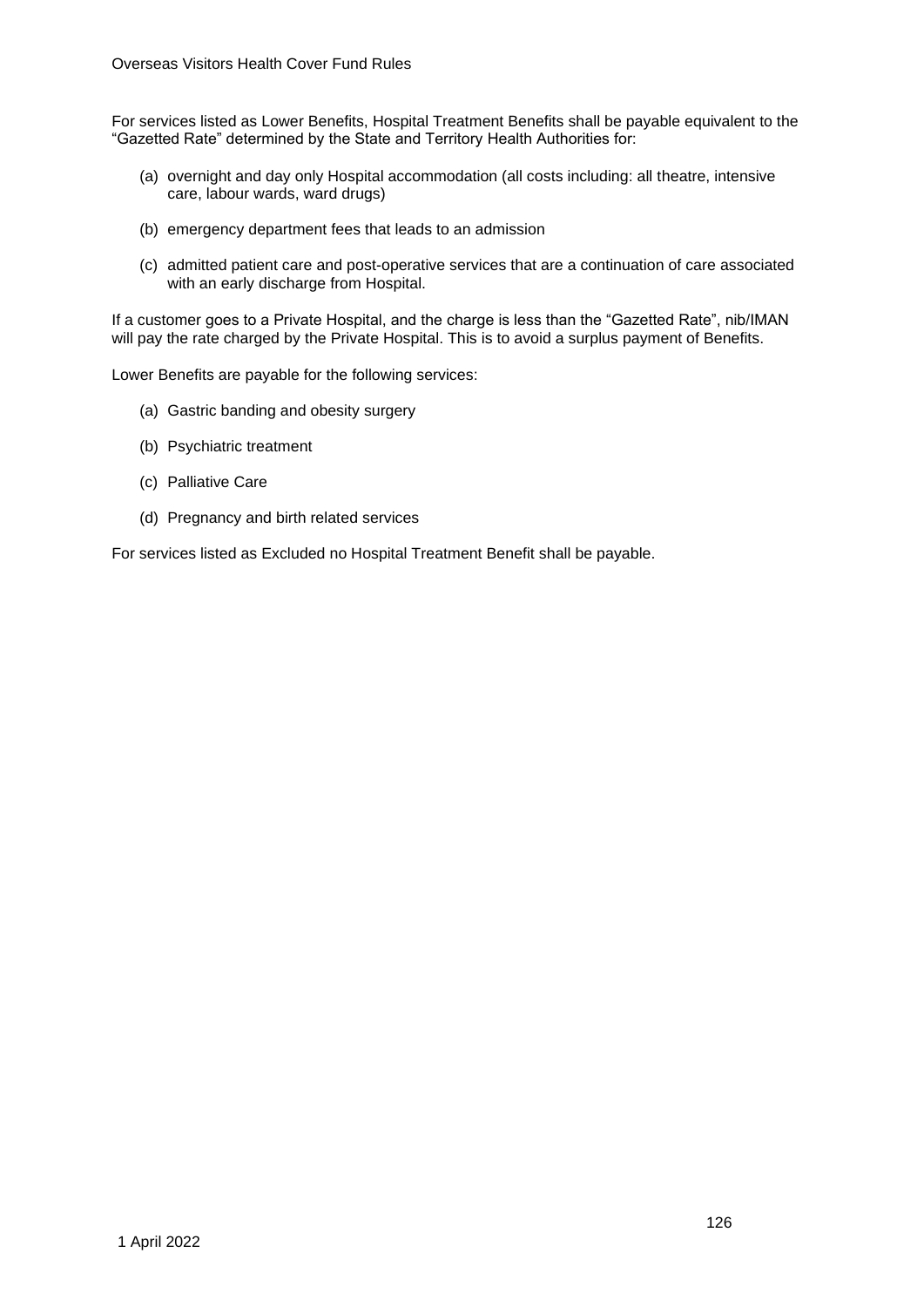For services listed as Lower Benefits, Hospital Treatment Benefits shall be payable equivalent to the "Gazetted Rate" determined by the State and Territory Health Authorities for:

(a) overnight and day only Hospital accommodation (all costs including: all theatre, intensive care, labour wards, ward drugs)

(b) emergency department fees that leads to an admission

(c) admitted patient care and post-operative services that are a continuation of care associated with an early discharge from Hospital.

If a customer goes to a Private Hospital, and the charge is less than the "Gazetted Rate", nib/IMAN will pay the rate charged by the Private Hospital. This is to avoid a surplus payment of Benefits.

Lower Benefits are payable for the following services:

(a) Gastric banding and obesity surgery

(b) Psychiatric treatment

(c) Palliative Care

(d) Pregnancy and birth related services

For services listed as Excluded no Hospital Treatment Benefit shall be payable.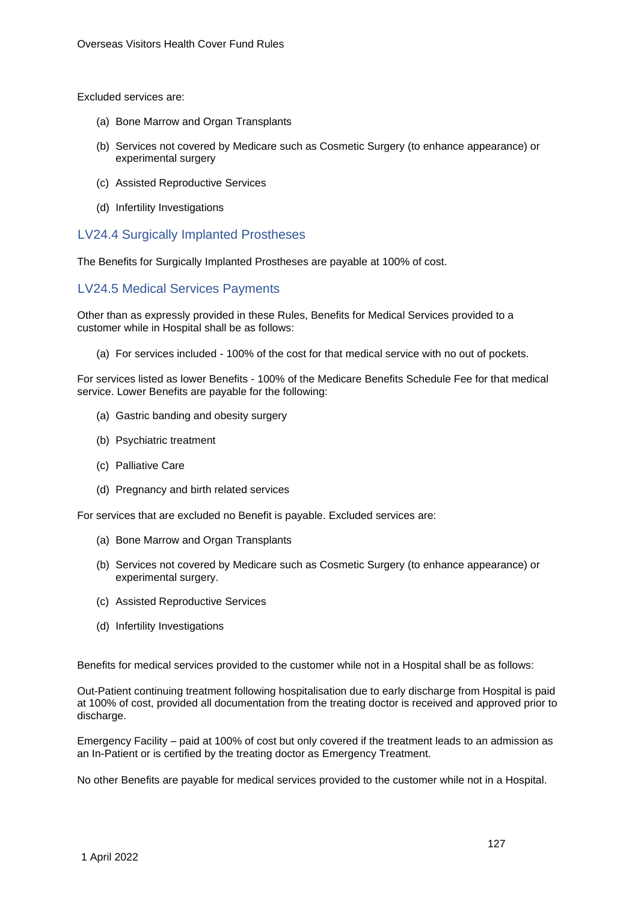Excluded services are:

(a) Bone Marrow and Organ Transplants

(b) Services not covered by Medicare such as Cosmetic Surgery (to enhance appearance) or experimental surgery

(c) Assisted Reproductive Services

(d) Infertility Investigations

## LV24.4 Surgically Implanted Prostheses

The Benefits for Surgically Implanted Prostheses are payable at 100% of cost.

## LV24.5 Medical Services Payments

Other than as expressly provided in these Rules, Benefits for Medical Services provided to a customer while in Hospital shall be as follows:

(a) For services included - 100% of the cost for that medical service with no out of pockets.

For services listed as lower Benefits - 100% of the Medicare Benefits Schedule Fee for that medical service. Lower Benefits are payable for the following:

(a) Gastric banding and obesity surgery

(b) Psychiatric treatment

(c) Palliative Care

(d) Pregnancy and birth related services

For services that are excluded no Benefit is payable. Excluded services are:

(a) Bone Marrow and Organ Transplants

(b) Services not covered by Medicare such as Cosmetic Surgery (to enhance appearance) or experimental surgery.

(c) Assisted Reproductive Services

(d) Infertility Investigations

Benefits for medical services provided to the customer while not in a Hospital shall be as follows:

Out-Patient continuing treatment following hospitalisation due to early discharge from Hospital is paid at 100% of cost, provided all documentation from the treating doctor is received and approved prior to discharge.

Emergency Facility – paid at 100% of cost but only covered if the treatment leads to an admission as an In-Patient or is certified by the treating doctor as Emergency Treatment.

No other Benefits are payable for medical services provided to the customer while not in a Hospital.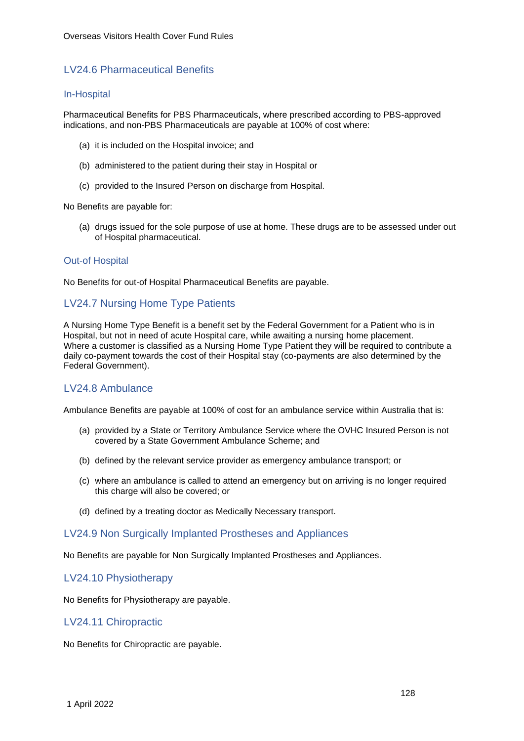## LV24.6 Pharmaceutical Benefits

### In-Hospital

Pharmaceutical Benefits for PBS Pharmaceuticals, where prescribed according to PBS-approved indications, and non-PBS Pharmaceuticals are payable at 100% of cost where:

(a) it is included on the Hospital invoice; and

(b) administered to the patient during their stay in Hospital or

(c) provided to the Insured Person on discharge from Hospital.

No Benefits are payable for:

(a) drugs issued for the sole purpose of use at home. These drugs are to be assessed under out of Hospital pharmaceutical.

### Out-of Hospital

No Benefits for out-of Hospital Pharmaceutical Benefits are payable.

## LV24.7 Nursing Home Type Patients

A Nursing Home Type Benefit is a benefit set by the Federal Government for a Patient who is in Hospital, but not in need of acute Hospital care, while awaiting a nursing home placement. Where a customer is classified as a Nursing Home Type Patient they will be required to contribute a daily co-payment towards the cost of their Hospital stay (co-payments are also determined by the Federal Government).

## LV24.8 Ambulance

Ambulance Benefits are payable at 100% of cost for an ambulance service within Australia that is:

(a) provided by a State or Territory Ambulance Service where the OVHC Insured Person is not covered by a State Government Ambulance Scheme; and

(b) defined by the relevant service provider as emergency ambulance transport; or

(c) where an ambulance is called to attend an emergency but on arriving is no longer required this charge will also be covered; or

(d) defined by a treating doctor as Medically Necessary transport.

## LV24.9 Non Surgically Implanted Prostheses and Appliances

No Benefits are payable for Non Surgically Implanted Prostheses and Appliances.

## LV24.10 Physiotherapy

No Benefits for Physiotherapy are payable.

## LV24.11 Chiropractic

No Benefits for Chiropractic are payable.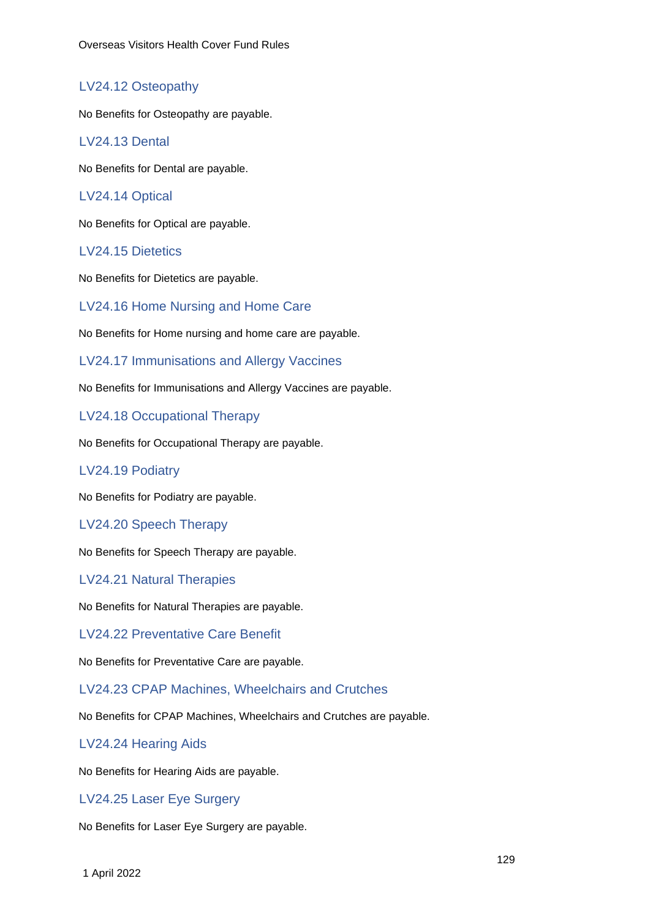## LV24.12 Osteopathy

No Benefits for Osteopathy are payable.

## LV24.13 Dental

No Benefits for Dental are payable.

## LV24.14 Optical

No Benefits for Optical are payable.

## LV24.15 Dietetics

No Benefits for Dietetics are payable.

## LV24.16 Home Nursing and Home Care

No Benefits for Home nursing and home care are payable.

## LV24.17 Immunisations and Allergy Vaccines

No Benefits for Immunisations and Allergy Vaccines are payable.

## LV24.18 Occupational Therapy

No Benefits for Occupational Therapy are payable.

## LV24.19 Podiatry

No Benefits for Podiatry are payable.

## LV24.20 Speech Therapy

No Benefits for Speech Therapy are payable.

## LV24.21 Natural Therapies

No Benefits for Natural Therapies are payable.

## LV24.22 Preventative Care Benefit

No Benefits for Preventative Care are payable.

## LV24.23 CPAP Machines, Wheelchairs and Crutches

No Benefits for CPAP Machines, Wheelchairs and Crutches are payable.

## LV24.24 Hearing Aids

No Benefits for Hearing Aids are payable.

## LV24.25 Laser Eye Surgery

No Benefits for Laser Eye Surgery are payable.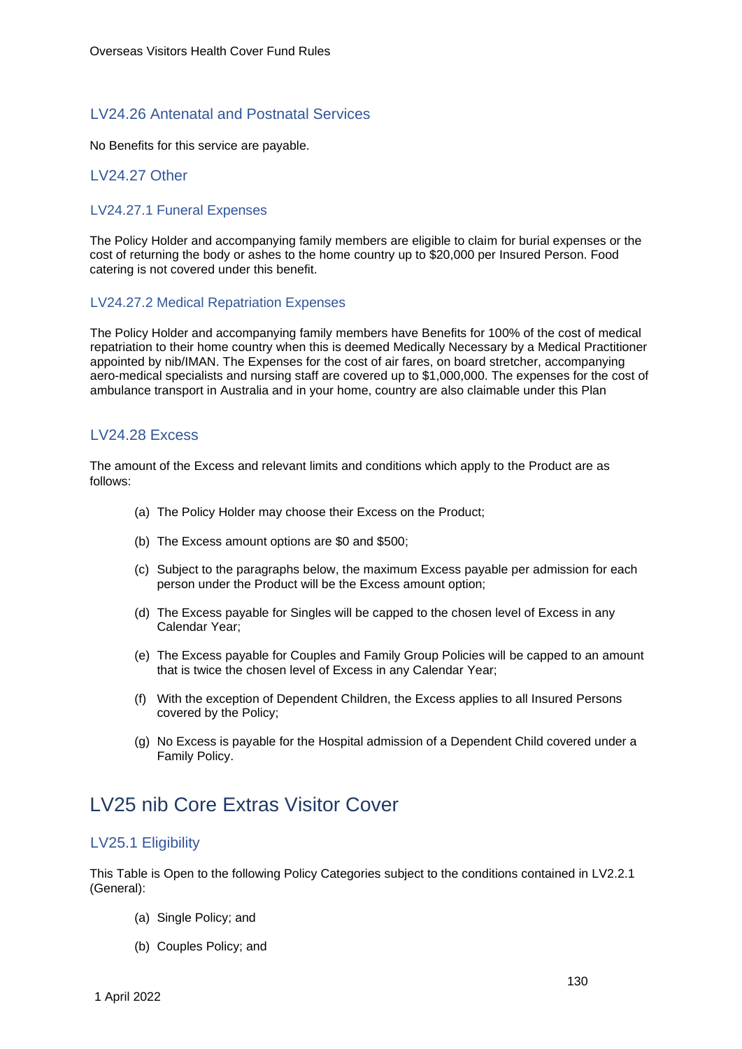### LV24.26 Antenatal and Postnatal Services

No Benefits for this service are payable.

### LV24.27 Other

#### LV24.27.1 Funeral Expenses

The Policy Holder and accompanying family members are eligible to claim for burial expenses or the cost of returning the body or ashes to the home country up to $20,000 per Insured Person. Food catering is not covered under this benefit.

#### LV24.27.2 Medical Repatriation Expenses

The Policy Holder and accompanying family members have Benefits for 100% of the cost of medical repatriation to their home country when this is deemed Medically Necessary by a Medical Practitioner appointed by nib/IMAN. The Expenses for the cost of air fares, on board stretcher, accompanying aero-medical specialists and nursing staff are covered up to $1,000,000. The expenses for the cost of ambulance transport in Australia and in your home, country are also claimable under this Plan

### LV24.28 Excess

The amount of the Excess and relevant limits and conditions which apply to the Product are as follows:

(a) The Policy Holder may choose their Excess on the Product;

(b) The Excess amount options are $0 and $500;

(c) Subject to the paragraphs below, the maximum Excess payable per admission for each person under the Product will be the Excess amount option;

(d) The Excess payable for Singles will be capped to the chosen level of Excess in any Calendar Year;

(e) The Excess payable for Couples and Family Group Policies will be capped to an amount that is twice the chosen level of Excess in any Calendar Year;

(f) With the exception of Dependent Children, the Excess applies to all Insured Persons covered by the Policy;

(g) No Excess is payable for the Hospital admission of a Dependent Child covered under a Family Policy.

## LV25 nib Core Extras Visitor Cover

### LV25.1 Eligibility

This Table is Open to the following Policy Categories subject to the conditions contained in LV2.2.1 (General):

(a) Single Policy; and

(b) Couples Policy; and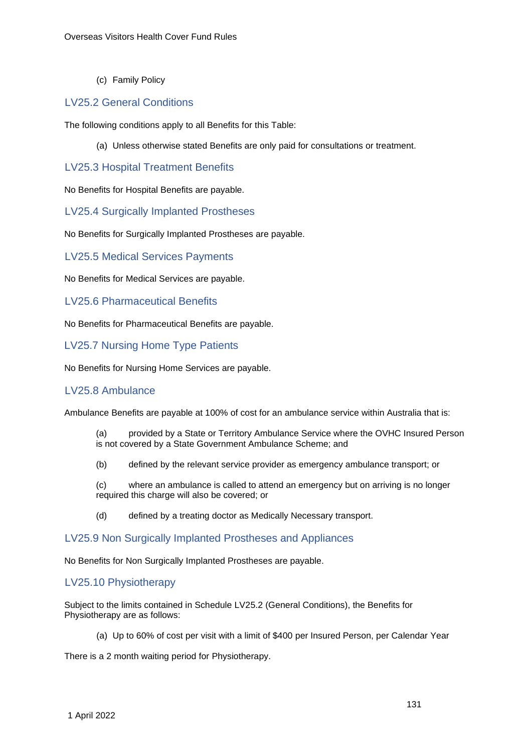(c) Family Policy

## LV25.2 General Conditions

The following conditions apply to all Benefits for this Table:

(a) Unless otherwise stated Benefits are only paid for consultations or treatment.

## LV25.3 Hospital Treatment Benefits

No Benefits for Hospital Benefits are payable.

## LV25.4 Surgically Implanted Prostheses

No Benefits for Surgically Implanted Prostheses are payable.

## LV25.5 Medical Services Payments

No Benefits for Medical Services are payable.

## LV25.6 Pharmaceutical Benefits

No Benefits for Pharmaceutical Benefits are payable.

## LV25.7 Nursing Home Type Patients

No Benefits for Nursing Home Services are payable.

## LV25.8 Ambulance

Ambulance Benefits are payable at 100% of cost for an ambulance service within Australia that is:

(a) provided by a State or Territory Ambulance Service where the OVHC Insured Person is not covered by a State Government Ambulance Scheme; and

(b) defined by the relevant service provider as emergency ambulance transport; or

(c) where an ambulance is called to attend an emergency but on arriving is no longer required this charge will also be covered; or

(d) defined by a treating doctor as Medically Necessary transport.

## LV25.9 Non Surgically Implanted Prostheses and Appliances

No Benefits for Non Surgically Implanted Prostheses are payable.

## LV25.10 Physiotherapy

Subject to the limits contained in Schedule LV25.2 (General Conditions), the Benefits for Physiotherapy are as follows:

(a) Up to 60% of cost per visit with a limit of $400 per Insured Person, per Calendar Year

There is a 2 month waiting period for Physiotherapy.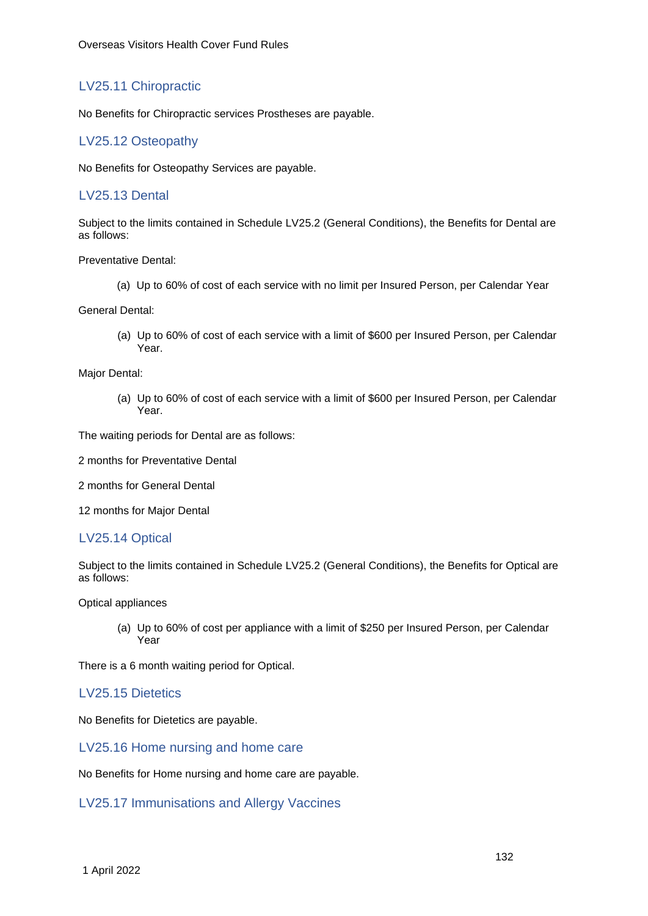## LV25.11 Chiropractic

No Benefits for Chiropractic services Prostheses are payable.

## LV25.12 Osteopathy

No Benefits for Osteopathy Services are payable.

## LV25.13 Dental

Subject to the limits contained in Schedule LV25.2 (General Conditions), the Benefits for Dental are as follows:

Preventative Dental:

(a) Up to 60% of cost of each service with no limit per Insured Person, per Calendar Year

General Dental:

(a) Up to 60% of cost of each service with a limit of $600 per Insured Person, per Calendar Year.

Major Dental:

(a) Up to 60% of cost of each service with a limit of $600 per Insured Person, per Calendar Year.

The waiting periods for Dental are as follows:

2 months for Preventative Dental

2 months for General Dental

12 months for Major Dental

## LV25.14 Optical

Subject to the limits contained in Schedule LV25.2 (General Conditions), the Benefits for Optical are as follows:

Optical appliances

(a) Up to 60% of cost per appliance with a limit of $250 per Insured Person, per Calendar Year

There is a 6 month waiting period for Optical.

## LV25.15 Dietetics

No Benefits for Dietetics are payable.

## LV25.16 Home nursing and home care

No Benefits for Home nursing and home care are payable.

## LV25.17 Immunisations and Allergy Vaccines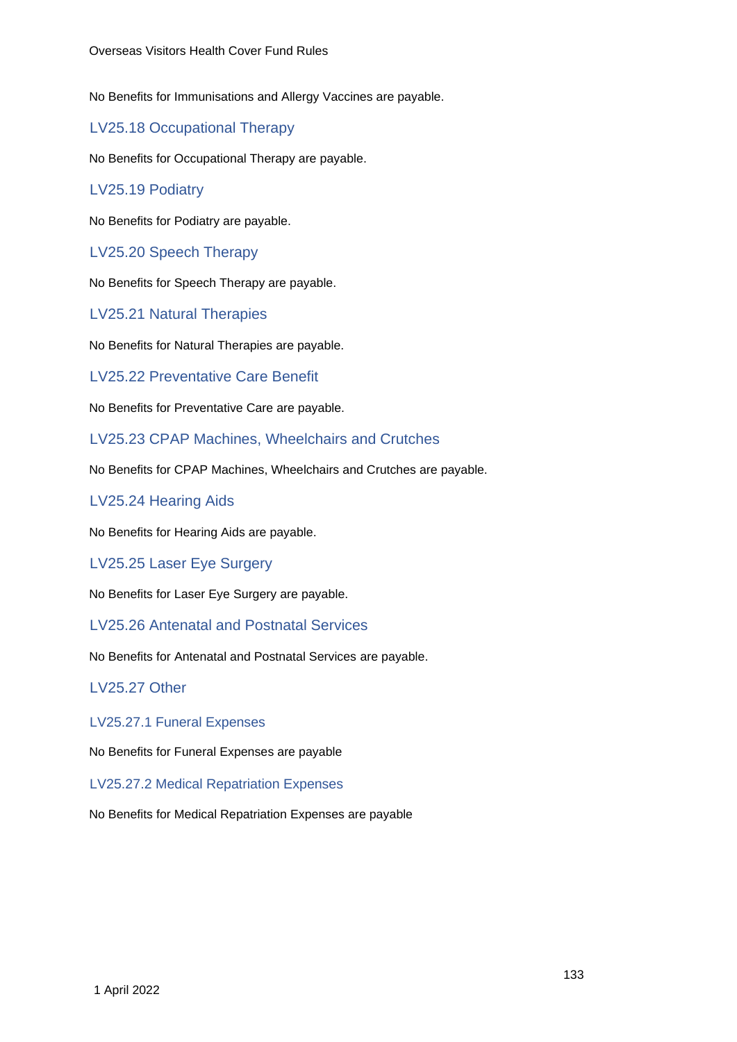No Benefits for Immunisations and Allergy Vaccines are payable.

## LV25.18 Occupational Therapy

No Benefits for Occupational Therapy are payable.

## LV25.19 Podiatry

No Benefits for Podiatry are payable.

## LV25.20 Speech Therapy

No Benefits for Speech Therapy are payable.

## LV25.21 Natural Therapies

No Benefits for Natural Therapies are payable.

## LV25.22 Preventative Care Benefit

No Benefits for Preventative Care are payable.

## LV25.23 CPAP Machines, Wheelchairs and Crutches

No Benefits for CPAP Machines, Wheelchairs and Crutches are payable.

## LV25.24 Hearing Aids

No Benefits for Hearing Aids are payable.

## LV25.25 Laser Eye Surgery

No Benefits for Laser Eye Surgery are payable.

## LV25.26 Antenatal and Postnatal Services

No Benefits for Antenatal and Postnatal Services are payable.

## LV25.27 Other

### LV25.27.1 Funeral Expenses

No Benefits for Funeral Expenses are payable

### LV25.27.2 Medical Repatriation Expenses

No Benefits for Medical Repatriation Expenses are payable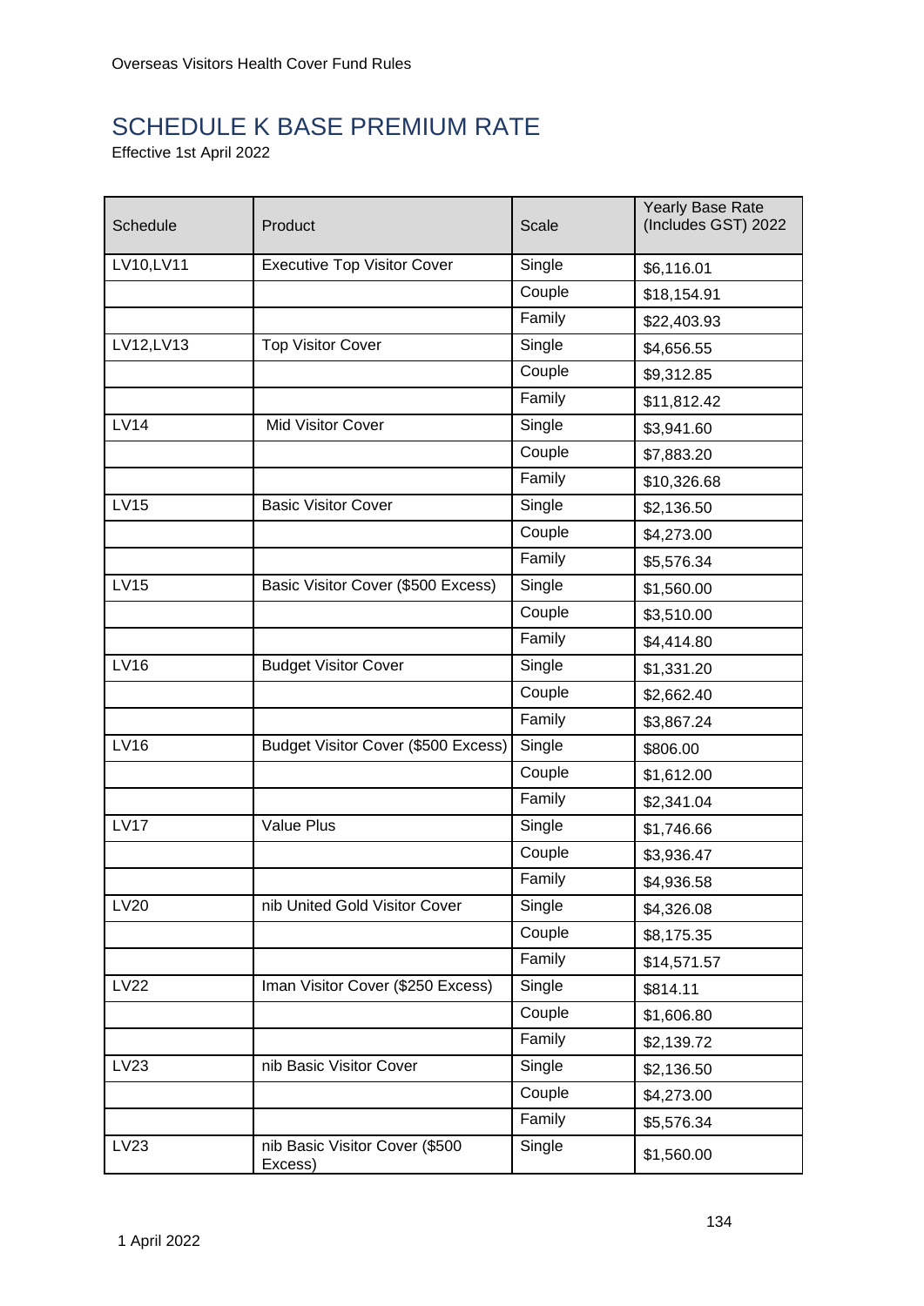# SCHEDULE K BASE PREMIUM RATE

Effective 1st April 2022

| Schedule | Product | Scale | Yearly Base Rate (Includes GST) 2022 |
|---|---|---|---|
| LV10,LV11 | Executive Top Visitor Cover | Single | $6,116.01 |
| | | Couple | $18,154.91 |
| | | Family | $22,403.93 |
| LV12,LV13 | Top Visitor Cover | Single | $4,656.55 |
| | | Couple | $9,312.85 |
| | | Family | $11,812.42 |
| LV14 | Mid Visitor Cover | Single | $3,941.60 |
| | | Couple | $7,883.20 |
| | | Family | $10,326.68 |
| LV15 | Basic Visitor Cover | Single | $2,136.50 |
| | | Couple | $4,273.00 |
| | | Family | $5,576.34 |
| LV15 | Basic Visitor Cover ($500 Excess) | Single | $1,560.00 |
| | | Couple | $3,510.00 |
| | | Family | $4,414.80 |
| LV16 | Budget Visitor Cover | Single | $1,331.20 |
| | | Couple | $2,662.40 |
| | | Family | $3,867.24 |
| LV16 | Budget Visitor Cover ($500 Excess) | Single | $806.00 |
| | | Couple | $1,612.00 |
| | | Family | $2,341.04 |
| LV17 | Value Plus | Single | $1,746.66 |
| | | Couple | $3,936.47 |
| | | Family | $4,936.58 |
| LV20 | nib United Gold Visitor Cover | Single | $4,326.08 |
| | | Couple | $8,175.35 |
| | | Family | $14,571.57 |
| LV22 | Iman Visitor Cover ($250 Excess) | Single | $814.11 |
| | | Couple | $1,606.80 |
| | | Family | $2,139.72 |
| LV23 | nib Basic Visitor Cover | Single | $2,136.50 |
| | | Couple | $4,273.00 |
| | | Family | $5,576.34 |
| LV23 | nib Basic Visitor Cover ($500 Excess) | Single | $1,560.00 |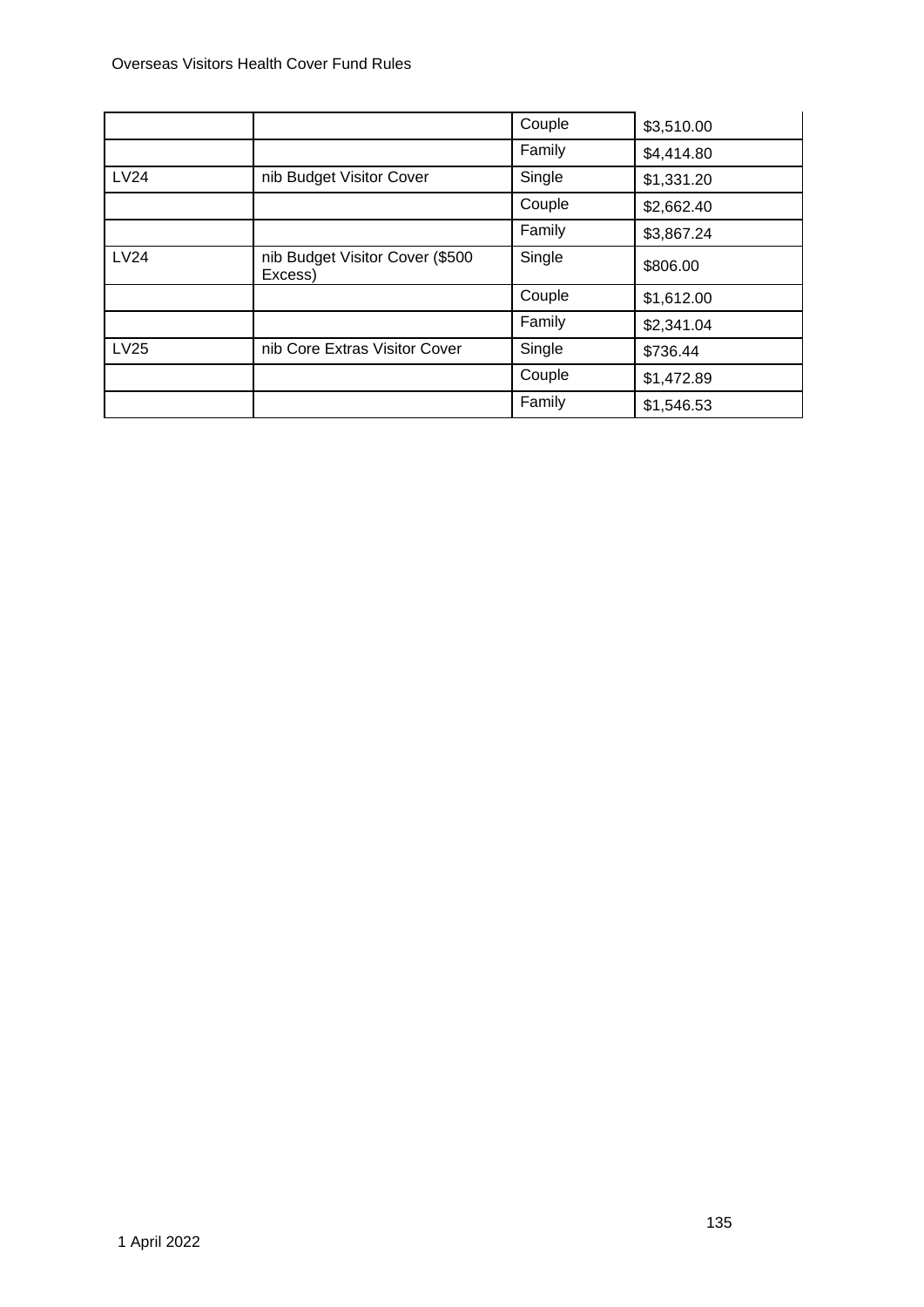| | | | |
|---|---|---|---|
| | | Couple | $3,510.00 |
| | | Family | $4,414.80 |
| LV24 | nib Budget Visitor Cover | Single | $1,331.20 |
| | | Couple | $2,662.40 |
| | | Family | $3,867.24 |
| LV24 | nib Budget Visitor Cover ($500 Excess) | Single | $806.00 |
| | | Couple | $1,612.00 |
| | | Family | $2,341.04 |
| LV25 | nib Core Extras Visitor Cover | Single | $736.44 |
| | | Couple | $1,472.89 |
| | | Family | $1,546.53 |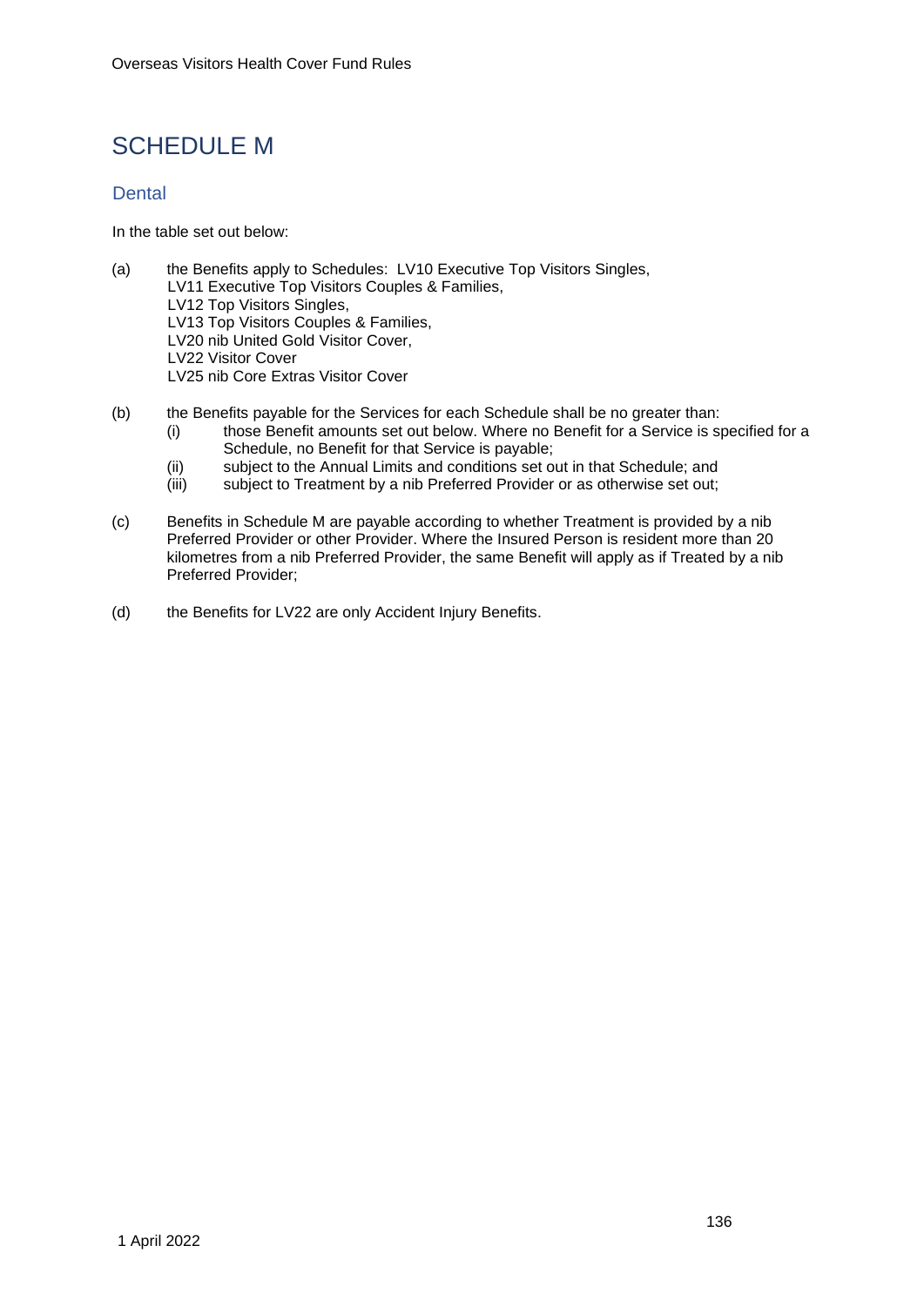# SCHEDULE M

## Dental

In the table set out below:

(a) the Benefits apply to Schedules: LV10 Executive Top Visitors Singles,
LV11 Executive Top Visitors Couples & Families,
LV12 Top Visitors Singles,
LV13 Top Visitors Couples & Families,
LV20 nib United Gold Visitor Cover,
LV22 Visitor Cover
LV25 nib Core Extras Visitor Cover

(b) the Benefits payable for the Services for each Schedule shall be no greater than:
  (i) those Benefit amounts set out below. Where no Benefit for a Service is specified for a Schedule, no Benefit for that Service is payable;
  (ii) subject to the Annual Limits and conditions set out in that Schedule; and
  (iii) subject to Treatment by a nib Preferred Provider or as otherwise set out;

(c) Benefits in Schedule M are payable according to whether Treatment is provided by a nib Preferred Provider or other Provider. Where the Insured Person is resident more than 20 kilometres from a nib Preferred Provider, the same Benefit will apply as if Treated by a nib Preferred Provider;

(d) the Benefits for LV22 are only Accident Injury Benefits.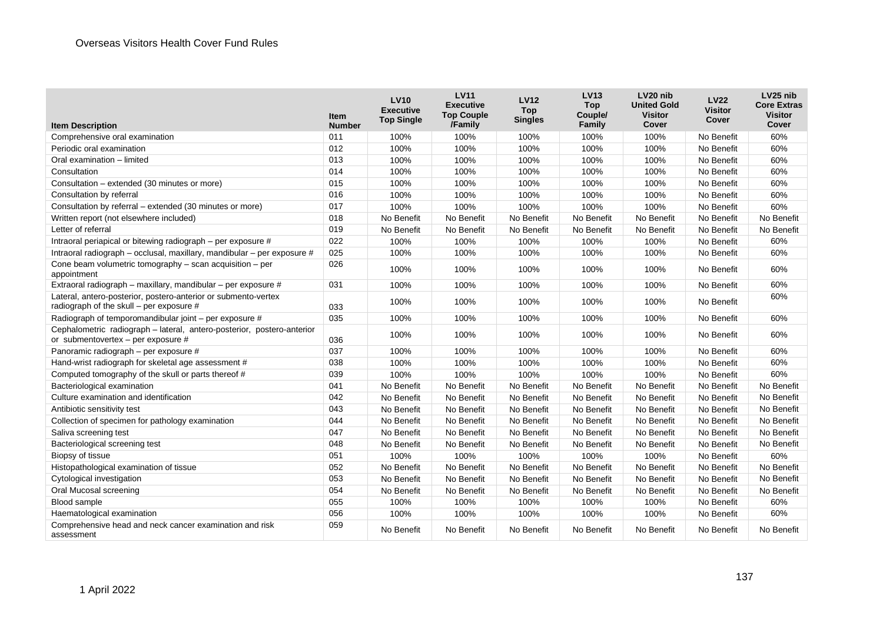| Item Description | Item Number | LV10 Executive Top Single | LV11 Executive Top Couple /Family | LV12 Top Singles | LV13 Top Couple/ Family | LV20 nib United Gold Visitor Cover | LV22 Visitor Cover | LV25 nib Core Extras Visitor Cover |
|---|---|---|---|---|---|---|---|---|
| Comprehensive oral examination | 011 | 100% | 100% | 100% | 100% | 100% | No Benefit | 60% |
| Periodic oral examination | 012 | 100% | 100% | 100% | 100% | 100% | No Benefit | 60% |
| Oral examination – limited | 013 | 100% | 100% | 100% | 100% | 100% | No Benefit | 60% |
| Consultation | 014 | 100% | 100% | 100% | 100% | 100% | No Benefit | 60% |
| Consultation – extended (30 minutes or more) | 015 | 100% | 100% | 100% | 100% | 100% | No Benefit | 60% |
| Consultation by referral | 016 | 100% | 100% | 100% | 100% | 100% | No Benefit | 60% |
| Consultation by referral – extended (30 minutes or more) | 017 | 100% | 100% | 100% | 100% | 100% | No Benefit | 60% |
| Written report (not elsewhere included) | 018 | No Benefit | No Benefit | No Benefit | No Benefit | No Benefit | No Benefit | No Benefit |
| Letter of referral | 019 | No Benefit | No Benefit | No Benefit | No Benefit | No Benefit | No Benefit | No Benefit |
| Intraoral periapical or bitewing radiograph – per exposure # | 022 | 100% | 100% | 100% | 100% | 100% | No Benefit | 60% |
| Intraoral radiograph – occlusal, maxillary, mandibular – per exposure # | 025 | 100% | 100% | 100% | 100% | 100% | No Benefit | 60% |
| Cone beam volumetric tomography – scan acquisition – per appointment | 026 | 100% | 100% | 100% | 100% | 100% | No Benefit | 60% |
| Extraoral radiograph – maxillary, mandibular – per exposure # | 031 | 100% | 100% | 100% | 100% | 100% | No Benefit | 60% |
| Lateral, antero-posterior, postero-anterior or submento-vertex radiograph of the skull – per exposure # | 033 | 100% | 100% | 100% | 100% | 100% | No Benefit | 60% |
| Radiograph of temporomandibular joint – per exposure # | 035 | 100% | 100% | 100% | 100% | 100% | No Benefit | 60% |
| Cephalometric radiograph – lateral, antero-posterior, postero-anterior or submentovertex – per exposure # | 036 | 100% | 100% | 100% | 100% | 100% | No Benefit | 60% |
| Panoramic radiograph – per exposure # | 037 | 100% | 100% | 100% | 100% | 100% | No Benefit | 60% |
| Hand-wrist radiograph for skeletal age assessment # | 038 | 100% | 100% | 100% | 100% | 100% | No Benefit | 60% |
| Computed tomography of the skull or parts thereof # | 039 | 100% | 100% | 100% | 100% | 100% | No Benefit | 60% |
| Bacteriological examination | 041 | No Benefit | No Benefit | No Benefit | No Benefit | No Benefit | No Benefit | No Benefit |
| Culture examination and identification | 042 | No Benefit | No Benefit | No Benefit | No Benefit | No Benefit | No Benefit | No Benefit |
| Antibiotic sensitivity test | 043 | No Benefit | No Benefit | No Benefit | No Benefit | No Benefit | No Benefit | No Benefit |
| Collection of specimen for pathology examination | 044 | No Benefit | No Benefit | No Benefit | No Benefit | No Benefit | No Benefit | No Benefit |
| Saliva screening test | 047 | No Benefit | No Benefit | No Benefit | No Benefit | No Benefit | No Benefit | No Benefit |
| Bacteriological screening test | 048 | No Benefit | No Benefit | No Benefit | No Benefit | No Benefit | No Benefit | No Benefit |
| Biopsy of tissue | 051 | 100% | 100% | 100% | 100% | 100% | No Benefit | 60% |
| Histopathological examination of tissue | 052 | No Benefit | No Benefit | No Benefit | No Benefit | No Benefit | No Benefit | No Benefit |
| Cytological investigation | 053 | No Benefit | No Benefit | No Benefit | No Benefit | No Benefit | No Benefit | No Benefit |
| Oral Mucosal screening | 054 | No Benefit | No Benefit | No Benefit | No Benefit | No Benefit | No Benefit | No Benefit |
| Blood sample | 055 | 100% | 100% | 100% | 100% | 100% | No Benefit | 60% |
| Haematological examination | 056 | 100% | 100% | 100% | 100% | 100% | No Benefit | 60% |
| Comprehensive head and neck cancer examination and risk assessment | 059 | No Benefit | No Benefit | No Benefit | No Benefit | No Benefit | No Benefit | No Benefit |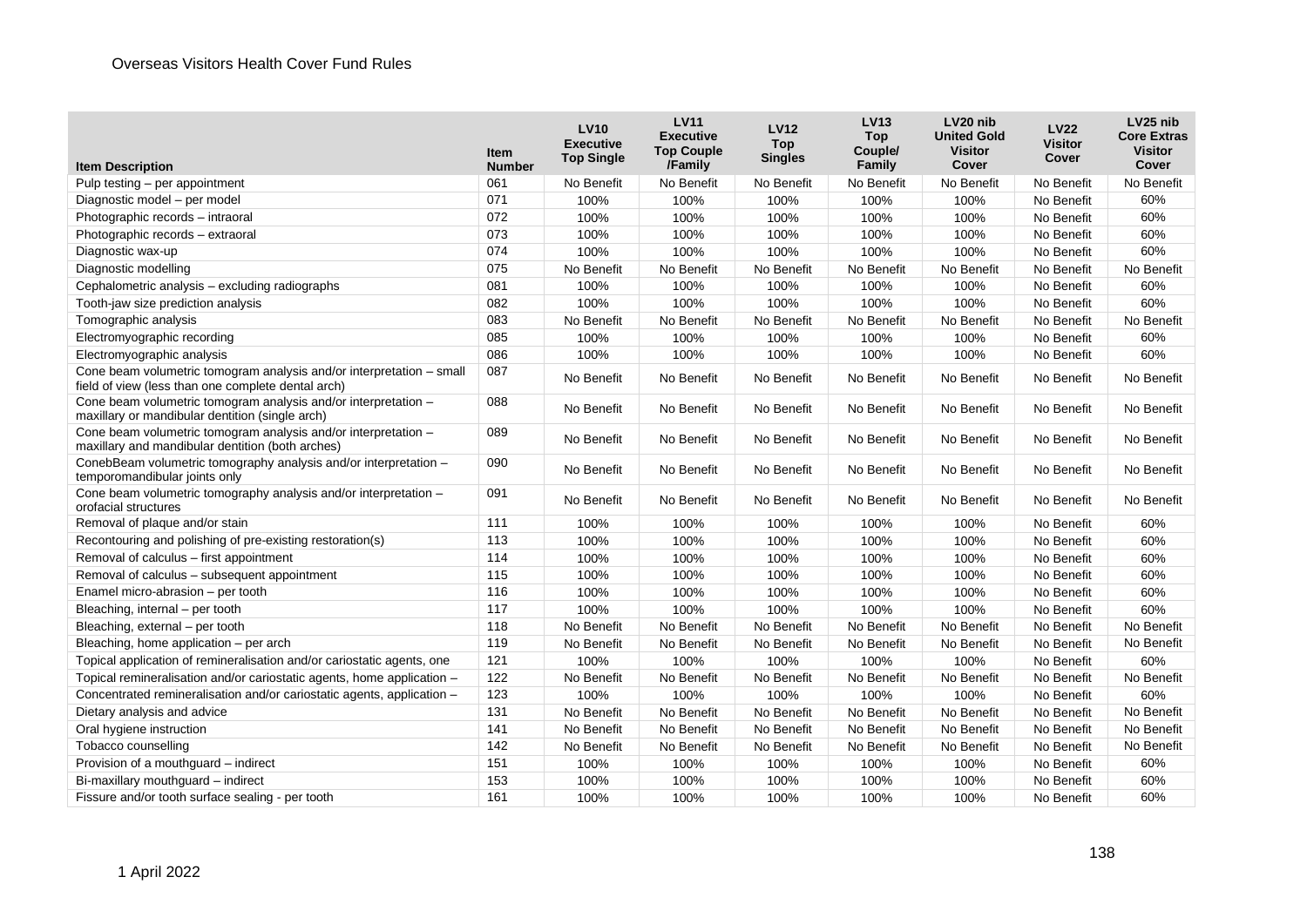| Item Description | Item Number | LV10 Executive Top Single | LV11 Executive Top Couple /Family | LV12 Top Singles | LV13 Top Couple/ Family | LV20 nib United Gold Visitor Cover | LV22 Visitor Cover | LV25 nib Core Extras Visitor Cover |
|---|---|---|---|---|---|---|---|---|
| Pulp testing – per appointment | 061 | No Benefit | No Benefit | No Benefit | No Benefit | No Benefit | No Benefit | No Benefit |
| Diagnostic model – per model | 071 | 100% | 100% | 100% | 100% | 100% | No Benefit | 60% |
| Photographic records – intraoral | 072 | 100% | 100% | 100% | 100% | 100% | No Benefit | 60% |
| Photographic records – extraoral | 073 | 100% | 100% | 100% | 100% | 100% | No Benefit | 60% |
| Diagnostic wax-up | 074 | 100% | 100% | 100% | 100% | 100% | No Benefit | 60% |
| Diagnostic modelling | 075 | No Benefit | No Benefit | No Benefit | No Benefit | No Benefit | No Benefit | No Benefit |
| Cephalometric analysis – excluding radiographs | 081 | 100% | 100% | 100% | 100% | 100% | No Benefit | 60% |
| Tooth-jaw size prediction analysis | 082 | 100% | 100% | 100% | 100% | 100% | No Benefit | 60% |
| Tomographic analysis | 083 | No Benefit | No Benefit | No Benefit | No Benefit | No Benefit | No Benefit | No Benefit |
| Electromyographic recording | 085 | 100% | 100% | 100% | 100% | 100% | No Benefit | 60% |
| Electromyographic analysis | 086 | 100% | 100% | 100% | 100% | 100% | No Benefit | 60% |
| Cone beam volumetric tomogram analysis and/or interpretation – small field of view (less than one complete dental arch) | 087 | No Benefit | No Benefit | No Benefit | No Benefit | No Benefit | No Benefit | No Benefit |
| Cone beam volumetric tomogram analysis and/or interpretation – maxillary or mandibular dentition (single arch) | 088 | No Benefit | No Benefit | No Benefit | No Benefit | No Benefit | No Benefit | No Benefit |
| Cone beam volumetric tomogram analysis and/or interpretation – maxillary and mandibular dentition (both arches) | 089 | No Benefit | No Benefit | No Benefit | No Benefit | No Benefit | No Benefit | No Benefit |
| ConebBeam volumetric tomography analysis and/or interpretation – temporomandibular joints only | 090 | No Benefit | No Benefit | No Benefit | No Benefit | No Benefit | No Benefit | No Benefit |
| Cone beam volumetric tomography analysis and/or interpretation – orofacial structures | 091 | No Benefit | No Benefit | No Benefit | No Benefit | No Benefit | No Benefit | No Benefit |
| Removal of plaque and/or stain | 111 | 100% | 100% | 100% | 100% | 100% | No Benefit | 60% |
| Recontouring and polishing of pre-existing restoration(s) | 113 | 100% | 100% | 100% | 100% | 100% | No Benefit | 60% |
| Removal of calculus – first appointment | 114 | 100% | 100% | 100% | 100% | 100% | No Benefit | 60% |
| Removal of calculus – subsequent appointment | 115 | 100% | 100% | 100% | 100% | 100% | No Benefit | 60% |
| Enamel micro-abrasion – per tooth | 116 | 100% | 100% | 100% | 100% | 100% | No Benefit | 60% |
| Bleaching, internal – per tooth | 117 | 100% | 100% | 100% | 100% | 100% | No Benefit | 60% |
| Bleaching, external – per tooth | 118 | No Benefit | No Benefit | No Benefit | No Benefit | No Benefit | No Benefit | No Benefit |
| Bleaching, home application – per arch | 119 | No Benefit | No Benefit | No Benefit | No Benefit | No Benefit | No Benefit | No Benefit |
| Topical application of remineralisation and/or cariostatic agents, one | 121 | 100% | 100% | 100% | 100% | 100% | No Benefit | 60% |
| Topical remineralisation and/or cariostatic agents, home application – | 122 | No Benefit | No Benefit | No Benefit | No Benefit | No Benefit | No Benefit | No Benefit |
| Concentrated remineralisation and/or cariostatic agents, application – | 123 | 100% | 100% | 100% | 100% | 100% | No Benefit | 60% |
| Dietary analysis and advice | 131 | No Benefit | No Benefit | No Benefit | No Benefit | No Benefit | No Benefit | No Benefit |
| Oral hygiene instruction | 141 | No Benefit | No Benefit | No Benefit | No Benefit | No Benefit | No Benefit | No Benefit |
| Tobacco counselling | 142 | No Benefit | No Benefit | No Benefit | No Benefit | No Benefit | No Benefit | No Benefit |
| Provision of a mouthguard – indirect | 151 | 100% | 100% | 100% | 100% | 100% | No Benefit | 60% |
| Bi-maxillary mouthguard – indirect | 153 | 100% | 100% | 100% | 100% | 100% | No Benefit | 60% |
| Fissure and/or tooth surface sealing - per tooth | 161 | 100% | 100% | 100% | 100% | 100% | No Benefit | 60% |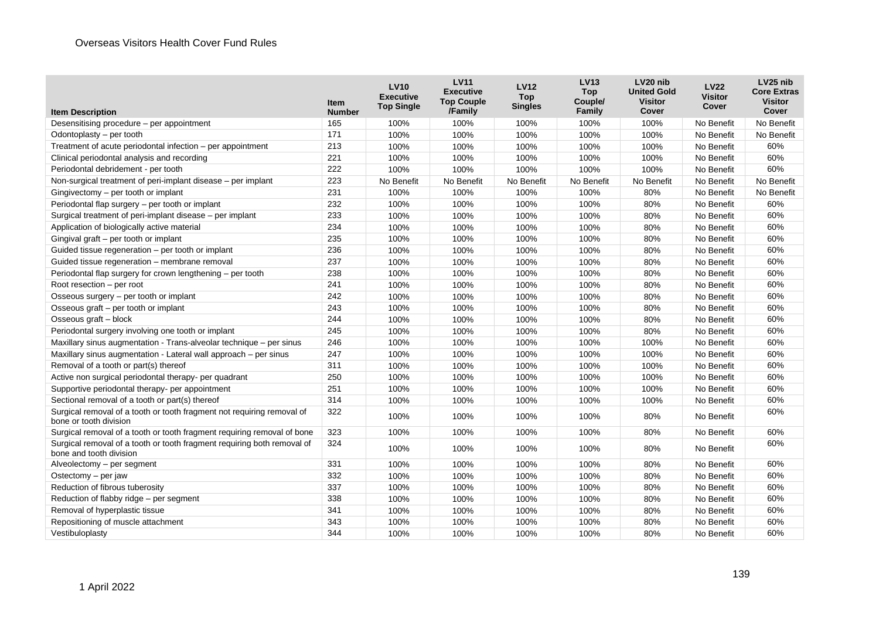| Item Description | Item Number | LV10 Executive Top Single | LV11 Executive Top Couple /Family | LV12 Top Singles | LV13 Top Couple/ Family | LV20 nib United Gold Visitor Cover | LV22 Visitor Cover | LV25 nib Core Extras Visitor Cover |
|---|---|---|---|---|---|---|---|---|
| Desensitising procedure – per appointment | 165 | 100% | 100% | 100% | 100% | 100% | No Benefit | No Benefit |
| Odontoplasty – per tooth | 171 | 100% | 100% | 100% | 100% | 100% | No Benefit | No Benefit |
| Treatment of acute periodontal infection – per appointment | 213 | 100% | 100% | 100% | 100% | 100% | No Benefit | 60% |
| Clinical periodontal analysis and recording | 221 | 100% | 100% | 100% | 100% | 100% | No Benefit | 60% |
| Periodontal debridement - per tooth | 222 | 100% | 100% | 100% | 100% | 100% | No Benefit | 60% |
| Non-surgical treatment of peri-implant disease – per implant | 223 | No Benefit | No Benefit | No Benefit | No Benefit | No Benefit | No Benefit | No Benefit |
| Gingivectomy – per tooth or implant | 231 | 100% | 100% | 100% | 100% | 80% | No Benefit | No Benefit |
| Periodontal flap surgery – per tooth or implant | 232 | 100% | 100% | 100% | 100% | 80% | No Benefit | 60% |
| Surgical treatment of peri-implant disease – per implant | 233 | 100% | 100% | 100% | 100% | 80% | No Benefit | 60% |
| Application of biologically active material | 234 | 100% | 100% | 100% | 100% | 80% | No Benefit | 60% |
| Gingival graft – per tooth or implant | 235 | 100% | 100% | 100% | 100% | 80% | No Benefit | 60% |
| Guided tissue regeneration – per tooth or implant | 236 | 100% | 100% | 100% | 100% | 80% | No Benefit | 60% |
| Guided tissue regeneration – membrane removal | 237 | 100% | 100% | 100% | 100% | 80% | No Benefit | 60% |
| Periodontal flap surgery for crown lengthening – per tooth | 238 | 100% | 100% | 100% | 100% | 80% | No Benefit | 60% |
| Root resection – per root | 241 | 100% | 100% | 100% | 100% | 80% | No Benefit | 60% |
| Osseous surgery – per tooth or implant | 242 | 100% | 100% | 100% | 100% | 80% | No Benefit | 60% |
| Osseous graft – per tooth or implant | 243 | 100% | 100% | 100% | 100% | 80% | No Benefit | 60% |
| Osseous graft – block | 244 | 100% | 100% | 100% | 100% | 80% | No Benefit | 60% |
| Periodontal surgery involving one tooth or implant | 245 | 100% | 100% | 100% | 100% | 80% | No Benefit | 60% |
| Maxillary sinus augmentation - Trans-alveolar technique – per sinus | 246 | 100% | 100% | 100% | 100% | 100% | No Benefit | 60% |
| Maxillary sinus augmentation - Lateral wall approach – per sinus | 247 | 100% | 100% | 100% | 100% | 100% | No Benefit | 60% |
| Removal of a tooth or part(s) thereof | 311 | 100% | 100% | 100% | 100% | 100% | No Benefit | 60% |
| Active non surgical periodontal therapy- per quadrant | 250 | 100% | 100% | 100% | 100% | 100% | No Benefit | 60% |
| Supportive periodontal therapy- per appointment | 251 | 100% | 100% | 100% | 100% | 100% | No Benefit | 60% |
| Sectional removal of a tooth or part(s) thereof | 314 | 100% | 100% | 100% | 100% | 100% | No Benefit | 60% |
| Surgical removal of a tooth or tooth fragment not requiring removal of bone or tooth division | 322 | 100% | 100% | 100% | 100% | 80% | No Benefit | 60% |
| Surgical removal of a tooth or tooth fragment requiring removal of bone | 323 | 100% | 100% | 100% | 100% | 80% | No Benefit | 60% |
| Surgical removal of a tooth or tooth fragment requiring both removal of bone and tooth division | 324 | 100% | 100% | 100% | 100% | 80% | No Benefit | 60% |
| Alveolectomy – per segment | 331 | 100% | 100% | 100% | 100% | 80% | No Benefit | 60% |
| Ostectomy – per jaw | 332 | 100% | 100% | 100% | 100% | 80% | No Benefit | 60% |
| Reduction of fibrous tuberosity | 337 | 100% | 100% | 100% | 100% | 80% | No Benefit | 60% |
| Reduction of flabby ridge – per segment | 338 | 100% | 100% | 100% | 100% | 80% | No Benefit | 60% |
| Removal of hyperplastic tissue | 341 | 100% | 100% | 100% | 100% | 80% | No Benefit | 60% |
| Repositioning of muscle attachment | 343 | 100% | 100% | 100% | 100% | 80% | No Benefit | 60% |
| Vestibuloplasty | 344 | 100% | 100% | 100% | 100% | 80% | No Benefit | 60% |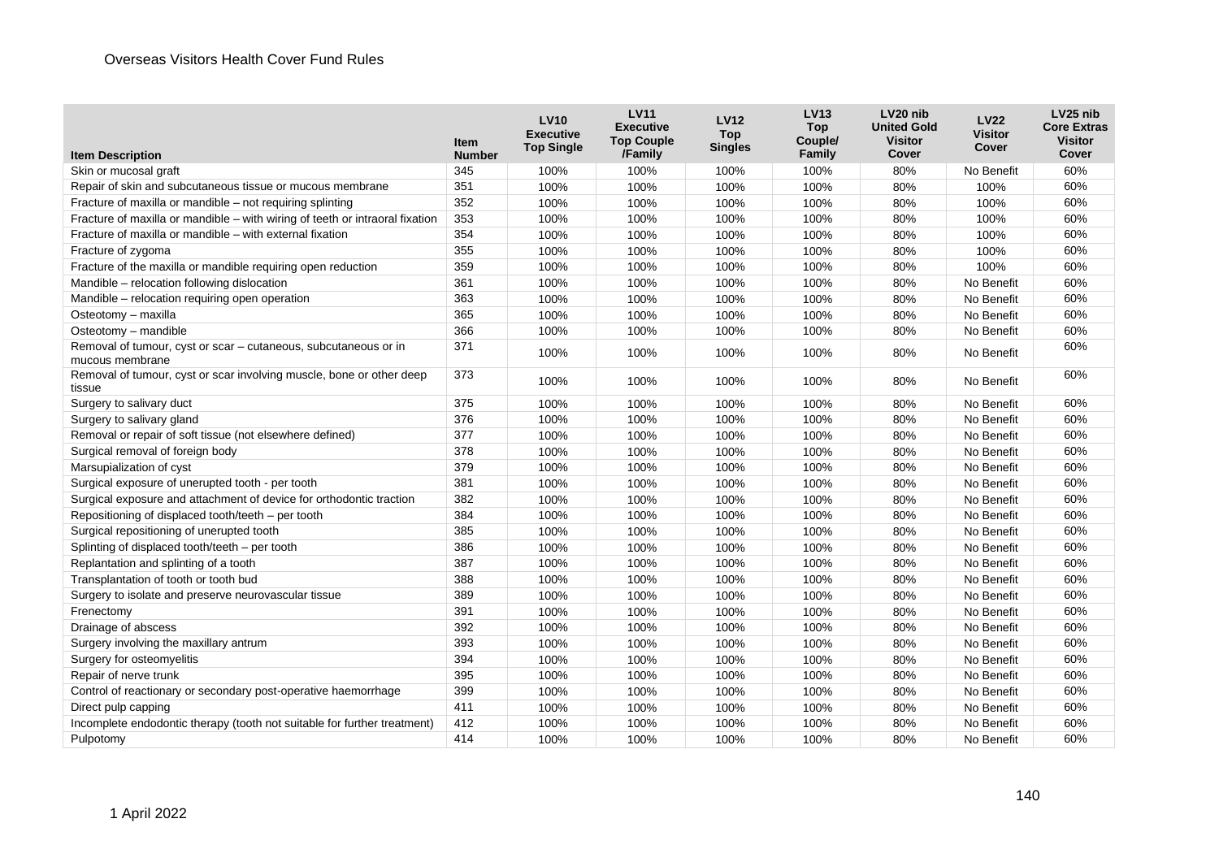| Item Description | Item Number | LV10 Executive Top Single | LV11 Executive Top Couple /Family | LV12 Top Singles | LV13 Top Couple/ Family | LV20 nib United Gold Visitor Cover | LV22 Visitor Cover | LV25 nib Core Extras Visitor Cover |
|---|---|---|---|---|---|---|---|---|
| Skin or mucosal graft | 345 | 100% | 100% | 100% | 100% | 80% | No Benefit | 60% |
| Repair of skin and subcutaneous tissue or mucous membrane | 351 | 100% | 100% | 100% | 100% | 80% | 100% | 60% |
| Fracture of maxilla or mandible – not requiring splinting | 352 | 100% | 100% | 100% | 100% | 80% | 100% | 60% |
| Fracture of maxilla or mandible – with wiring of teeth or intraoral fixation | 353 | 100% | 100% | 100% | 100% | 80% | 100% | 60% |
| Fracture of maxilla or mandible – with external fixation | 354 | 100% | 100% | 100% | 100% | 80% | 100% | 60% |
| Fracture of zygoma | 355 | 100% | 100% | 100% | 100% | 80% | 100% | 60% |
| Fracture of the maxilla or mandible requiring open reduction | 359 | 100% | 100% | 100% | 100% | 80% | 100% | 60% |
| Mandible – relocation following dislocation | 361 | 100% | 100% | 100% | 100% | 80% | No Benefit | 60% |
| Mandible – relocation requiring open operation | 363 | 100% | 100% | 100% | 100% | 80% | No Benefit | 60% |
| Osteotomy – maxilla | 365 | 100% | 100% | 100% | 100% | 80% | No Benefit | 60% |
| Osteotomy – mandible | 366 | 100% | 100% | 100% | 100% | 80% | No Benefit | 60% |
| Removal of tumour, cyst or scar – cutaneous, subcutaneous or in mucous membrane | 371 | 100% | 100% | 100% | 100% | 80% | No Benefit | 60% |
| Removal of tumour, cyst or scar involving muscle, bone or other deep tissue | 373 | 100% | 100% | 100% | 100% | 80% | No Benefit | 60% |
| Surgery to salivary duct | 375 | 100% | 100% | 100% | 100% | 80% | No Benefit | 60% |
| Surgery to salivary gland | 376 | 100% | 100% | 100% | 100% | 80% | No Benefit | 60% |
| Removal or repair of soft tissue (not elsewhere defined) | 377 | 100% | 100% | 100% | 100% | 80% | No Benefit | 60% |
| Surgical removal of foreign body | 378 | 100% | 100% | 100% | 100% | 80% | No Benefit | 60% |
| Marsupialization of cyst | 379 | 100% | 100% | 100% | 100% | 80% | No Benefit | 60% |
| Surgical exposure of unerupted tooth - per tooth | 381 | 100% | 100% | 100% | 100% | 80% | No Benefit | 60% |
| Surgical exposure and attachment of device for orthodontic traction | 382 | 100% | 100% | 100% | 100% | 80% | No Benefit | 60% |
| Repositioning of displaced tooth/teeth – per tooth | 384 | 100% | 100% | 100% | 100% | 80% | No Benefit | 60% |
| Surgical repositioning of unerupted tooth | 385 | 100% | 100% | 100% | 100% | 80% | No Benefit | 60% |
| Splinting of displaced tooth/teeth – per tooth | 386 | 100% | 100% | 100% | 100% | 80% | No Benefit | 60% |
| Replantation and splinting of a tooth | 387 | 100% | 100% | 100% | 100% | 80% | No Benefit | 60% |
| Transplantation of tooth or tooth bud | 388 | 100% | 100% | 100% | 100% | 80% | No Benefit | 60% |
| Surgery to isolate and preserve neurovascular tissue | 389 | 100% | 100% | 100% | 100% | 80% | No Benefit | 60% |
| Frenectomy | 391 | 100% | 100% | 100% | 100% | 80% | No Benefit | 60% |
| Drainage of abscess | 392 | 100% | 100% | 100% | 100% | 80% | No Benefit | 60% |
| Surgery involving the maxillary antrum | 393 | 100% | 100% | 100% | 100% | 80% | No Benefit | 60% |
| Surgery for osteomyelitis | 394 | 100% | 100% | 100% | 100% | 80% | No Benefit | 60% |
| Repair of nerve trunk | 395 | 100% | 100% | 100% | 100% | 80% | No Benefit | 60% |
| Control of reactionary or secondary post-operative haemorrhage | 399 | 100% | 100% | 100% | 100% | 80% | No Benefit | 60% |
| Direct pulp capping | 411 | 100% | 100% | 100% | 100% | 80% | No Benefit | 60% |
| Incomplete endodontic therapy (tooth not suitable for further treatment) | 412 | 100% | 100% | 100% | 100% | 80% | No Benefit | 60% |
| Pulpotomy | 414 | 100% | 100% | 100% | 100% | 80% | No Benefit | 60% |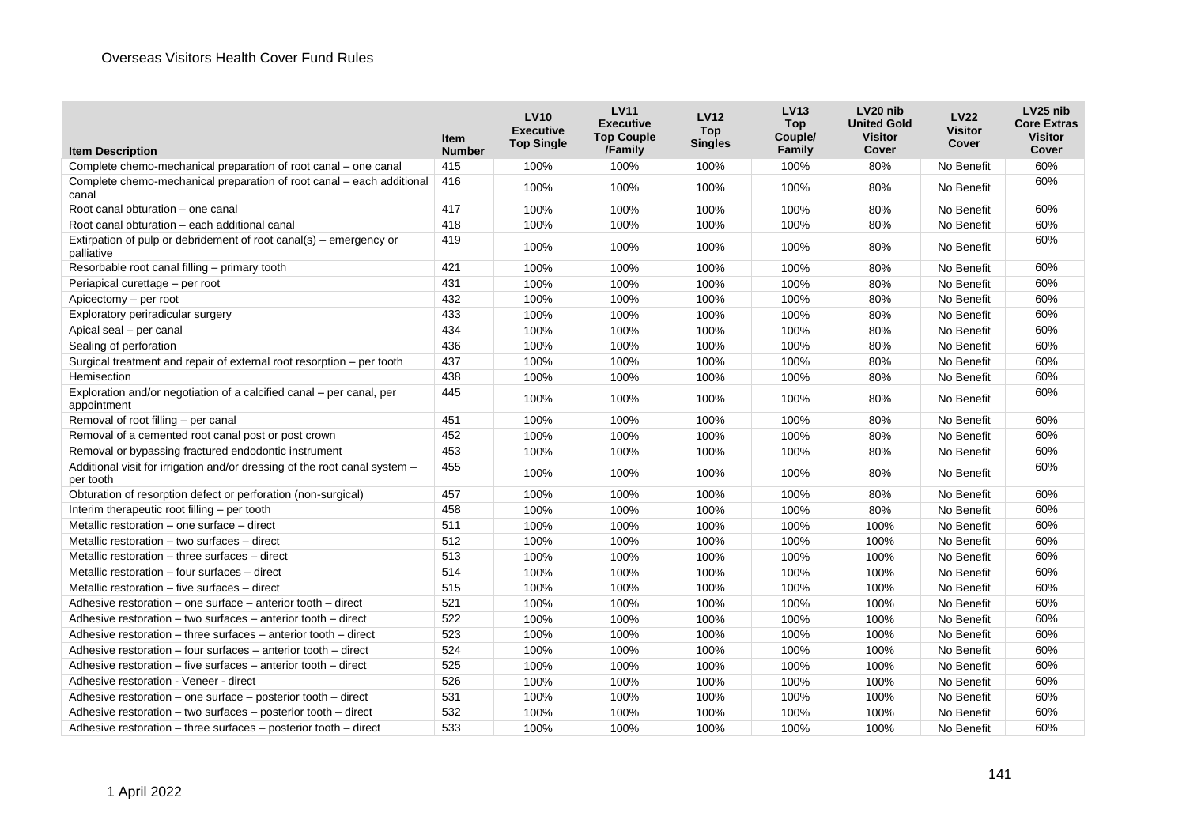| Item Description | Item Number | LV10 Executive Top Single | LV11 Executive Top Couple /Family | LV12 Top Singles | LV13 Top Couple/ Family | LV20 nib United Gold Visitor Cover | LV22 Visitor Cover | LV25 nib Core Extras Visitor Cover |
|---|---|---|---|---|---|---|---|---|
| Complete chemo-mechanical preparation of root canal – one canal | 415 | 100% | 100% | 100% | 100% | 80% | No Benefit | 60% |
| Complete chemo-mechanical preparation of root canal – each additional canal | 416 | 100% | 100% | 100% | 100% | 80% | No Benefit | 60% |
| Root canal obturation – one canal | 417 | 100% | 100% | 100% | 100% | 80% | No Benefit | 60% |
| Root canal obturation – each additional canal | 418 | 100% | 100% | 100% | 100% | 80% | No Benefit | 60% |
| Extirpation of pulp or debridement of root canal(s) – emergency or palliative | 419 | 100% | 100% | 100% | 100% | 80% | No Benefit | 60% |
| Resorbable root canal filling – primary tooth | 421 | 100% | 100% | 100% | 100% | 80% | No Benefit | 60% |
| Periapical curettage – per root | 431 | 100% | 100% | 100% | 100% | 80% | No Benefit | 60% |
| Apicectomy – per root | 432 | 100% | 100% | 100% | 100% | 80% | No Benefit | 60% |
| Exploratory periradicular surgery | 433 | 100% | 100% | 100% | 100% | 80% | No Benefit | 60% |
| Apical seal – per canal | 434 | 100% | 100% | 100% | 100% | 80% | No Benefit | 60% |
| Sealing of perforation | 436 | 100% | 100% | 100% | 100% | 80% | No Benefit | 60% |
| Surgical treatment and repair of external root resorption – per tooth | 437 | 100% | 100% | 100% | 100% | 80% | No Benefit | 60% |
| Hemisection | 438 | 100% | 100% | 100% | 100% | 80% | No Benefit | 60% |
| Exploration and/or negotiation of a calcified canal – per canal, per appointment | 445 | 100% | 100% | 100% | 100% | 80% | No Benefit | 60% |
| Removal of root filling – per canal | 451 | 100% | 100% | 100% | 100% | 80% | No Benefit | 60% |
| Removal of a cemented root canal post or post crown | 452 | 100% | 100% | 100% | 100% | 80% | No Benefit | 60% |
| Removal or bypassing fractured endodontic instrument | 453 | 100% | 100% | 100% | 100% | 80% | No Benefit | 60% |
| Additional visit for irrigation and/or dressing of the root canal system – per tooth | 455 | 100% | 100% | 100% | 100% | 80% | No Benefit | 60% |
| Obturation of resorption defect or perforation (non-surgical) | 457 | 100% | 100% | 100% | 100% | 80% | No Benefit | 60% |
| Interim therapeutic root filling – per tooth | 458 | 100% | 100% | 100% | 100% | 80% | No Benefit | 60% |
| Metallic restoration – one surface – direct | 511 | 100% | 100% | 100% | 100% | 100% | No Benefit | 60% |
| Metallic restoration – two surfaces – direct | 512 | 100% | 100% | 100% | 100% | 100% | No Benefit | 60% |
| Metallic restoration – three surfaces – direct | 513 | 100% | 100% | 100% | 100% | 100% | No Benefit | 60% |
| Metallic restoration – four surfaces – direct | 514 | 100% | 100% | 100% | 100% | 100% | No Benefit | 60% |
| Metallic restoration – five surfaces – direct | 515 | 100% | 100% | 100% | 100% | 100% | No Benefit | 60% |
| Adhesive restoration – one surface – anterior tooth – direct | 521 | 100% | 100% | 100% | 100% | 100% | No Benefit | 60% |
| Adhesive restoration – two surfaces – anterior tooth – direct | 522 | 100% | 100% | 100% | 100% | 100% | No Benefit | 60% |
| Adhesive restoration – three surfaces – anterior tooth – direct | 523 | 100% | 100% | 100% | 100% | 100% | No Benefit | 60% |
| Adhesive restoration – four surfaces – anterior tooth – direct | 524 | 100% | 100% | 100% | 100% | 100% | No Benefit | 60% |
| Adhesive restoration – five surfaces – anterior tooth – direct | 525 | 100% | 100% | 100% | 100% | 100% | No Benefit | 60% |
| Adhesive restoration - Veneer - direct | 526 | 100% | 100% | 100% | 100% | 100% | No Benefit | 60% |
| Adhesive restoration – one surface – posterior tooth – direct | 531 | 100% | 100% | 100% | 100% | 100% | No Benefit | 60% |
| Adhesive restoration – two surfaces – posterior tooth – direct | 532 | 100% | 100% | 100% | 100% | 100% | No Benefit | 60% |
| Adhesive restoration – three surfaces – posterior tooth – direct | 533 | 100% | 100% | 100% | 100% | 100% | No Benefit | 60% |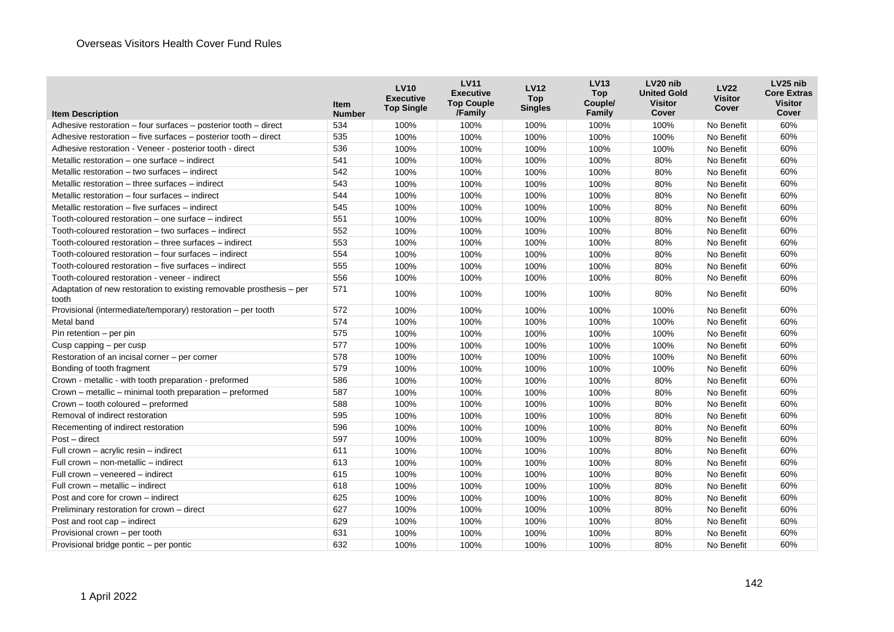| Item Description | Item Number | LV10 Executive Top Single | LV11 Executive Top Couple /Family | LV12 Top Singles | LV13 Top Couple/ Family | LV20 nib United Gold Visitor Cover | LV22 Visitor Cover | LV25 nib Core Extras Visitor Cover |
|---|---|---|---|---|---|---|---|---|
| Adhesive restoration – four surfaces – posterior tooth – direct | 534 | 100% | 100% | 100% | 100% | 100% | No Benefit | 60% |
| Adhesive restoration – five surfaces – posterior tooth – direct | 535 | 100% | 100% | 100% | 100% | 100% | No Benefit | 60% |
| Adhesive restoration - Veneer - posterior tooth - direct | 536 | 100% | 100% | 100% | 100% | 100% | No Benefit | 60% |
| Metallic restoration – one surface – indirect | 541 | 100% | 100% | 100% | 100% | 80% | No Benefit | 60% |
| Metallic restoration – two surfaces – indirect | 542 | 100% | 100% | 100% | 100% | 80% | No Benefit | 60% |
| Metallic restoration – three surfaces – indirect | 543 | 100% | 100% | 100% | 100% | 80% | No Benefit | 60% |
| Metallic restoration – four surfaces – indirect | 544 | 100% | 100% | 100% | 100% | 80% | No Benefit | 60% |
| Metallic restoration – five surfaces – indirect | 545 | 100% | 100% | 100% | 100% | 80% | No Benefit | 60% |
| Tooth-coloured restoration – one surface – indirect | 551 | 100% | 100% | 100% | 100% | 80% | No Benefit | 60% |
| Tooth-coloured restoration – two surfaces – indirect | 552 | 100% | 100% | 100% | 100% | 80% | No Benefit | 60% |
| Tooth-coloured restoration – three surfaces – indirect | 553 | 100% | 100% | 100% | 100% | 80% | No Benefit | 60% |
| Tooth-coloured restoration – four surfaces – indirect | 554 | 100% | 100% | 100% | 100% | 80% | No Benefit | 60% |
| Tooth-coloured restoration – five surfaces – indirect | 555 | 100% | 100% | 100% | 100% | 80% | No Benefit | 60% |
| Tooth-coloured restoration - veneer - indirect | 556 | 100% | 100% | 100% | 100% | 80% | No Benefit | 60% |
| Adaptation of new restoration to existing removable prosthesis – per tooth | 571 | 100% | 100% | 100% | 100% | 80% | No Benefit | 60% |
| Provisional (intermediate/temporary) restoration – per tooth | 572 | 100% | 100% | 100% | 100% | 100% | No Benefit | 60% |
| Metal band | 574 | 100% | 100% | 100% | 100% | 100% | No Benefit | 60% |
| Pin retention – per pin | 575 | 100% | 100% | 100% | 100% | 100% | No Benefit | 60% |
| Cusp capping – per cusp | 577 | 100% | 100% | 100% | 100% | 100% | No Benefit | 60% |
| Restoration of an incisal corner – per corner | 578 | 100% | 100% | 100% | 100% | 100% | No Benefit | 60% |
| Bonding of tooth fragment | 579 | 100% | 100% | 100% | 100% | 100% | No Benefit | 60% |
| Crown - metallic - with tooth preparation - preformed | 586 | 100% | 100% | 100% | 100% | 80% | No Benefit | 60% |
| Crown – metallic – minimal tooth preparation – preformed | 587 | 100% | 100% | 100% | 100% | 80% | No Benefit | 60% |
| Crown – tooth coloured – preformed | 588 | 100% | 100% | 100% | 100% | 80% | No Benefit | 60% |
| Removal of indirect restoration | 595 | 100% | 100% | 100% | 100% | 80% | No Benefit | 60% |
| Recementing of indirect restoration | 596 | 100% | 100% | 100% | 100% | 80% | No Benefit | 60% |
| Post – direct | 597 | 100% | 100% | 100% | 100% | 80% | No Benefit | 60% |
| Full crown – acrylic resin – indirect | 611 | 100% | 100% | 100% | 100% | 80% | No Benefit | 60% |
| Full crown – non-metallic – indirect | 613 | 100% | 100% | 100% | 100% | 80% | No Benefit | 60% |
| Full crown – veneered – indirect | 615 | 100% | 100% | 100% | 100% | 80% | No Benefit | 60% |
| Full crown – metallic – indirect | 618 | 100% | 100% | 100% | 100% | 80% | No Benefit | 60% |
| Post and core for crown – indirect | 625 | 100% | 100% | 100% | 100% | 80% | No Benefit | 60% |
| Preliminary restoration for crown – direct | 627 | 100% | 100% | 100% | 100% | 80% | No Benefit | 60% |
| Post and root cap – indirect | 629 | 100% | 100% | 100% | 100% | 80% | No Benefit | 60% |
| Provisional crown – per tooth | 631 | 100% | 100% | 100% | 100% | 80% | No Benefit | 60% |
| Provisional bridge pontic – per pontic | 632 | 100% | 100% | 100% | 100% | 80% | No Benefit | 60% |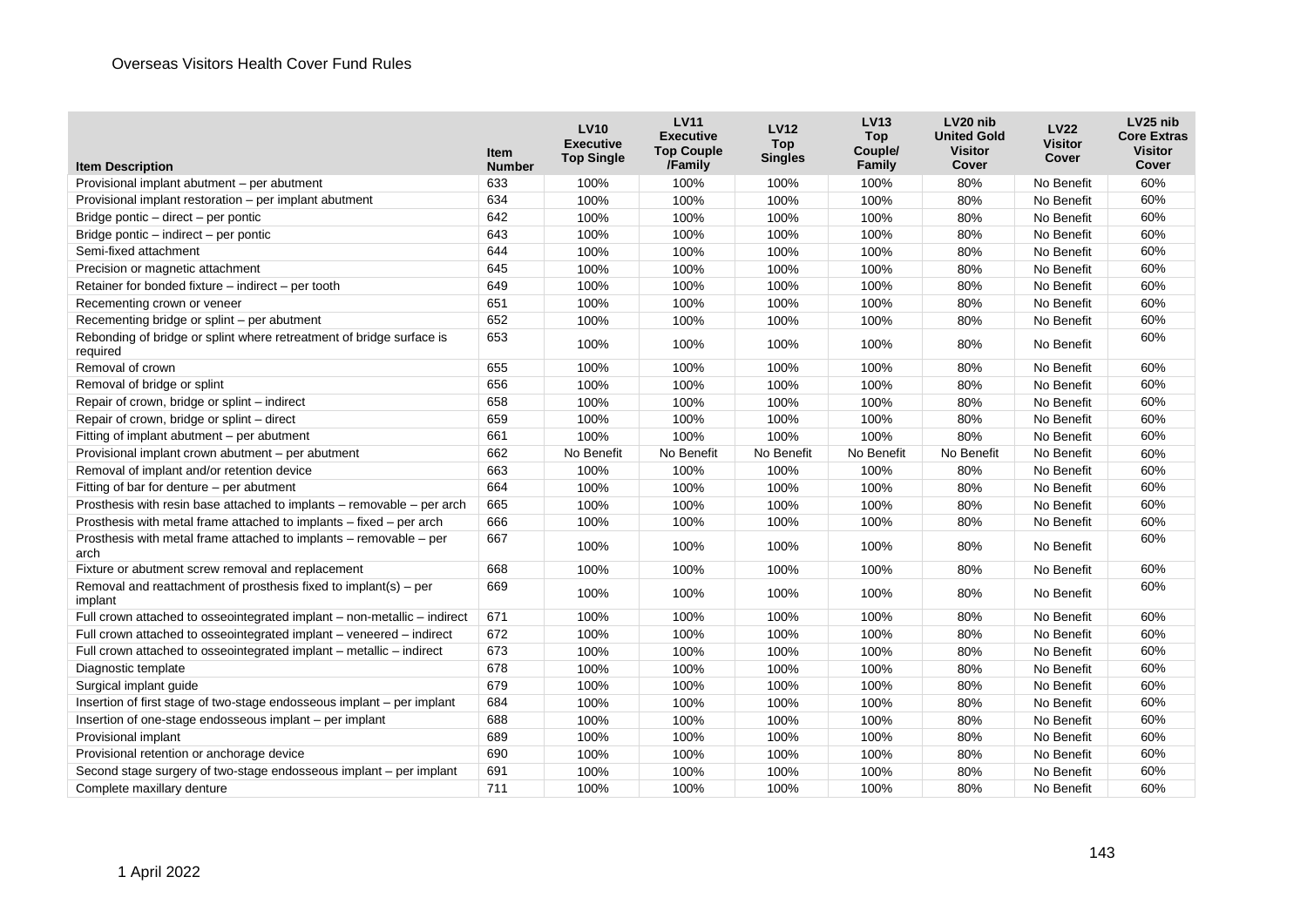| Item Description | Item Number | LV10 Executive Top Single | LV11 Executive Top Couple /Family | LV12 Top Singles | LV13 Top Couple/ Family | LV20 nib United Gold Visitor Cover | LV22 Visitor Cover | LV25 nib Core Extras Visitor Cover |
|---|---|---|---|---|---|---|---|---|
| Provisional implant abutment – per abutment | 633 | 100% | 100% | 100% | 100% | 80% | No Benefit | 60% |
| Provisional implant restoration – per implant abutment | 634 | 100% | 100% | 100% | 100% | 80% | No Benefit | 60% |
| Bridge pontic – direct – per pontic | 642 | 100% | 100% | 100% | 100% | 80% | No Benefit | 60% |
| Bridge pontic – indirect – per pontic | 643 | 100% | 100% | 100% | 100% | 80% | No Benefit | 60% |
| Semi-fixed attachment | 644 | 100% | 100% | 100% | 100% | 80% | No Benefit | 60% |
| Precision or magnetic attachment | 645 | 100% | 100% | 100% | 100% | 80% | No Benefit | 60% |
| Retainer for bonded fixture – indirect – per tooth | 649 | 100% | 100% | 100% | 100% | 80% | No Benefit | 60% |
| Recementing crown or veneer | 651 | 100% | 100% | 100% | 100% | 80% | No Benefit | 60% |
| Recementing bridge or splint – per abutment | 652 | 100% | 100% | 100% | 100% | 80% | No Benefit | 60% |
| Rebonding of bridge or splint where retreatment of bridge surface is required | 653 | 100% | 100% | 100% | 100% | 80% | No Benefit | 60% |
| Removal of crown | 655 | 100% | 100% | 100% | 100% | 80% | No Benefit | 60% |
| Removal of bridge or splint | 656 | 100% | 100% | 100% | 100% | 80% | No Benefit | 60% |
| Repair of crown, bridge or splint – indirect | 658 | 100% | 100% | 100% | 100% | 80% | No Benefit | 60% |
| Repair of crown, bridge or splint – direct | 659 | 100% | 100% | 100% | 100% | 80% | No Benefit | 60% |
| Fitting of implant abutment – per abutment | 661 | 100% | 100% | 100% | 100% | 80% | No Benefit | 60% |
| Provisional implant crown abutment – per abutment | 662 | No Benefit | No Benefit | No Benefit | No Benefit | No Benefit | No Benefit | 60% |
| Removal of implant and/or retention device | 663 | 100% | 100% | 100% | 100% | 80% | No Benefit | 60% |
| Fitting of bar for denture – per abutment | 664 | 100% | 100% | 100% | 100% | 80% | No Benefit | 60% |
| Prosthesis with resin base attached to implants – removable – per arch | 665 | 100% | 100% | 100% | 100% | 80% | No Benefit | 60% |
| Prosthesis with metal frame attached to implants – fixed – per arch | 666 | 100% | 100% | 100% | 100% | 80% | No Benefit | 60% |
| Prosthesis with metal frame attached to implants – removable – per arch | 667 | 100% | 100% | 100% | 100% | 80% | No Benefit | 60% |
| Fixture or abutment screw removal and replacement | 668 | 100% | 100% | 100% | 100% | 80% | No Benefit | 60% |
| Removal and reattachment of prosthesis fixed to implant(s) – per implant | 669 | 100% | 100% | 100% | 100% | 80% | No Benefit | 60% |
| Full crown attached to osseointegrated implant – non-metallic – indirect | 671 | 100% | 100% | 100% | 100% | 80% | No Benefit | 60% |
| Full crown attached to osseointegrated implant – veneered – indirect | 672 | 100% | 100% | 100% | 100% | 80% | No Benefit | 60% |
| Full crown attached to osseointegrated implant – metallic – indirect | 673 | 100% | 100% | 100% | 100% | 80% | No Benefit | 60% |
| Diagnostic template | 678 | 100% | 100% | 100% | 100% | 80% | No Benefit | 60% |
| Surgical implant guide | 679 | 100% | 100% | 100% | 100% | 80% | No Benefit | 60% |
| Insertion of first stage of two-stage endosseous implant – per implant | 684 | 100% | 100% | 100% | 100% | 80% | No Benefit | 60% |
| Insertion of one-stage endosseous implant – per implant | 688 | 100% | 100% | 100% | 100% | 80% | No Benefit | 60% |
| Provisional implant | 689 | 100% | 100% | 100% | 100% | 80% | No Benefit | 60% |
| Provisional retention or anchorage device | 690 | 100% | 100% | 100% | 100% | 80% | No Benefit | 60% |
| Second stage surgery of two-stage endosseous implant – per implant | 691 | 100% | 100% | 100% | 100% | 80% | No Benefit | 60% |
| Complete maxillary denture | 711 | 100% | 100% | 100% | 100% | 80% | No Benefit | 60% |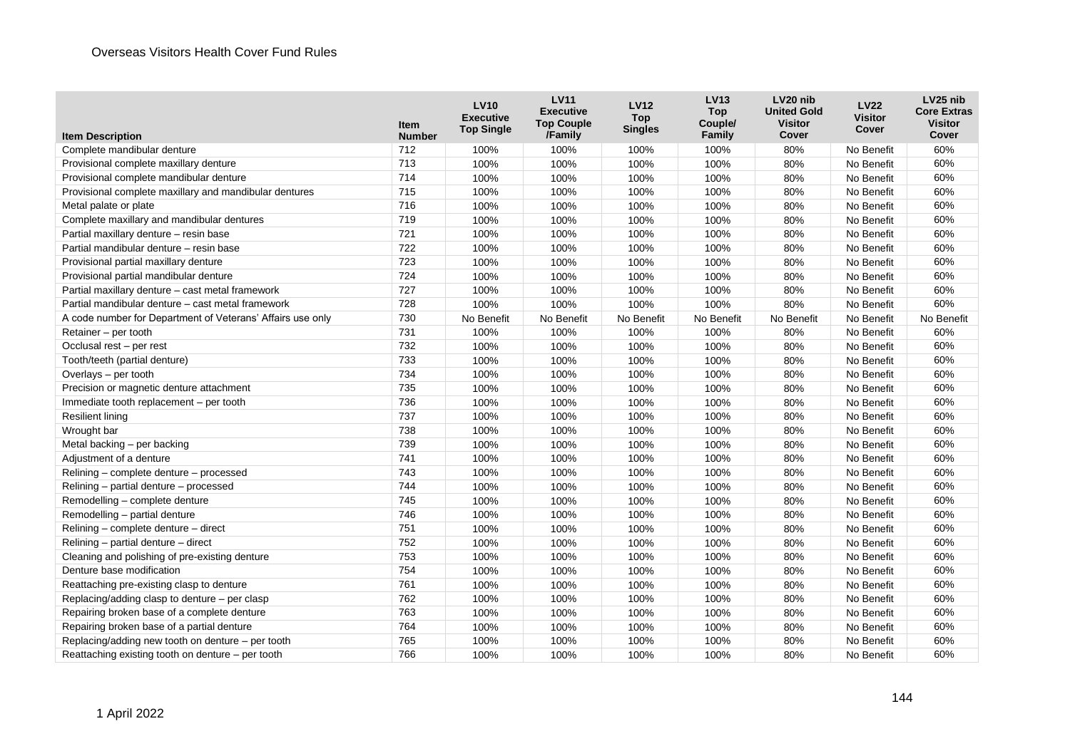| Item Description | Item Number | LV10 Executive Top Single | LV11 Executive Top Couple /Family | LV12 Top Singles | LV13 Top Couple/ Family | LV20 nib United Gold Visitor Cover | LV22 Visitor Cover | LV25 nib Core Extras Visitor Cover |
|---|---|---|---|---|---|---|---|---|
| Complete mandibular denture | 712 | 100% | 100% | 100% | 100% | 80% | No Benefit | 60% |
| Provisional complete maxillary denture | 713 | 100% | 100% | 100% | 100% | 80% | No Benefit | 60% |
| Provisional complete mandibular denture | 714 | 100% | 100% | 100% | 100% | 80% | No Benefit | 60% |
| Provisional complete maxillary and mandibular dentures | 715 | 100% | 100% | 100% | 100% | 80% | No Benefit | 60% |
| Metal palate or plate | 716 | 100% | 100% | 100% | 100% | 80% | No Benefit | 60% |
| Complete maxillary and mandibular dentures | 719 | 100% | 100% | 100% | 100% | 80% | No Benefit | 60% |
| Partial maxillary denture – resin base | 721 | 100% | 100% | 100% | 100% | 80% | No Benefit | 60% |
| Partial mandibular denture – resin base | 722 | 100% | 100% | 100% | 100% | 80% | No Benefit | 60% |
| Provisional partial maxillary denture | 723 | 100% | 100% | 100% | 100% | 80% | No Benefit | 60% |
| Provisional partial mandibular denture | 724 | 100% | 100% | 100% | 100% | 80% | No Benefit | 60% |
| Partial maxillary denture – cast metal framework | 727 | 100% | 100% | 100% | 100% | 80% | No Benefit | 60% |
| Partial mandibular denture – cast metal framework | 728 | 100% | 100% | 100% | 100% | 80% | No Benefit | 60% |
| A code number for Department of Veterans' Affairs use only | 730 | No Benefit | No Benefit | No Benefit | No Benefit | No Benefit | No Benefit | No Benefit |
| Retainer – per tooth | 731 | 100% | 100% | 100% | 100% | 80% | No Benefit | 60% |
| Occlusal rest – per rest | 732 | 100% | 100% | 100% | 100% | 80% | No Benefit | 60% |
| Tooth/teeth (partial denture) | 733 | 100% | 100% | 100% | 100% | 80% | No Benefit | 60% |
| Overlays – per tooth | 734 | 100% | 100% | 100% | 100% | 80% | No Benefit | 60% |
| Precision or magnetic denture attachment | 735 | 100% | 100% | 100% | 100% | 80% | No Benefit | 60% |
| Immediate tooth replacement – per tooth | 736 | 100% | 100% | 100% | 100% | 80% | No Benefit | 60% |
| Resilient lining | 737 | 100% | 100% | 100% | 100% | 80% | No Benefit | 60% |
| Wrought bar | 738 | 100% | 100% | 100% | 100% | 80% | No Benefit | 60% |
| Metal backing – per backing | 739 | 100% | 100% | 100% | 100% | 80% | No Benefit | 60% |
| Adjustment of a denture | 741 | 100% | 100% | 100% | 100% | 80% | No Benefit | 60% |
| Relining – complete denture – processed | 743 | 100% | 100% | 100% | 100% | 80% | No Benefit | 60% |
| Relining – partial denture – processed | 744 | 100% | 100% | 100% | 100% | 80% | No Benefit | 60% |
| Remodelling – complete denture | 745 | 100% | 100% | 100% | 100% | 80% | No Benefit | 60% |
| Remodelling – partial denture | 746 | 100% | 100% | 100% | 100% | 80% | No Benefit | 60% |
| Relining – complete denture – direct | 751 | 100% | 100% | 100% | 100% | 80% | No Benefit | 60% |
| Relining – partial denture – direct | 752 | 100% | 100% | 100% | 100% | 80% | No Benefit | 60% |
| Cleaning and polishing of pre-existing denture | 753 | 100% | 100% | 100% | 100% | 80% | No Benefit | 60% |
| Denture base modification | 754 | 100% | 100% | 100% | 100% | 80% | No Benefit | 60% |
| Reattaching pre-existing clasp to denture | 761 | 100% | 100% | 100% | 100% | 80% | No Benefit | 60% |
| Replacing/adding clasp to denture – per clasp | 762 | 100% | 100% | 100% | 100% | 80% | No Benefit | 60% |
| Repairing broken base of a complete denture | 763 | 100% | 100% | 100% | 100% | 80% | No Benefit | 60% |
| Repairing broken base of a partial denture | 764 | 100% | 100% | 100% | 100% | 80% | No Benefit | 60% |
| Replacing/adding new tooth on denture – per tooth | 765 | 100% | 100% | 100% | 100% | 80% | No Benefit | 60% |
| Reattaching existing tooth on denture – per tooth | 766 | 100% | 100% | 100% | 100% | 80% | No Benefit | 60% |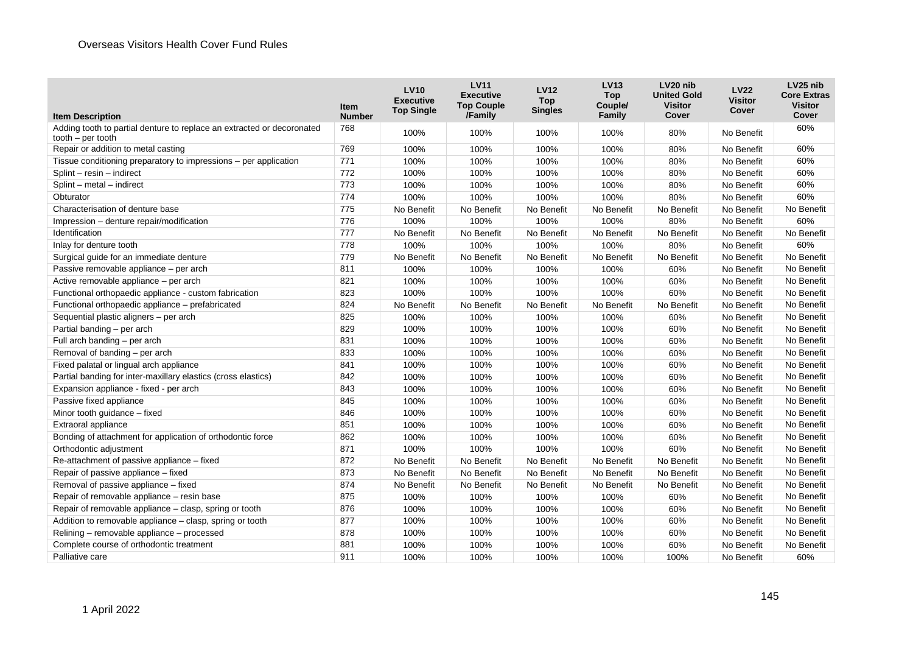| Item Description | Item Number | LV10 Executive Top Single | LV11 Executive Top Couple /Family | LV12 Top Singles | LV13 Top Couple/ Family | LV20 nib United Gold Visitor Cover | LV22 Visitor Cover | LV25 nib Core Extras Visitor Cover |
|---|---|---|---|---|---|---|---|---|
| Adding tooth to partial denture to replace an extracted or decoronated tooth – per tooth | 768 | 100% | 100% | 100% | 100% | 80% | No Benefit | 60% |
| Repair or addition to metal casting | 769 | 100% | 100% | 100% | 100% | 80% | No Benefit | 60% |
| Tissue conditioning preparatory to impressions – per application | 771 | 100% | 100% | 100% | 100% | 80% | No Benefit | 60% |
| Splint – resin – indirect | 772 | 100% | 100% | 100% | 100% | 80% | No Benefit | 60% |
| Splint – metal – indirect | 773 | 100% | 100% | 100% | 100% | 80% | No Benefit | 60% |
| Obturator | 774 | 100% | 100% | 100% | 100% | 80% | No Benefit | 60% |
| Characterisation of denture base | 775 | No Benefit | No Benefit | No Benefit | No Benefit | No Benefit | No Benefit | No Benefit |
| Impression – denture repair/modification | 776 | 100% | 100% | 100% | 100% | 80% | No Benefit | 60% |
| Identification | 777 | No Benefit | No Benefit | No Benefit | No Benefit | No Benefit | No Benefit | No Benefit |
| Inlay for denture tooth | 778 | 100% | 100% | 100% | 100% | 80% | No Benefit | 60% |
| Surgical guide for an immediate denture | 779 | No Benefit | No Benefit | No Benefit | No Benefit | No Benefit | No Benefit | No Benefit |
| Passive removable appliance – per arch | 811 | 100% | 100% | 100% | 100% | 60% | No Benefit | No Benefit |
| Active removable appliance – per arch | 821 | 100% | 100% | 100% | 100% | 60% | No Benefit | No Benefit |
| Functional orthopaedic appliance - custom fabrication | 823 | 100% | 100% | 100% | 100% | 60% | No Benefit | No Benefit |
| Functional orthopaedic appliance – prefabricated | 824 | No Benefit | No Benefit | No Benefit | No Benefit | No Benefit | No Benefit | No Benefit |
| Sequential plastic aligners – per arch | 825 | 100% | 100% | 100% | 100% | 60% | No Benefit | No Benefit |
| Partial banding – per arch | 829 | 100% | 100% | 100% | 100% | 60% | No Benefit | No Benefit |
| Full arch banding – per arch | 831 | 100% | 100% | 100% | 100% | 60% | No Benefit | No Benefit |
| Removal of banding – per arch | 833 | 100% | 100% | 100% | 100% | 60% | No Benefit | No Benefit |
| Fixed palatal or lingual arch appliance | 841 | 100% | 100% | 100% | 100% | 60% | No Benefit | No Benefit |
| Partial banding for inter-maxillary elastics (cross elastics) | 842 | 100% | 100% | 100% | 100% | 60% | No Benefit | No Benefit |
| Expansion appliance - fixed - per arch | 843 | 100% | 100% | 100% | 100% | 60% | No Benefit | No Benefit |
| Passive fixed appliance | 845 | 100% | 100% | 100% | 100% | 60% | No Benefit | No Benefit |
| Minor tooth guidance – fixed | 846 | 100% | 100% | 100% | 100% | 60% | No Benefit | No Benefit |
| Extraoral appliance | 851 | 100% | 100% | 100% | 100% | 60% | No Benefit | No Benefit |
| Bonding of attachment for application of orthodontic force | 862 | 100% | 100% | 100% | 100% | 60% | No Benefit | No Benefit |
| Orthodontic adjustment | 871 | 100% | 100% | 100% | 100% | 60% | No Benefit | No Benefit |
| Re-attachment of passive appliance – fixed | 872 | No Benefit | No Benefit | No Benefit | No Benefit | No Benefit | No Benefit | No Benefit |
| Repair of passive appliance – fixed | 873 | No Benefit | No Benefit | No Benefit | No Benefit | No Benefit | No Benefit | No Benefit |
| Removal of passive appliance – fixed | 874 | No Benefit | No Benefit | No Benefit | No Benefit | No Benefit | No Benefit | No Benefit |
| Repair of removable appliance – resin base | 875 | 100% | 100% | 100% | 100% | 60% | No Benefit | No Benefit |
| Repair of removable appliance – clasp, spring or tooth | 876 | 100% | 100% | 100% | 100% | 60% | No Benefit | No Benefit |
| Addition to removable appliance – clasp, spring or tooth | 877 | 100% | 100% | 100% | 100% | 60% | No Benefit | No Benefit |
| Relining – removable appliance – processed | 878 | 100% | 100% | 100% | 100% | 60% | No Benefit | No Benefit |
| Complete course of orthodontic treatment | 881 | 100% | 100% | 100% | 100% | 60% | No Benefit | No Benefit |
| Palliative care | 911 | 100% | 100% | 100% | 100% | 100% | No Benefit | 60% |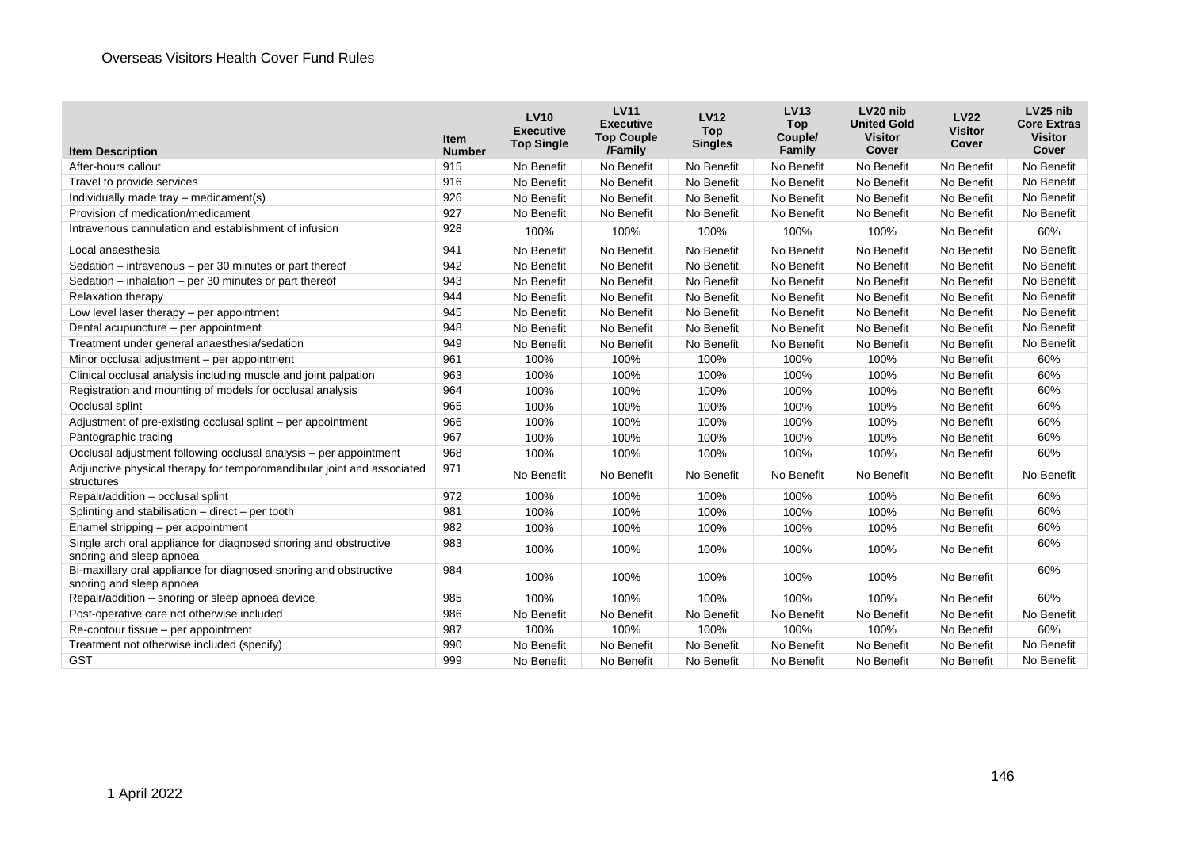| Item Description | Item Number | LV10 Executive Top Single | LV11 Executive Top Couple /Family | LV12 Top Singles | LV13 Top Couple/ Family | LV20 nib United Gold Visitor Cover | LV22 Visitor Cover | LV25 nib Core Extras Visitor Cover |
|---|---|---|---|---|---|---|---|---|
| After-hours callout | 915 | No Benefit | No Benefit | No Benefit | No Benefit | No Benefit | No Benefit | No Benefit |
| Travel to provide services | 916 | No Benefit | No Benefit | No Benefit | No Benefit | No Benefit | No Benefit | No Benefit |
| Individually made tray – medicament(s) | 926 | No Benefit | No Benefit | No Benefit | No Benefit | No Benefit | No Benefit | No Benefit |
| Provision of medication/medicament | 927 | No Benefit | No Benefit | No Benefit | No Benefit | No Benefit | No Benefit | No Benefit |
| Intravenous cannulation and establishment of infusion | 928 | 100% | 100% | 100% | 100% | 100% | No Benefit | 60% |
| Local anaesthesia | 941 | No Benefit | No Benefit | No Benefit | No Benefit | No Benefit | No Benefit | No Benefit |
| Sedation – intravenous – per 30 minutes or part thereof | 942 | No Benefit | No Benefit | No Benefit | No Benefit | No Benefit | No Benefit | No Benefit |
| Sedation – inhalation – per 30 minutes or part thereof | 943 | No Benefit | No Benefit | No Benefit | No Benefit | No Benefit | No Benefit | No Benefit |
| Relaxation therapy | 944 | No Benefit | No Benefit | No Benefit | No Benefit | No Benefit | No Benefit | No Benefit |
| Low level laser therapy – per appointment | 945 | No Benefit | No Benefit | No Benefit | No Benefit | No Benefit | No Benefit | No Benefit |
| Dental acupuncture – per appointment | 948 | No Benefit | No Benefit | No Benefit | No Benefit | No Benefit | No Benefit | No Benefit |
| Treatment under general anaesthesia/sedation | 949 | No Benefit | No Benefit | No Benefit | No Benefit | No Benefit | No Benefit | No Benefit |
| Minor occlusal adjustment – per appointment | 961 | 100% | 100% | 100% | 100% | 100% | No Benefit | 60% |
| Clinical occlusal analysis including muscle and joint palpation | 963 | 100% | 100% | 100% | 100% | 100% | No Benefit | 60% |
| Registration and mounting of models for occlusal analysis | 964 | 100% | 100% | 100% | 100% | 100% | No Benefit | 60% |
| Occlusal splint | 965 | 100% | 100% | 100% | 100% | 100% | No Benefit | 60% |
| Adjustment of pre-existing occlusal splint – per appointment | 966 | 100% | 100% | 100% | 100% | 100% | No Benefit | 60% |
| Pantographic tracing | 967 | 100% | 100% | 100% | 100% | 100% | No Benefit | 60% |
| Occlusal adjustment following occlusal analysis – per appointment | 968 | 100% | 100% | 100% | 100% | 100% | No Benefit | 60% |
| Adjunctive physical therapy for temporomandibular joint and associated structures | 971 | No Benefit | No Benefit | No Benefit | No Benefit | No Benefit | No Benefit | No Benefit |
| Repair/addition – occlusal splint | 972 | 100% | 100% | 100% | 100% | 100% | No Benefit | 60% |
| Splinting and stabilisation – direct – per tooth | 981 | 100% | 100% | 100% | 100% | 100% | No Benefit | 60% |
| Enamel stripping – per appointment | 982 | 100% | 100% | 100% | 100% | 100% | No Benefit | 60% |
| Single arch oral appliance for diagnosed snoring and obstructive snoring and sleep apnoea | 983 | 100% | 100% | 100% | 100% | 100% | No Benefit | 60% |
| Bi-maxillary oral appliance for diagnosed snoring and obstructive snoring and sleep apnoea | 984 | 100% | 100% | 100% | 100% | 100% | No Benefit | 60% |
| Repair/addition – snoring or sleep apnoea device | 985 | 100% | 100% | 100% | 100% | 100% | No Benefit | 60% |
| Post-operative care not otherwise included | 986 | No Benefit | No Benefit | No Benefit | No Benefit | No Benefit | No Benefit | No Benefit |
| Re-contour tissue – per appointment | 987 | 100% | 100% | 100% | 100% | 100% | No Benefit | 60% |
| Treatment not otherwise included (specify) | 990 | No Benefit | No Benefit | No Benefit | No Benefit | No Benefit | No Benefit | No Benefit |
| GST | 999 | No Benefit | No Benefit | No Benefit | No Benefit | No Benefit | No Benefit | No Benefit |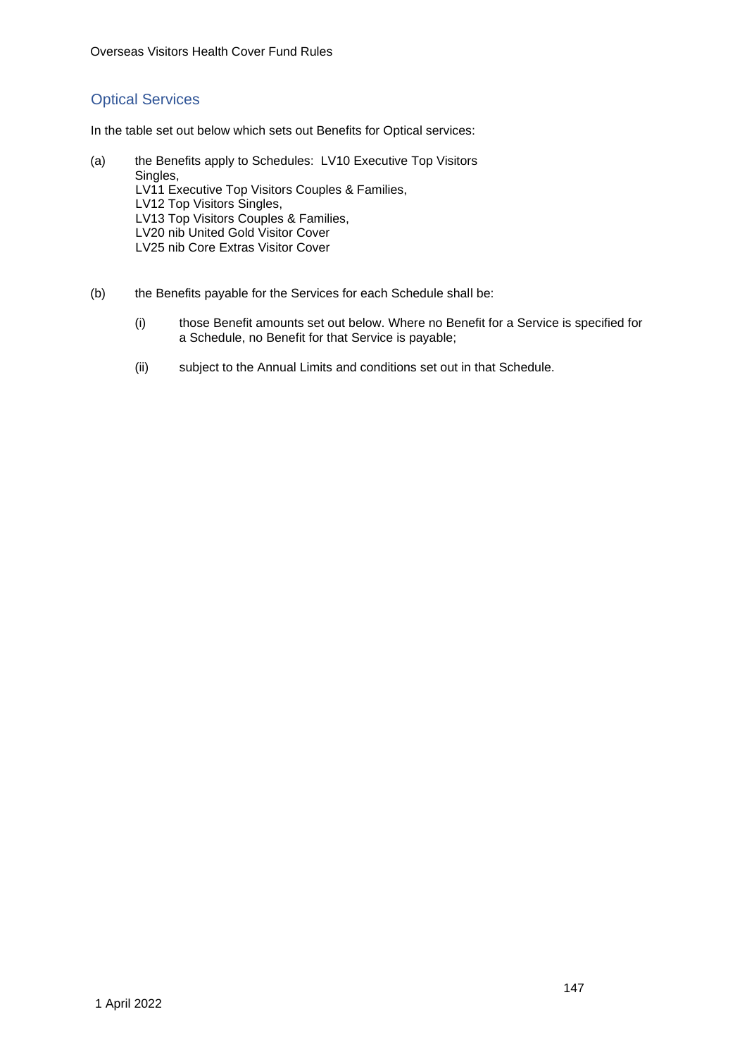## Optical Services

In the table set out below which sets out Benefits for Optical services:

(a) the Benefits apply to Schedules: LV10 Executive Top Visitors Singles,
LV11 Executive Top Visitors Couples & Families,
LV12 Top Visitors Singles,
LV13 Top Visitors Couples & Families,
LV20 nib United Gold Visitor Cover
LV25 nib Core Extras Visitor Cover

(b) the Benefits payable for the Services for each Schedule shall be:

(i) those Benefit amounts set out below. Where no Benefit for a Service is specified for a Schedule, no Benefit for that Service is payable;

(ii) subject to the Annual Limits and conditions set out in that Schedule.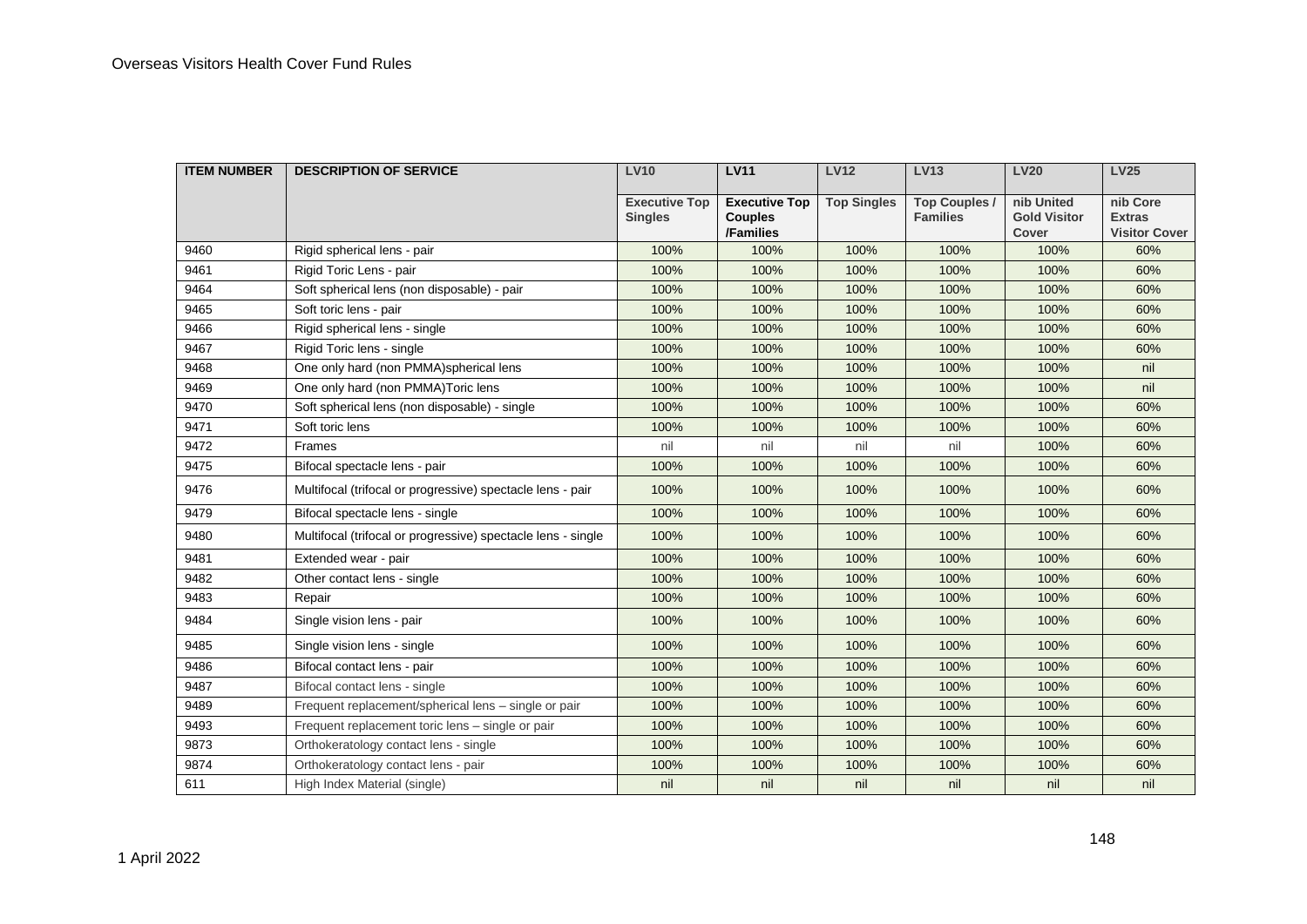| ITEM NUMBER | DESCRIPTION OF SERVICE | LV10 | LV11 | LV12 | LV13 | LV20 | LV25 |
|---|---|---|---|---|---|---|---|
| | | Executive Top Singles | Executive Top Couples /Families | Top Singles | Top Couples / Families | nib United Gold Visitor Cover | nib Core Extras Visitor Cover |
| 9460 | Rigid spherical lens - pair | 100% | 100% | 100% | 100% | 100% | 60% |
| 9461 | Rigid Toric Lens - pair | 100% | 100% | 100% | 100% | 100% | 60% |
| 9464 | Soft spherical lens (non disposable) - pair | 100% | 100% | 100% | 100% | 100% | 60% |
| 9465 | Soft toric lens - pair | 100% | 100% | 100% | 100% | 100% | 60% |
| 9466 | Rigid spherical lens - single | 100% | 100% | 100% | 100% | 100% | 60% |
| 9467 | Rigid Toric lens - single | 100% | 100% | 100% | 100% | 100% | 60% |
| 9468 | One only hard (non PMMA)spherical lens | 100% | 100% | 100% | 100% | 100% | nil |
| 9469 | One only hard (non PMMA)Toric lens | 100% | 100% | 100% | 100% | 100% | nil |
| 9470 | Soft spherical lens (non disposable) - single | 100% | 100% | 100% | 100% | 100% | 60% |
| 9471 | Soft toric lens | 100% | 100% | 100% | 100% | 100% | 60% |
| 9472 | Frames | nil | nil | nil | nil | 100% | 60% |
| 9475 | Bifocal spectacle lens - pair | 100% | 100% | 100% | 100% | 100% | 60% |
| 9476 | Multifocal (trifocal or progressive) spectacle lens - pair | 100% | 100% | 100% | 100% | 100% | 60% |
| 9479 | Bifocal spectacle lens - single | 100% | 100% | 100% | 100% | 100% | 60% |
| 9480 | Multifocal (trifocal or progressive) spectacle lens - single | 100% | 100% | 100% | 100% | 100% | 60% |
| 9481 | Extended wear - pair | 100% | 100% | 100% | 100% | 100% | 60% |
| 9482 | Other contact lens - single | 100% | 100% | 100% | 100% | 100% | 60% |
| 9483 | Repair | 100% | 100% | 100% | 100% | 100% | 60% |
| 9484 | Single vision lens - pair | 100% | 100% | 100% | 100% | 100% | 60% |
| 9485 | Single vision lens - single | 100% | 100% | 100% | 100% | 100% | 60% |
| 9486 | Bifocal contact lens - pair | 100% | 100% | 100% | 100% | 100% | 60% |
| 9487 | Bifocal contact lens - single | 100% | 100% | 100% | 100% | 100% | 60% |
| 9489 | Frequent replacement/spherical lens – single or pair | 100% | 100% | 100% | 100% | 100% | 60% |
| 9493 | Frequent replacement toric lens – single or pair | 100% | 100% | 100% | 100% | 100% | 60% |
| 9873 | Orthokeratology contact lens - single | 100% | 100% | 100% | 100% | 100% | 60% |
| 9874 | Orthokeratology contact lens - pair | 100% | 100% | 100% | 100% | 100% | 60% |
| 611 | High Index Material (single) | nil | nil | nil | nil | nil | nil |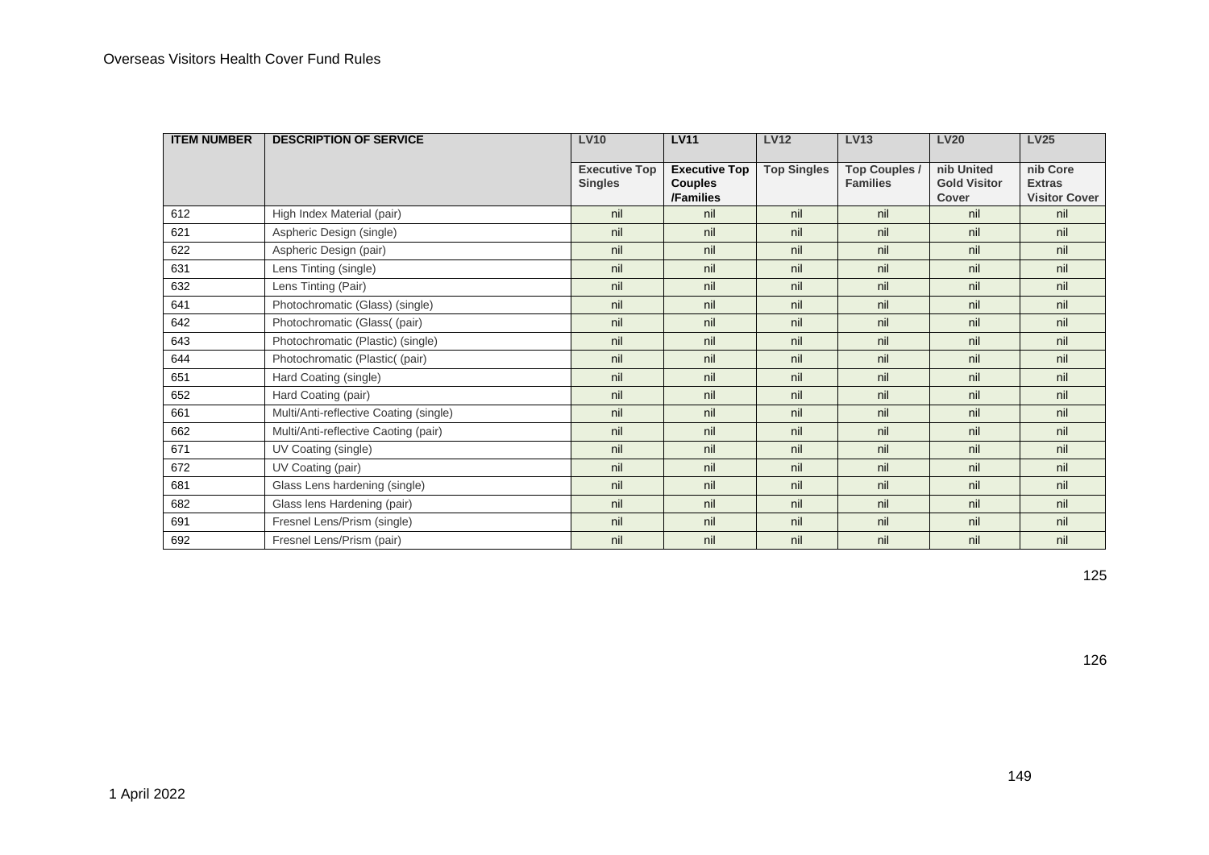| ITEM NUMBER | DESCRIPTION OF SERVICE | LV10 | LV11 | LV12 | LV13 | LV20 | LV25 |
|---|---|---|---|---|---|---|---|
| | | Executive Top Singles | Executive Top Couples /Families | Top Singles | Top Couples / Families | nib United Gold Visitor Cover | nib Core Extras Visitor Cover |
| 612 | High Index Material (pair) | nil | nil | nil | nil | nil | nil |
| 621 | Aspheric Design (single) | nil | nil | nil | nil | nil | nil |
| 622 | Aspheric Design (pair) | nil | nil | nil | nil | nil | nil |
| 631 | Lens Tinting (single) | nil | nil | nil | nil | nil | nil |
| 632 | Lens Tinting (Pair) | nil | nil | nil | nil | nil | nil |
| 641 | Photochromatic (Glass) (single) | nil | nil | nil | nil | nil | nil |
| 642 | Photochromatic (Glass( (pair) | nil | nil | nil | nil | nil | nil |
| 643 | Photochromatic (Plastic) (single) | nil | nil | nil | nil | nil | nil |
| 644 | Photochromatic (Plastic( (pair) | nil | nil | nil | nil | nil | nil |
| 651 | Hard Coating (single) | nil | nil | nil | nil | nil | nil |
| 652 | Hard Coating (pair) | nil | nil | nil | nil | nil | nil |
| 661 | Multi/Anti-reflective Coating (single) | nil | nil | nil | nil | nil | nil |
| 662 | Multi/Anti-reflective Caoting (pair) | nil | nil | nil | nil | nil | nil |
| 671 | UV Coating (single) | nil | nil | nil | nil | nil | nil |
| 672 | UV Coating (pair) | nil | nil | nil | nil | nil | nil |
| 681 | Glass Lens hardening (single) | nil | nil | nil | nil | nil | nil |
| 682 | Glass lens Hardening (pair) | nil | nil | nil | nil | nil | nil |
| 691 | Fresnel Lens/Prism (single) | nil | nil | nil | nil | nil | nil |
| 692 | Fresnel Lens/Prism (pair) | nil | nil | nil | nil | nil | nil |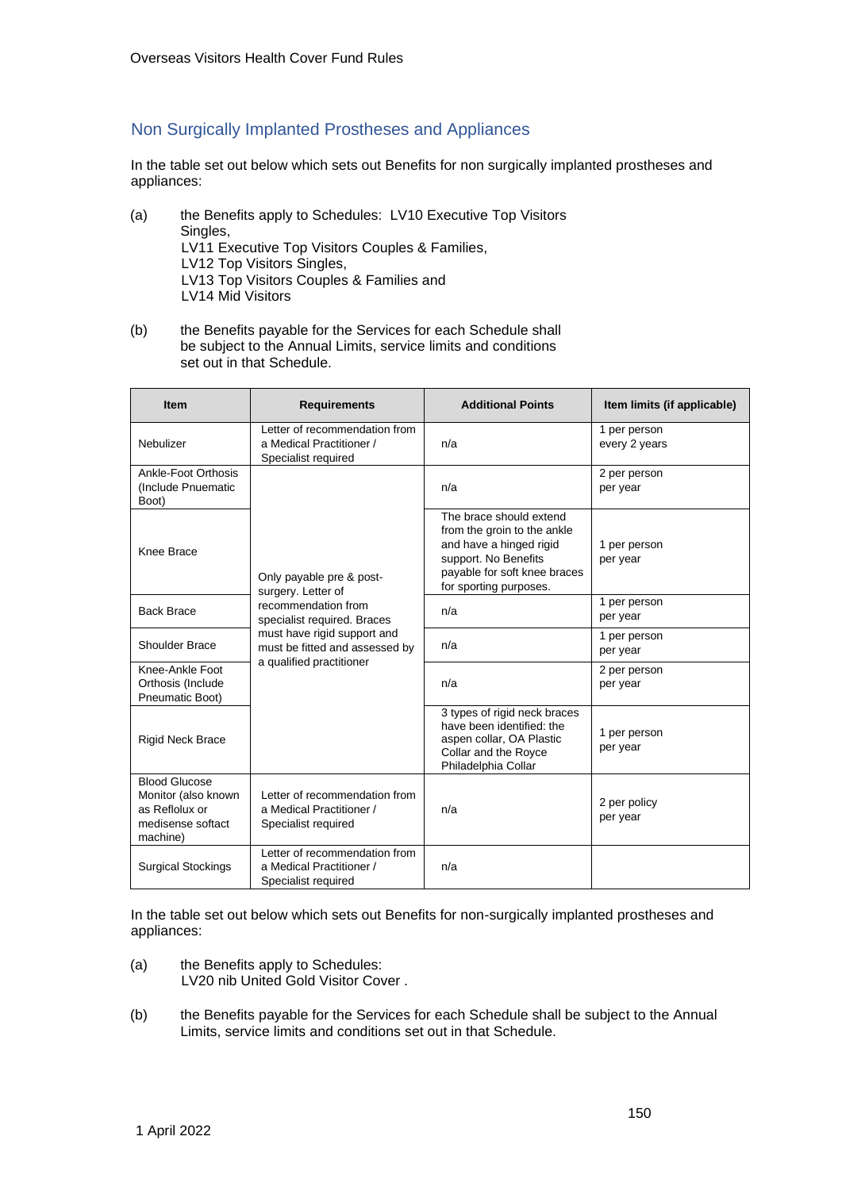## Non Surgically Implanted Prostheses and Appliances

In the table set out below which sets out Benefits for non surgically implanted prostheses and appliances:

(a) the Benefits apply to Schedules: LV10 Executive Top Visitors Singles,
LV11 Executive Top Visitors Couples & Families,
LV12 Top Visitors Singles,
LV13 Top Visitors Couples & Families and
LV14 Mid Visitors

(b) the Benefits payable for the Services for each Schedule shall be subject to the Annual Limits, service limits and conditions set out in that Schedule.

| Item | Requirements | Additional Points | Item limits (if applicable) |
|---|---|---|---|
| Nebulizer | Letter of recommendation from a Medical Practitioner / Specialist required | n/a | 1 per person every 2 years |
| Ankle-Foot Orthosis (Include Pnuematic Boot) | Only payable pre & post-surgery. Letter of recommendation from specialist required. Braces must have rigid support and must be fitted and assessed by a qualified practitioner | n/a | 2 per person per year |
| Knee Brace | | The brace should extend from the groin to the ankle and have a hinged rigid support. No Benefits payable for soft knee braces for sporting purposes. | 1 per person per year |
| Back Brace | | n/a | 1 per person per year |
| Shoulder Brace | | n/a | 1 per person per year |
| Knee-Ankle Foot Orthosis (Include Pneumatic Boot) | | n/a | 2 per person per year |
| Rigid Neck Brace | | 3 types of rigid neck braces have been identified: the aspen collar, OA Plastic Collar and the Royce Philadelphia Collar | 1 per person per year |
| Blood Glucose Monitor (also known as Reflolux or medisense softact machine) | Letter of recommendation from a Medical Practitioner / Specialist required | n/a | 2 per policy per year |
| Surgical Stockings | Letter of recommendation from a Medical Practitioner / Specialist required | n/a | |

In the table set out below which sets out Benefits for non-surgically implanted prostheses and appliances:

(a) the Benefits apply to Schedules:
LV20 nib United Gold Visitor Cover .

(b) the Benefits payable for the Services for each Schedule shall be subject to the Annual Limits, service limits and conditions set out in that Schedule.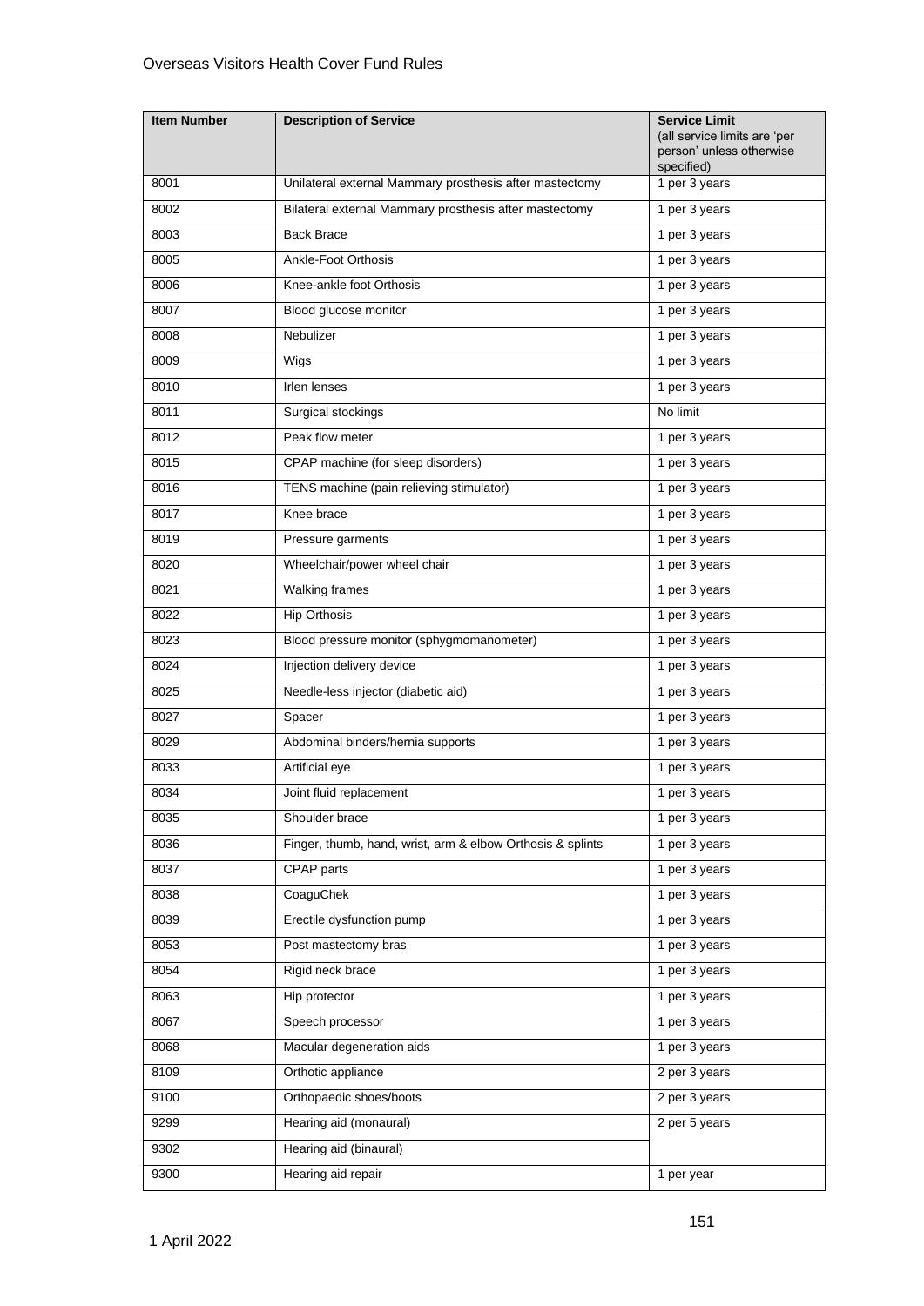| Item Number | Description of Service | Service Limit (all service limits are 'per person' unless otherwise specified) |
|---|---|---|
| 8001 | Unilateral external Mammary prosthesis after mastectomy | 1 per 3 years |
| 8002 | Bilateral external Mammary prosthesis after mastectomy | 1 per 3 years |
| 8003 | Back Brace | 1 per 3 years |
| 8005 | Ankle-Foot Orthosis | 1 per 3 years |
| 8006 | Knee-ankle foot Orthosis | 1 per 3 years |
| 8007 | Blood glucose monitor | 1 per 3 years |
| 8008 | Nebulizer | 1 per 3 years |
| 8009 | Wigs | 1 per 3 years |
| 8010 | Irlen lenses | 1 per 3 years |
| 8011 | Surgical stockings | No limit |
| 8012 | Peak flow meter | 1 per 3 years |
| 8015 | CPAP machine (for sleep disorders) | 1 per 3 years |
| 8016 | TENS machine (pain relieving stimulator) | 1 per 3 years |
| 8017 | Knee brace | 1 per 3 years |
| 8019 | Pressure garments | 1 per 3 years |
| 8020 | Wheelchair/power wheel chair | 1 per 3 years |
| 8021 | Walking frames | 1 per 3 years |
| 8022 | Hip Orthosis | 1 per 3 years |
| 8023 | Blood pressure monitor (sphygmomanometer) | 1 per 3 years |
| 8024 | Injection delivery device | 1 per 3 years |
| 8025 | Needle-less injector (diabetic aid) | 1 per 3 years |
| 8027 | Spacer | 1 per 3 years |
| 8029 | Abdominal binders/hernia supports | 1 per 3 years |
| 8033 | Artificial eye | 1 per 3 years |
| 8034 | Joint fluid replacement | 1 per 3 years |
| 8035 | Shoulder brace | 1 per 3 years |
| 8036 | Finger, thumb, hand, wrist, arm & elbow Orthosis & splints | 1 per 3 years |
| 8037 | CPAP parts | 1 per 3 years |
| 8038 | CoaguChek | 1 per 3 years |
| 8039 | Erectile dysfunction pump | 1 per 3 years |
| 8053 | Post mastectomy bras | 1 per 3 years |
| 8054 | Rigid neck brace | 1 per 3 years |
| 8063 | Hip protector | 1 per 3 years |
| 8067 | Speech processor | 1 per 3 years |
| 8068 | Macular degeneration aids | 1 per 3 years |
| 8109 | Orthotic appliance | 2 per 3 years |
| 9100 | Orthopaedic shoes/boots | 2 per 3 years |
| 9299 | Hearing aid (monaural) | 2 per 5 years |
| 9302 | Hearing aid (binaural) | |
| 9300 | Hearing aid repair | 1 per year |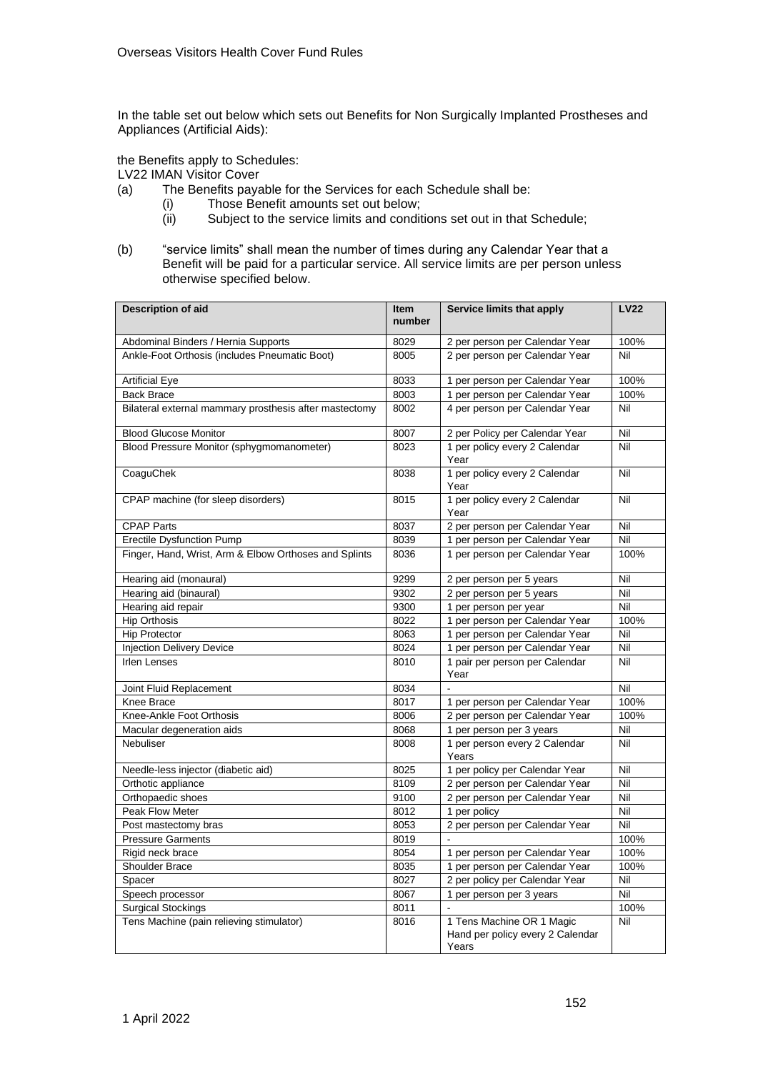In the table set out below which sets out Benefits for Non Surgically Implanted Prostheses and Appliances (Artificial Aids):

the Benefits apply to Schedules:

LV22 IMAN Visitor Cover

(a) The Benefits payable for the Services for each Schedule shall be:
   (i) Those Benefit amounts set out below;
   (ii) Subject to the service limits and conditions set out in that Schedule;

(b) "service limits" shall mean the number of times during any Calendar Year that a Benefit will be paid for a particular service. All service limits are per person unless otherwise specified below.

| Description of aid | Item number | Service limits that apply | LV22 |
|---|---|---|---|
| Abdominal Binders / Hernia Supports | 8029 | 2 per person per Calendar Year | 100% |
| Ankle-Foot Orthosis (includes Pneumatic Boot) | 8005 | 2 per person per Calendar Year | Nil |
| Artificial Eye | 8033 | 1 per person per Calendar Year | 100% |
| Back Brace | 8003 | 1 per person per Calendar Year | 100% |
| Bilateral external mammary prosthesis after mastectomy | 8002 | 4 per person per Calendar Year | Nil |
| Blood Glucose Monitor | 8007 | 2 per Policy per Calendar Year | Nil |
| Blood Pressure Monitor (sphygmomanometer) | 8023 | 1 per policy every 2 Calendar Year | Nil |
| CoaguChek | 8038 | 1 per policy every 2 Calendar Year | Nil |
| CPAP machine (for sleep disorders) | 8015 | 1 per policy every 2 Calendar Year | Nil |
| CPAP Parts | 8037 | 2 per person per Calendar Year | Nil |
| Erectile Dysfunction Pump | 8039 | 1 per person per Calendar Year | Nil |
| Finger, Hand, Wrist, Arm & Elbow Orthoses and Splints | 8036 | 1 per person per Calendar Year | 100% |
| Hearing aid (monaural) | 9299 | 2 per person per 5 years | Nil |
| Hearing aid (binaural) | 9302 | 2 per person per 5 years | Nil |
| Hearing aid repair | 9300 | 1 per person per year | Nil |
| Hip Orthosis | 8022 | 1 per person per Calendar Year | 100% |
| Hip Protector | 8063 | 1 per person per Calendar Year | Nil |
| Injection Delivery Device | 8024 | 1 per person per Calendar Year | Nil |
| Irlen Lenses | 8010 | 1 pair per person per Calendar Year | Nil |
| Joint Fluid Replacement | 8034 | - | Nil |
| Knee Brace | 8017 | 1 per person per Calendar Year | 100% |
| Knee-Ankle Foot Orthosis | 8006 | 2 per person per Calendar Year | 100% |
| Macular degeneration aids | 8068 | 1 per person per 3 years | Nil |
| Nebuliser | 8008 | 1 per person every 2 Calendar Years | Nil |
| Needle-less injector (diabetic aid) | 8025 | 1 per policy per Calendar Year | Nil |
| Orthotic appliance | 8109 | 2 per person per Calendar Year | Nil |
| Orthopaedic shoes | 9100 | 2 per person per Calendar Year | Nil |
| Peak Flow Meter | 8012 | 1 per policy | Nil |
| Post mastectomy bras | 8053 | 2 per person per Calendar Year | Nil |
| Pressure Garments | 8019 | - | 100% |
| Rigid neck brace | 8054 | 1 per person per Calendar Year | 100% |
| Shoulder Brace | 8035 | 1 per person per Calendar Year | 100% |
| Spacer | 8027 | 2 per policy per Calendar Year | Nil |
| Speech processor | 8067 | 1 per person per 3 years | Nil |
| Surgical Stockings | 8011 | - | 100% |
| Tens Machine (pain relieving stimulator) | 8016 | 1 Tens Machine OR 1 Magic Hand per policy every 2 Calendar Years | Nil |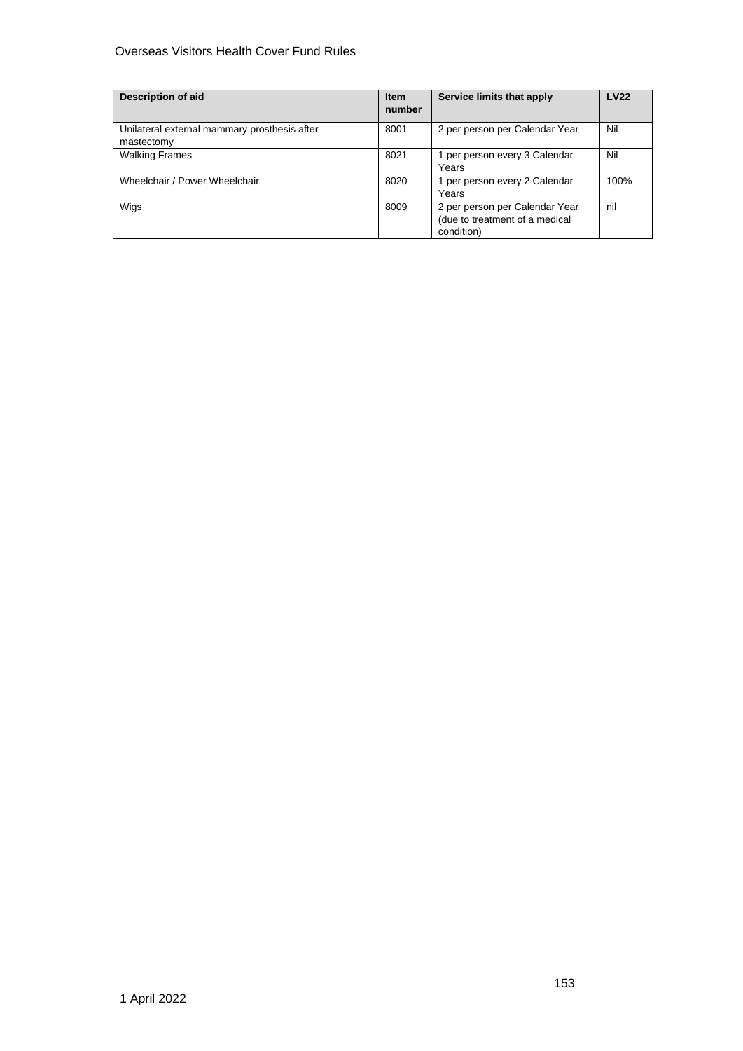| Description of aid | Item number | Service limits that apply | LV22 |
|---|---|---|---|
| Unilateral external mammary prosthesis after mastectomy | 8001 | 2 per person per Calendar Year | Nil |
| Walking Frames | 8021 | 1 per person every 3 Calendar Years | Nil |
| Wheelchair / Power Wheelchair | 8020 | 1 per person every 2 Calendar Years | 100% |
| Wigs | 8009 | 2 per person per Calendar Year (due to treatment of a medical condition) | nil |